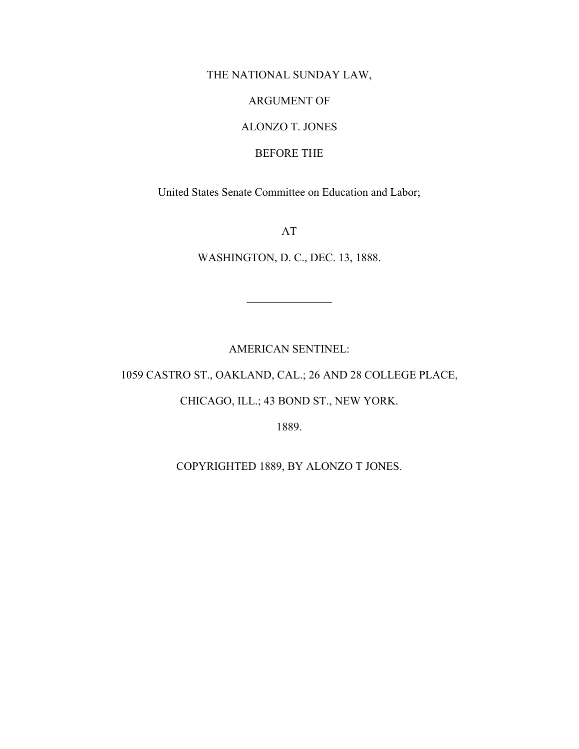# THE NATIONAL SUNDAY LAW,

ARGUMENT OF

ALONZO T. JONES

BEFORE THE

United States Senate Committee on Education and Labor;

AT

WASHINGTON, D. C., DEC. 13, 1888.

---

AMERICAN SENTINEL:

1059 CASTRO ST., OAKLAND, CAL.; 26 AND 28 COLLEGE PLACE,

CHICAGO, ILL.; 43 BOND ST., NEW YORK.

1889.

COPYRIGHTED 1889, BY ALONZO T JONES.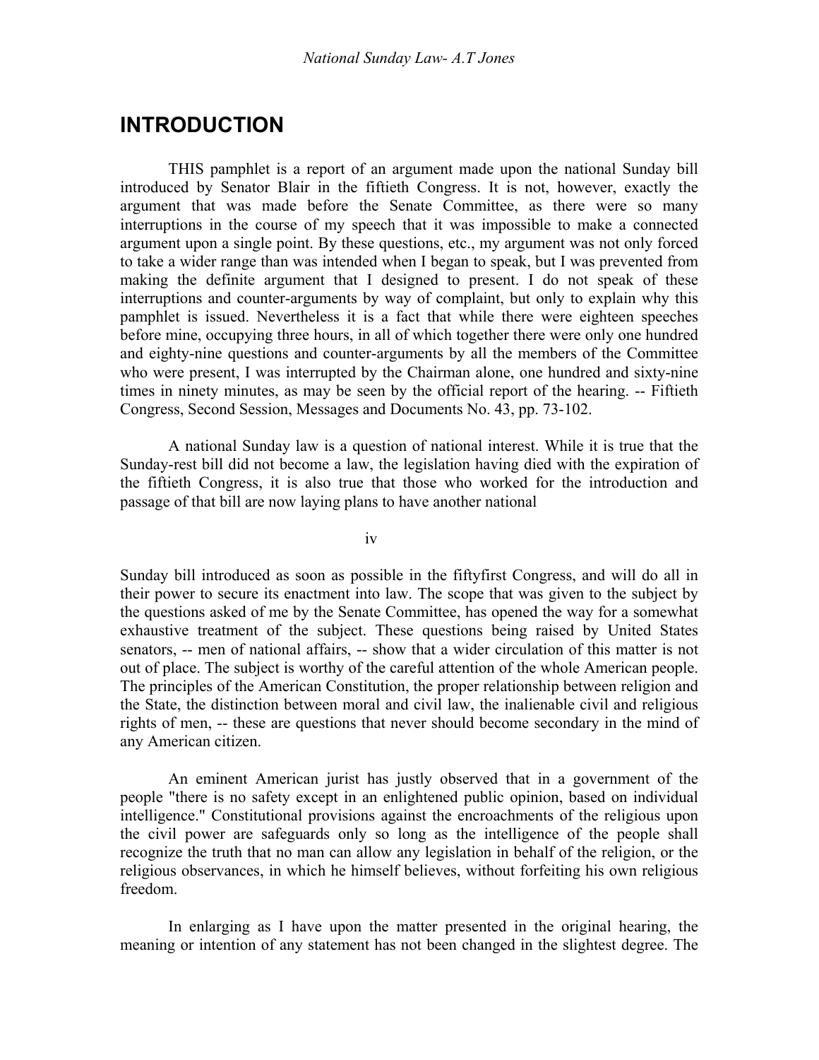# INTRODUCTION

THIS pamphlet is a report of an argument made upon the national Sunday bill introduced by Senator Blair in the fiftieth Congress. It is not, however, exactly the argument that was made before the Senate Committee, as there were so many interruptions in the course of my speech that it was impossible to make a connected argument upon a single point. By these questions, etc., my argument was not only forced to take a wider range than was intended when I began to speak, but I was prevented from making the definite argument that I designed to present. I do not speak of these interruptions and counter-arguments by way of complaint, but only to explain why this pamphlet is issued. Nevertheless it is a fact that while there were eighteen speeches before mine, occupying three hours, in all of which together there were only one hundred and eighty-nine questions and counter-arguments by all the members of the Committee who were present, I was interrupted by the Chairman alone, one hundred and sixty-nine times in ninety minutes, as may be seen by the official report of the hearing. -- Fiftieth Congress, Second Session, Messages and Documents No. 43, pp. 73-102.

A national Sunday law is a question of national interest. While it is true that the Sunday-rest bill did not become a law, the legislation having died with the expiration of the fiftieth Congress, it is also true that those who worked for the introduction and passage of that bill are now laying plans to have another national Sunday bill introduced as soon as possible in the fiftyfirst Congress, and will do all in their power to secure its enactment into law. The scope that was given to the subject by the questions asked of me by the Senate Committee, has opened the way for a somewhat exhaustive treatment of the subject. These questions being raised by United States senators, -- men of national affairs, -- show that a wider circulation of this matter is not out of place. The subject is worthy of the careful attention of the whole American people. The principles of the American Constitution, the proper relationship between religion and the State, the distinction between moral and civil law, the inalienable civil and religious rights of men, -- these are questions that never should become secondary in the mind of any American citizen.

An eminent American jurist has justly observed that in a government of the people "there is no safety except in an enlightened public opinion, based on individual intelligence." Constitutional provisions against the encroachments of the religious upon the civil power are safeguards only so long as the intelligence of the people shall recognize the truth that no man can allow any legislation in behalf of the religion, or the religious observances, in which he himself believes, without forfeiting his own religious freedom.

In enlarging as I have upon the matter presented in the original hearing, the meaning or intention of any statement has not been changed in the slightest degree. The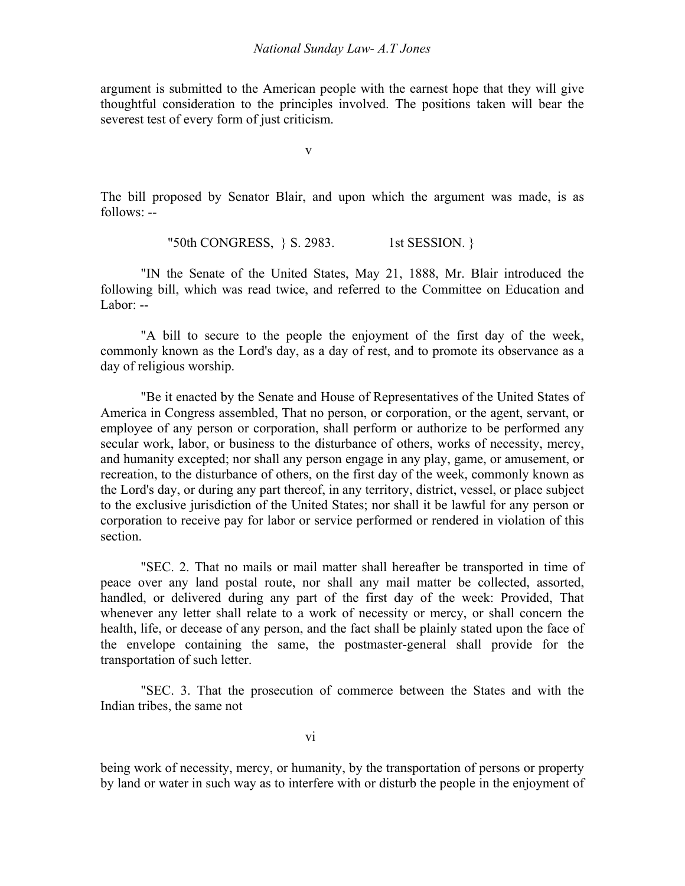argument is submitted to the American people with the earnest hope that they will give thoughtful consideration to the principles involved. The positions taken will bear the severest test of every form of just criticism.

The bill proposed by Senator Blair, and upon which the argument was made, is as follows: --

"50th CONGRESS, } S. 2983. 1st SESSION. }

"IN the Senate of the United States, May 21, 1888, Mr. Blair introduced the following bill, which was read twice, and referred to the Committee on Education and Labor: --

"A bill to secure to the people the enjoyment of the first day of the week, commonly known as the Lord's day, as a day of rest, and to promote its observance as a day of religious worship.

"Be it enacted by the Senate and House of Representatives of the United States of America in Congress assembled, That no person, or corporation, or the agent, servant, or employee of any person or corporation, shall perform or authorize to be performed any secular work, labor, or business to the disturbance of others, works of necessity, mercy, and humanity excepted; nor shall any person engage in any play, game, or amusement, or recreation, to the disturbance of others, on the first day of the week, commonly known as the Lord's day, or during any part thereof, in any territory, district, vessel, or place subject to the exclusive jurisdiction of the United States; nor shall it be lawful for any person or corporation to receive pay for labor or service performed or rendered in violation of this section.

"SEC. 2. That no mails or mail matter shall hereafter be transported in time of peace over any land postal route, nor shall any mail matter be collected, assorted, handled, or delivered during any part of the first day of the week: Provided, That whenever any letter shall relate to a work of necessity or mercy, or shall concern the health, life, or decease of any person, and the fact shall be plainly stated upon the face of the envelope containing the same, the postmaster-general shall provide for the transportation of such letter.

"SEC. 3. That the prosecution of commerce between the States and with the Indian tribes, the same not being work of necessity, mercy, or humanity, by the transportation of persons or property by land or water in such way as to interfere with or disturb the people in the enjoyment of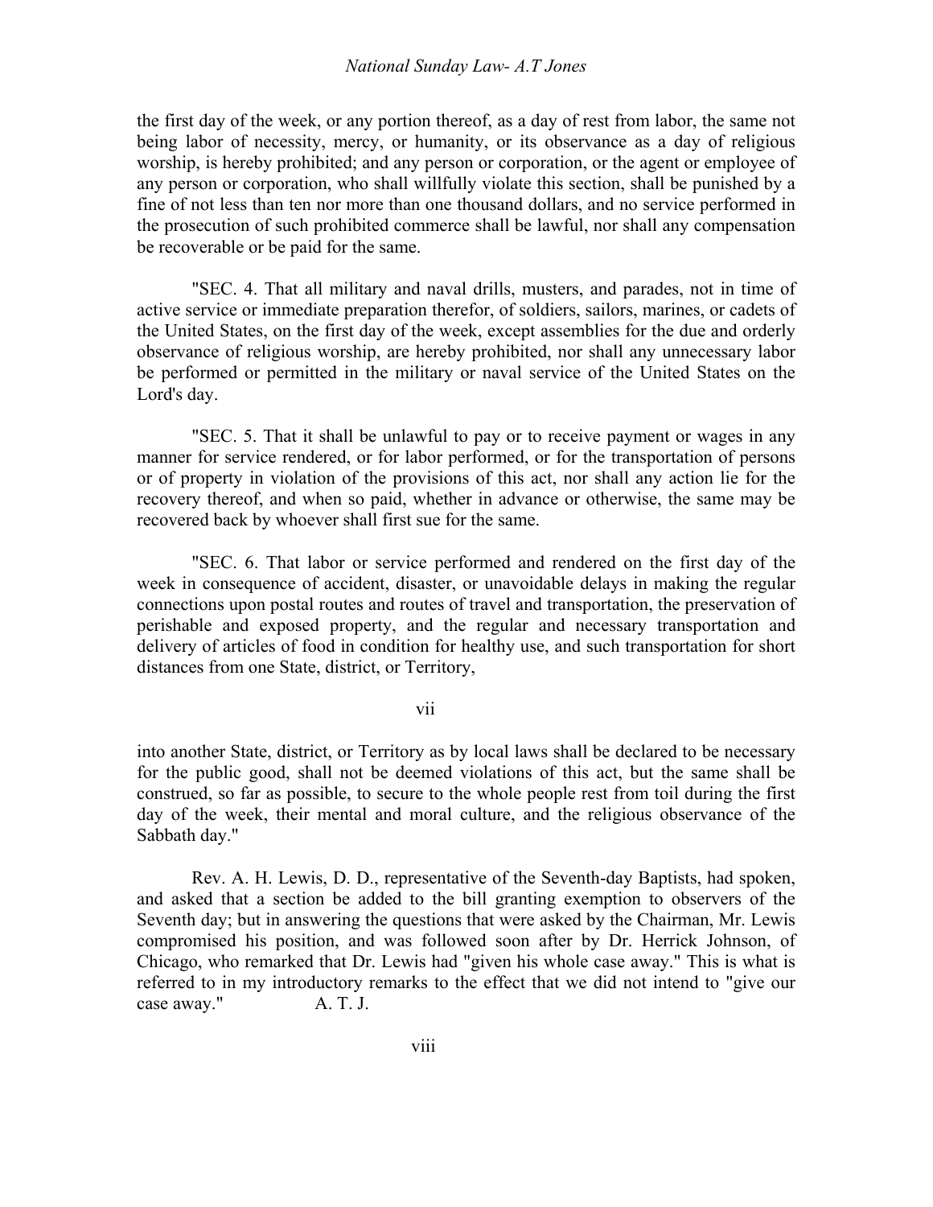the first day of the week, or any portion thereof, as a day of rest from labor, the same not being labor of necessity, mercy, or humanity, or its observance as a day of religious worship, is hereby prohibited; and any person or corporation, or the agent or employee of any person or corporation, who shall willfully violate this section, shall be punished by a fine of not less than ten nor more than one thousand dollars, and no service performed in the prosecution of such prohibited commerce shall be lawful, nor shall any compensation be recoverable or be paid for the same.

"SEC. 4. That all military and naval drills, musters, and parades, not in time of active service or immediate preparation therefor, of soldiers, sailors, marines, or cadets of the United States, on the first day of the week, except assemblies for the due and orderly observance of religious worship, are hereby prohibited, nor shall any unnecessary labor be performed or permitted in the military or naval service of the United States on the Lord's day.

"SEC. 5. That it shall be unlawful to pay or to receive payment or wages in any manner for service rendered, or for labor performed, or for the transportation of persons or of property in violation of the provisions of this act, nor shall any action lie for the recovery thereof, and when so paid, whether in advance or otherwise, the same may be recovered back by whoever shall first sue for the same.

"SEC. 6. That labor or service performed and rendered on the first day of the week in consequence of accident, disaster, or unavoidable delays in making the regular connections upon postal routes and routes of travel and transportation, the preservation of perishable and exposed property, and the regular and necessary transportation and delivery of articles of food in condition for healthy use, and such transportation for short distances from one State, district, or Territory, into another State, district, or Territory as by local laws shall be declared to be necessary for the public good, shall not be deemed violations of this act, but the same shall be construed, so far as possible, to secure to the whole people rest from toil during the first day of the week, their mental and moral culture, and the religious observance of the Sabbath day."

Rev. A. H. Lewis, D. D., representative of the Seventh-day Baptists, had spoken, and asked that a section be added to the bill granting exemption to observers of the Seventh day; but in answering the questions that were asked by the Chairman, Mr. Lewis compromised his position, and was followed soon after by Dr. Herrick Johnson, of Chicago, who remarked that Dr. Lewis had "given his whole case away." This is what is referred to in my introductory remarks to the effect that we did not intend to "give our case away." A. T. J.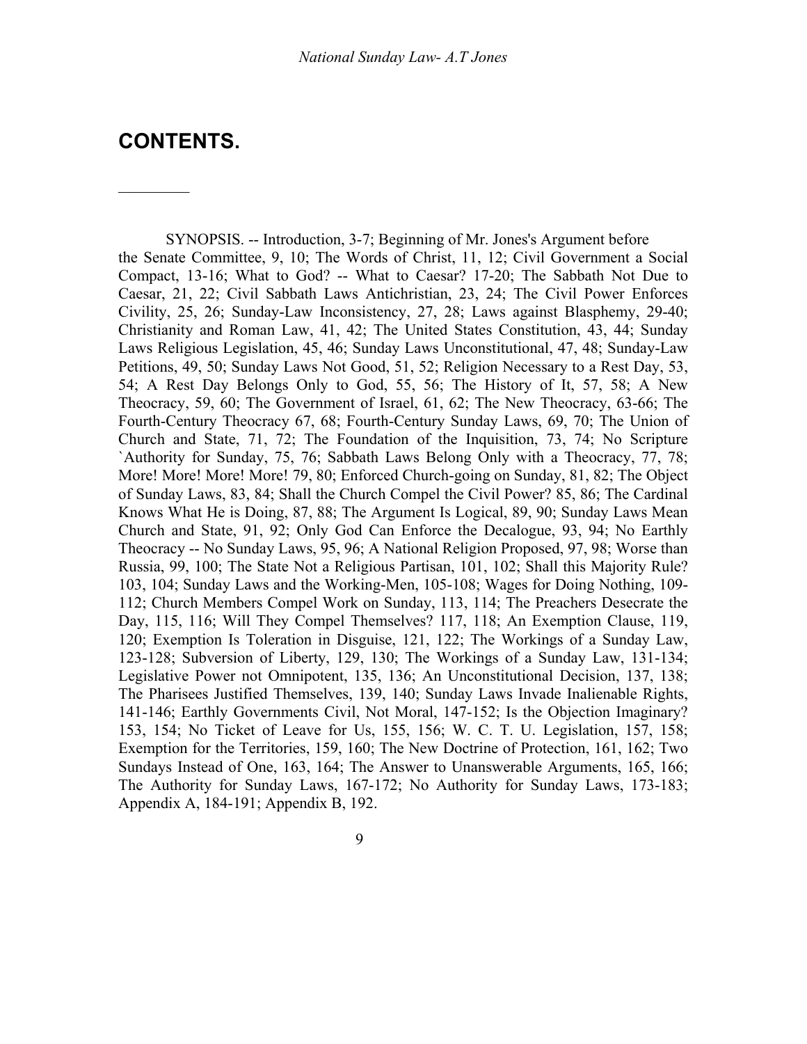# CONTENTS.

---

SYNOPSIS. -- Introduction, 3-7; Beginning of Mr. Jones's Argument before the Senate Committee, 9, 10; The Words of Christ, 11, 12; Civil Government a Social Compact, 13-16; What to God? -- What to Caesar? 17-20; The Sabbath Not Due to Caesar, 21, 22; Civil Sabbath Laws Antichristian, 23, 24; The Civil Power Enforces Civility, 25, 26; Sunday-Law Inconsistency, 27, 28; Laws against Blasphemy, 29-40; Christianity and Roman Law, 41, 42; The United States Constitution, 43, 44; Sunday Laws Religious Legislation, 45, 46; Sunday Laws Unconstitutional, 47, 48; Sunday-Law Petitions, 49, 50; Sunday Laws Not Good, 51, 52; Religion Necessary to a Rest Day, 53, 54; A Rest Day Belongs Only to God, 55, 56; The History of It, 57, 58; A New Theocracy, 59, 60; The Government of Israel, 61, 62; The New Theocracy, 63-66; The Fourth-Century Theocracy 67, 68; Fourth-Century Sunday Laws, 69, 70; The Union of Church and State, 71, 72; The Foundation of the Inquisition, 73, 74; No Scripture `Authority for Sunday, 75, 76; Sabbath Laws Belong Only with a Theocracy, 77, 78; More! More! More! More! 79, 80; Enforced Church-going on Sunday, 81, 82; The Object of Sunday Laws, 83, 84; Shall the Church Compel the Civil Power? 85, 86; The Cardinal Knows What He is Doing, 87, 88; The Argument Is Logical, 89, 90; Sunday Laws Mean Church and State, 91, 92; Only God Can Enforce the Decalogue, 93, 94; No Earthly Theocracy -- No Sunday Laws, 95, 96; A National Religion Proposed, 97, 98; Worse than Russia, 99, 100; The State Not a Religious Partisan, 101, 102; Shall this Majority Rule? 103, 104; Sunday Laws and the Working-Men, 105-108; Wages for Doing Nothing, 109-112; Church Members Compel Work on Sunday, 113, 114; The Preachers Desecrate the Day, 115, 116; Will They Compel Themselves? 117, 118; An Exemption Clause, 119, 120; Exemption Is Toleration in Disguise, 121, 122; The Workings of a Sunday Law, 123-128; Subversion of Liberty, 129, 130; The Workings of a Sunday Law, 131-134; Legislative Power not Omnipotent, 135, 136; An Unconstitutional Decision, 137, 138; The Pharisees Justified Themselves, 139, 140; Sunday Laws Invade Inalienable Rights, 141-146; Earthly Governments Civil, Not Moral, 147-152; Is the Objection Imaginary? 153, 154; No Ticket of Leave for Us, 155, 156; W. C. T. U. Legislation, 157, 158; Exemption for the Territories, 159, 160; The New Doctrine of Protection, 161, 162; Two Sundays Instead of One, 163, 164; The Answer to Unanswerable Arguments, 165, 166; The Authority for Sunday Laws, 167-172; No Authority for Sunday Laws, 173-183; Appendix A, 184-191; Appendix B, 192.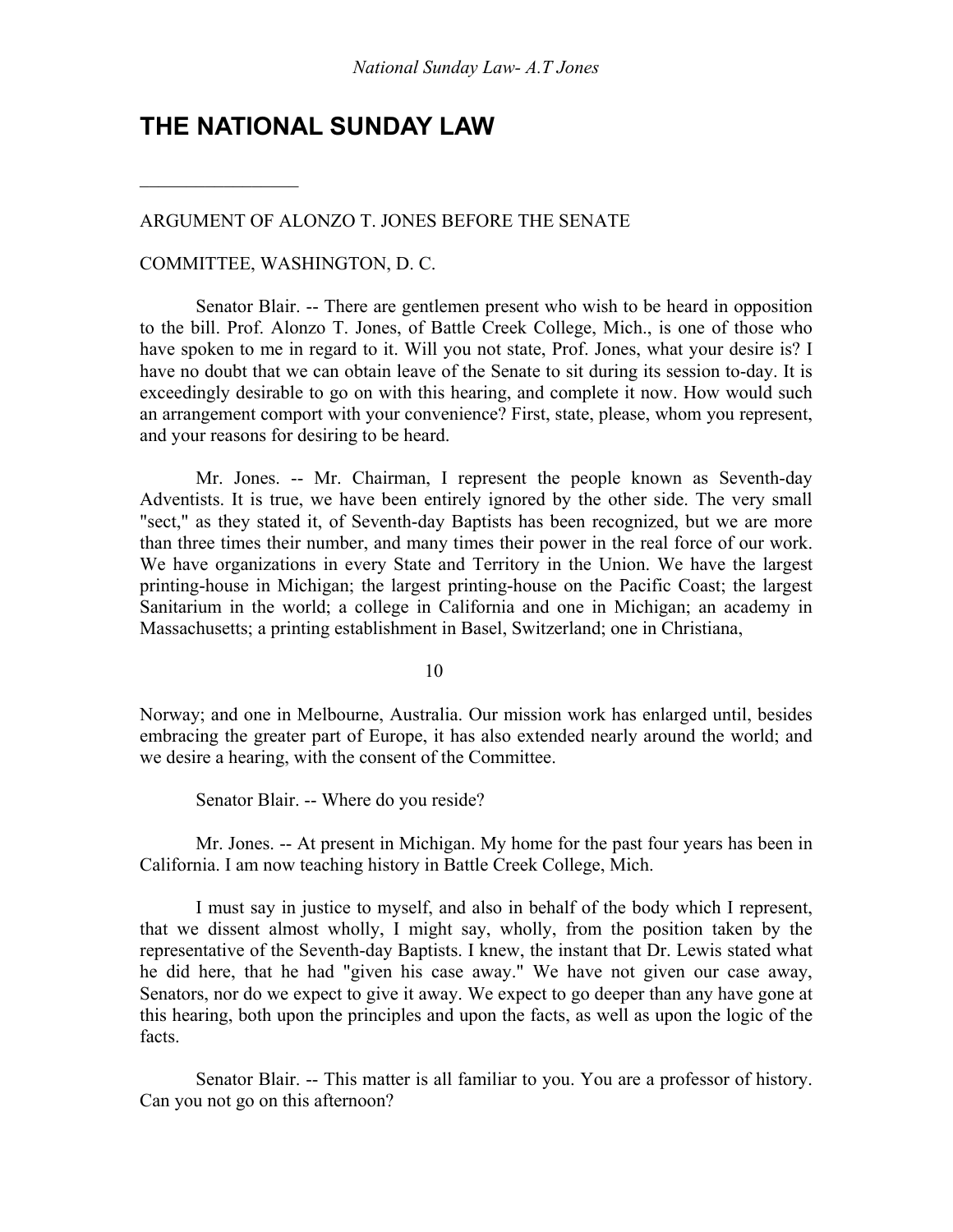# THE NATIONAL SUNDAY LAW

---

ARGUMENT OF ALONZO T. JONES BEFORE THE SENATE

COMMITTEE, WASHINGTON, D. C.

Senator Blair. -- There are gentlemen present who wish to be heard in opposition to the bill. Prof. Alonzo T. Jones, of Battle Creek College, Mich., is one of those who have spoken to me in regard to it. Will you not state, Prof. Jones, what your desire is? I have no doubt that we can obtain leave of the Senate to sit during its session to-day. It is exceedingly desirable to go on with this hearing, and complete it now. How would such an arrangement comport with your convenience? First, state, please, whom you represent, and your reasons for desiring to be heard.

Mr. Jones. -- Mr. Chairman, I represent the people known as Seventh-day Adventists. It is true, we have been entirely ignored by the other side. The very small "sect," as they stated it, of Seventh-day Baptists has been recognized, but we are more than three times their number, and many times their power in the real force of our work. We have organizations in every State and Territory in the Union. We have the largest printing-house in Michigan; the largest printing-house on the Pacific Coast; the largest Sanitarium in the world; a college in California and one in Michigan; an academy in Massachusetts; a printing establishment in Basel, Switzerland; one in Christiana,

Norway; and one in Melbourne, Australia. Our mission work has enlarged until, besides embracing the greater part of Europe, it has also extended nearly around the world; and we desire a hearing, with the consent of the Committee.

Senator Blair. -- Where do you reside?

Mr. Jones. -- At present in Michigan. My home for the past four years has been in California. I am now teaching history in Battle Creek College, Mich.

I must say in justice to myself, and also in behalf of the body which I represent, that we dissent almost wholly, I might say, wholly, from the position taken by the representative of the Seventh-day Baptists. I knew, the instant that Dr. Lewis stated what he did here, that he had "given his case away." We have not given our case away, Senators, nor do we expect to give it away. We expect to go deeper than any have gone at this hearing, both upon the principles and upon the facts, as well as upon the logic of the facts.

Senator Blair. -- This matter is all familiar to you. You are a professor of history. Can you not go on this afternoon?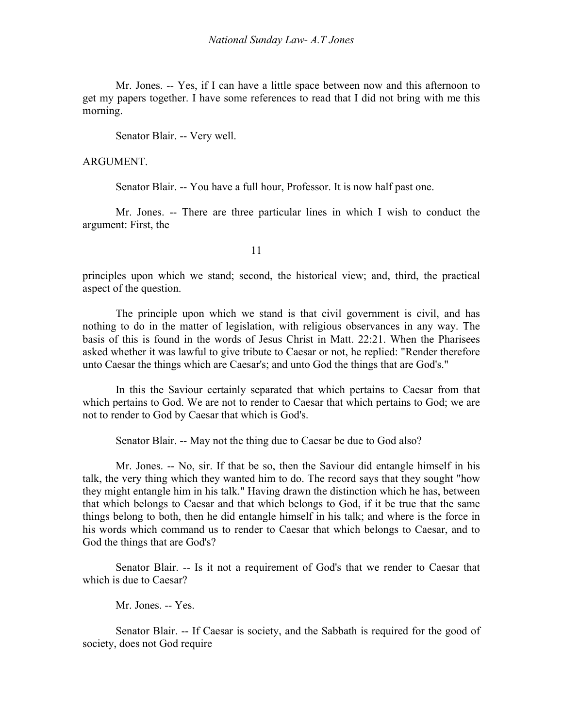Mr. Jones. -- Yes, if I can have a little space between now and this afternoon to get my papers together. I have some references to read that I did not bring with me this morning.

Senator Blair. -- Very well.

ARGUMENT.

Senator Blair. -- You have a full hour, Professor. It is now half past one.

Mr. Jones. -- There are three particular lines in which I wish to conduct the argument: First, the principles upon which we stand; second, the historical view; and, third, the practical aspect of the question.

The principle upon which we stand is that civil government is civil, and has nothing to do in the matter of legislation, with religious observances in any way. The basis of this is found in the words of Jesus Christ in Matt. 22:21. When the Pharisees asked whether it was lawful to give tribute to Caesar or not, he replied: "Render therefore unto Caesar the things which are Caesar's; and unto God the things that are God's."

In this the Saviour certainly separated that which pertains to Caesar from that which pertains to God. We are not to render to Caesar that which pertains to God; we are not to render to God by Caesar that which is God's.

Senator Blair. -- May not the thing due to Caesar be due to God also?

Mr. Jones. -- No, sir. If that be so, then the Saviour did entangle himself in his talk, the very thing which they wanted him to do. The record says that they sought "how they might entangle him in his talk." Having drawn the distinction which he has, between that which belongs to Caesar and that which belongs to God, if it be true that the same things belong to both, then he did entangle himself in his talk; and where is the force in his words which command us to render to Caesar that which belongs to Caesar, and to God the things that are God's?

Senator Blair. -- Is it not a requirement of God's that we render to Caesar that which is due to Caesar?

Mr. Jones. -- Yes.

Senator Blair. -- If Caesar is society, and the Sabbath is required for the good of society, does not God require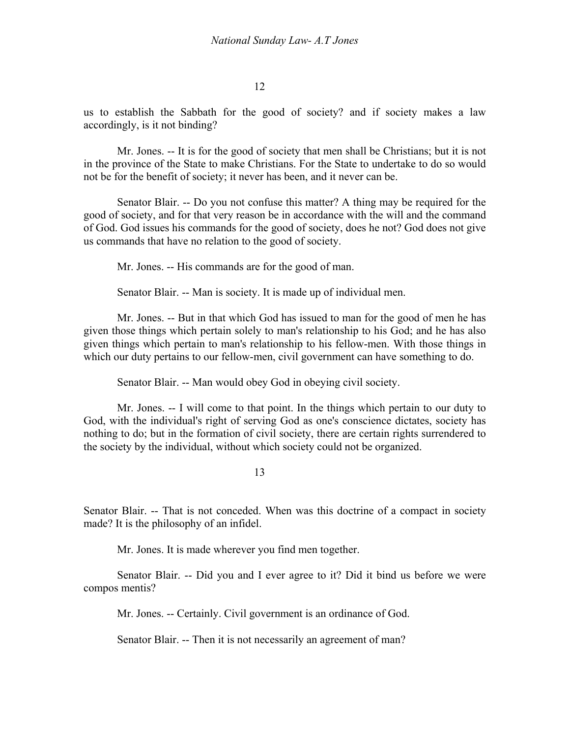us to establish the Sabbath for the good of society? and if society makes a law accordingly, is it not binding?

Mr. Jones. -- It is for the good of society that men shall be Christians; but it is not in the province of the State to make Christians. For the State to undertake to do so would not be for the benefit of society; it never has been, and it never can be.

Senator Blair. -- Do you not confuse this matter? A thing may be required for the good of society, and for that very reason be in accordance with the will and the command of God. God issues his commands for the good of society, does he not? God does not give us commands that have no relation to the good of society.

Mr. Jones. -- His commands are for the good of man.

Senator Blair. -- Man is society. It is made up of individual men.

Mr. Jones. -- But in that which God has issued to man for the good of men he has given those things which pertain solely to man's relationship to his God; and he has also given things which pertain to man's relationship to his fellow-men. With those things in which our duty pertains to our fellow-men, civil government can have something to do.

Senator Blair. -- Man would obey God in obeying civil society.

Mr. Jones. -- I will come to that point. In the things which pertain to our duty to God, with the individual's right of serving God as one's conscience dictates, society has nothing to do; but in the formation of civil society, there are certain rights surrendered to the society by the individual, without which society could not be organized.

Senator Blair. -- That is not conceded. When was this doctrine of a compact in society made? It is the philosophy of an infidel.

Mr. Jones. It is made wherever you find men together.

Senator Blair. -- Did you and I ever agree to it? Did it bind us before we were compos mentis?

Mr. Jones. -- Certainly. Civil government is an ordinance of God.

Senator Blair. -- Then it is not necessarily an agreement of man?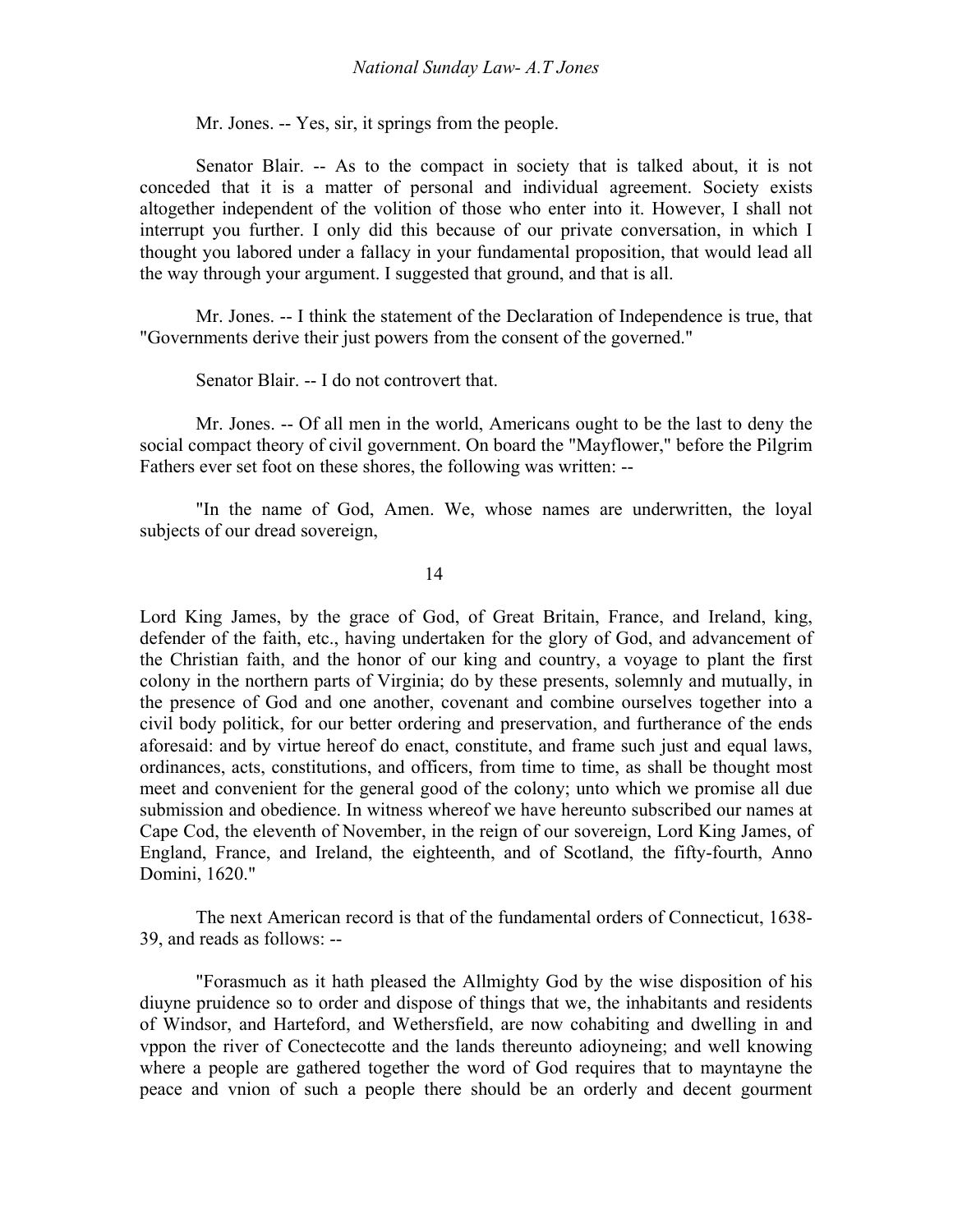Mr. Jones. -- Yes, sir, it springs from the people.

Senator Blair. -- As to the compact in society that is talked about, it is not conceded that it is a matter of personal and individual agreement. Society exists altogether independent of the volition of those who enter into it. However, I shall not interrupt you further. I only did this because of our private conversation, in which I thought you labored under a fallacy in your fundamental proposition, that would lead all the way through your argument. I suggested that ground, and that is all.

Mr. Jones. -- I think the statement of the Declaration of Independence is true, that "Governments derive their just powers from the consent of the governed."

Senator Blair. -- I do not controvert that.

Mr. Jones. -- Of all men in the world, Americans ought to be the last to deny the social compact theory of civil government. On board the "Mayflower," before the Pilgrim Fathers ever set foot on these shores, the following was written: --

"In the name of God, Amen. We, whose names are underwritten, the loyal subjects of our dread sovereign, Lord King James, by the grace of God, of Great Britain, France, and Ireland, king, defender of the faith, etc., having undertaken for the glory of God, and advancement of the Christian faith, and the honor of our king and country, a voyage to plant the first colony in the northern parts of Virginia; do by these presents, solemnly and mutually, in the presence of God and one another, covenant and combine ourselves together into a civil body politick, for our better ordering and preservation, and furtherance of the ends aforesaid: and by virtue hereof do enact, constitute, and frame such just and equal laws, ordinances, acts, constitutions, and officers, from time to time, as shall be thought most meet and convenient for the general good of the colony; unto which we promise all due submission and obedience. In witness whereof we have hereunto subscribed our names at Cape Cod, the eleventh of November, in the reign of our sovereign, Lord King James, of England, France, and Ireland, the eighteenth, and of Scotland, the fifty-fourth, Anno Domini, 1620."

The next American record is that of the fundamental orders of Connecticut, 1638-39, and reads as follows: --

"Forasmuch as it hath pleased the Allmighty God by the wise disposition of his diuyne pruidence so to order and dispose of things that we, the inhabitants and residents of Windsor, and Harteford, and Wethersfield, are now cohabiting and dwelling in and vppon the river of Conectecotte and the lands thereunto adioyneing; and well knowing where a people are gathered together the word of God requires that to mayntayne the peace and vnion of such a people there should be an orderly and decent gourment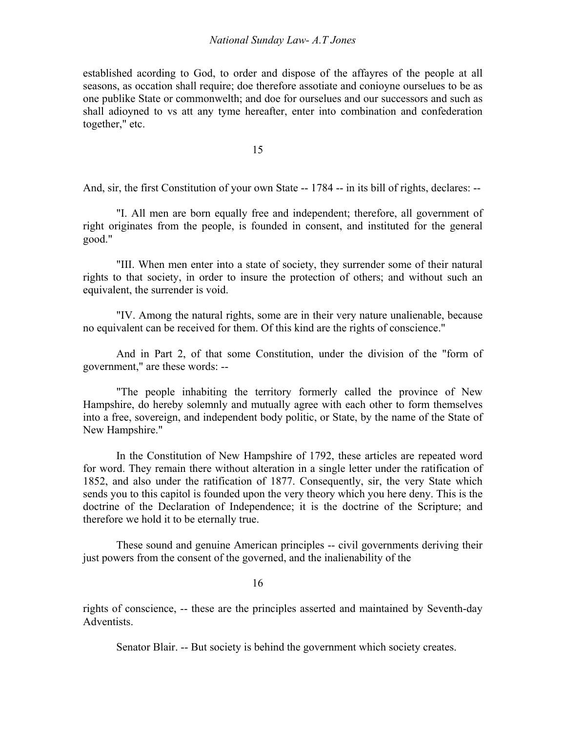established acording to God, to order and dispose of the affayres of the people at all seasons, as occation shall require; doe therefore assotiate and conioyne ourselues to be as one publike State or commonwelth; and doe for ourselues and our successors and such as shall adioyned to vs att any tyme hereafter, enter into combination and confederation together," etc.

And, sir, the first Constitution of your own State -- 1784 -- in its bill of rights, declares: --

"I. All men are born equally free and independent; therefore, all government of right originates from the people, is founded in consent, and instituted for the general good."

"III. When men enter into a state of society, they surrender some of their natural rights to that society, in order to insure the protection of others; and without such an equivalent, the surrender is void.

"IV. Among the natural rights, some are in their very nature unalienable, because no equivalent can be received for them. Of this kind are the rights of conscience."

And in Part 2, of that some Constitution, under the division of the "form of government," are these words: --

"The people inhabiting the territory formerly called the province of New Hampshire, do hereby solemnly and mutually agree with each other to form themselves into a free, sovereign, and independent body politic, or State, by the name of the State of New Hampshire."

In the Constitution of New Hampshire of 1792, these articles are repeated word for word. They remain there without alteration in a single letter under the ratification of 1852, and also under the ratification of 1877. Consequently, sir, the very State which sends you to this capitol is founded upon the very theory which you here deny. This is the doctrine of the Declaration of Independence; it is the doctrine of the Scripture; and therefore we hold it to be eternally true.

These sound and genuine American principles -- civil governments deriving their just powers from the consent of the governed, and the inalienability of the rights of conscience, -- these are the principles asserted and maintained by Seventh-day Adventists.

Senator Blair. -- But society is behind the government which society creates.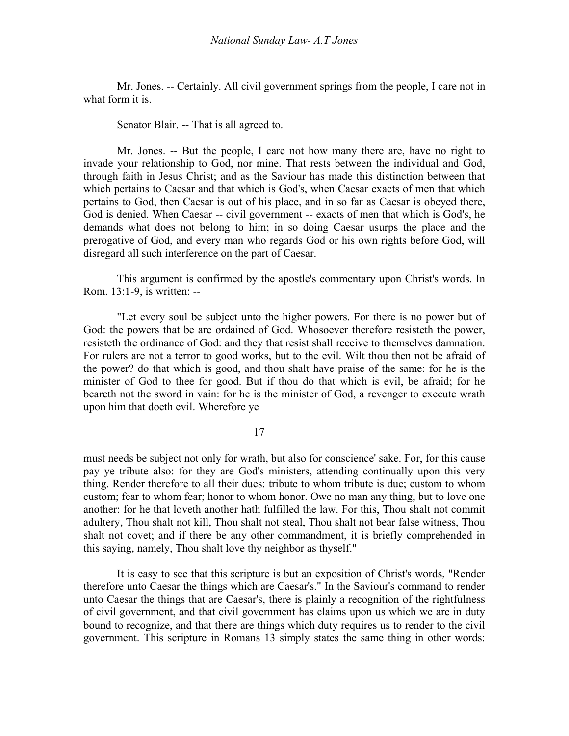Mr. Jones. -- Certainly. All civil government springs from the people, I care not in what form it is.

Senator Blair. -- That is all agreed to.

Mr. Jones. -- But the people, I care not how many there are, have no right to invade your relationship to God, nor mine. That rests between the individual and God, through faith in Jesus Christ; and as the Saviour has made this distinction between that which pertains to Caesar and that which is God's, when Caesar exacts of men that which pertains to God, then Caesar is out of his place, and in so far as Caesar is obeyed there, God is denied. When Caesar -- civil government -- exacts of men that which is God's, he demands what does not belong to him; in so doing Caesar usurps the place and the prerogative of God, and every man who regards God or his own rights before God, will disregard all such interference on the part of Caesar.

This argument is confirmed by the apostle's commentary upon Christ's words. In Rom. 13:1-9, is written: --

"Let every soul be subject unto the higher powers. For there is no power but of God: the powers that be are ordained of God. Whosoever therefore resisteth the power, resisteth the ordinance of God: and they that resist shall receive to themselves damnation. For rulers are not a terror to good works, but to the evil. Wilt thou then not be afraid of the power? do that which is good, and thou shalt have praise of the same: for he is the minister of God to thee for good. But if thou do that which is evil, be afraid; for he beareth not the sword in vain: for he is the minister of God, a revenger to execute wrath upon him that doeth evil. Wherefore ye must needs be subject not only for wrath, but also for conscience' sake. For, for this cause pay ye tribute also: for they are God's ministers, attending continually upon this very thing. Render therefore to all their dues: tribute to whom tribute is due; custom to whom custom; fear to whom fear; honor to whom honor. Owe no man any thing, but to love one another: for he that loveth another hath fulfilled the law. For this, Thou shalt not commit adultery, Thou shalt not kill, Thou shalt not steal, Thou shalt not bear false witness, Thou shalt not covet; and if there be any other commandment, it is briefly comprehended in this saying, namely, Thou shalt love thy neighbor as thyself."

It is easy to see that this scripture is but an exposition of Christ's words, "Render therefore unto Caesar the things which are Caesar's." In the Saviour's command to render unto Caesar the things that are Caesar's, there is plainly a recognition of the rightfulness of civil government, and that civil government has claims upon us which we are in duty bound to recognize, and that there are things which duty requires us to render to the civil government. This scripture in Romans 13 simply states the same thing in other words: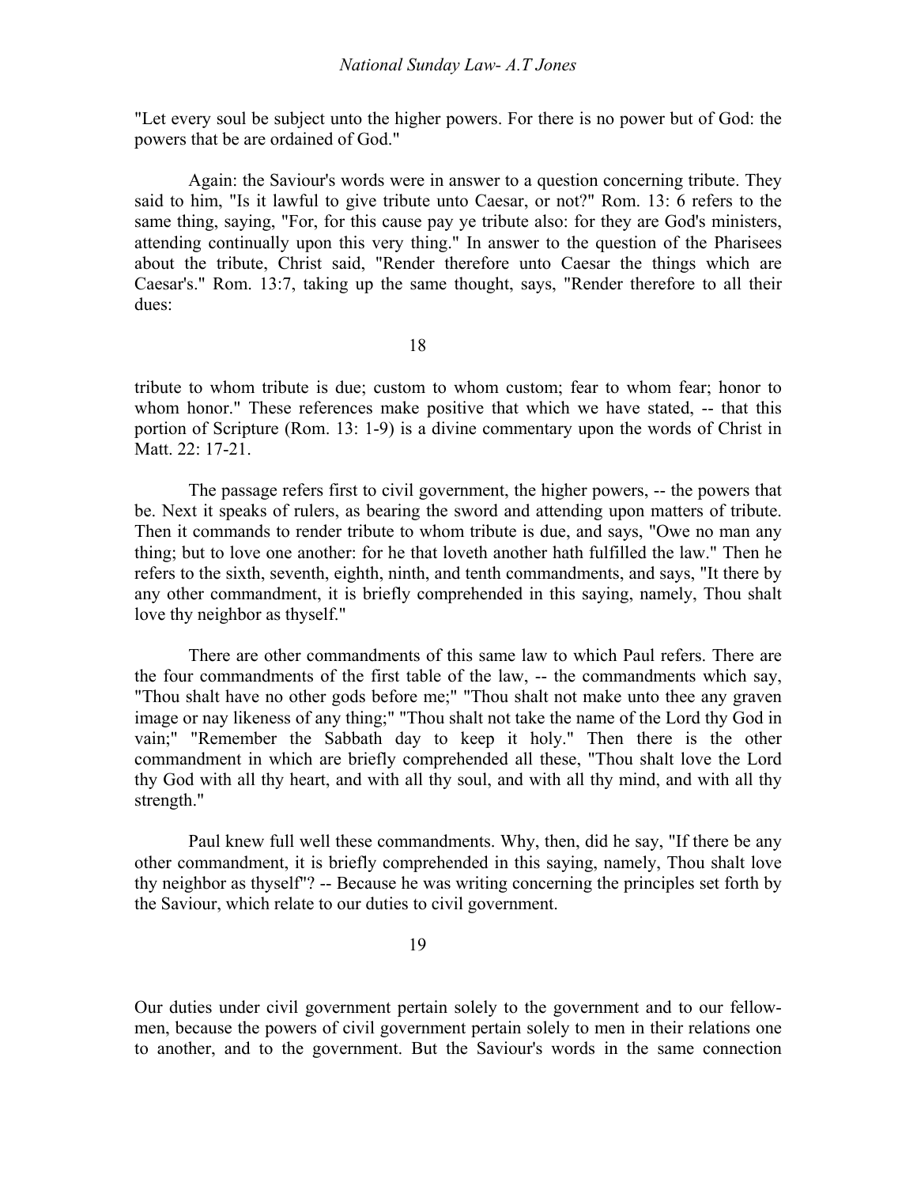"Let every soul be subject unto the higher powers. For there is no power but of God: the powers that be are ordained of God."

Again: the Saviour's words were in answer to a question concerning tribute. They said to him, "Is it lawful to give tribute unto Caesar, or not?" Rom. 13: 6 refers to the same thing, saying, "For, for this cause pay ye tribute also: for they are God's ministers, attending continually upon this very thing." In answer to the question of the Pharisees about the tribute, Christ said, "Render therefore unto Caesar the things which are Caesar's." Rom. 13:7, taking up the same thought, says, "Render therefore to all their dues: tribute to whom tribute is due; custom to whom custom; fear to whom fear; honor to whom honor." These references make positive that which we have stated, -- that this portion of Scripture (Rom. 13: 1-9) is a divine commentary upon the words of Christ in Matt. 22: 17-21.

The passage refers first to civil government, the higher powers, -- the powers that be. Next it speaks of rulers, as bearing the sword and attending upon matters of tribute. Then it commands to render tribute to whom tribute is due, and says, "Owe no man any thing; but to love one another: for he that loveth another hath fulfilled the law." Then he refers to the sixth, seventh, eighth, ninth, and tenth commandments, and says, "It there by any other commandment, it is briefly comprehended in this saying, namely, Thou shalt love thy neighbor as thyself."

There are other commandments of this same law to which Paul refers. There are the four commandments of the first table of the law, -- the commandments which say, "Thou shalt have no other gods before me;" "Thou shalt not make unto thee any graven image or nay likeness of any thing;" "Thou shalt not take the name of the Lord thy God in vain;" "Remember the Sabbath day to keep it holy." Then there is the other commandment in which are briefly comprehended all these, "Thou shalt love the Lord thy God with all thy heart, and with all thy soul, and with all thy mind, and with all thy strength."

Paul knew full well these commandments. Why, then, did he say, "If there be any other commandment, it is briefly comprehended in this saying, namely, Thou shalt love thy neighbor as thyself"? -- Because he was writing concerning the principles set forth by the Saviour, which relate to our duties to civil government.

Our duties under civil government pertain solely to the government and to our fellow-men, because the powers of civil government pertain solely to men in their relations one to another, and to the government. But the Saviour's words in the same connection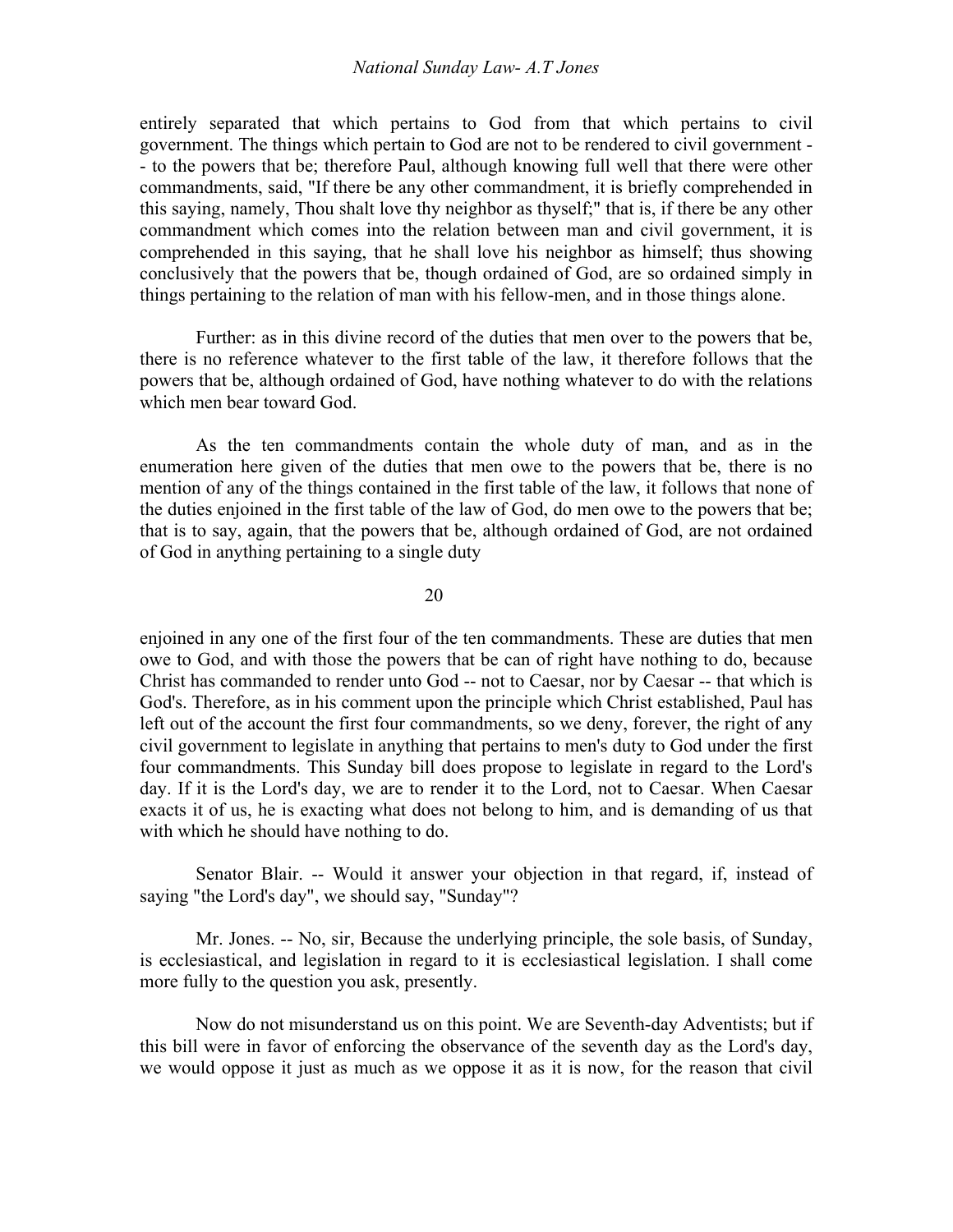entirely separated that which pertains to God from that which pertains to civil government. The things which pertain to God are not to be rendered to civil government -- to the powers that be; therefore Paul, although knowing full well that there were other commandments, said, "If there be any other commandment, it is briefly comprehended in this saying, namely, Thou shalt love thy neighbor as thyself;" that is, if there be any other commandment which comes into the relation between man and civil government, it is comprehended in this saying, that he shall love his neighbor as himself; thus showing conclusively that the powers that be, though ordained of God, are so ordained simply in things pertaining to the relation of man with his fellow-men, and in those things alone.

Further: as in this divine record of the duties that men over to the powers that be, there is no reference whatever to the first table of the law, it therefore follows that the powers that be, although ordained of God, have nothing whatever to do with the relations which men bear toward God.

As the ten commandments contain the whole duty of man, and as in the enumeration here given of the duties that men owe to the powers that be, there is no mention of any of the things contained in the first table of the law, it follows that none of the duties enjoined in the first table of the law of God, do men owe to the powers that be; that is to say, again, that the powers that be, although ordained of God, are not ordained of God in anything pertaining to a single duty enjoined in any one of the first four of the ten commandments. These are duties that men owe to God, and with those the powers that be can of right have nothing to do, because Christ has commanded to render unto God -- not to Caesar, nor by Caesar -- that which is God's. Therefore, as in his comment upon the principle which Christ established, Paul has left out of the account the first four commandments, so we deny, forever, the right of any civil government to legislate in anything that pertains to men's duty to God under the first four commandments. This Sunday bill does propose to legislate in regard to the Lord's day. If it is the Lord's day, we are to render it to the Lord, not to Caesar. When Caesar exacts it of us, he is exacting what does not belong to him, and is demanding of us that with which he should have nothing to do.

Senator Blair. -- Would it answer your objection in that regard, if, instead of saying "the Lord's day", we should say, "Sunday"?

Mr. Jones. -- No, sir, Because the underlying principle, the sole basis, of Sunday, is ecclesiastical, and legislation in regard to it is ecclesiastical legislation. I shall come more fully to the question you ask, presently.

Now do not misunderstand us on this point. We are Seventh-day Adventists; but if this bill were in favor of enforcing the observance of the seventh day as the Lord's day, we would oppose it just as much as we oppose it as it is now, for the reason that civil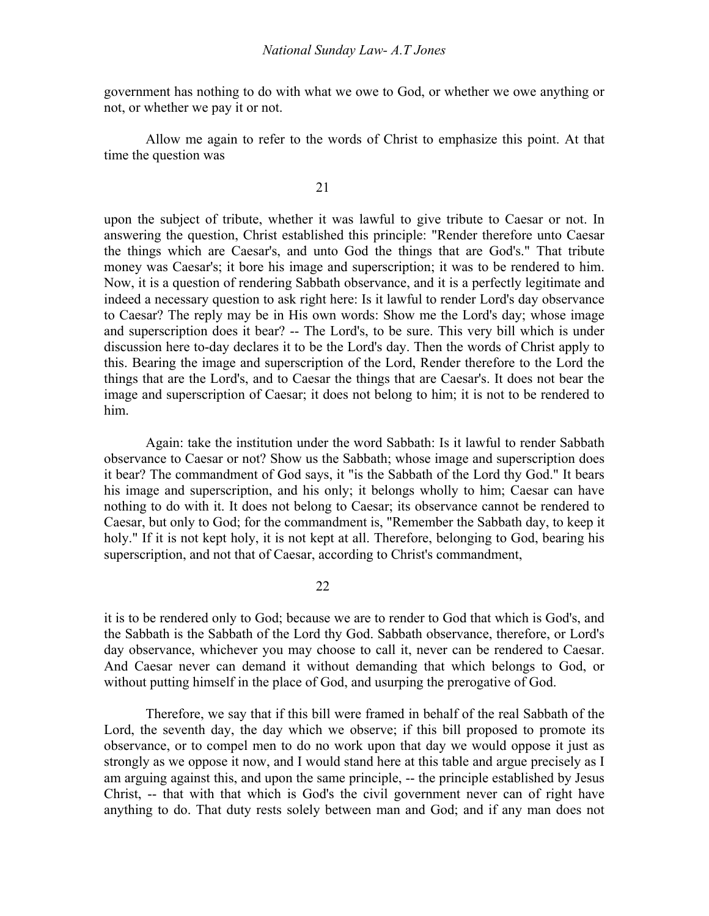government has nothing to do with what we owe to God, or whether we owe anything or not, or whether we pay it or not.

Allow me again to refer to the words of Christ to emphasize this point. At that time the question was upon the subject of tribute, whether it was lawful to give tribute to Caesar or not. In answering the question, Christ established this principle: "Render therefore unto Caesar the things which are Caesar's, and unto God the things that are God's." That tribute money was Caesar's; it bore his image and superscription; it was to be rendered to him. Now, it is a question of rendering Sabbath observance, and it is a perfectly legitimate and indeed a necessary question to ask right here: Is it lawful to render Lord's day observance to Caesar? The reply may be in His own words: Show me the Lord's day; whose image and superscription does it bear? -- The Lord's, to be sure. This very bill which is under discussion here to-day declares it to be the Lord's day. Then the words of Christ apply to this. Bearing the image and superscription of the Lord, Render therefore to the Lord the things that are the Lord's, and to Caesar the things that are Caesar's. It does not bear the image and superscription of Caesar; it does not belong to him; it is not to be rendered to him.

Again: take the institution under the word Sabbath: Is it lawful to render Sabbath observance to Caesar or not? Show us the Sabbath; whose image and superscription does it bear? The commandment of God says, it "is the Sabbath of the Lord thy God." It bears his image and superscription, and his only; it belongs wholly to him; Caesar can have nothing to do with it. It does not belong to Caesar; its observance cannot be rendered to Caesar, but only to God; for the commandment is, "Remember the Sabbath day, to keep it holy." If it is not kept holy, it is not kept at all. Therefore, belonging to God, bearing his superscription, and not that of Caesar, according to Christ's commandment, it is to be rendered only to God; because we are to render to God that which is God's, and the Sabbath is the Sabbath of the Lord thy God. Sabbath observance, therefore, or Lord's day observance, whichever you may choose to call it, never can be rendered to Caesar. And Caesar never can demand it without demanding that which belongs to God, or without putting himself in the place of God, and usurping the prerogative of God.

Therefore, we say that if this bill were framed in behalf of the real Sabbath of the Lord, the seventh day, the day which we observe; if this bill proposed to promote its observance, or to compel men to do no work upon that day we would oppose it just as strongly as we oppose it now, and I would stand here at this table and argue precisely as I am arguing against this, and upon the same principle, -- the principle established by Jesus Christ, -- that with that which is God's the civil government never can of right have anything to do. That duty rests solely between man and God; and if any man does not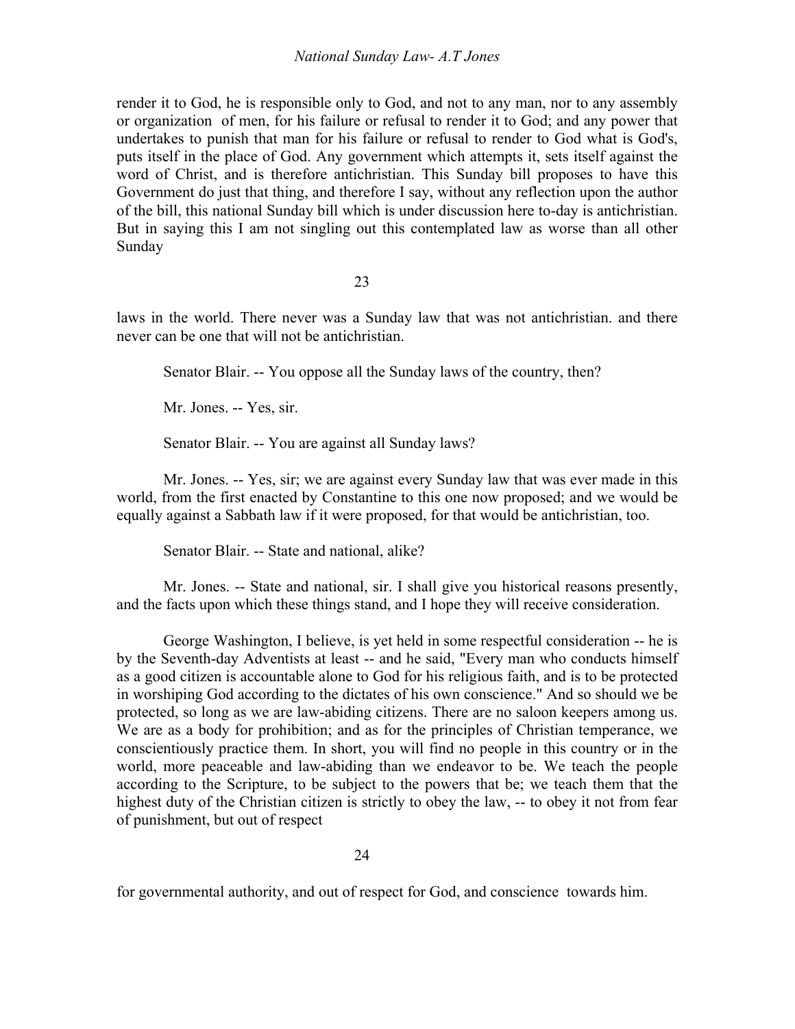render it to God, he is responsible only to God, and not to any man, nor to any assembly or organization of men, for his failure or refusal to render it to God; and any power that undertakes to punish that man for his failure or refusal to render to God what is God's, puts itself in the place of God. Any government which attempts it, sets itself against the word of Christ, and is therefore antichristian. This Sunday bill proposes to have this Government do just that thing, and therefore I say, without any reflection upon the author of the bill, this national Sunday bill which is under discussion here to-day is antichristian. But in saying this I am not singling out this contemplated law as worse than all other Sunday laws in the world. There never was a Sunday law that was not antichristian. and there never can be one that will not be antichristian.

Senator Blair. -- You oppose all the Sunday laws of the country, then?

Mr. Jones. -- Yes, sir.

Senator Blair. -- You are against all Sunday laws?

Mr. Jones. -- Yes, sir; we are against every Sunday law that was ever made in this world, from the first enacted by Constantine to this one now proposed; and we would be equally against a Sabbath law if it were proposed, for that would be antichristian, too.

Senator Blair. -- State and national, alike?

Mr. Jones. -- State and national, sir. I shall give you historical reasons presently, and the facts upon which these things stand, and I hope they will receive consideration.

George Washington, I believe, is yet held in some respectful consideration -- he is by the Seventh-day Adventists at least -- and he said, "Every man who conducts himself as a good citizen is accountable alone to God for his religious faith, and is to be protected in worshiping God according to the dictates of his own conscience." And so should we be protected, so long as we are law-abiding citizens. There are no saloon keepers among us. We are as a body for prohibition; and as for the principles of Christian temperance, we conscientiously practice them. In short, you will find no people in this country or in the world, more peaceable and law-abiding than we endeavor to be. We teach the people according to the Scripture, to be subject to the powers that be; we teach them that the highest duty of the Christian citizen is strictly to obey the law, -- to obey it not from fear of punishment, but out of respect for governmental authority, and out of respect for God, and conscience towards him.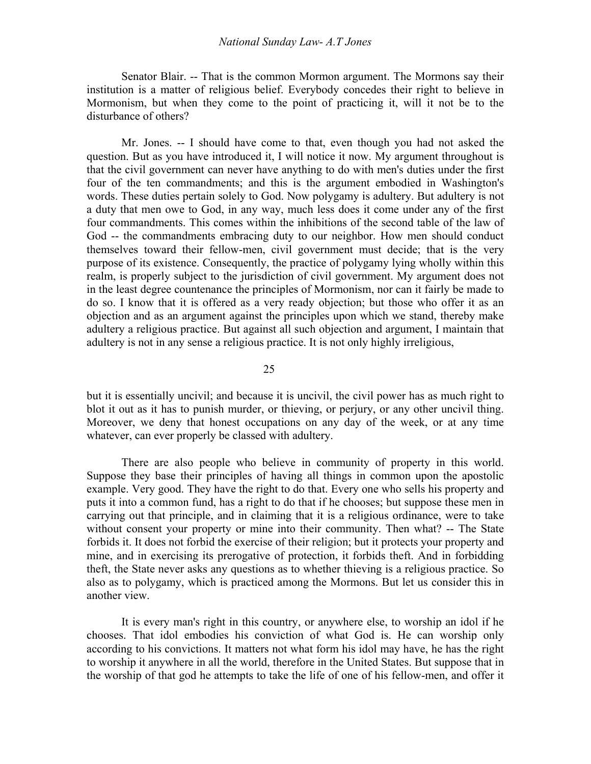Senator Blair. -- That is the common Mormon argument. The Mormons say their institution is a matter of religious belief. Everybody concedes their right to believe in Mormonism, but when they come to the point of practicing it, will it not be to the disturbance of others?

Mr. Jones. -- I should have come to that, even though you had not asked the question. But as you have introduced it, I will notice it now. My argument throughout is that the civil government can never have anything to do with men's duties under the first four of the ten commandments; and this is the argument embodied in Washington's words. These duties pertain solely to God. Now polygamy is adultery. But adultery is not a duty that men owe to God, in any way, much less does it come under any of the first four commandments. This comes within the inhibitions of the second table of the law of God -- the commandments embracing duty to our neighbor. How men should conduct themselves toward their fellow-men, civil government must decide; that is the very purpose of its existence. Consequently, the practice of polygamy lying wholly within this realm, is properly subject to the jurisdiction of civil government. My argument does not in the least degree countenance the principles of Mormonism, nor can it fairly be made to do so. I know that it is offered as a very ready objection; but those who offer it as an objection and as an argument against the principles upon which we stand, thereby make adultery a religious practice. But against all such objection and argument, I maintain that adultery is not in any sense a religious practice. It is not only highly irreligious, but it is essentially uncivil; and because it is uncivil, the civil power has as much right to blot it out as it has to punish murder, or thieving, or perjury, or any other uncivil thing. Moreover, we deny that honest occupations on any day of the week, or at any time whatever, can ever properly be classed with adultery.

There are also people who believe in community of property in this world. Suppose they base their principles of having all things in common upon the apostolic example. Very good. They have the right to do that. Every one who sells his property and puts it into a common fund, has a right to do that if he chooses; but suppose these men in carrying out that principle, and in claiming that it is a religious ordinance, were to take without consent your property or mine into their community. Then what? -- The State forbids it. It does not forbid the exercise of their religion; but it protects your property and mine, and in exercising its prerogative of protection, it forbids theft. And in forbidding theft, the State never asks any questions as to whether thieving is a religious practice. So also as to polygamy, which is practiced among the Mormons. But let us consider this in another view.

It is every man's right in this country, or anywhere else, to worship an idol if he chooses. That idol embodies his conviction of what God is. He can worship only according to his convictions. It matters not what form his idol may have, he has the right to worship it anywhere in all the world, therefore in the United States. But suppose that in the worship of that god he attempts to take the life of one of his fellow-men, and offer it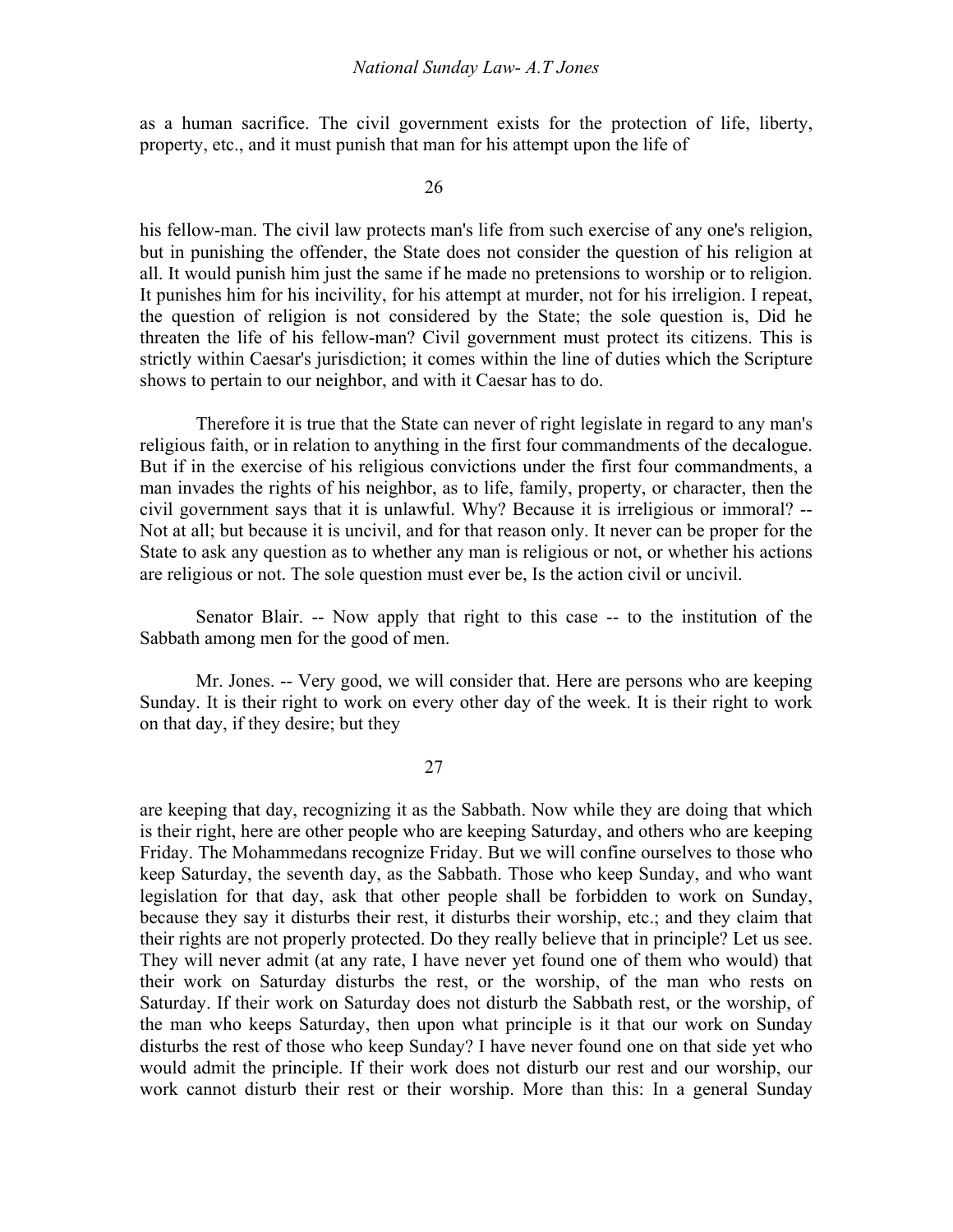as a human sacrifice. The civil government exists for the protection of life, liberty, property, etc., and it must punish that man for his attempt upon the life of his fellow-man. The civil law protects man's life from such exercise of any one's religion, but in punishing the offender, the State does not consider the question of his religion at all. It would punish him just the same if he made no pretensions to worship or to religion. It punishes him for his incivility, for his attempt at murder, not for his irreligion. I repeat, the question of religion is not considered by the State; the sole question is, Did he threaten the life of his fellow-man? Civil government must protect its citizens. This is strictly within Caesar's jurisdiction; it comes within the line of duties which the Scripture shows to pertain to our neighbor, and with it Caesar has to do.

Therefore it is true that the State can never of right legislate in regard to any man's religious faith, or in relation to anything in the first four commandments of the decalogue. But if in the exercise of his religious convictions under the first four commandments, a man invades the rights of his neighbor, as to life, family, property, or character, then the civil government says that it is unlawful. Why? Because it is irreligious or immoral? -- Not at all; but because it is uncivil, and for that reason only. It never can be proper for the State to ask any question as to whether any man is religious or not, or whether his actions are religious or not. The sole question must ever be, Is the action civil or uncivil.

Senator Blair. -- Now apply that right to this case -- to the institution of the Sabbath among men for the good of men.

Mr. Jones. -- Very good, we will consider that. Here are persons who are keeping Sunday. It is their right to work on every other day of the week. It is their right to work on that day, if they desire; but they are keeping that day, recognizing it as the Sabbath. Now while they are doing that which is their right, here are other people who are keeping Saturday, and others who are keeping Friday. The Mohammedans recognize Friday. But we will confine ourselves to those who keep Saturday, the seventh day, as the Sabbath. Those who keep Sunday, and who want legislation for that day, ask that other people shall be forbidden to work on Sunday, because they say it disturbs their rest, it disturbs their worship, etc.; and they claim that their rights are not properly protected. Do they really believe that in principle? Let us see. They will never admit (at any rate, I have never yet found one of them who would) that their work on Saturday disturbs the rest, or the worship, of the man who rests on Saturday. If their work on Saturday does not disturb the Sabbath rest, or the worship, of the man who keeps Saturday, then upon what principle is it that our work on Sunday disturbs the rest of those who keep Sunday? I have never found one on that side yet who would admit the principle. If their work does not disturb our rest and our worship, our work cannot disturb their rest or their worship. More than this: In a general Sunday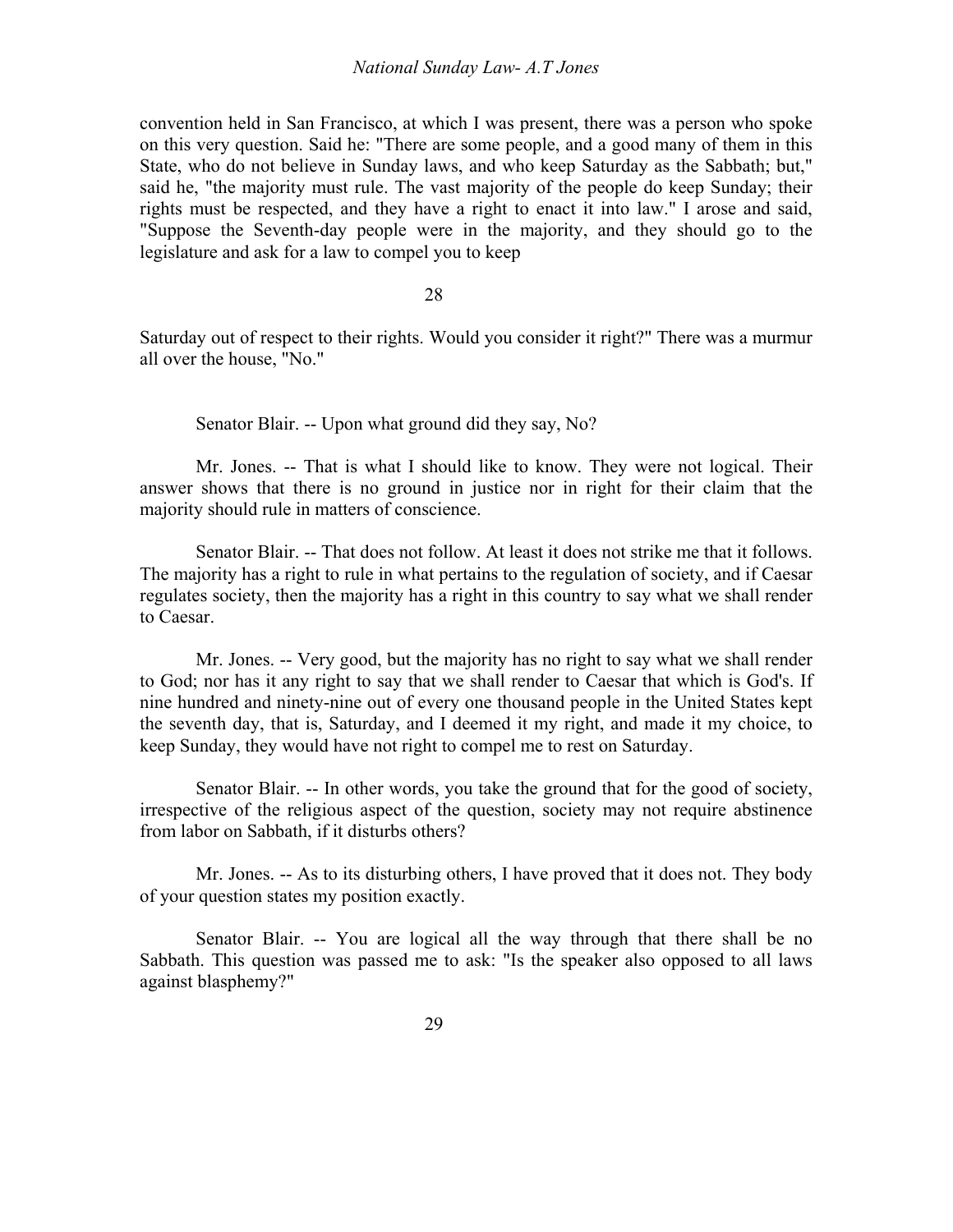convention held in San Francisco, at which I was present, there was a person who spoke on this very question. Said he: "There are some people, and a good many of them in this State, who do not believe in Sunday laws, and who keep Saturday as the Sabbath; but," said he, "the majority must rule. The vast majority of the people do keep Sunday; their rights must be respected, and they have a right to enact it into law." I arose and said, "Suppose the Seventh-day people were in the majority, and they should go to the legislature and ask for a law to compel you to keep Saturday out of respect to their rights. Would you consider it right?" There was a murmur all over the house, "No."

Senator Blair. -- Upon what ground did they say, No?

Mr. Jones. -- That is what I should like to know. They were not logical. Their answer shows that there is no ground in justice nor in right for their claim that the majority should rule in matters of conscience.

Senator Blair. -- That does not follow. At least it does not strike me that it follows. The majority has a right to rule in what pertains to the regulation of society, and if Caesar regulates society, then the majority has a right in this country to say what we shall render to Caesar.

Mr. Jones. -- Very good, but the majority has no right to say what we shall render to God; nor has it any right to say that we shall render to Caesar that which is God's. If nine hundred and ninety-nine out of every one thousand people in the United States kept the seventh day, that is, Saturday, and I deemed it my right, and made it my choice, to keep Sunday, they would have not right to compel me to rest on Saturday.

Senator Blair. -- In other words, you take the ground that for the good of society, irrespective of the religious aspect of the question, society may not require abstinence from labor on Sabbath, if it disturbs others?

Mr. Jones. -- As to its disturbing others, I have proved that it does not. They body of your question states my position exactly.

Senator Blair. -- You are logical all the way through that there shall be no Sabbath. This question was passed me to ask: "Is the speaker also opposed to all laws against blasphemy?"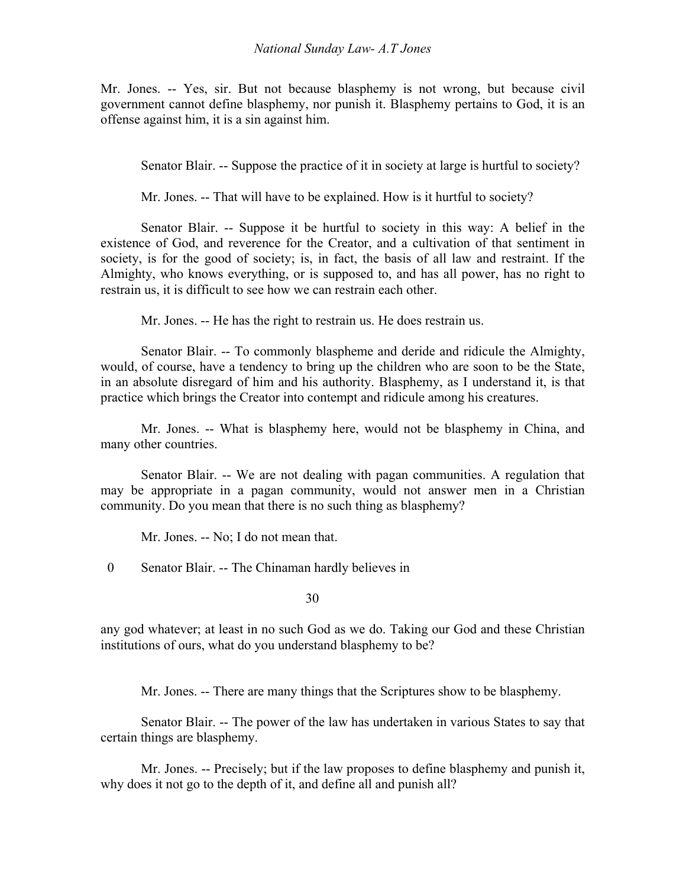Mr. Jones. -- Yes, sir. But not because blasphemy is not wrong, but because civil government cannot define blasphemy, nor punish it. Blasphemy pertains to God, it is an offense against him, it is a sin against him.

Senator Blair. -- Suppose the practice of it in society at large is hurtful to society?

Mr. Jones. -- That will have to be explained. How is it hurtful to society?

Senator Blair. -- Suppose it be hurtful to society in this way: A belief in the existence of God, and reverence for the Creator, and a cultivation of that sentiment in society, is for the good of society; is, in fact, the basis of all law and restraint. If the Almighty, who knows everything, or is supposed to, and has all power, has no right to restrain us, it is difficult to see how we can restrain each other.

Mr. Jones. -- He has the right to restrain us. He does restrain us.

Senator Blair. -- To commonly blaspheme and deride and ridicule the Almighty, would, of course, have a tendency to bring up the children who are soon to be the State, in an absolute disregard of him and his authority. Blasphemy, as I understand it, is that practice which brings the Creator into contempt and ridicule among his creatures.

Mr. Jones. -- What is blasphemy here, would not be blasphemy in China, and many other countries.

Senator Blair. -- We are not dealing with pagan communities. A regulation that may be appropriate in a pagan community, would not answer men in a Christian community. Do you mean that there is no such thing as blasphemy?

Mr. Jones. -- No; I do not mean that.

Senator Blair. -- The Chinaman hardly believes in any god whatever; at least in no such God as we do. Taking our God and these Christian institutions of ours, what do you understand blasphemy to be?

Mr. Jones. -- There are many things that the Scriptures show to be blasphemy.

Senator Blair. -- The power of the law has undertaken in various States to say that certain things are blasphemy.

Mr. Jones. -- Precisely; but if the law proposes to define blasphemy and punish it, why does it not go to the depth of it, and define all and punish all?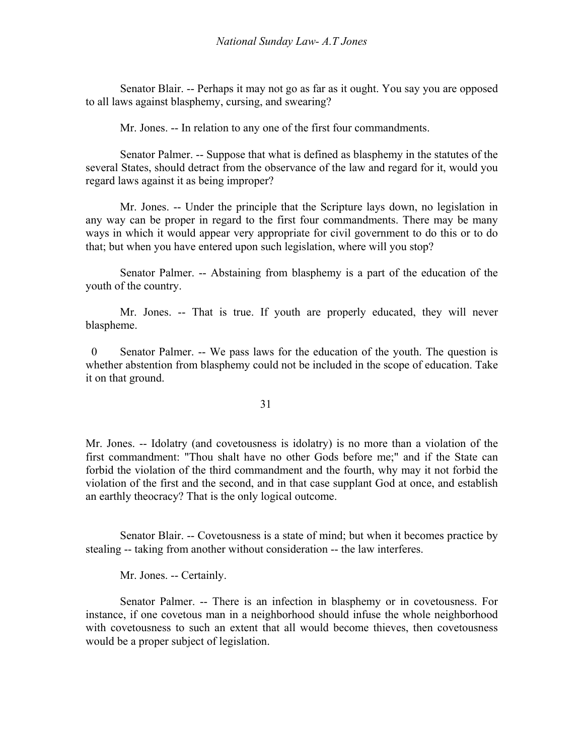Senator Blair. -- Perhaps it may not go as far as it ought. You say you are opposed to all laws against blasphemy, cursing, and swearing?

Mr. Jones. -- In relation to any one of the first four commandments.

Senator Palmer. -- Suppose that what is defined as blasphemy in the statutes of the several States, should detract from the observance of the law and regard for it, would you regard laws against it as being improper?

Mr. Jones. -- Under the principle that the Scripture lays down, no legislation in any way can be proper in regard to the first four commandments. There may be many ways in which it would appear very appropriate for civil government to do this or to do that; but when you have entered upon such legislation, where will you stop?

Senator Palmer. -- Abstaining from blasphemy is a part of the education of the youth of the country.

Mr. Jones. -- That is true. If youth are properly educated, they will never blaspheme.

Senator Palmer. -- We pass laws for the education of the youth. The question is whether abstention from blasphemy could not be included in the scope of education. Take it on that ground.

Mr. Jones. -- Idolatry (and covetousness is idolatry) is no more than a violation of the first commandment: "Thou shalt have no other Gods before me;" and if the State can forbid the violation of the third commandment and the fourth, why may it not forbid the violation of the first and the second, and in that case supplant God at once, and establish an earthly theocracy? That is the only logical outcome.

Senator Blair. -- Covetousness is a state of mind; but when it becomes practice by stealing -- taking from another without consideration -- the law interferes.

Mr. Jones. -- Certainly.

Senator Palmer. -- There is an infection in blasphemy or in covetousness. For instance, if one covetous man in a neighborhood should infuse the whole neighborhood with covetousness to such an extent that all would become thieves, then covetousness would be a proper subject of legislation.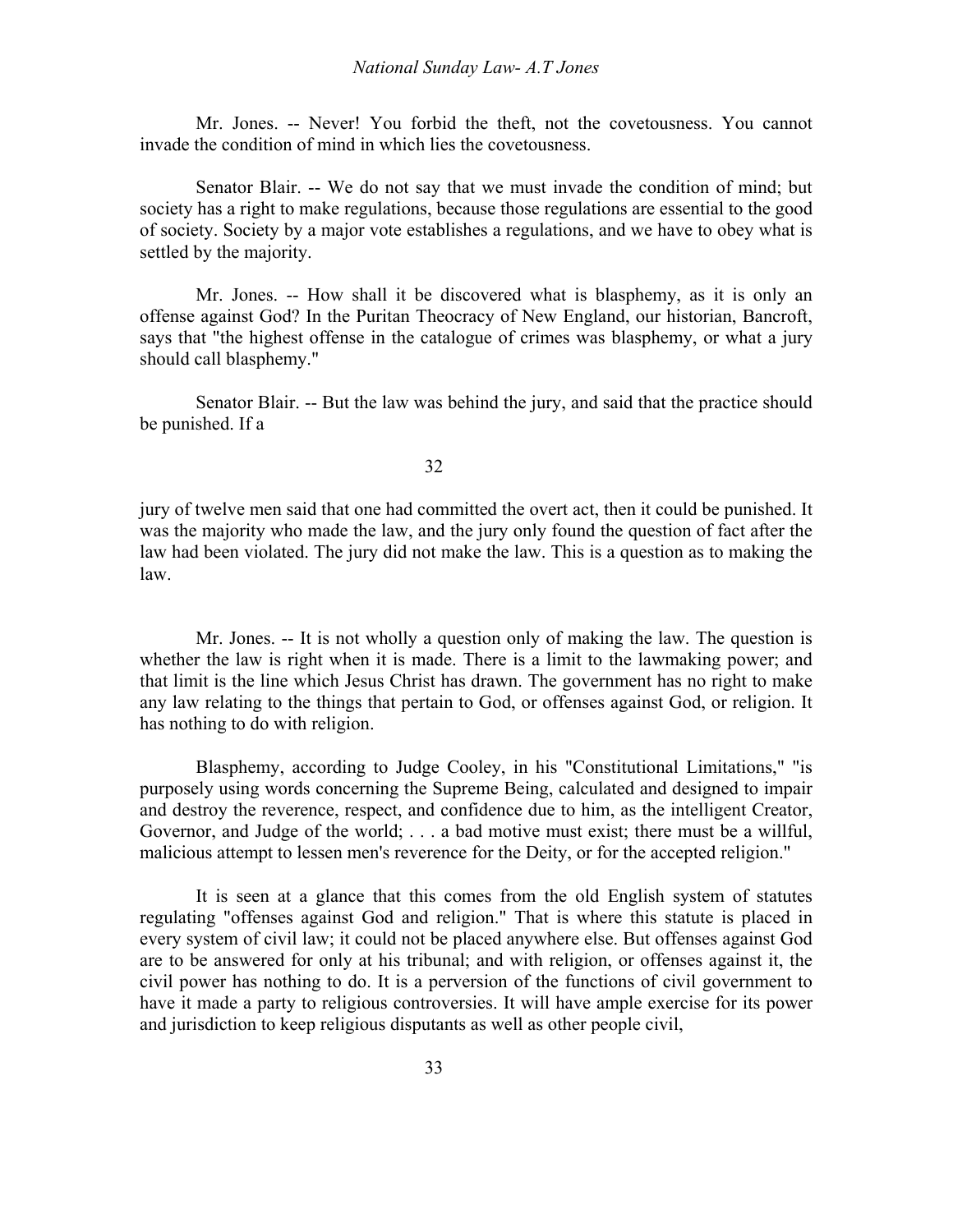Mr. Jones. -- Never! You forbid the theft, not the covetousness. You cannot invade the condition of mind in which lies the covetousness.

Senator Blair. -- We do not say that we must invade the condition of mind; but society has a right to make regulations, because those regulations are essential to the good of society. Society by a major vote establishes a regulations, and we have to obey what is settled by the majority.

Mr. Jones. -- How shall it be discovered what is blasphemy, as it is only an offense against God? In the Puritan Theocracy of New England, our historian, Bancroft, says that "the highest offense in the catalogue of crimes was blasphemy, or what a jury should call blasphemy."

Senator Blair. -- But the law was behind the jury, and said that the practice should be punished. If a jury of twelve men said that one had committed the overt act, then it could be punished. It was the majority who made the law, and the jury only found the question of fact after the law had been violated. The jury did not make the law. This is a question as to making the law.

Mr. Jones. -- It is not wholly a question only of making the law. The question is whether the law is right when it is made. There is a limit to the lawmaking power; and that limit is the line which Jesus Christ has drawn. The government has no right to make any law relating to the things that pertain to God, or offenses against God, or religion. It has nothing to do with religion.

Blasphemy, according to Judge Cooley, in his "Constitutional Limitations," "is purposely using words concerning the Supreme Being, calculated and designed to impair and destroy the reverence, respect, and confidence due to him, as the intelligent Creator, Governor, and Judge of the world; . . . a bad motive must exist; there must be a willful, malicious attempt to lessen men's reverence for the Deity, or for the accepted religion."

It is seen at a glance that this comes from the old English system of statutes regulating "offenses against God and religion." That is where this statute is placed in every system of civil law; it could not be placed anywhere else. But offenses against God are to be answered for only at his tribunal; and with religion, or offenses against it, the civil power has nothing to do. It is a perversion of the functions of civil government to have it made a party to religious controversies. It will have ample exercise for its power and jurisdiction to keep religious disputants as well as other people civil,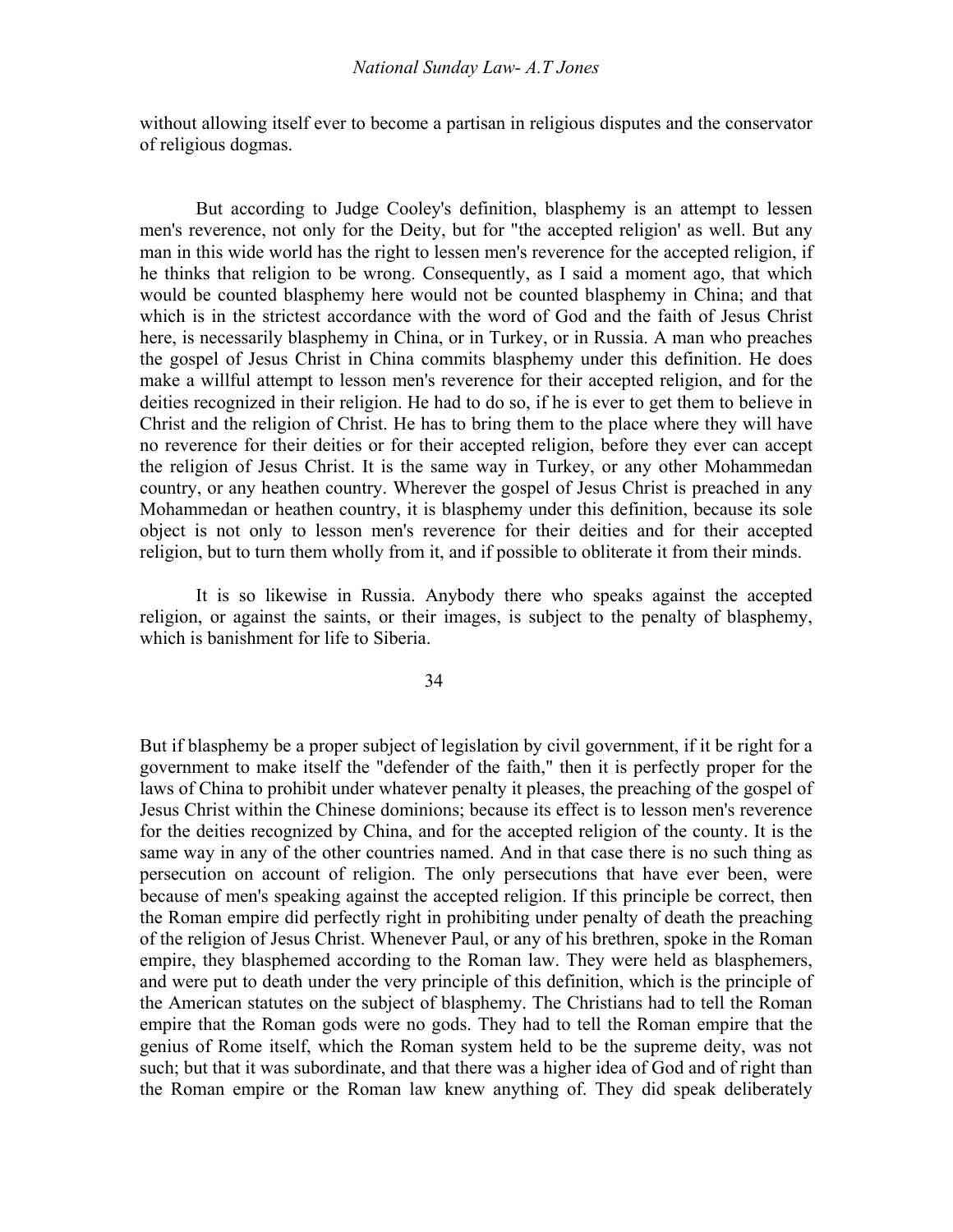without allowing itself ever to become a partisan in religious disputes and the conservator of religious dogmas.

But according to Judge Cooley's definition, blasphemy is an attempt to lessen men's reverence, not only for the Deity, but for "the accepted religion' as well. But any man in this wide world has the right to lessen men's reverence for the accepted religion, if he thinks that religion to be wrong. Consequently, as I said a moment ago, that which would be counted blasphemy here would not be counted blasphemy in China; and that which is in the strictest accordance with the word of God and the faith of Jesus Christ here, is necessarily blasphemy in China, or in Turkey, or in Russia. A man who preaches the gospel of Jesus Christ in China commits blasphemy under this definition. He does make a willful attempt to lesson men's reverence for their accepted religion, and for the deities recognized in their religion. He had to do so, if he is ever to get them to believe in Christ and the religion of Christ. He has to bring them to the place where they will have no reverence for their deities or for their accepted religion, before they ever can accept the religion of Jesus Christ. It is the same way in Turkey, or any other Mohammedan country, or any heathen country. Wherever the gospel of Jesus Christ is preached in any Mohammedan or heathen country, it is blasphemy under this definition, because its sole object is not only to lesson men's reverence for their deities and for their accepted religion, but to turn them wholly from it, and if possible to obliterate it from their minds.

It is so likewise in Russia. Anybody there who speaks against the accepted religion, or against the saints, or their images, is subject to the penalty of blasphemy, which is banishment for life to Siberia.

But if blasphemy be a proper subject of legislation by civil government, if it be right for a government to make itself the "defender of the faith," then it is perfectly proper for the laws of China to prohibit under whatever penalty it pleases, the preaching of the gospel of Jesus Christ within the Chinese dominions; because its effect is to lesson men's reverence for the deities recognized by China, and for the accepted religion of the county. It is the same way in any of the other countries named. And in that case there is no such thing as persecution on account of religion. The only persecutions that have ever been, were because of men's speaking against the accepted religion. If this principle be correct, then the Roman empire did perfectly right in prohibiting under penalty of death the preaching of the religion of Jesus Christ. Whenever Paul, or any of his brethren, spoke in the Roman empire, they blasphemed according to the Roman law. They were held as blasphemers, and were put to death under the very principle of this definition, which is the principle of the American statutes on the subject of blasphemy. The Christians had to tell the Roman empire that the Roman gods were no gods. They had to tell the Roman empire that the genius of Rome itself, which the Roman system held to be the supreme deity, was not such; but that it was subordinate, and that there was a higher idea of God and of right than the Roman empire or the Roman law knew anything of. They did speak deliberately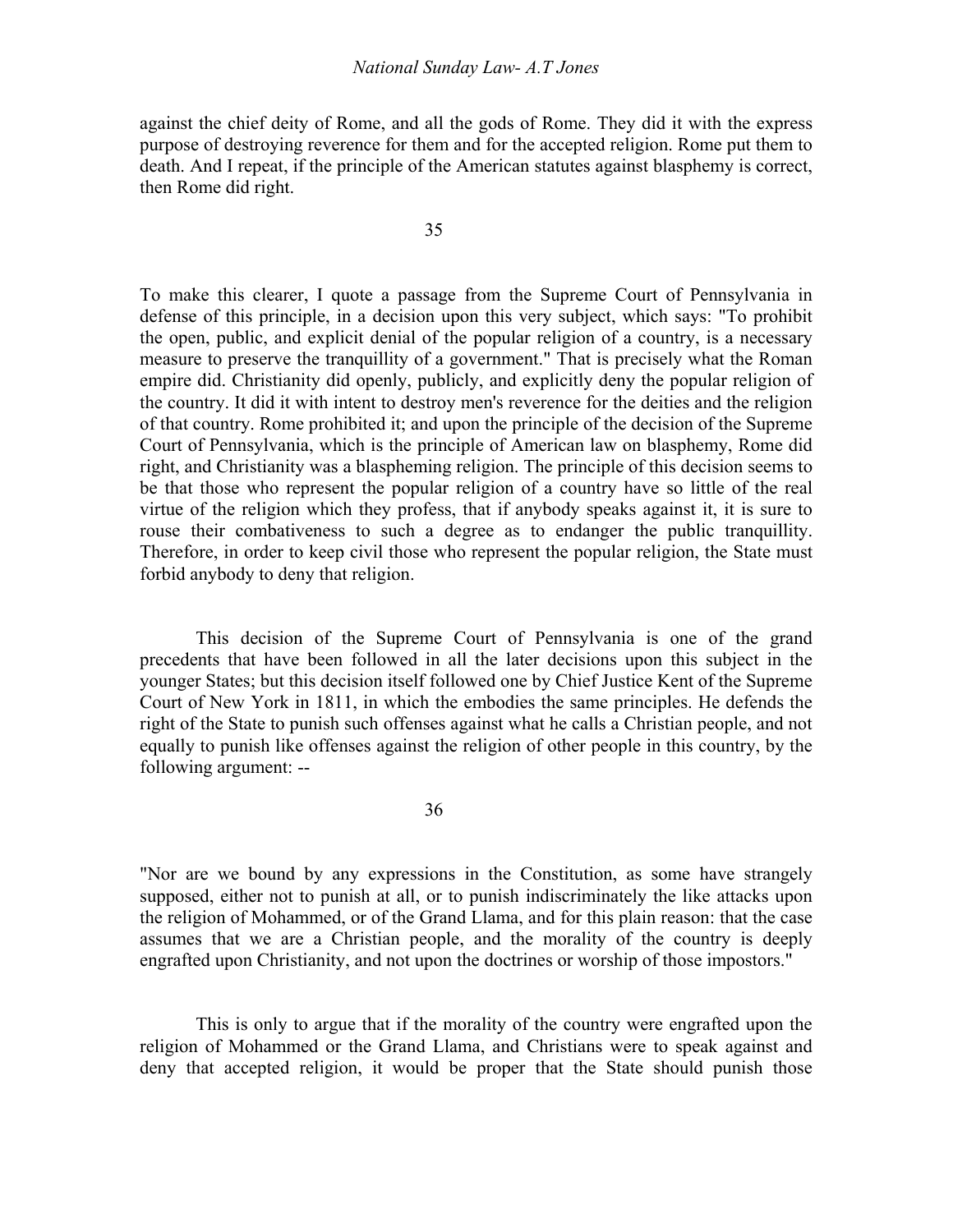against the chief deity of Rome, and all the gods of Rome. They did it with the express purpose of destroying reverence for them and for the accepted religion. Rome put them to death. And I repeat, if the principle of the American statutes against blasphemy is correct, then Rome did right.

35

To make this clearer, I quote a passage from the Supreme Court of Pennsylvania in defense of this principle, in a decision upon this very subject, which says: "To prohibit the open, public, and explicit denial of the popular religion of a country, is a necessary measure to preserve the tranquillity of a government." That is precisely what the Roman empire did. Christianity did openly, publicly, and explicitly deny the popular religion of the country. It did it with intent to destroy men's reverence for the deities and the religion of that country. Rome prohibited it; and upon the principle of the decision of the Supreme Court of Pennsylvania, which is the principle of American law on blasphemy, Rome did right, and Christianity was a blaspheming religion. The principle of this decision seems to be that those who represent the popular religion of a country have so little of the real virtue of the religion which they profess, that if anybody speaks against it, it is sure to rouse their combativeness to such a degree as to endanger the public tranquillity. Therefore, in order to keep civil those who represent the popular religion, the State must forbid anybody to deny that religion.

This decision of the Supreme Court of Pennsylvania is one of the grand precedents that have been followed in all the later decisions upon this subject in the younger States; but this decision itself followed one by Chief Justice Kent of the Supreme Court of New York in 1811, in which the embodies the same principles. He defends the right of the State to punish such offenses against what he calls a Christian people, and not equally to punish like offenses against the religion of other people in this country, by the following argument: --

36

"Nor are we bound by any expressions in the Constitution, as some have strangely supposed, either not to punish at all, or to punish indiscriminately the like attacks upon the religion of Mohammed, or of the Grand Llama, and for this plain reason: that the case assumes that we are a Christian people, and the morality of the country is deeply engrafted upon Christianity, and not upon the doctrines or worship of those impostors."

This is only to argue that if the morality of the country were engrafted upon the religion of Mohammed or the Grand Llama, and Christians were to speak against and deny that accepted religion, it would be proper that the State should punish those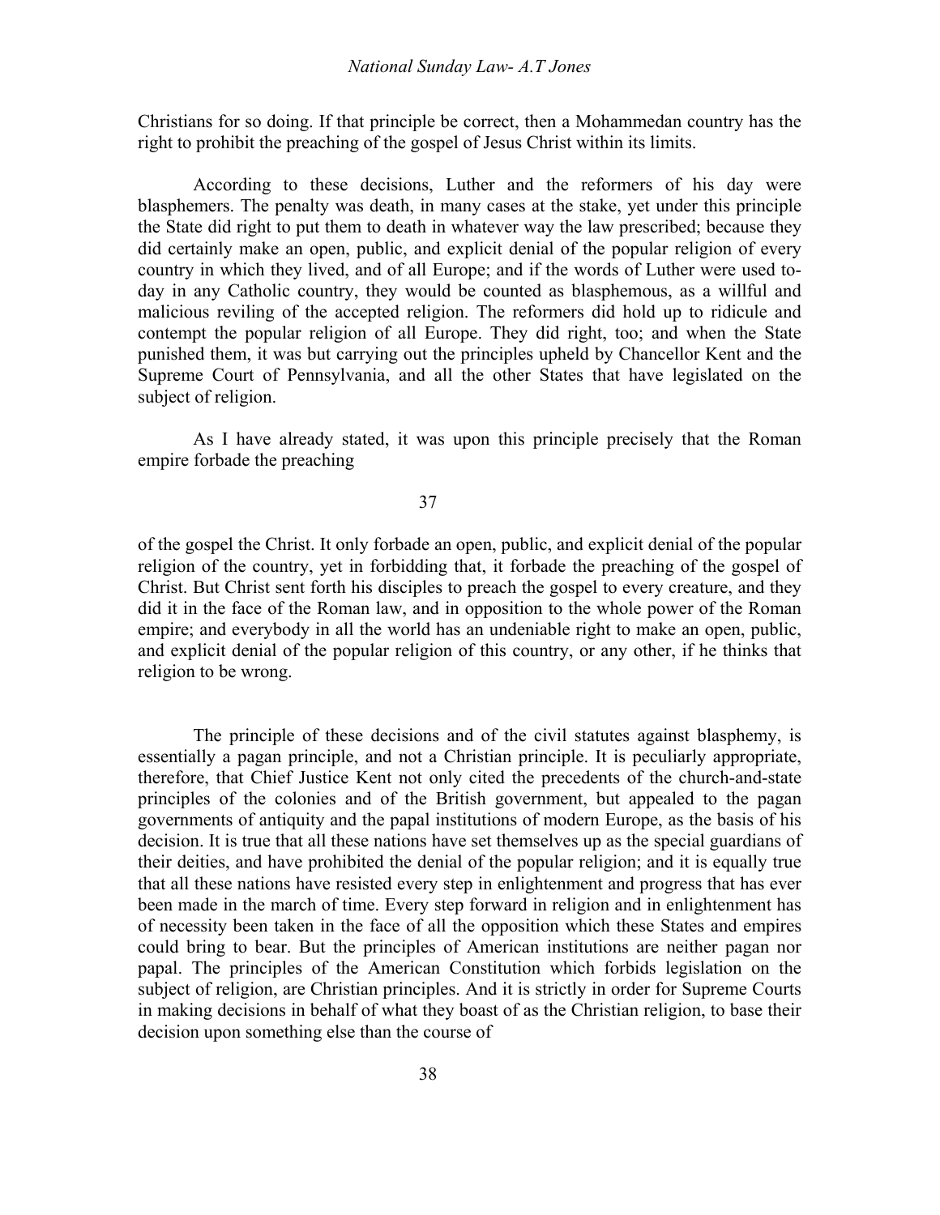Christians for so doing. If that principle be correct, then a Mohammedan country has the right to prohibit the preaching of the gospel of Jesus Christ within its limits.

According to these decisions, Luther and the reformers of his day were blasphemers. The penalty was death, in many cases at the stake, yet under this principle the State did right to put them to death in whatever way the law prescribed; because they did certainly make an open, public, and explicit denial of the popular religion of every country in which they lived, and of all Europe; and if the words of Luther were used to-day in any Catholic country, they would be counted as blasphemous, as a willful and malicious reviling of the accepted religion. The reformers did hold up to ridicule and contempt the popular religion of all Europe. They did right, too; and when the State punished them, it was but carrying out the principles upheld by Chancellor Kent and the Supreme Court of Pennsylvania, and all the other States that have legislated on the subject of religion.

As I have already stated, it was upon this principle precisely that the Roman empire forbade the preaching of the gospel the Christ. It only forbade an open, public, and explicit denial of the popular religion of the country, yet in forbidding that, it forbade the preaching of the gospel of Christ. But Christ sent forth his disciples to preach the gospel to every creature, and they did it in the face of the Roman law, and in opposition to the whole power of the Roman empire; and everybody in all the world has an undeniable right to make an open, public, and explicit denial of the popular religion of this country, or any other, if he thinks that religion to be wrong.

The principle of these decisions and of the civil statutes against blasphemy, is essentially a pagan principle, and not a Christian principle. It is peculiarly appropriate, therefore, that Chief Justice Kent not only cited the precedents of the church-and-state principles of the colonies and of the British government, but appealed to the pagan governments of antiquity and the papal institutions of modern Europe, as the basis of his decision. It is true that all these nations have set themselves up as the special guardians of their deities, and have prohibited the denial of the popular religion; and it is equally true that all these nations have resisted every step in enlightenment and progress that has ever been made in the march of time. Every step forward in religion and in enlightenment has of necessity been taken in the face of all the opposition which these States and empires could bring to bear. But the principles of American institutions are neither pagan nor papal. The principles of the American Constitution which forbids legislation on the subject of religion, are Christian principles. And it is strictly in order for Supreme Courts in making decisions in behalf of what they boast of as the Christian religion, to base their decision upon something else than the course of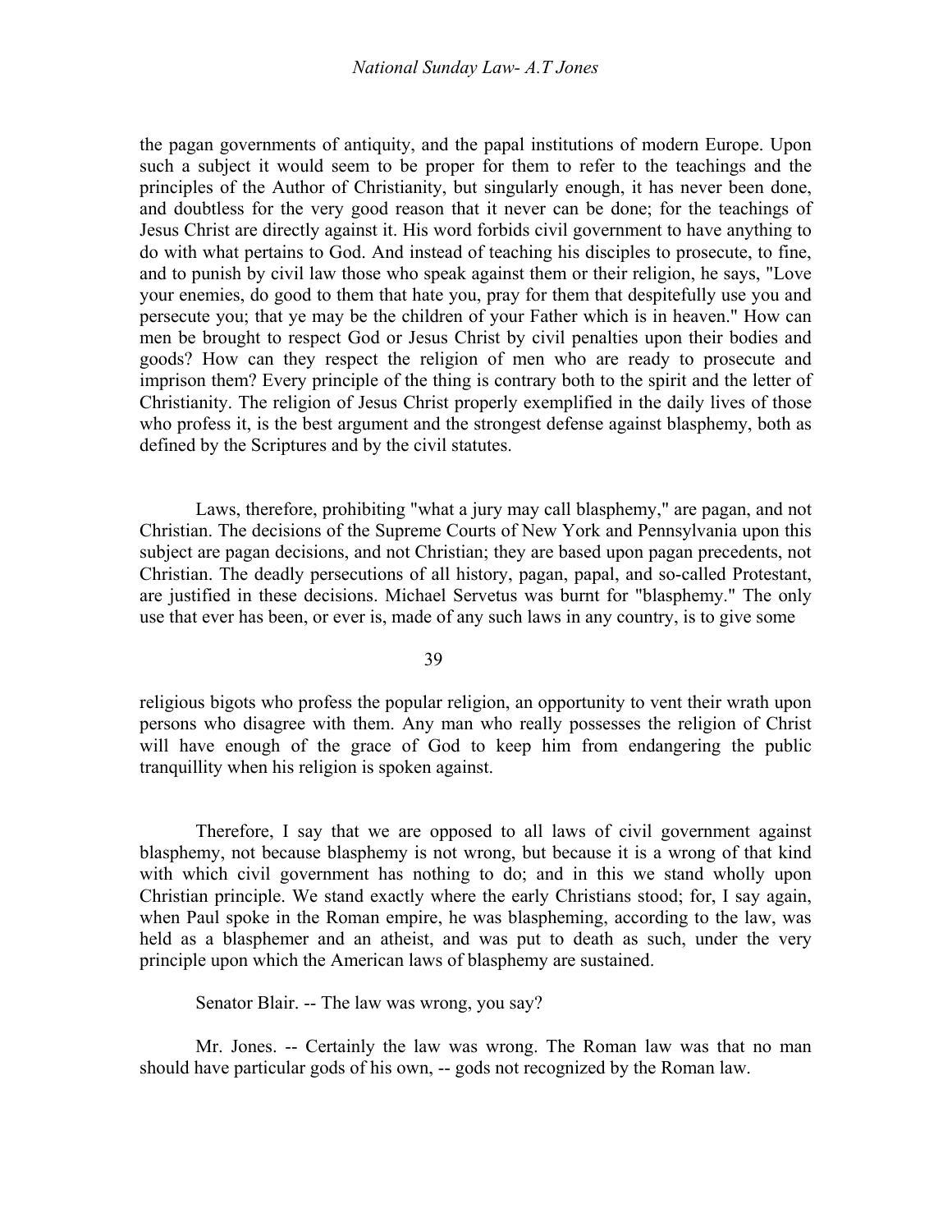the pagan governments of antiquity, and the papal institutions of modern Europe. Upon such a subject it would seem to be proper for them to refer to the teachings and the principles of the Author of Christianity, but singularly enough, it has never been done, and doubtless for the very good reason that it never can be done; for the teachings of Jesus Christ are directly against it. His word forbids civil government to have anything to do with what pertains to God. And instead of teaching his disciples to prosecute, to fine, and to punish by civil law those who speak against them or their religion, he says, "Love your enemies, do good to them that hate you, pray for them that despitefully use you and persecute you; that ye may be the children of your Father which is in heaven." How can men be brought to respect God or Jesus Christ by civil penalties upon their bodies and goods? How can they respect the religion of men who are ready to prosecute and imprison them? Every principle of the thing is contrary both to the spirit and the letter of Christianity. The religion of Jesus Christ properly exemplified in the daily lives of those who profess it, is the best argument and the strongest defense against blasphemy, both as defined by the Scriptures and by the civil statutes.

Laws, therefore, prohibiting "what a jury may call blasphemy," are pagan, and not Christian. The decisions of the Supreme Courts of New York and Pennsylvania upon this subject are pagan decisions, and not Christian; they are based upon pagan precedents, not Christian. The deadly persecutions of all history, pagan, papal, and so-called Protestant, are justified in these decisions. Michael Servetus was burnt for "blasphemy." The only use that ever has been, or ever is, made of any such laws in any country, is to give some religious bigots who profess the popular religion, an opportunity to vent their wrath upon persons who disagree with them. Any man who really possesses the religion of Christ will have enough of the grace of God to keep him from endangering the public tranquillity when his religion is spoken against.

Therefore, I say that we are opposed to all laws of civil government against blasphemy, not because blasphemy is not wrong, but because it is a wrong of that kind with which civil government has nothing to do; and in this we stand wholly upon Christian principle. We stand exactly where the early Christians stood; for, I say again, when Paul spoke in the Roman empire, he was blaspheming, according to the law, was held as a blasphemer and an atheist, and was put to death as such, under the very principle upon which the American laws of blasphemy are sustained.

Senator Blair. -- The law was wrong, you say?

Mr. Jones. -- Certainly the law was wrong. The Roman law was that no man should have particular gods of his own, -- gods not recognized by the Roman law.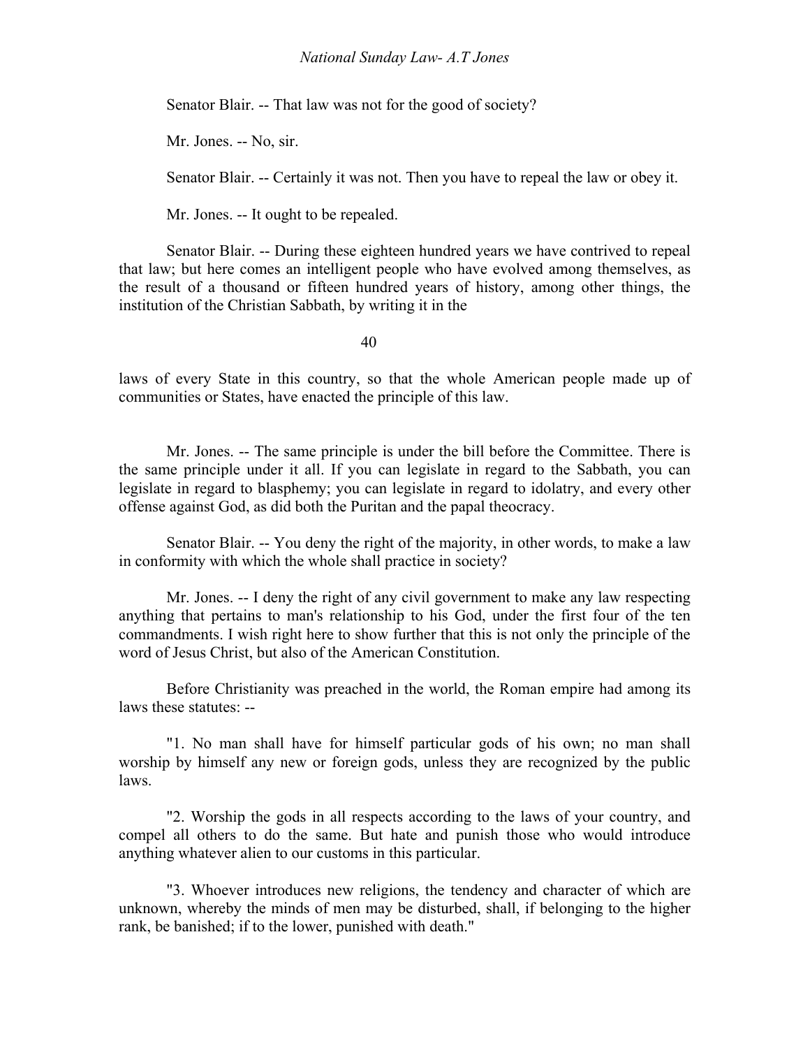Senator Blair. -- That law was not for the good of society?

Mr. Jones. -- No, sir.

Senator Blair. -- Certainly it was not. Then you have to repeal the law or obey it.

Mr. Jones. -- It ought to be repealed.

Senator Blair. -- During these eighteen hundred years we have contrived to repeal that law; but here comes an intelligent people who have evolved among themselves, as the result of a thousand or fifteen hundred years of history, among other things, the institution of the Christian Sabbath, by writing it in the laws of every State in this country, so that the whole American people made up of communities or States, have enacted the principle of this law.

Mr. Jones. -- The same principle is under the bill before the Committee. There is the same principle under it all. If you can legislate in regard to the Sabbath, you can legislate in regard to blasphemy; you can legislate in regard to idolatry, and every other offense against God, as did both the Puritan and the papal theocracy.

Senator Blair. -- You deny the right of the majority, in other words, to make a law in conformity with which the whole shall practice in society?

Mr. Jones. -- I deny the right of any civil government to make any law respecting anything that pertains to man's relationship to his God, under the first four of the ten commandments. I wish right here to show further that this is not only the principle of the word of Jesus Christ, but also of the American Constitution.

Before Christianity was preached in the world, the Roman empire had among its laws these statutes: --

"1. No man shall have for himself particular gods of his own; no man shall worship by himself any new or foreign gods, unless they are recognized by the public laws.

"2. Worship the gods in all respects according to the laws of your country, and compel all others to do the same. But hate and punish those who would introduce anything whatever alien to our customs in this particular.

"3. Whoever introduces new religions, the tendency and character of which are unknown, whereby the minds of men may be disturbed, shall, if belonging to the higher rank, be banished; if to the lower, punished with death."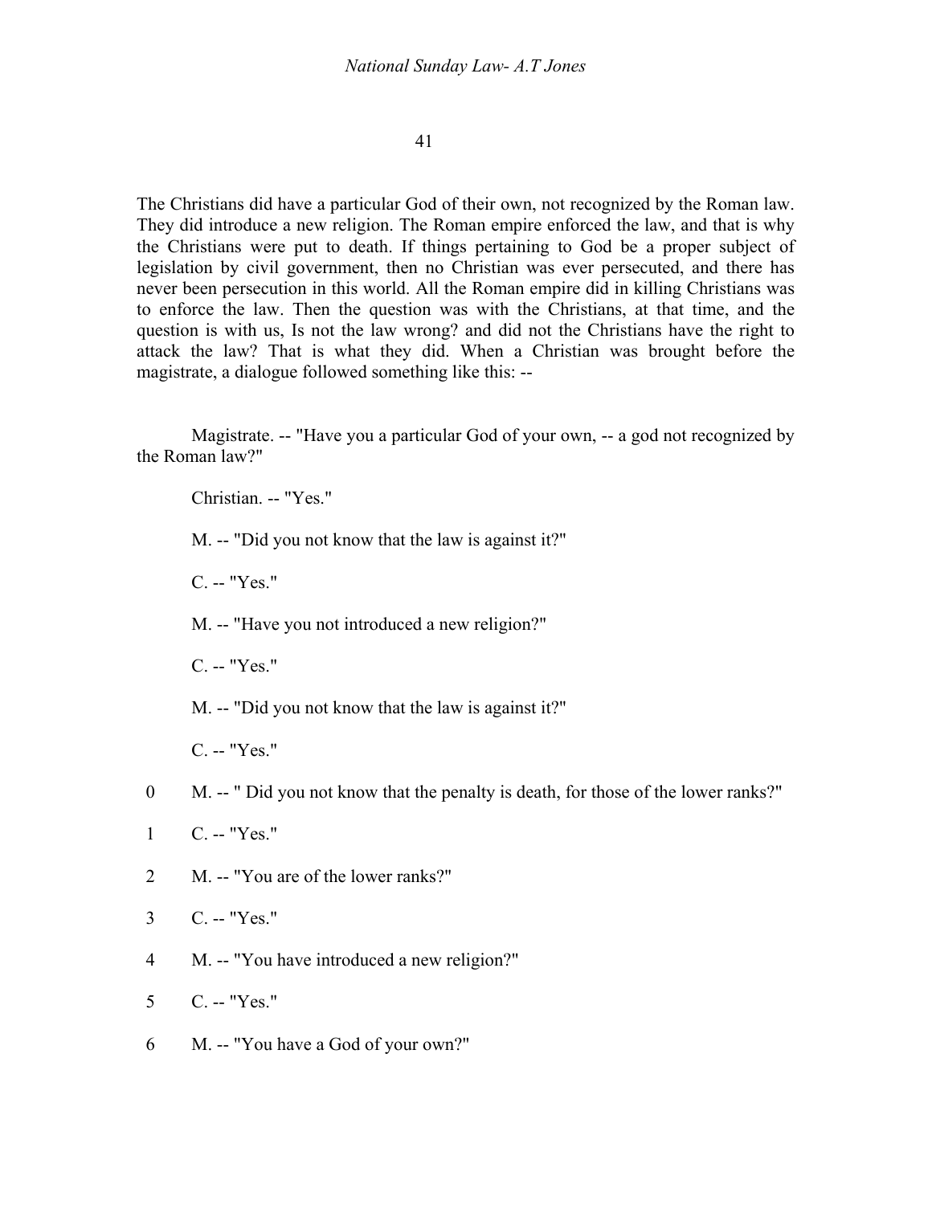The Christians did have a particular God of their own, not recognized by the Roman law. They did introduce a new religion. The Roman empire enforced the law, and that is why the Christians were put to death. If things pertaining to God be a proper subject of legislation by civil government, then no Christian was ever persecuted, and there has never been persecution in this world. All the Roman empire did in killing Christians was to enforce the law. Then the question was with the Christians, at that time, and the question is with us, Is not the law wrong? and did not the Christians have the right to attack the law? That is what they did. When a Christian was brought before the magistrate, a dialogue followed something like this: --

Magistrate. -- "Have you a particular God of your own, -- a god not recognized by the Roman law?"

Christian. -- "Yes."

M. -- "Did you not know that the law is against it?"

C. -- "Yes."

M. -- "Have you not introduced a new religion?"

C. -- "Yes."

M. -- "Did you not know that the law is against it?"

C. -- "Yes."

M. -- " Did you not know that the penalty is death, for those of the lower ranks?"

C. -- "Yes."

M. -- "You are of the lower ranks?"

C. -- "Yes."

M. -- "You have introduced a new religion?"

C. -- "Yes."

M. -- "You have a God of your own?"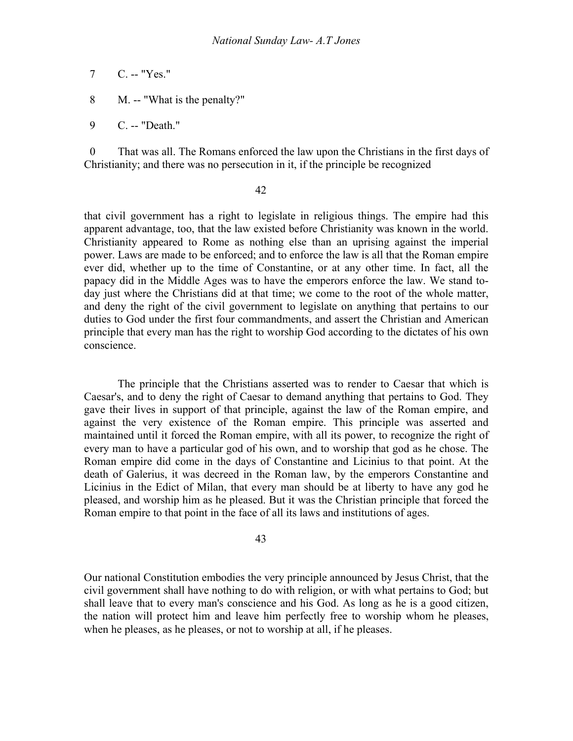7 C. -- "Yes."

8 M. -- "What is the penalty?"

9 C. -- "Death."

0 That was all. The Romans enforced the law upon the Christians in the first days of Christianity; and there was no persecution in it, if the principle be recognized that civil government has a right to legislate in religious things. The empire had this apparent advantage, too, that the law existed before Christianity was known in the world. Christianity appeared to Rome as nothing else than an uprising against the imperial power. Laws are made to be enforced; and to enforce the law is all that the Roman empire ever did, whether up to the time of Constantine, or at any other time. In fact, all the papacy did in the Middle Ages was to have the emperors enforce the law. We stand to-day just where the Christians did at that time; we come to the root of the whole matter, and deny the right of the civil government to legislate on anything that pertains to our duties to God under the first four commandments, and assert the Christian and American principle that every man has the right to worship God according to the dictates of his own conscience.

The principle that the Christians asserted was to render to Caesar that which is Caesar's, and to deny the right of Caesar to demand anything that pertains to God. They gave their lives in support of that principle, against the law of the Roman empire, and against the very existence of the Roman empire. This principle was asserted and maintained until it forced the Roman empire, with all its power, to recognize the right of every man to have a particular god of his own, and to worship that god as he chose. The Roman empire did come in the days of Constantine and Licinius to that point. At the death of Galerius, it was decreed in the Roman law, by the emperors Constantine and Licinius in the Edict of Milan, that every man should be at liberty to have any god he pleased, and worship him as he pleased. But it was the Christian principle that forced the Roman empire to that point in the face of all its laws and institutions of ages.

Our national Constitution embodies the very principle announced by Jesus Christ, that the civil government shall have nothing to do with religion, or with what pertains to God; but shall leave that to every man's conscience and his God. As long as he is a good citizen, the nation will protect him and leave him perfectly free to worship whom he pleases, when he pleases, as he pleases, or not to worship at all, if he pleases.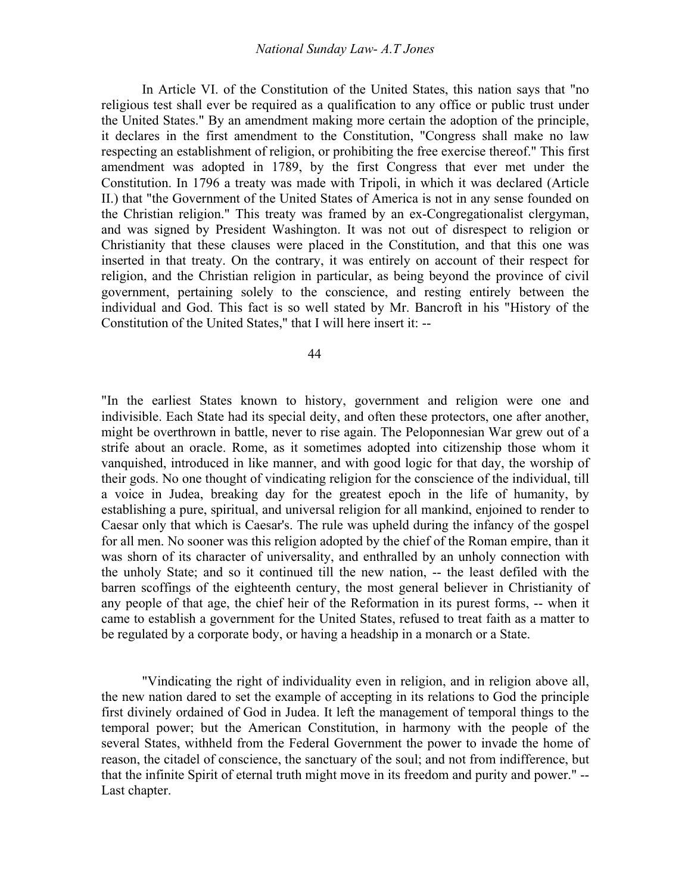In Article VI. of the Constitution of the United States, this nation says that "no religious test shall ever be required as a qualification to any office or public trust under the United States." By an amendment making more certain the adoption of the principle, it declares in the first amendment to the Constitution, "Congress shall make no law respecting an establishment of religion, or prohibiting the free exercise thereof." This first amendment was adopted in 1789, by the first Congress that ever met under the Constitution. In 1796 a treaty was made with Tripoli, in which it was declared (Article II.) that "the Government of the United States of America is not in any sense founded on the Christian religion." This treaty was framed by an ex-Congregationalist clergyman, and was signed by President Washington. It was not out of disrespect to religion or Christianity that these clauses were placed in the Constitution, and that this one was inserted in that treaty. On the contrary, it was entirely on account of their respect for religion, and the Christian religion in particular, as being beyond the province of civil government, pertaining solely to the conscience, and resting entirely between the individual and God. This fact is so well stated by Mr. Bancroft in his "History of the Constitution of the United States," that I will here insert it: --

"In the earliest States known to history, government and religion were one and indivisible. Each State had its special deity, and often these protectors, one after another, might be overthrown in battle, never to rise again. The Peloponnesian War grew out of a strife about an oracle. Rome, as it sometimes adopted into citizenship those whom it vanquished, introduced in like manner, and with good logic for that day, the worship of their gods. No one thought of vindicating religion for the conscience of the individual, till a voice in Judea, breaking day for the greatest epoch in the life of humanity, by establishing a pure, spiritual, and universal religion for all mankind, enjoined to render to Caesar only that which is Caesar's. The rule was upheld during the infancy of the gospel for all men. No sooner was this religion adopted by the chief of the Roman empire, than it was shorn of its character of universality, and enthralled by an unholy connection with the unholy State; and so it continued till the new nation, -- the least defiled with the barren scoffings of the eighteenth century, the most general believer in Christianity of any people of that age, the chief heir of the Reformation in its purest forms, -- when it came to establish a government for the United States, refused to treat faith as a matter to be regulated by a corporate body, or having a headship in a monarch or a State.

"Vindicating the right of individuality even in religion, and in religion above all, the new nation dared to set the example of accepting in its relations to God the principle first divinely ordained of God in Judea. It left the management of temporal things to the temporal power; but the American Constitution, in harmony with the people of the several States, withheld from the Federal Government the power to invade the home of reason, the citadel of conscience, the sanctuary of the soul; and not from indifference, but that the infinite Spirit of eternal truth might move in its freedom and purity and power." -- Last chapter.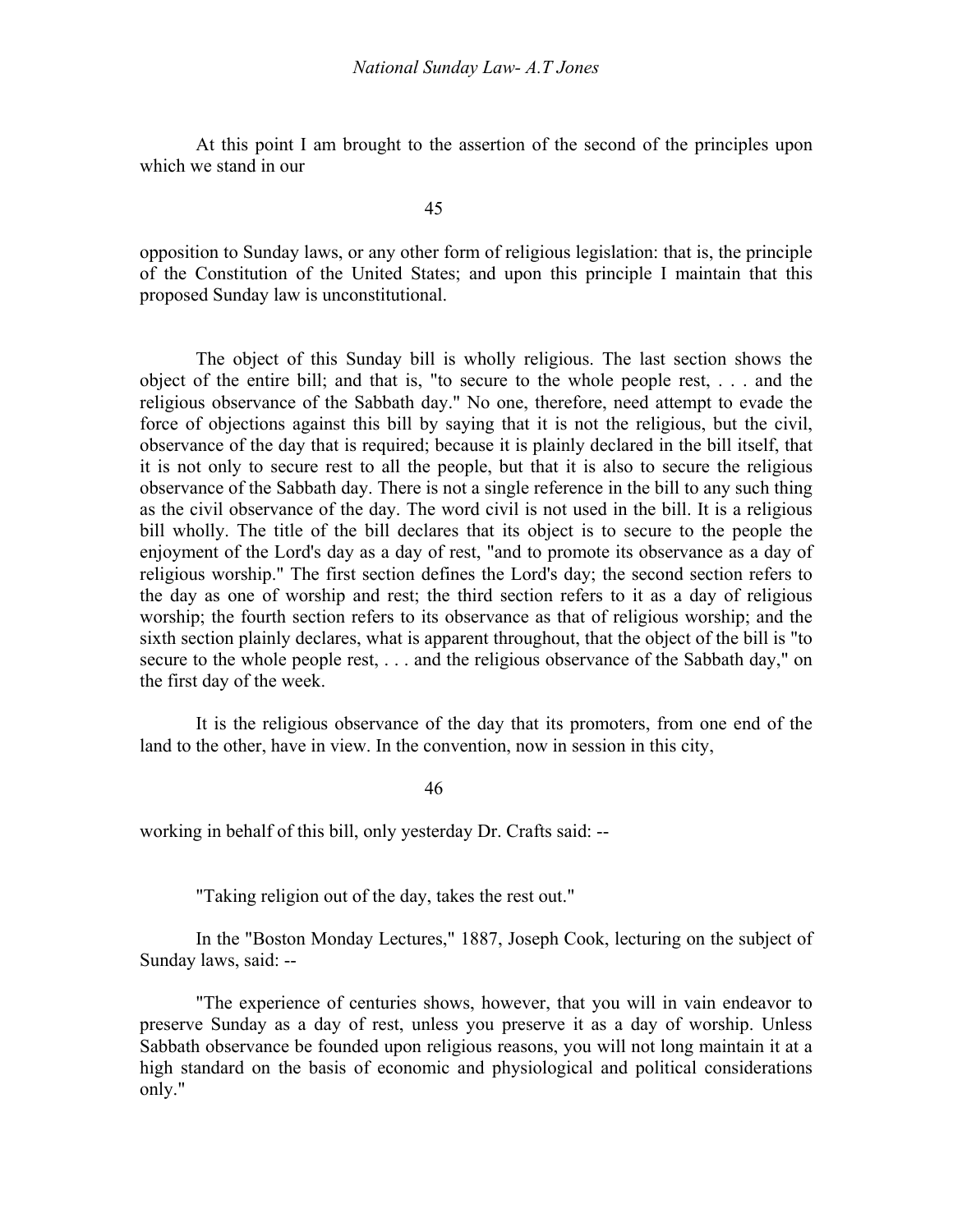At this point I am brought to the assertion of the second of the principles upon which we stand in our opposition to Sunday laws, or any other form of religious legislation: that is, the principle of the Constitution of the United States; and upon this principle I maintain that this proposed Sunday law is unconstitutional.

The object of this Sunday bill is wholly religious. The last section shows the object of the entire bill; and that is, "to secure to the whole people rest, . . . and the religious observance of the Sabbath day." No one, therefore, need attempt to evade the force of objections against this bill by saying that it is not the religious, but the civil, observance of the day that is required; because it is plainly declared in the bill itself, that it is not only to secure rest to all the people, but that it is also to secure the religious observance of the Sabbath day. There is not a single reference in the bill to any such thing as the civil observance of the day. The word civil is not used in the bill. It is a religious bill wholly. The title of the bill declares that its object is to secure to the people the enjoyment of the Lord's day as a day of rest, "and to promote its observance as a day of religious worship." The first section defines the Lord's day; the second section refers to the day as one of worship and rest; the third section refers to it as a day of religious worship; the fourth section refers to its observance as that of religious worship; and the sixth section plainly declares, what is apparent throughout, that the object of the bill is "to secure to the whole people rest, . . . and the religious observance of the Sabbath day," on the first day of the week.

It is the religious observance of the day that its promoters, from one end of the land to the other, have in view. In the convention, now in session in this city, working in behalf of this bill, only yesterday Dr. Crafts said: --

"Taking religion out of the day, takes the rest out."

In the "Boston Monday Lectures," 1887, Joseph Cook, lecturing on the subject of Sunday laws, said: --

"The experience of centuries shows, however, that you will in vain endeavor to preserve Sunday as a day of rest, unless you preserve it as a day of worship. Unless Sabbath observance be founded upon religious reasons, you will not long maintain it at a high standard on the basis of economic and physiological and political considerations only."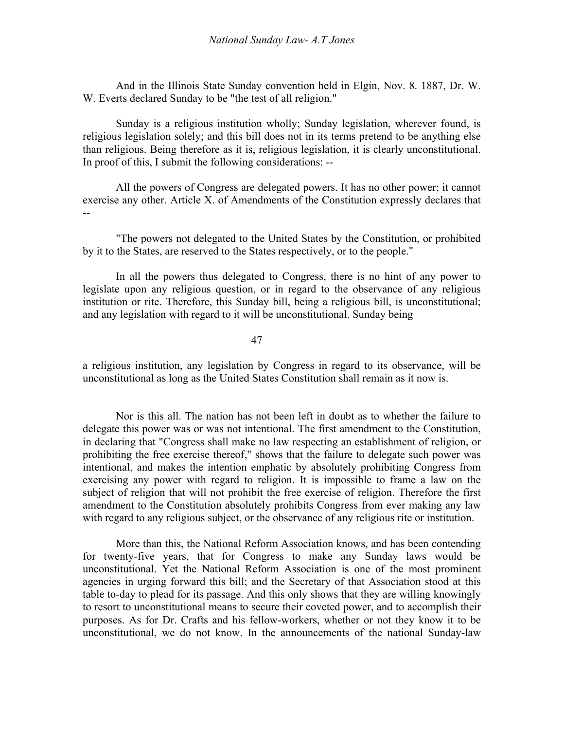And in the Illinois State Sunday convention held in Elgin, Nov. 8. 1887, Dr. W. W. Everts declared Sunday to be "the test of all religion."

Sunday is a religious institution wholly; Sunday legislation, wherever found, is religious legislation solely; and this bill does not in its terms pretend to be anything else than religious. Being therefore as it is, religious legislation, it is clearly unconstitutional. In proof of this, I submit the following considerations: --

All the powers of Congress are delegated powers. It has no other power; it cannot exercise any other. Article X. of Amendments of the Constitution expressly declares that --

"The powers not delegated to the United States by the Constitution, or prohibited by it to the States, are reserved to the States respectively, or to the people."

In all the powers thus delegated to Congress, there is no hint of any power to legislate upon any religious question, or in regard to the observance of any religious institution or rite. Therefore, this Sunday bill, being a religious bill, is unconstitutional; and any legislation with regard to it will be unconstitutional. Sunday being a religious institution, any legislation by Congress in regard to its observance, will be unconstitutional as long as the United States Constitution shall remain as it now is.

Nor is this all. The nation has not been left in doubt as to whether the failure to delegate this power was or was not intentional. The first amendment to the Constitution, in declaring that "Congress shall make no law respecting an establishment of religion, or prohibiting the free exercise thereof," shows that the failure to delegate such power was intentional, and makes the intention emphatic by absolutely prohibiting Congress from exercising any power with regard to religion. It is impossible to frame a law on the subject of religion that will not prohibit the free exercise of religion. Therefore the first amendment to the Constitution absolutely prohibits Congress from ever making any law with regard to any religious subject, or the observance of any religious rite or institution.

More than this, the National Reform Association knows, and has been contending for twenty-five years, that for Congress to make any Sunday laws would be unconstitutional. Yet the National Reform Association is one of the most prominent agencies in urging forward this bill; and the Secretary of that Association stood at this table to-day to plead for its passage. And this only shows that they are willing knowingly to resort to unconstitutional means to secure their coveted power, and to accomplish their purposes. As for Dr. Crafts and his fellow-workers, whether or not they know it to be unconstitutional, we do not know. In the announcements of the national Sunday-law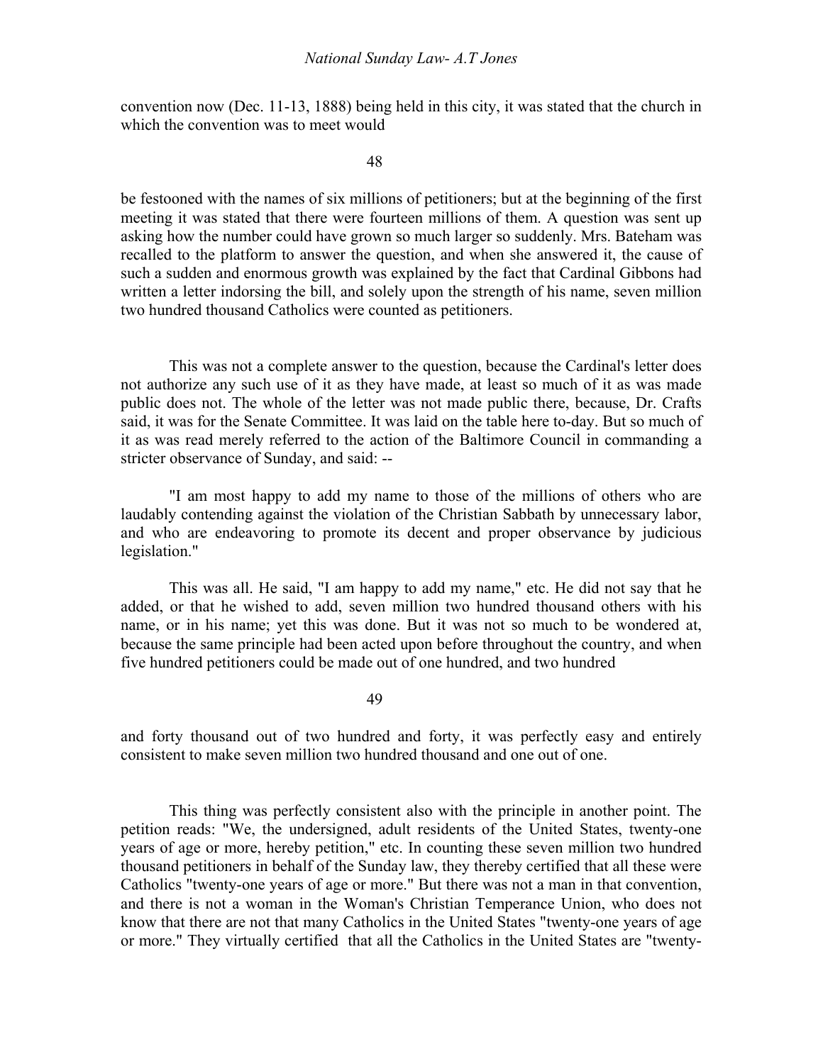convention now (Dec. 11-13, 1888) being held in this city, it was stated that the church in which the convention was to meet would

be festooned with the names of six millions of petitioners; but at the beginning of the first meeting it was stated that there were fourteen millions of them. A question was sent up asking how the number could have grown so much larger so suddenly. Mrs. Bateham was recalled to the platform to answer the question, and when she answered it, the cause of such a sudden and enormous growth was explained by the fact that Cardinal Gibbons had written a letter indorsing the bill, and solely upon the strength of his name, seven million two hundred thousand Catholics were counted as petitioners.

This was not a complete answer to the question, because the Cardinal's letter does not authorize any such use of it as they have made, at least so much of it as was made public does not. The whole of the letter was not made public there, because, Dr. Crafts said, it was for the Senate Committee. It was laid on the table here to-day. But so much of it as was read merely referred to the action of the Baltimore Council in commanding a stricter observance of Sunday, and said: --

"I am most happy to add my name to those of the millions of others who are laudably contending against the violation of the Christian Sabbath by unnecessary labor, and who are endeavoring to promote its decent and proper observance by judicious legislation."

This was all. He said, "I am happy to add my name," etc. He did not say that he added, or that he wished to add, seven million two hundred thousand others with his name, or in his name; yet this was done. But it was not so much to be wondered at, because the same principle had been acted upon before throughout the country, and when five hundred petitioners could be made out of one hundred, and two hundred

and forty thousand out of two hundred and forty, it was perfectly easy and entirely consistent to make seven million two hundred thousand and one out of one.

This thing was perfectly consistent also with the principle in another point. The petition reads: "We, the undersigned, adult residents of the United States, twenty-one years of age or more, hereby petition," etc. In counting these seven million two hundred thousand petitioners in behalf of the Sunday law, they thereby certified that all these were Catholics "twenty-one years of age or more." But there was not a man in that convention, and there is not a woman in the Woman's Christian Temperance Union, who does not know that there are not that many Catholics in the United States "twenty-one years of age or more." They virtually certified that all the Catholics in the United States are "twenty-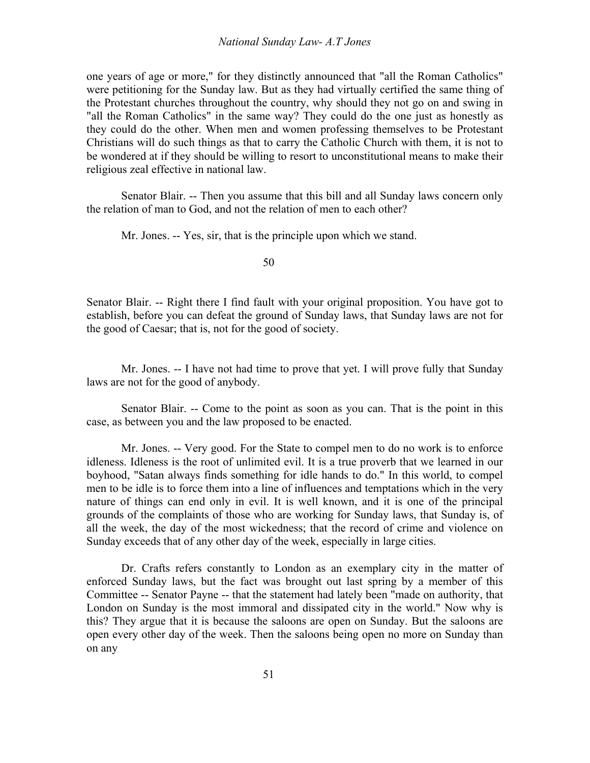one years of age or more," for they distinctly announced that "all the Roman Catholics" were petitioning for the Sunday law. But as they had virtually certified the same thing of the Protestant churches throughout the country, why should they not go on and swing in "all the Roman Catholics" in the same way? They could do the one just as honestly as they could do the other. When men and women professing themselves to be Protestant Christians will do such things as that to carry the Catholic Church with them, it is not to be wondered at if they should be willing to resort to unconstitutional means to make their religious zeal effective in national law.

Senator Blair. -- Then you assume that this bill and all Sunday laws concern only the relation of man to God, and not the relation of men to each other?

Mr. Jones. -- Yes, sir, that is the principle upon which we stand.

Senator Blair. -- Right there I find fault with your original proposition. You have got to establish, before you can defeat the ground of Sunday laws, that Sunday laws are not for the good of Caesar; that is, not for the good of society.

Mr. Jones. -- I have not had time to prove that yet. I will prove fully that Sunday laws are not for the good of anybody.

Senator Blair. -- Come to the point as soon as you can. That is the point in this case, as between you and the law proposed to be enacted.

Mr. Jones. -- Very good. For the State to compel men to do no work is to enforce idleness. Idleness is the root of unlimited evil. It is a true proverb that we learned in our boyhood, "Satan always finds something for idle hands to do." In this world, to compel men to be idle is to force them into a line of influences and temptations which in the very nature of things can end only in evil. It is well known, and it is one of the principal grounds of the complaints of those who are working for Sunday laws, that Sunday is, of all the week, the day of the most wickedness; that the record of crime and violence on Sunday exceeds that of any other day of the week, especially in large cities.

Dr. Crafts refers constantly to London as an exemplary city in the matter of enforced Sunday laws, but the fact was brought out last spring by a member of this Committee -- Senator Payne -- that the statement had lately been "made on authority, that London on Sunday is the most immoral and dissipated city in the world." Now why is this? They argue that it is because the saloons are open on Sunday. But the saloons are open every other day of the week. Then the saloons being open no more on Sunday than on any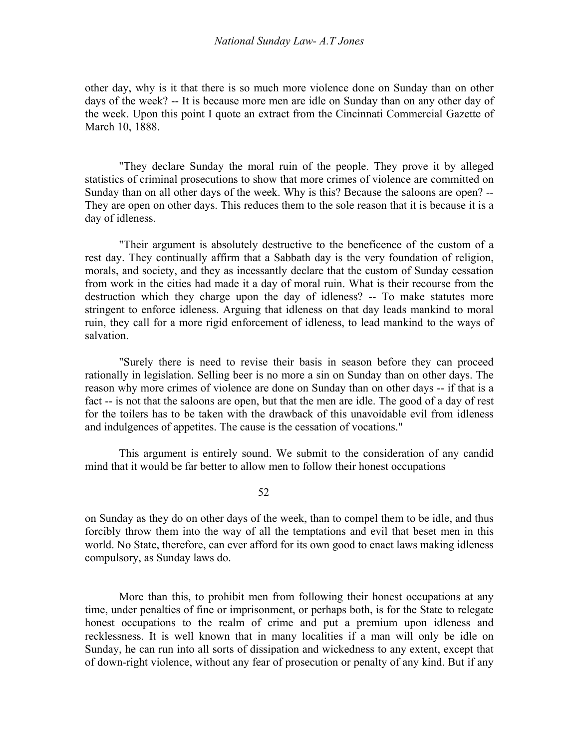other day, why is it that there is so much more violence done on Sunday than on other days of the week? -- It is because more men are idle on Sunday than on any other day of the week. Upon this point I quote an extract from the Cincinnati Commercial Gazette of March 10, 1888.

"They declare Sunday the moral ruin of the people. They prove it by alleged statistics of criminal prosecutions to show that more crimes of violence are committed on Sunday than on all other days of the week. Why is this? Because the saloons are open? -- They are open on other days. This reduces them to the sole reason that it is because it is a day of idleness.

"Their argument is absolutely destructive to the beneficence of the custom of a rest day. They continually affirm that a Sabbath day is the very foundation of religion, morals, and society, and they as incessantly declare that the custom of Sunday cessation from work in the cities had made it a day of moral ruin. What is their recourse from the destruction which they charge upon the day of idleness? -- To make statutes more stringent to enforce idleness. Arguing that idleness on that day leads mankind to moral ruin, they call for a more rigid enforcement of idleness, to lead mankind to the ways of salvation.

"Surely there is need to revise their basis in season before they can proceed rationally in legislation. Selling beer is no more a sin on Sunday than on other days. The reason why more crimes of violence are done on Sunday than on other days -- if that is a fact -- is not that the saloons are open, but that the men are idle. The good of a day of rest for the toilers has to be taken with the drawback of this unavoidable evil from idleness and indulgences of appetites. The cause is the cessation of vocations."

This argument is entirely sound. We submit to the consideration of any candid mind that it would be far better to allow men to follow their honest occupations on Sunday as they do on other days of the week, than to compel them to be idle, and thus forcibly throw them into the way of all the temptations and evil that beset men in this world. No State, therefore, can ever afford for its own good to enact laws making idleness compulsory, as Sunday laws do.

More than this, to prohibit men from following their honest occupations at any time, under penalties of fine or imprisonment, or perhaps both, is for the State to relegate honest occupations to the realm of crime and put a premium upon idleness and recklessness. It is well known that in many localities if a man will only be idle on Sunday, he can run into all sorts of dissipation and wickedness to any extent, except that of down-right violence, without any fear of prosecution or penalty of any kind. But if any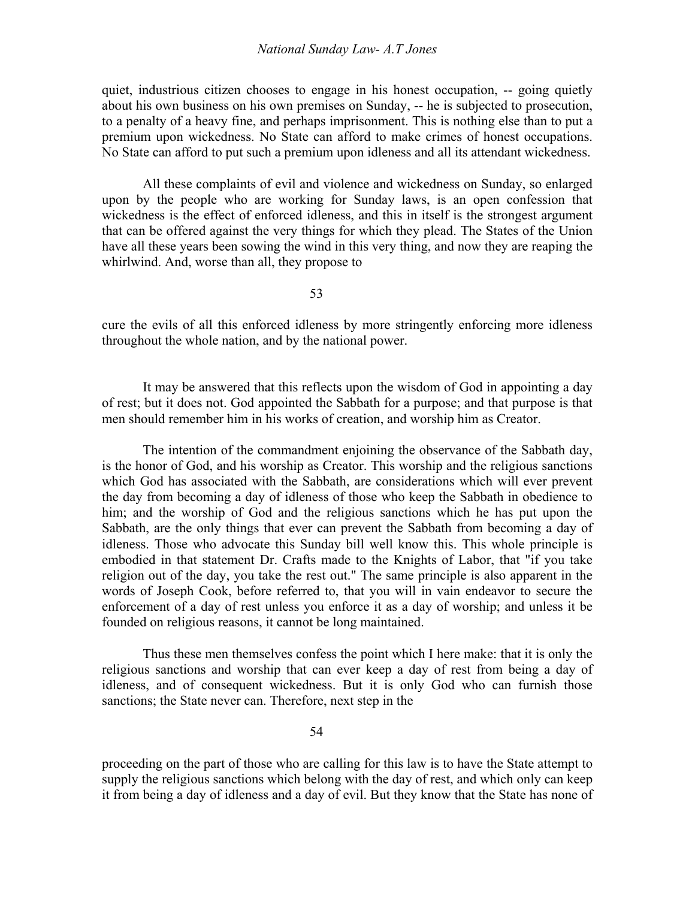quiet, industrious citizen chooses to engage in his honest occupation, -- going quietly about his own business on his own premises on Sunday, -- he is subjected to prosecution, to a penalty of a heavy fine, and perhaps imprisonment. This is nothing else than to put a premium upon wickedness. No State can afford to make crimes of honest occupations. No State can afford to put such a premium upon idleness and all its attendant wickedness.

All these complaints of evil and violence and wickedness on Sunday, so enlarged upon by the people who are working for Sunday laws, is an open confession that wickedness is the effect of enforced idleness, and this in itself is the strongest argument that can be offered against the very things for which they plead. The States of the Union have all these years been sowing the wind in this very thing, and now they are reaping the whirlwind. And, worse than all, they propose to cure the evils of all this enforced idleness by more stringently enforcing more idleness throughout the whole nation, and by the national power.

It may be answered that this reflects upon the wisdom of God in appointing a day of rest; but it does not. God appointed the Sabbath for a purpose; and that purpose is that men should remember him in his works of creation, and worship him as Creator.

The intention of the commandment enjoining the observance of the Sabbath day, is the honor of God, and his worship as Creator. This worship and the religious sanctions which God has associated with the Sabbath, are considerations which will ever prevent the day from becoming a day of idleness of those who keep the Sabbath in obedience to him; and the worship of God and the religious sanctions which he has put upon the Sabbath, are the only things that ever can prevent the Sabbath from becoming a day of idleness. Those who advocate this Sunday bill well know this. This whole principle is embodied in that statement Dr. Crafts made to the Knights of Labor, that "if you take religion out of the day, you take the rest out." The same principle is also apparent in the words of Joseph Cook, before referred to, that you will in vain endeavor to secure the enforcement of a day of rest unless you enforce it as a day of worship; and unless it be founded on religious reasons, it cannot be long maintained.

Thus these men themselves confess the point which I here make: that it is only the religious sanctions and worship that can ever keep a day of rest from being a day of idleness, and of consequent wickedness. But it is only God who can furnish those sanctions; the State never can. Therefore, next step in the proceeding on the part of those who are calling for this law is to have the State attempt to supply the religious sanctions which belong with the day of rest, and which only can keep it from being a day of idleness and a day of evil. But they know that the State has none of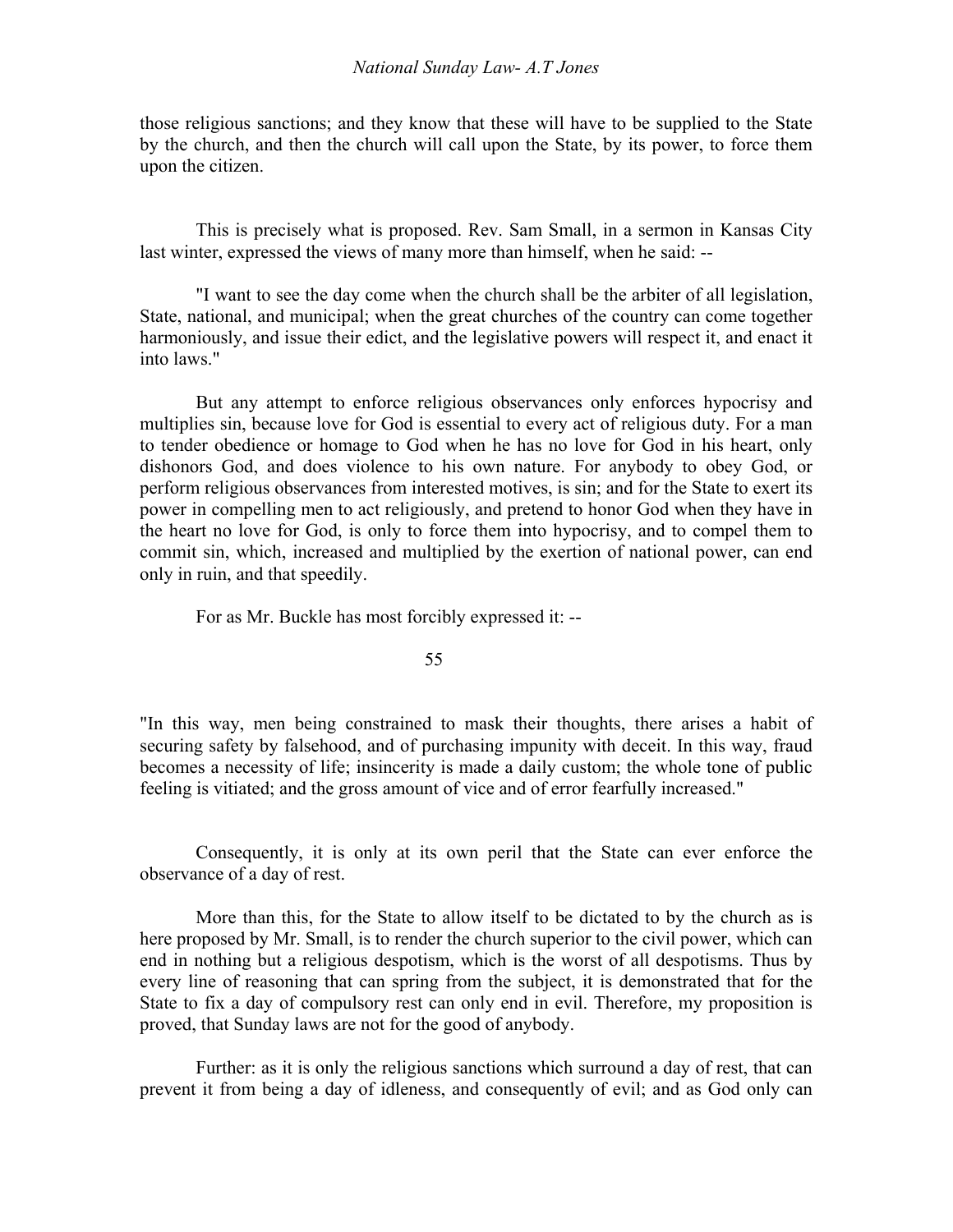those religious sanctions; and they know that these will have to be supplied to the State by the church, and then the church will call upon the State, by its power, to force them upon the citizen.

This is precisely what is proposed. Rev. Sam Small, in a sermon in Kansas City last winter, expressed the views of many more than himself, when he said: --

"I want to see the day come when the church shall be the arbiter of all legislation, State, national, and municipal; when the great churches of the country can come together harmoniously, and issue their edict, and the legislative powers will respect it, and enact it into laws."

But any attempt to enforce religious observances only enforces hypocrisy and multiplies sin, because love for God is essential to every act of religious duty. For a man to tender obedience or homage to God when he has no love for God in his heart, only dishonors God, and does violence to his own nature. For anybody to obey God, or perform religious observances from interested motives, is sin; and for the State to exert its power in compelling men to act religiously, and pretend to honor God when they have in the heart no love for God, is only to force them into hypocrisy, and to compel them to commit sin, which, increased and multiplied by the exertion of national power, can end only in ruin, and that speedily.

For as Mr. Buckle has most forcibly expressed it: --

"In this way, men being constrained to mask their thoughts, there arises a habit of securing safety by falsehood, and of purchasing impunity with deceit. In this way, fraud becomes a necessity of life; insincerity is made a daily custom; the whole tone of public feeling is vitiated; and the gross amount of vice and of error fearfully increased."

Consequently, it is only at its own peril that the State can ever enforce the observance of a day of rest.

More than this, for the State to allow itself to be dictated to by the church as is here proposed by Mr. Small, is to render the church superior to the civil power, which can end in nothing but a religious despotism, which is the worst of all despotisms. Thus by every line of reasoning that can spring from the subject, it is demonstrated that for the State to fix a day of compulsory rest can only end in evil. Therefore, my proposition is proved, that Sunday laws are not for the good of anybody.

Further: as it is only the religious sanctions which surround a day of rest, that can prevent it from being a day of idleness, and consequently of evil; and as God only can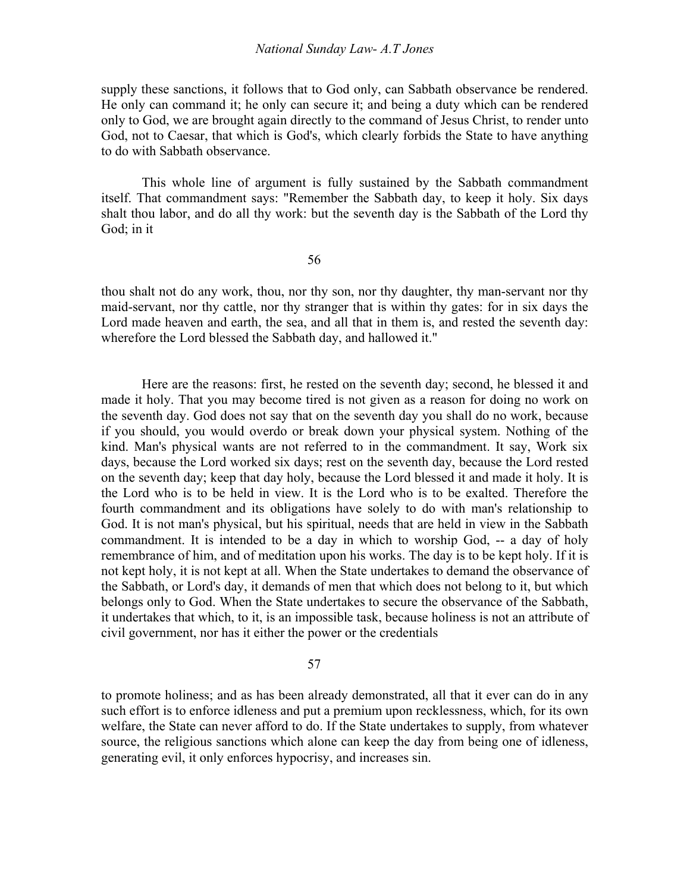supply these sanctions, it follows that to God only, can Sabbath observance be rendered. He only can command it; he only can secure it; and being a duty which can be rendered only to God, we are brought again directly to the command of Jesus Christ, to render unto God, not to Caesar, that which is God's, which clearly forbids the State to have anything to do with Sabbath observance.

This whole line of argument is fully sustained by the Sabbath commandment itself. That commandment says: "Remember the Sabbath day, to keep it holy. Six days shalt thou labor, and do all thy work: but the seventh day is the Sabbath of the Lord thy God; in it thou shalt not do any work, thou, nor thy son, nor thy daughter, thy man-servant nor thy maid-servant, nor thy cattle, nor thy stranger that is within thy gates: for in six days the Lord made heaven and earth, the sea, and all that in them is, and rested the seventh day: wherefore the Lord blessed the Sabbath day, and hallowed it."

Here are the reasons: first, he rested on the seventh day; second, he blessed it and made it holy. That you may become tired is not given as a reason for doing no work on the seventh day. God does not say that on the seventh day you shall do no work, because if you should, you would overdo or break down your physical system. Nothing of the kind. Man's physical wants are not referred to in the commandment. It say, Work six days, because the Lord worked six days; rest on the seventh day, because the Lord rested on the seventh day; keep that day holy, because the Lord blessed it and made it holy. It is the Lord who is to be held in view. It is the Lord who is to be exalted. Therefore the fourth commandment and its obligations have solely to do with man's relationship to God. It is not man's physical, but his spiritual, needs that are held in view in the Sabbath commandment. It is intended to be a day in which to worship God, -- a day of holy remembrance of him, and of meditation upon his works. The day is to be kept holy. If it is not kept holy, it is not kept at all. When the State undertakes to demand the observance of the Sabbath, or Lord's day, it demands of men that which does not belong to it, but which belongs only to God. When the State undertakes to secure the observance of the Sabbath, it undertakes that which, to it, is an impossible task, because holiness is not an attribute of civil government, nor has it either the power or the credentials to promote holiness; and as has been already demonstrated, all that it ever can do in any such effort is to enforce idleness and put a premium upon recklessness, which, for its own welfare, the State can never afford to do. If the State undertakes to supply, from whatever source, the religious sanctions which alone can keep the day from being one of idleness, generating evil, it only enforces hypocrisy, and increases sin.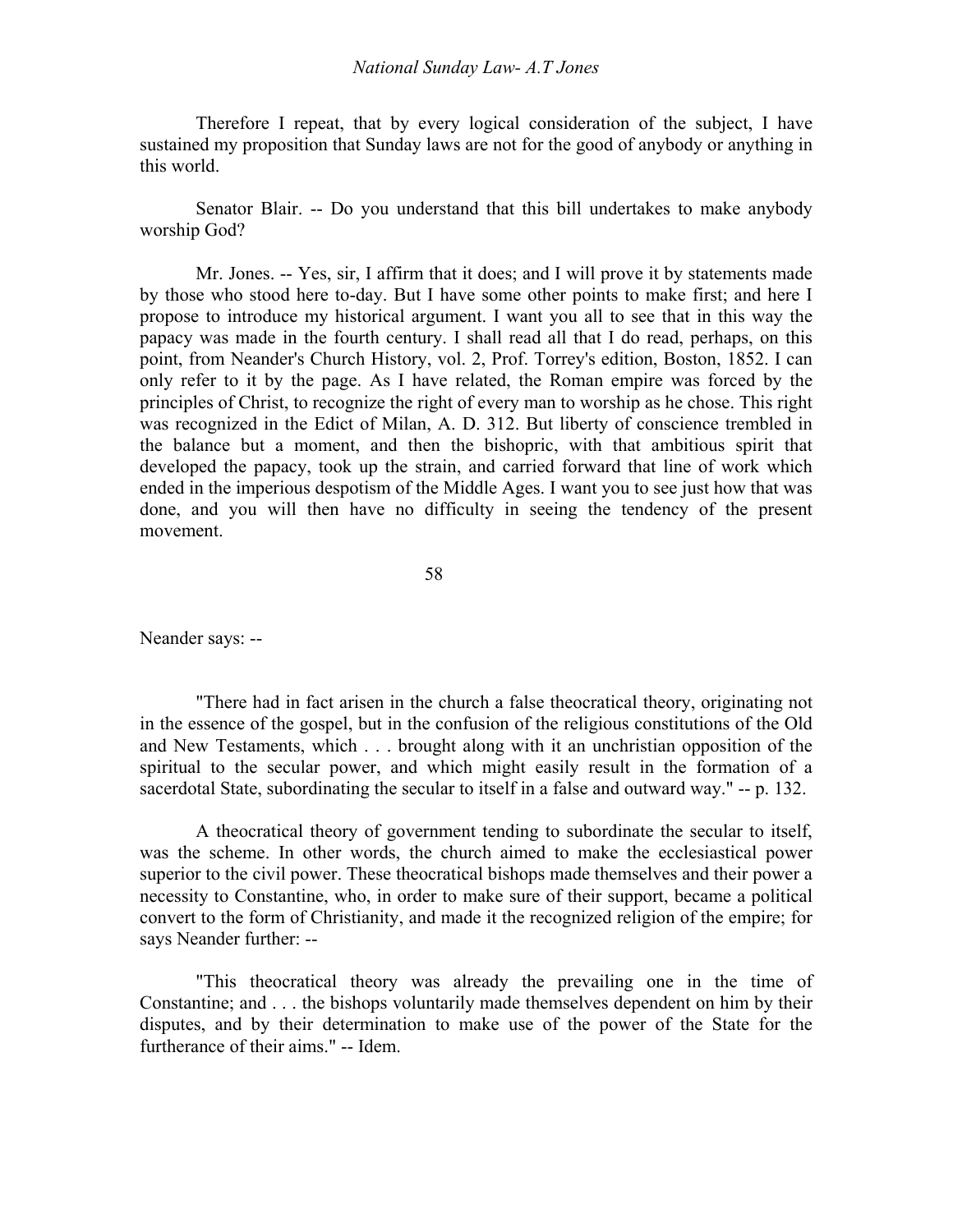Therefore I repeat, that by every logical consideration of the subject, I have sustained my proposition that Sunday laws are not for the good of anybody or anything in this world.

Senator Blair. -- Do you understand that this bill undertakes to make anybody worship God?

Mr. Jones. -- Yes, sir, I affirm that it does; and I will prove it by statements made by those who stood here to-day. But I have some other points to make first; and here I propose to introduce my historical argument. I want you all to see that in this way the papacy was made in the fourth century. I shall read all that I do read, perhaps, on this point, from Neander's Church History, vol. 2, Prof. Torrey's edition, Boston, 1852. I can only refer to it by the page. As I have related, the Roman empire was forced by the principles of Christ, to recognize the right of every man to worship as he chose. This right was recognized in the Edict of Milan, A. D. 312. But liberty of conscience trembled in the balance but a moment, and then the bishopric, with that ambitious spirit that developed the papacy, took up the strain, and carried forward that line of work which ended in the imperious despotism of the Middle Ages. I want you to see just how that was done, and you will then have no difficulty in seeing the tendency of the present movement.

Neander says: --

"There had in fact arisen in the church a false theocratical theory, originating not in the essence of the gospel, but in the confusion of the religious constitutions of the Old and New Testaments, which . . . brought along with it an unchristian opposition of the spiritual to the secular power, and which might easily result in the formation of a sacerdotal State, subordinating the secular to itself in a false and outward way." -- p. 132.

A theocratical theory of government tending to subordinate the secular to itself, was the scheme. In other words, the church aimed to make the ecclesiastical power superior to the civil power. These theocratical bishops made themselves and their power a necessity to Constantine, who, in order to make sure of their support, became a political convert to the form of Christianity, and made it the recognized religion of the empire; for says Neander further: --

"This theocratical theory was already the prevailing one in the time of Constantine; and . . . the bishops voluntarily made themselves dependent on him by their disputes, and by their determination to make use of the power of the State for the furtherance of their aims." -- Idem.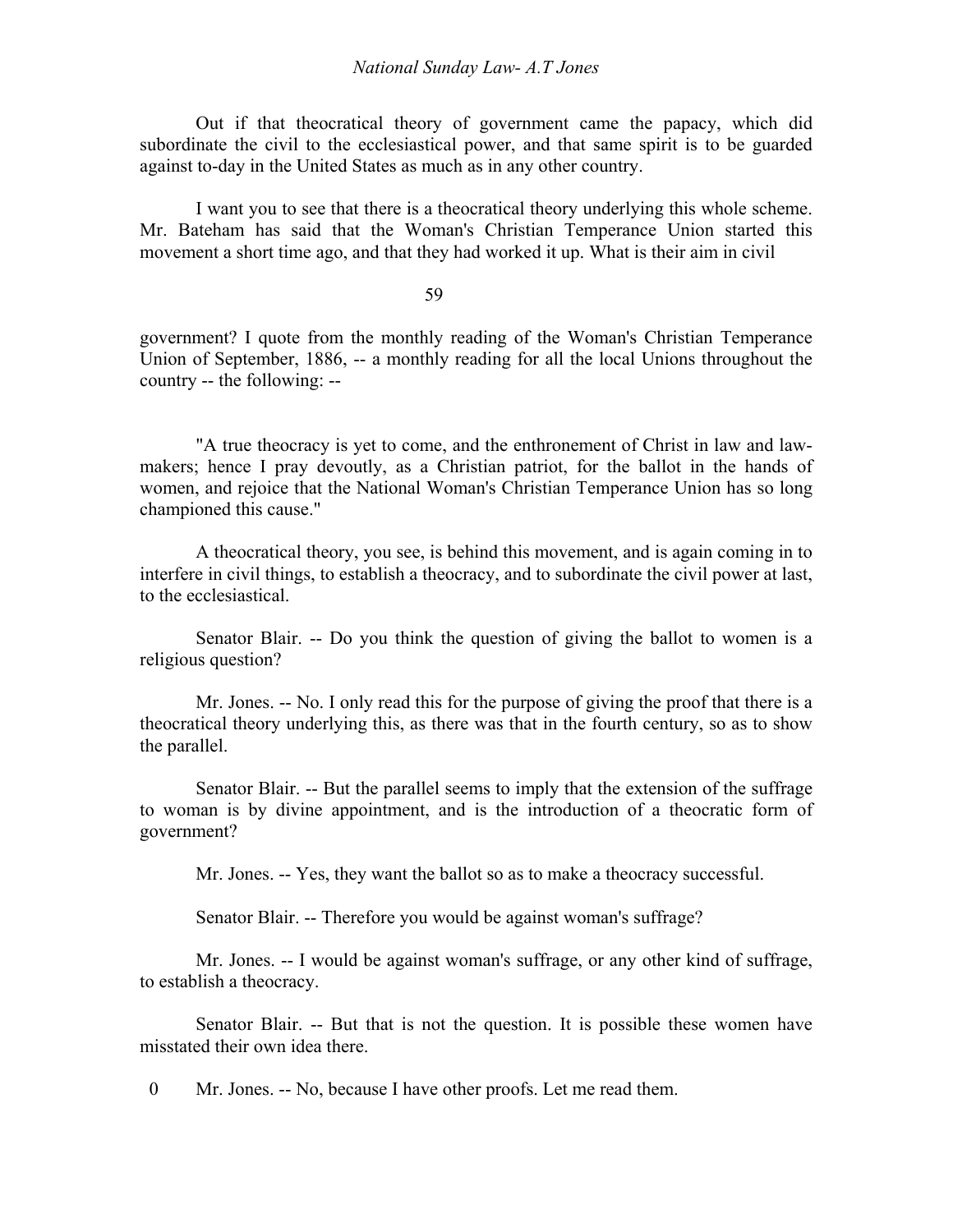Out if that theocratical theory of government came the papacy, which did subordinate the civil to the ecclesiastical power, and that same spirit is to be guarded against to-day in the United States as much as in any other country.

I want you to see that there is a theocratical theory underlying this whole scheme. Mr. Bateham has said that the Woman's Christian Temperance Union started this movement a short time ago, and that they had worked it up. What is their aim in civil government? I quote from the monthly reading of the Woman's Christian Temperance Union of September, 1886, -- a monthly reading for all the local Unions throughout the country -- the following: --

"A true theocracy is yet to come, and the enthronement of Christ in law and law-makers; hence I pray devoutly, as a Christian patriot, for the ballot in the hands of women, and rejoice that the National Woman's Christian Temperance Union has so long championed this cause."

A theocratical theory, you see, is behind this movement, and is again coming in to interfere in civil things, to establish a theocracy, and to subordinate the civil power at last, to the ecclesiastical.

Senator Blair. -- Do you think the question of giving the ballot to women is a religious question?

Mr. Jones. -- No. I only read this for the purpose of giving the proof that there is a theocratical theory underlying this, as there was that in the fourth century, so as to show the parallel.

Senator Blair. -- But the parallel seems to imply that the extension of the suffrage to woman is by divine appointment, and is the introduction of a theocratic form of government?

Mr. Jones. -- Yes, they want the ballot so as to make a theocracy successful.

Senator Blair. -- Therefore you would be against woman's suffrage?

Mr. Jones. -- I would be against woman's suffrage, or any other kind of suffrage, to establish a theocracy.

Senator Blair. -- But that is not the question. It is possible these women have misstated their own idea there.

Mr. Jones. -- No, because I have other proofs. Let me read them.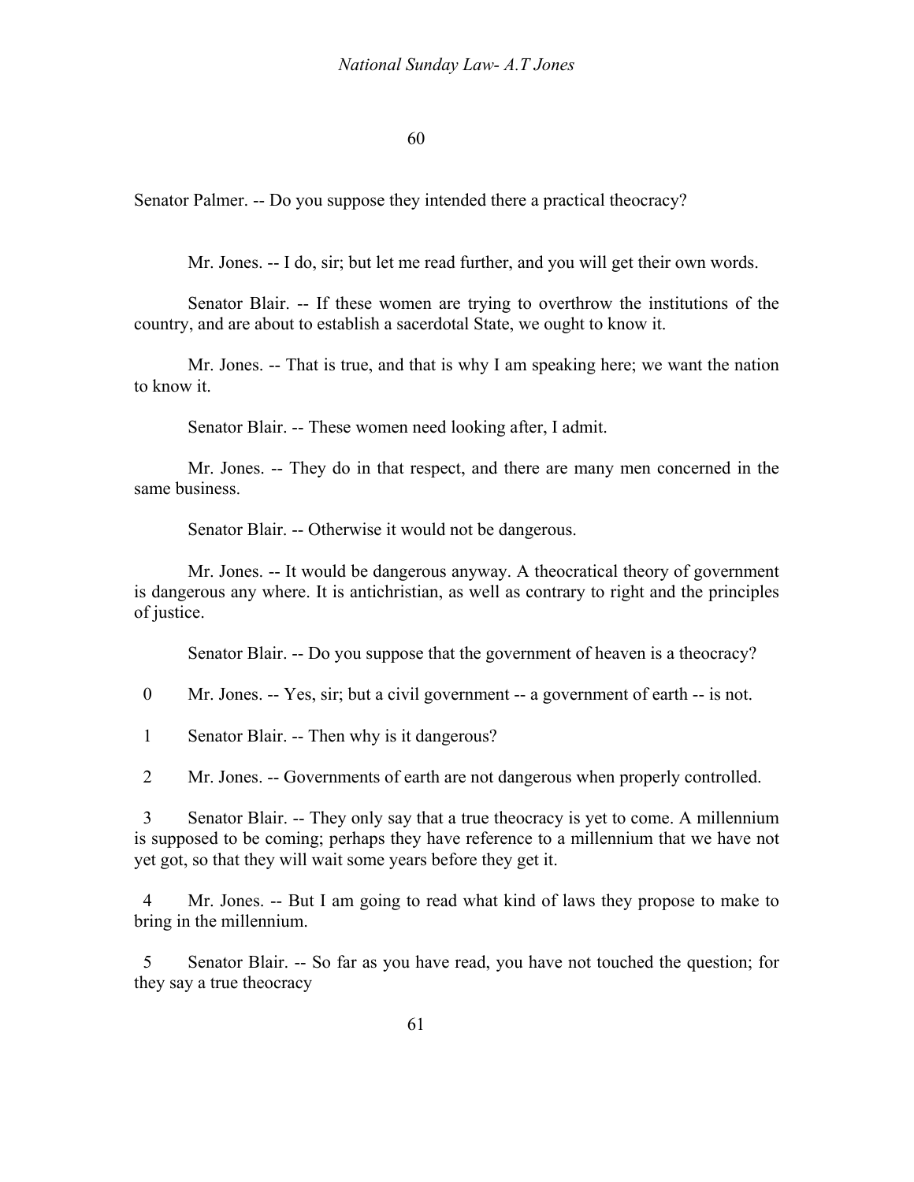Senator Palmer. -- Do you suppose they intended there a practical theocracy?

Mr. Jones. -- I do, sir; but let me read further, and you will get their own words.

Senator Blair. -- If these women are trying to overthrow the institutions of the country, and are about to establish a sacerdotal State, we ought to know it.

Mr. Jones. -- That is true, and that is why I am speaking here; we want the nation to know it.

Senator Blair. -- These women need looking after, I admit.

Mr. Jones. -- They do in that respect, and there are many men concerned in the same business.

Senator Blair. -- Otherwise it would not be dangerous.

Mr. Jones. -- It would be dangerous anyway. A theocratical theory of government is dangerous any where. It is antichristian, as well as contrary to right and the principles of justice.

Senator Blair. -- Do you suppose that the government of heaven is a theocracy?

0 Mr. Jones. -- Yes, sir; but a civil government -- a government of earth -- is not.

1 Senator Blair. -- Then why is it dangerous?

2 Mr. Jones. -- Governments of earth are not dangerous when properly controlled.

3 Senator Blair. -- They only say that a true theocracy is yet to come. A millennium is supposed to be coming; perhaps they have reference to a millennium that we have not yet got, so that they will wait some years before they get it.

4 Mr. Jones. -- But I am going to read what kind of laws they propose to make to bring in the millennium.

5 Senator Blair. -- So far as you have read, you have not touched the question; for they say a true theocracy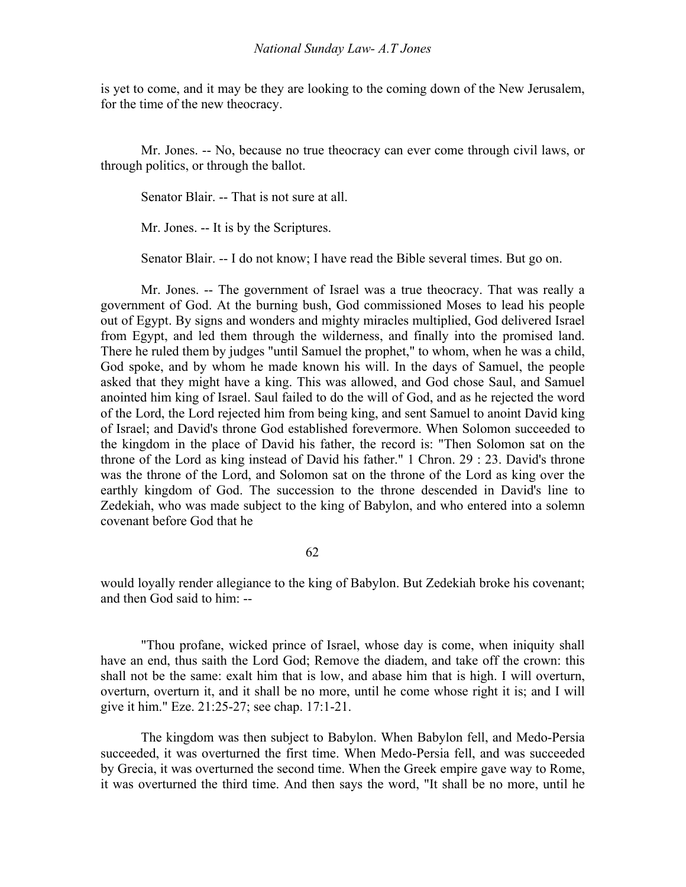is yet to come, and it may be they are looking to the coming down of the New Jerusalem, for the time of the new theocracy.

Mr. Jones. -- No, because no true theocracy can ever come through civil laws, or through politics, or through the ballot.

Senator Blair. -- That is not sure at all.

Mr. Jones. -- It is by the Scriptures.

Senator Blair. -- I do not know; I have read the Bible several times. But go on.

Mr. Jones. -- The government of Israel was a true theocracy. That was really a government of God. At the burning bush, God commissioned Moses to lead his people out of Egypt. By signs and wonders and mighty miracles multiplied, God delivered Israel from Egypt, and led them through the wilderness, and finally into the promised land. There he ruled them by judges "until Samuel the prophet," to whom, when he was a child, God spoke, and by whom he made known his will. In the days of Samuel, the people asked that they might have a king. This was allowed, and God chose Saul, and Samuel anointed him king of Israel. Saul failed to do the will of God, and as he rejected the word of the Lord, the Lord rejected him from being king, and sent Samuel to anoint David king of Israel; and David's throne God established forevermore. When Solomon succeeded to the kingdom in the place of David his father, the record is: "Then Solomon sat on the throne of the Lord as king instead of David his father." 1 Chron. 29 : 23. David's throne was the throne of the Lord, and Solomon sat on the throne of the Lord as king over the earthly kingdom of God. The succession to the throne descended in David's line to Zedekiah, who was made subject to the king of Babylon, and who entered into a solemn covenant before God that he would loyally render allegiance to the king of Babylon. But Zedekiah broke his covenant; and then God said to him: --

"Thou profane, wicked prince of Israel, whose day is come, when iniquity shall have an end, thus saith the Lord God; Remove the diadem, and take off the crown: this shall not be the same: exalt him that is low, and abase him that is high. I will overturn, overturn, overturn it, and it shall be no more, until he come whose right it is; and I will give it him." Eze. 21:25-27; see chap. 17:1-21.

The kingdom was then subject to Babylon. When Babylon fell, and Medo-Persia succeeded, it was overturned the first time. When Medo-Persia fell, and was succeeded by Grecia, it was overturned the second time. When the Greek empire gave way to Rome, it was overturned the third time. And then says the word, "It shall be no more, until he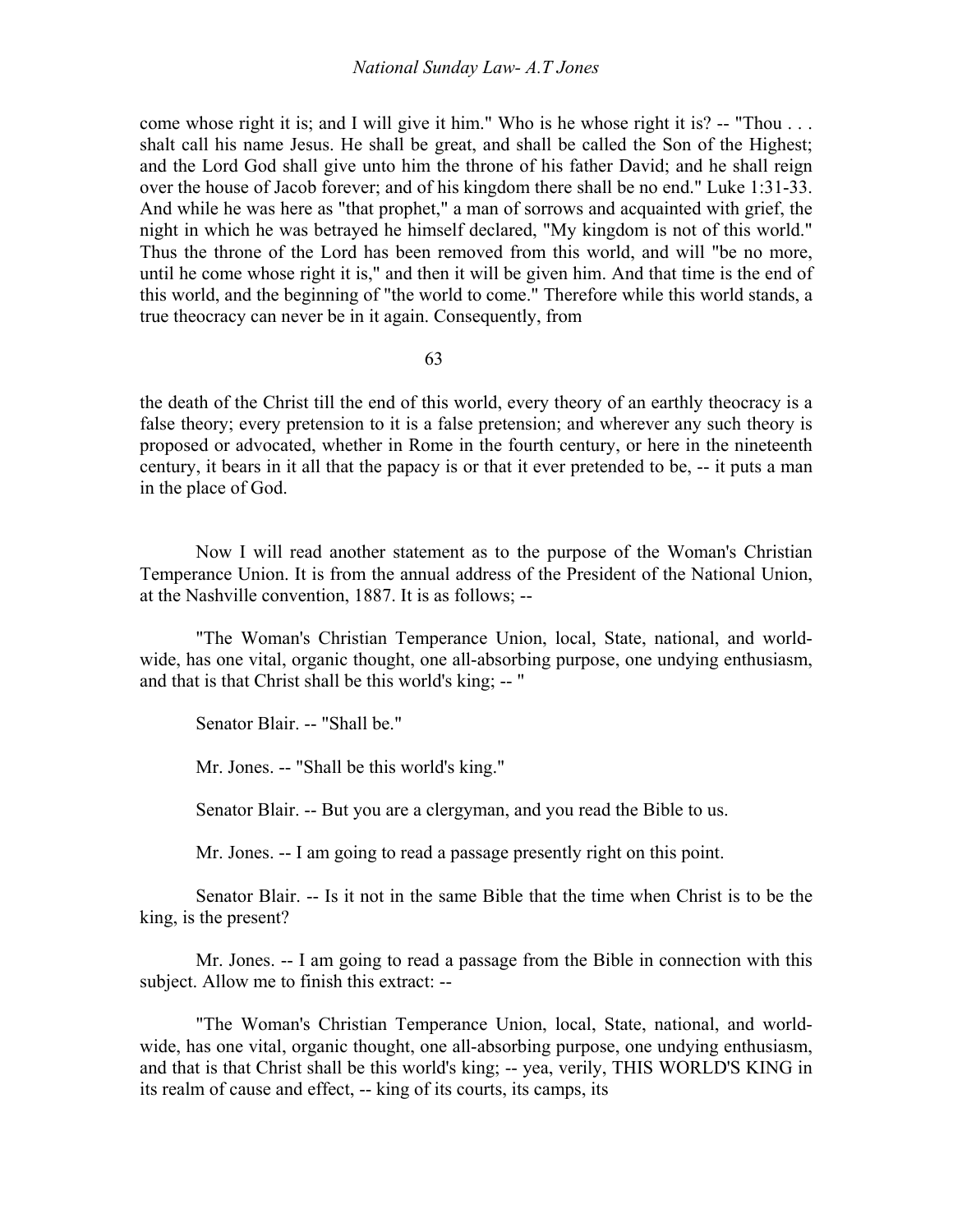come whose right it is; and I will give it him." Who is he whose right it is? -- "Thou . . . shalt call his name Jesus. He shall be great, and shall be called the Son of the Highest; and the Lord God shall give unto him the throne of his father David; and he shall reign over the house of Jacob forever; and of his kingdom there shall be no end." Luke 1:31-33. And while he was here as "that prophet," a man of sorrows and acquainted with grief, the night in which he was betrayed he himself declared, "My kingdom is not of this world." Thus the throne of the Lord has been removed from this world, and will "be no more, until he come whose right it is," and then it will be given him. And that time is the end of this world, and the beginning of "the world to come." Therefore while this world stands, a true theocracy can never be in it again. Consequently, from

the death of the Christ till the end of this world, every theory of an earthly theocracy is a false theory; every pretension to it is a false pretension; and wherever any such theory is proposed or advocated, whether in Rome in the fourth century, or here in the nineteenth century, it bears in it all that the papacy is or that it ever pretended to be, -- it puts a man in the place of God.

Now I will read another statement as to the purpose of the Woman's Christian Temperance Union. It is from the annual address of the President of the National Union, at the Nashville convention, 1887. It is as follows; --

"The Woman's Christian Temperance Union, local, State, national, and world-wide, has one vital, organic thought, one all-absorbing purpose, one undying enthusiasm, and that is that Christ shall be this world's king; -- "

Senator Blair. -- "Shall be."

Mr. Jones. -- "Shall be this world's king."

Senator Blair. -- But you are a clergyman, and you read the Bible to us.

Mr. Jones. -- I am going to read a passage presently right on this point.

Senator Blair. -- Is it not in the same Bible that the time when Christ is to be the king, is the present?

Mr. Jones. -- I am going to read a passage from the Bible in connection with this subject. Allow me to finish this extract: --

"The Woman's Christian Temperance Union, local, State, national, and world-wide, has one vital, organic thought, one all-absorbing purpose, one undying enthusiasm, and that is that Christ shall be this world's king; -- yea, verily, THIS WORLD'S KING in its realm of cause and effect, -- king of its courts, its camps, its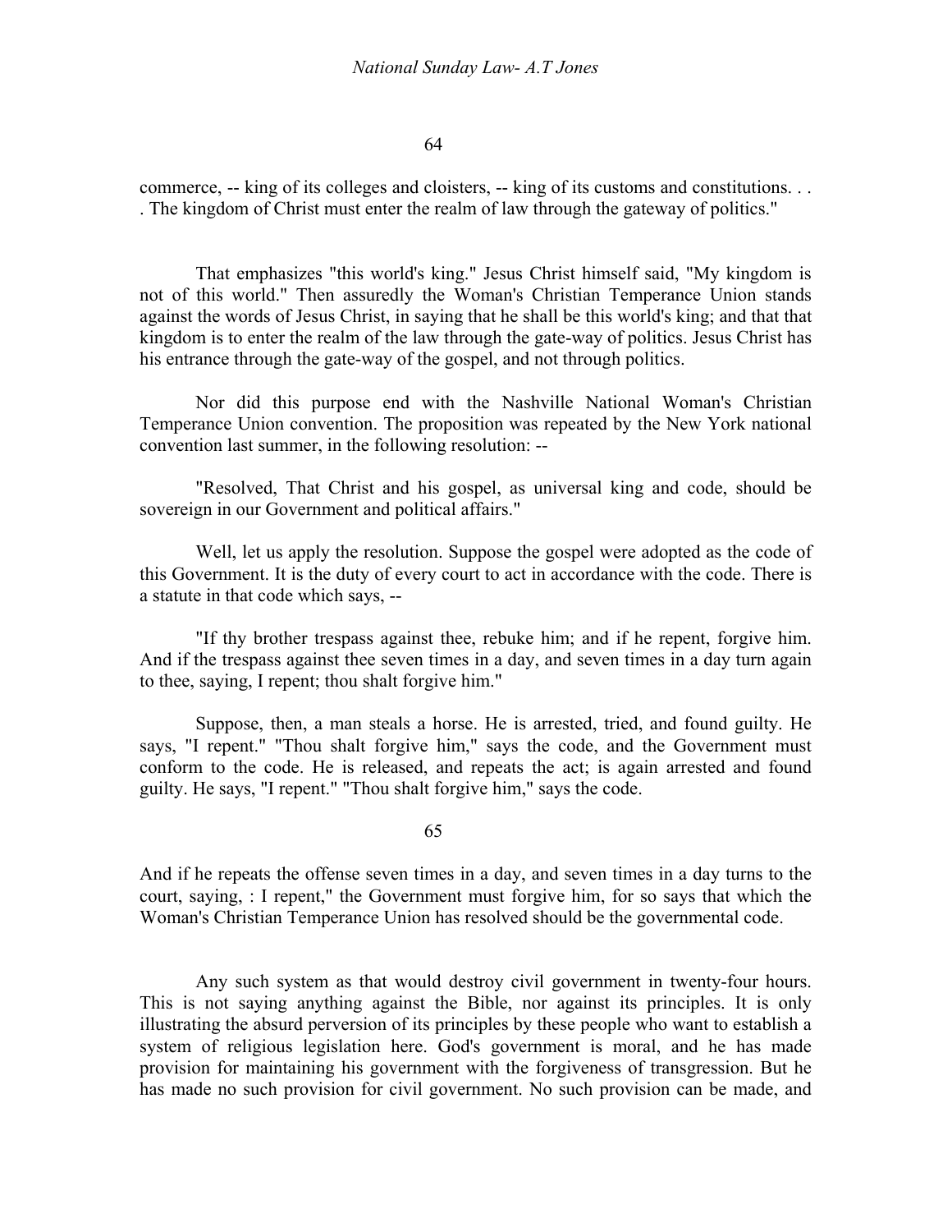commerce, -- king of its colleges and cloisters, -- king of its customs and constitutions. . . . The kingdom of Christ must enter the realm of law through the gateway of politics."

That emphasizes "this world's king." Jesus Christ himself said, "My kingdom is not of this world." Then assuredly the Woman's Christian Temperance Union stands against the words of Jesus Christ, in saying that he shall be this world's king; and that that kingdom is to enter the realm of the law through the gate-way of politics. Jesus Christ has his entrance through the gate-way of the gospel, and not through politics.

Nor did this purpose end with the Nashville National Woman's Christian Temperance Union convention. The proposition was repeated by the New York national convention last summer, in the following resolution: --

"Resolved, That Christ and his gospel, as universal king and code, should be sovereign in our Government and political affairs."

Well, let us apply the resolution. Suppose the gospel were adopted as the code of this Government. It is the duty of every court to act in accordance with the code. There is a statute in that code which says, --

"If thy brother trespass against thee, rebuke him; and if he repent, forgive him. And if the trespass against thee seven times in a day, and seven times in a day turn again to thee, saying, I repent; thou shalt forgive him."

Suppose, then, a man steals a horse. He is arrested, tried, and found guilty. He says, "I repent." "Thou shalt forgive him," says the code, and the Government must conform to the code. He is released, and repeats the act; is again arrested and found guilty. He says, "I repent." "Thou shalt forgive him," says the code.

And if he repeats the offense seven times in a day, and seven times in a day turns to the court, saying, : I repent," the Government must forgive him, for so says that which the Woman's Christian Temperance Union has resolved should be the governmental code.

Any such system as that would destroy civil government in twenty-four hours. This is not saying anything against the Bible, nor against its principles. It is only illustrating the absurd perversion of its principles by these people who want to establish a system of religious legislation here. God's government is moral, and he has made provision for maintaining his government with the forgiveness of transgression. But he has made no such provision for civil government. No such provision can be made, and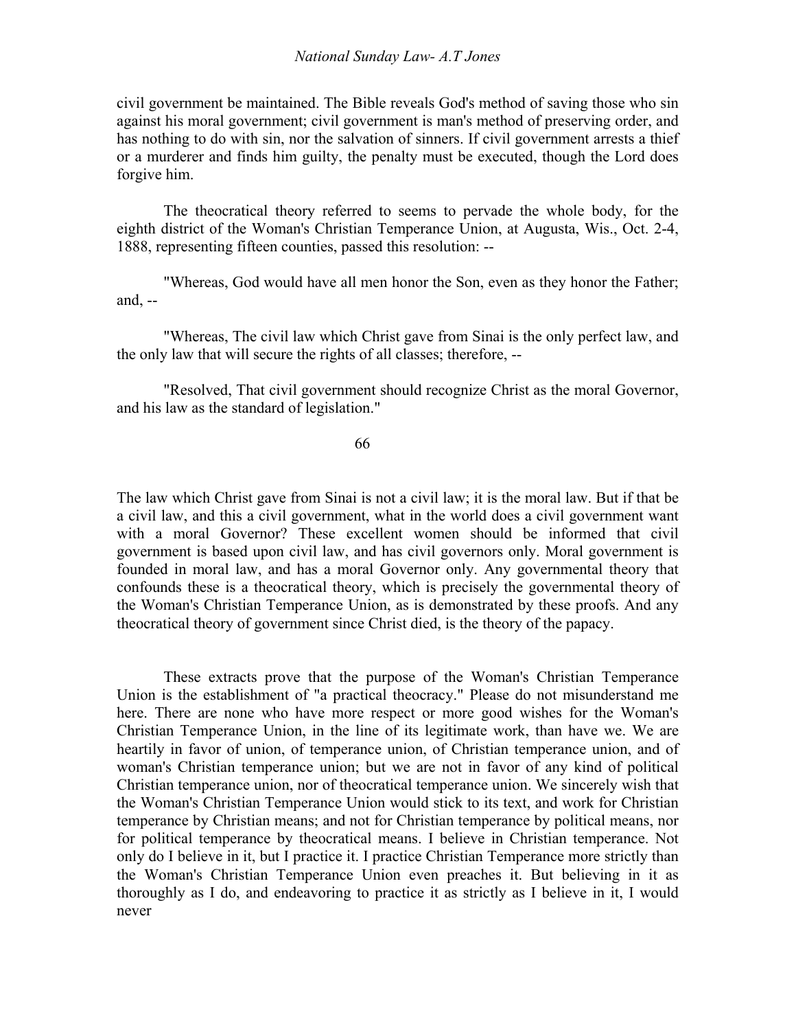civil government be maintained. The Bible reveals God's method of saving those who sin against his moral government; civil government is man's method of preserving order, and has nothing to do with sin, nor the salvation of sinners. If civil government arrests a thief or a murderer and finds him guilty, the penalty must be executed, though the Lord does forgive him.

The theocratical theory referred to seems to pervade the whole body, for the eighth district of the Woman's Christian Temperance Union, at Augusta, Wis., Oct. 2-4, 1888, representing fifteen counties, passed this resolution: --

"Whereas, God would have all men honor the Son, even as they honor the Father; and, --

"Whereas, The civil law which Christ gave from Sinai is the only perfect law, and the only law that will secure the rights of all classes; therefore, --

"Resolved, That civil government should recognize Christ as the moral Governor, and his law as the standard of legislation."

The law which Christ gave from Sinai is not a civil law; it is the moral law. But if that be a civil law, and this a civil government, what in the world does a civil government want with a moral Governor? These excellent women should be informed that civil government is based upon civil law, and has civil governors only. Moral government is founded in moral law, and has a moral Governor only. Any governmental theory that confounds these is a theocratical theory, which is precisely the governmental theory of the Woman's Christian Temperance Union, as is demonstrated by these proofs. And any theocratical theory of government since Christ died, is the theory of the papacy.

These extracts prove that the purpose of the Woman's Christian Temperance Union is the establishment of "a practical theocracy." Please do not misunderstand me here. There are none who have more respect or more good wishes for the Woman's Christian Temperance Union, in the line of its legitimate work, than have we. We are heartily in favor of union, of temperance union, of Christian temperance union, and of woman's Christian temperance union; but we are not in favor of any kind of political Christian temperance union, nor of theocratical temperance union. We sincerely wish that the Woman's Christian Temperance Union would stick to its text, and work for Christian temperance by Christian means; and not for Christian temperance by political means, nor for political temperance by theocratical means. I believe in Christian temperance. Not only do I believe in it, but I practice it. I practice Christian Temperance more strictly than the Woman's Christian Temperance Union even preaches it. But believing in it as thoroughly as I do, and endeavoring to practice it as strictly as I believe in it, I would never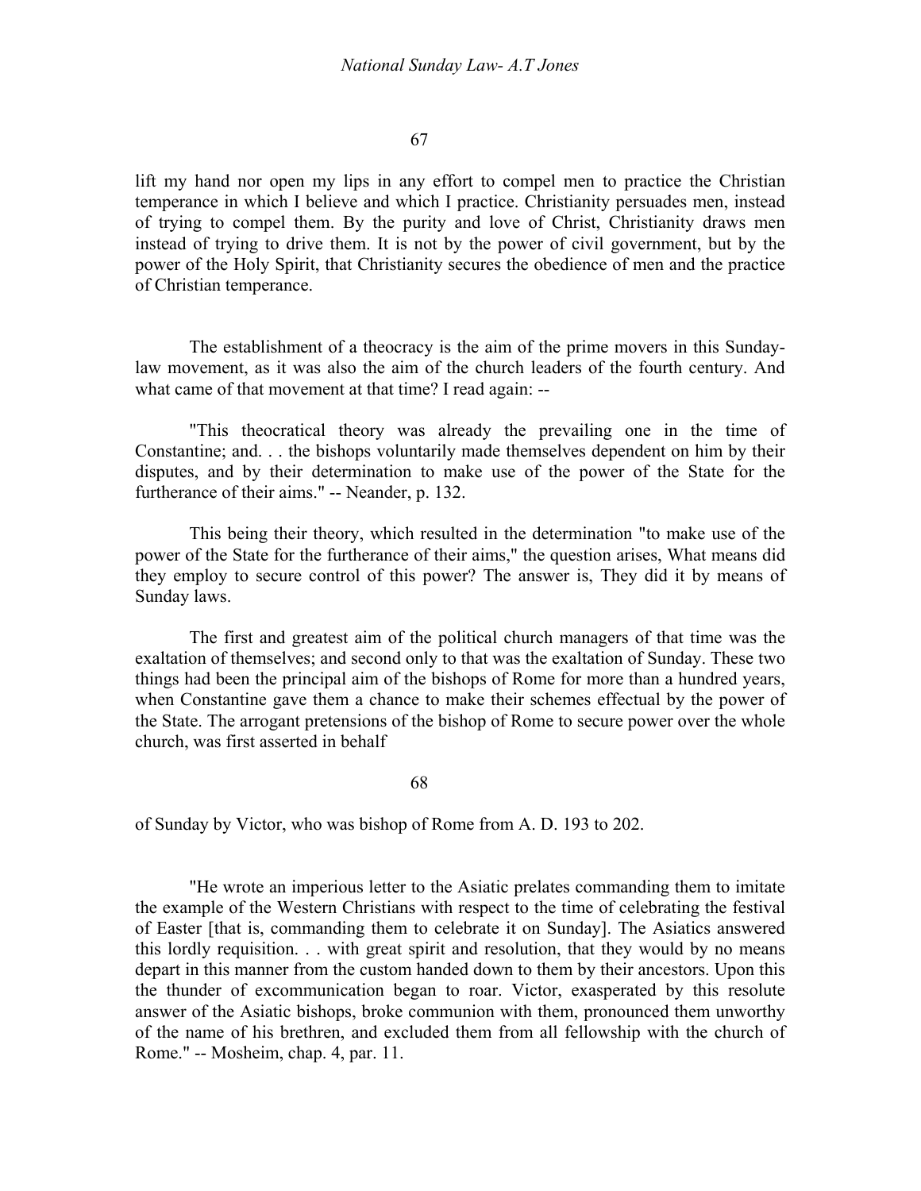lift my hand nor open my lips in any effort to compel men to practice the Christian temperance in which I believe and which I practice. Christianity persuades men, instead of trying to compel them. By the purity and love of Christ, Christianity draws men instead of trying to drive them. It is not by the power of civil government, but by the power of the Holy Spirit, that Christianity secures the obedience of men and the practice of Christian temperance.

The establishment of a theocracy is the aim of the prime movers in this Sunday-law movement, as it was also the aim of the church leaders of the fourth century. And what came of that movement at that time? I read again: --

"This theocratical theory was already the prevailing one in the time of Constantine; and. . . the bishops voluntarily made themselves dependent on him by their disputes, and by their determination to make use of the power of the State for the furtherance of their aims." -- Neander, p. 132.

This being their theory, which resulted in the determination "to make use of the power of the State for the furtherance of their aims," the question arises, What means did they employ to secure control of this power? The answer is, They did it by means of Sunday laws.

The first and greatest aim of the political church managers of that time was the exaltation of themselves; and second only to that was the exaltation of Sunday. These two things had been the principal aim of the bishops of Rome for more than a hundred years, when Constantine gave them a chance to make their schemes effectual by the power of the State. The arrogant pretensions of the bishop of Rome to secure power over the whole church, was first asserted in behalf of Sunday by Victor, who was bishop of Rome from A. D. 193 to 202.

"He wrote an imperious letter to the Asiatic prelates commanding them to imitate the example of the Western Christians with respect to the time of celebrating the festival of Easter [that is, commanding them to celebrate it on Sunday]. The Asiatics answered this lordly requisition. . . with great spirit and resolution, that they would by no means depart in this manner from the custom handed down to them by their ancestors. Upon this the thunder of excommunication began to roar. Victor, exasperated by this resolute answer of the Asiatic bishops, broke communion with them, pronounced them unworthy of the name of his brethren, and excluded them from all fellowship with the church of Rome." -- Mosheim, chap. 4, par. 11.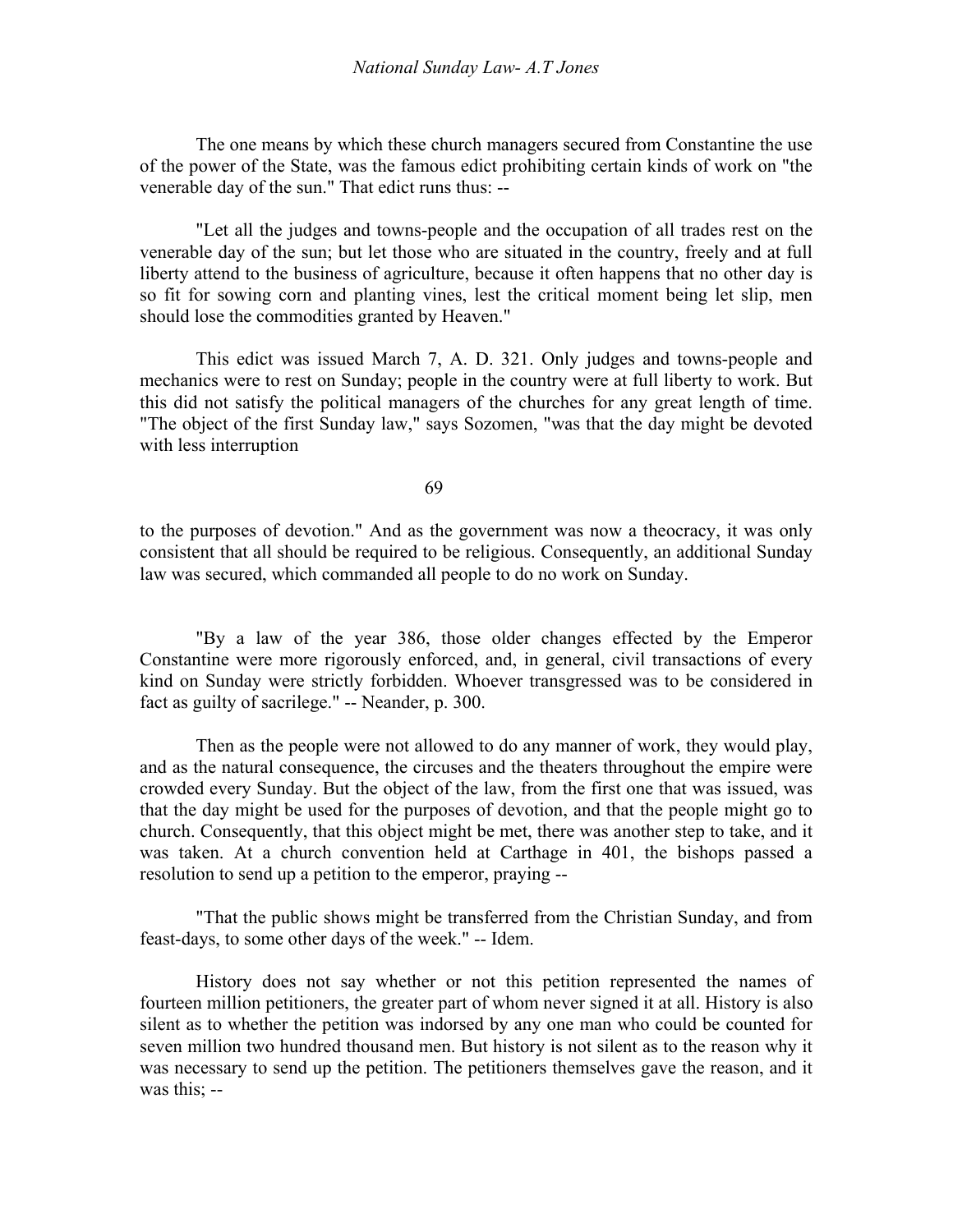The one means by which these church managers secured from Constantine the use of the power of the State, was the famous edict prohibiting certain kinds of work on "the venerable day of the sun." That edict runs thus: --

"Let all the judges and towns-people and the occupation of all trades rest on the venerable day of the sun; but let those who are situated in the country, freely and at full liberty attend to the business of agriculture, because it often happens that no other day is so fit for sowing corn and planting vines, lest the critical moment being let slip, men should lose the commodities granted by Heaven."

This edict was issued March 7, A. D. 321. Only judges and towns-people and mechanics were to rest on Sunday; people in the country were at full liberty to work. But this did not satisfy the political managers of the churches for any great length of time. "The object of the first Sunday law," says Sozomen, "was that the day might be devoted with less interruption to the purposes of devotion." And as the government was now a theocracy, it was only consistent that all should be required to be religious. Consequently, an additional Sunday law was secured, which commanded all people to do no work on Sunday.

"By a law of the year 386, those older changes effected by the Emperor Constantine were more rigorously enforced, and, in general, civil transactions of every kind on Sunday were strictly forbidden. Whoever transgressed was to be considered in fact as guilty of sacrilege." -- Neander, p. 300.

Then as the people were not allowed to do any manner of work, they would play, and as the natural consequence, the circuses and the theaters throughout the empire were crowded every Sunday. But the object of the law, from the first one that was issued, was that the day might be used for the purposes of devotion, and that the people might go to church. Consequently, that this object might be met, there was another step to take, and it was taken. At a church convention held at Carthage in 401, the bishops passed a resolution to send up a petition to the emperor, praying --

"That the public shows might be transferred from the Christian Sunday, and from feast-days, to some other days of the week." -- Idem.

History does not say whether or not this petition represented the names of fourteen million petitioners, the greater part of whom never signed it at all. History is also silent as to whether the petition was indorsed by any one man who could be counted for seven million two hundred thousand men. But history is not silent as to the reason why it was necessary to send up the petition. The petitioners themselves gave the reason, and it was this; --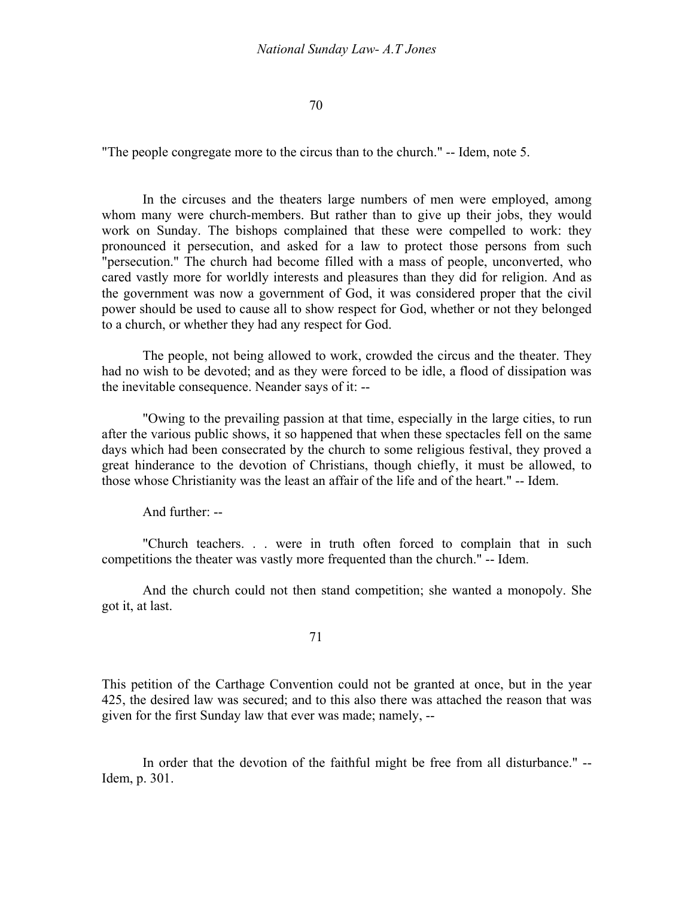"The people congregate more to the circus than to the church." -- Idem, note 5.

In the circuses and the theaters large numbers of men were employed, among whom many were church-members. But rather than to give up their jobs, they would work on Sunday. The bishops complained that these were compelled to work: they pronounced it persecution, and asked for a law to protect those persons from such "persecution." The church had become filled with a mass of people, unconverted, who cared vastly more for worldly interests and pleasures than they did for religion. And as the government was now a government of God, it was considered proper that the civil power should be used to cause all to show respect for God, whether or not they belonged to a church, or whether they had any respect for God.

The people, not being allowed to work, crowded the circus and the theater. They had no wish to be devoted; and as they were forced to be idle, a flood of dissipation was the inevitable consequence. Neander says of it: --

"Owing to the prevailing passion at that time, especially in the large cities, to run after the various public shows, it so happened that when these spectacles fell on the same days which had been consecrated by the church to some religious festival, they proved a great hinderance to the devotion of Christians, though chiefly, it must be allowed, to those whose Christianity was the least an affair of the life and of the heart." -- Idem.

And further: --

"Church teachers. . . were in truth often forced to complain that in such competitions the theater was vastly more frequented than the church." -- Idem.

And the church could not then stand competition; she wanted a monopoly. She got it, at last.

This petition of the Carthage Convention could not be granted at once, but in the year 425, the desired law was secured; and to this also there was attached the reason that was given for the first Sunday law that ever was made; namely, --

In order that the devotion of the faithful might be free from all disturbance." -- Idem, p. 301.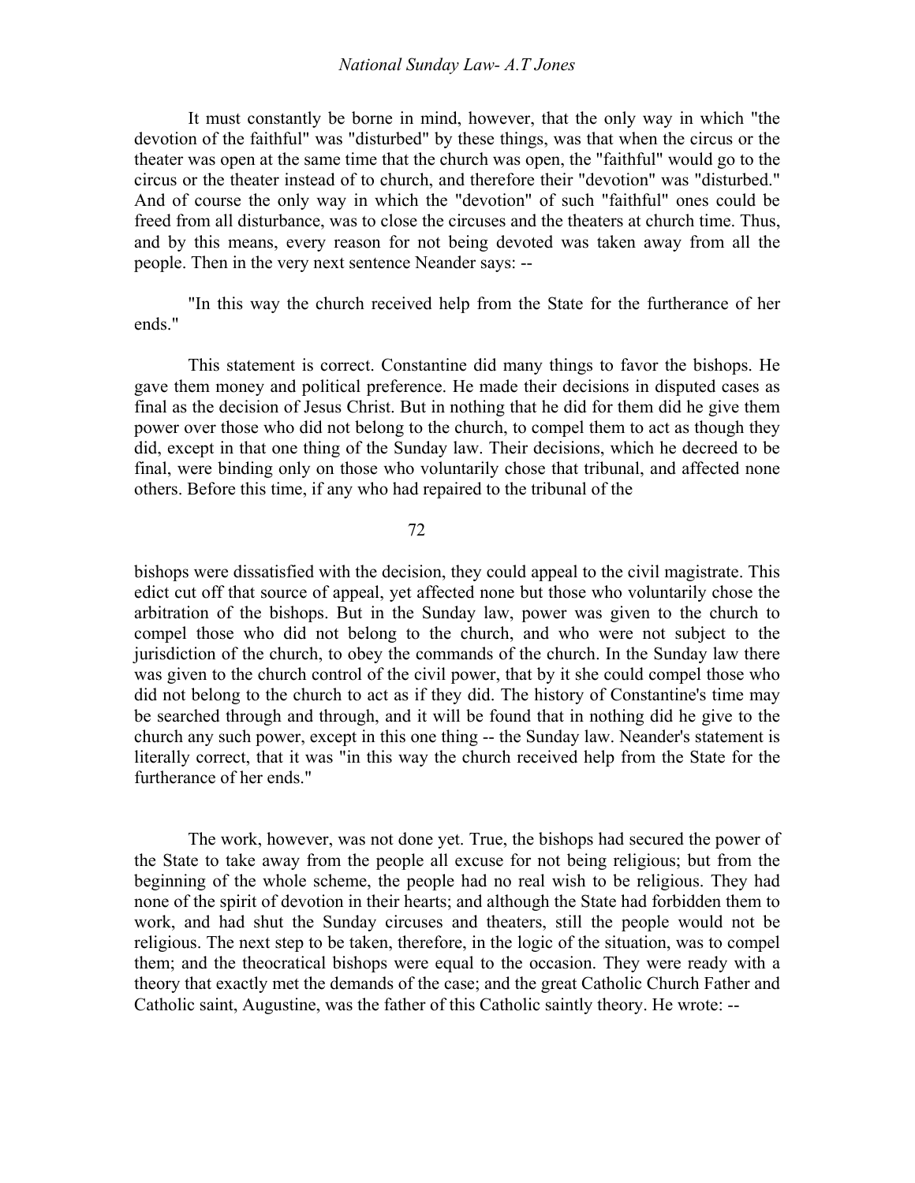It must constantly be borne in mind, however, that the only way in which "the devotion of the faithful" was "disturbed" by these things, was that when the circus or the theater was open at the same time that the church was open, the "faithful" would go to the circus or the theater instead of to church, and therefore their "devotion" was "disturbed." And of course the only way in which the "devotion" of such "faithful" ones could be freed from all disturbance, was to close the circuses and the theaters at church time. Thus, and by this means, every reason for not being devoted was taken away from all the people. Then in the very next sentence Neander says: --

"In this way the church received help from the State for the furtherance of her ends."

This statement is correct. Constantine did many things to favor the bishops. He gave them money and political preference. He made their decisions in disputed cases as final as the decision of Jesus Christ. But in nothing that he did for them did he give them power over those who did not belong to the church, to compel them to act as though they did, except in that one thing of the Sunday law. Their decisions, which he decreed to be final, were binding only on those who voluntarily chose that tribunal, and affected none others. Before this time, if any who had repaired to the tribunal of the bishops were dissatisfied with the decision, they could appeal to the civil magistrate. This edict cut off that source of appeal, yet affected none but those who voluntarily chose the arbitration of the bishops. But in the Sunday law, power was given to the church to compel those who did not belong to the church, and who were not subject to the jurisdiction of the church, to obey the commands of the church. In the Sunday law there was given to the church control of the civil power, that by it she could compel those who did not belong to the church to act as if they did. The history of Constantine's time may be searched through and through, and it will be found that in nothing did he give to the church any such power, except in this one thing -- the Sunday law. Neander's statement is literally correct, that it was "in this way the church received help from the State for the furtherance of her ends."

The work, however, was not done yet. True, the bishops had secured the power of the State to take away from the people all excuse for not being religious; but from the beginning of the whole scheme, the people had no real wish to be religious. They had none of the spirit of devotion in their hearts; and although the State had forbidden them to work, and had shut the Sunday circuses and theaters, still the people would not be religious. The next step to be taken, therefore, in the logic of the situation, was to compel them; and the theocratical bishops were equal to the occasion. They were ready with a theory that exactly met the demands of the case; and the great Catholic Church Father and Catholic saint, Augustine, was the father of this Catholic saintly theory. He wrote: --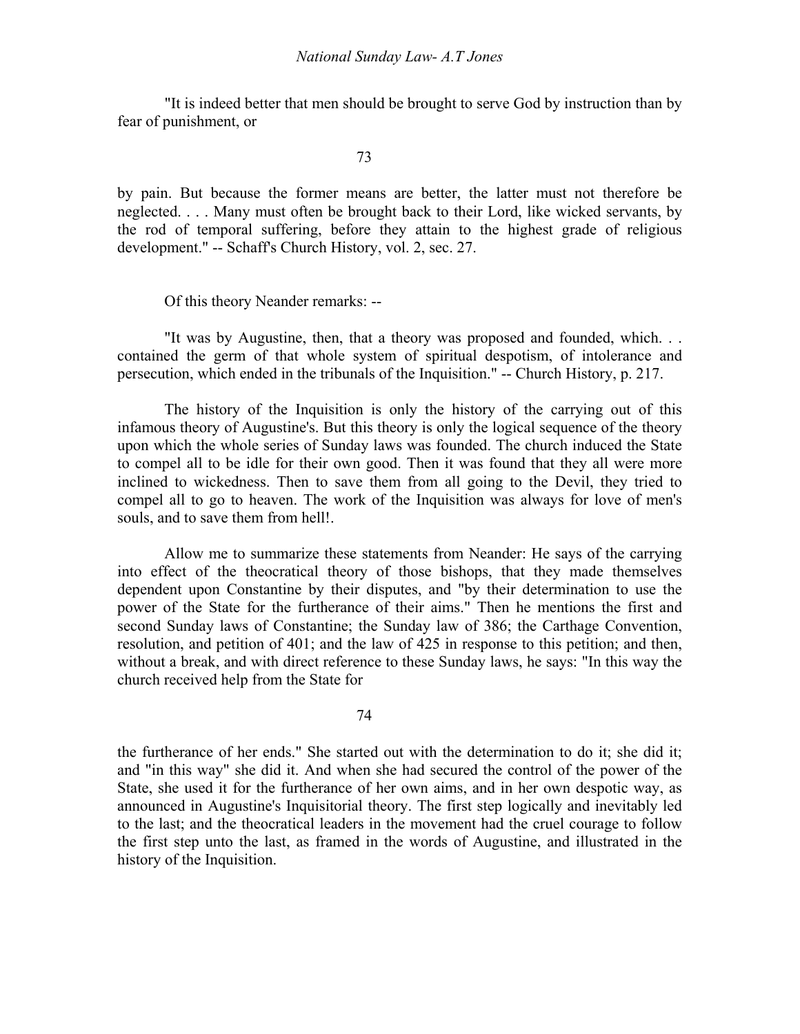"It is indeed better that men should be brought to serve God by instruction than by fear of punishment, or by pain. But because the former means are better, the latter must not therefore be neglected. . . . Many must often be brought back to their Lord, like wicked servants, by the rod of temporal suffering, before they attain to the highest grade of religious development." -- Schaff's Church History, vol. 2, sec. 27.

Of this theory Neander remarks: --

"It was by Augustine, then, that a theory was proposed and founded, which. . . contained the germ of that whole system of spiritual despotism, of intolerance and persecution, which ended in the tribunals of the Inquisition." -- Church History, p. 217.

The history of the Inquisition is only the history of the carrying out of this infamous theory of Augustine's. But this theory is only the logical sequence of the theory upon which the whole series of Sunday laws was founded. The church induced the State to compel all to be idle for their own good. Then it was found that they all were more inclined to wickedness. Then to save them from all going to the Devil, they tried to compel all to go to heaven. The work of the Inquisition was always for love of men's souls, and to save them from hell!.

Allow me to summarize these statements from Neander: He says of the carrying into effect of the theocratical theory of those bishops, that they made themselves dependent upon Constantine by their disputes, and "by their determination to use the power of the State for the furtherance of their aims." Then he mentions the first and second Sunday laws of Constantine; the Sunday law of 386; the Carthage Convention, resolution, and petition of 401; and the law of 425 in response to this petition; and then, without a break, and with direct reference to these Sunday laws, he says: "In this way the church received help from the State for the furtherance of her ends." She started out with the determination to do it; she did it; and "in this way" she did it. And when she had secured the control of the power of the State, she used it for the furtherance of her own aims, and in her own despotic way, as announced in Augustine's Inquisitorial theory. The first step logically and inevitably led to the last; and the theocratical leaders in the movement had the cruel courage to follow the first step unto the last, as framed in the words of Augustine, and illustrated in the history of the Inquisition.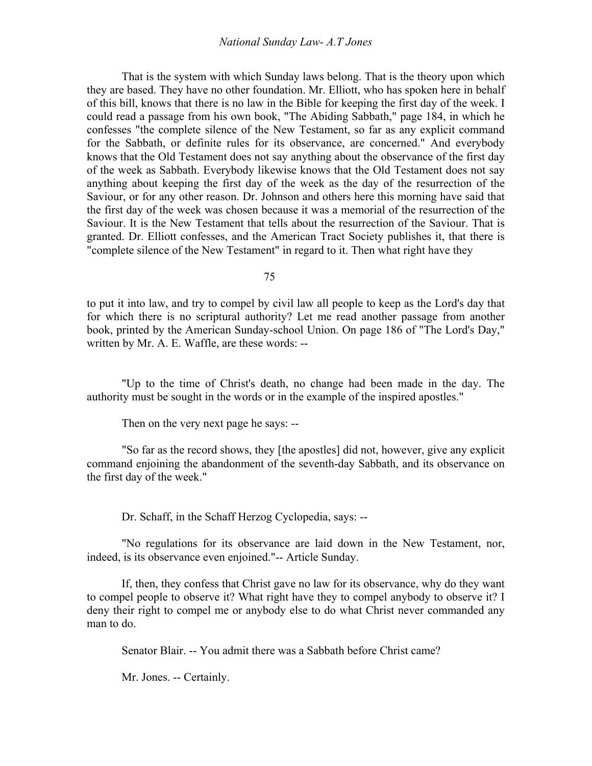That is the system with which Sunday laws belong. That is the theory upon which they are based. They have no other foundation. Mr. Elliott, who has spoken here in behalf of this bill, knows that there is no law in the Bible for keeping the first day of the week. I could read a passage from his own book, "The Abiding Sabbath," page 184, in which he confesses "the complete silence of the New Testament, so far as any explicit command for the Sabbath, or definite rules for its observance, are concerned." And everybody knows that the Old Testament does not say anything about the observance of the first day of the week as Sabbath. Everybody likewise knows that the Old Testament does not say anything about keeping the first day of the week as the day of the resurrection of the Saviour, or for any other reason. Dr. Johnson and others here this morning have said that the first day of the week was chosen because it was a memorial of the resurrection of the Saviour. It is the New Testament that tells about the resurrection of the Saviour. That is granted. Dr. Elliott confesses, and the American Tract Society publishes it, that there is "complete silence of the New Testament" in regard to it. Then what right have they

to put it into law, and try to compel by civil law all people to keep as the Lord's day that for which there is no scriptural authority? Let me read another passage from another book, printed by the American Sunday-school Union. On page 186 of "The Lord's Day," written by Mr. A. E. Waffle, are these words: --

"Up to the time of Christ's death, no change had been made in the day. The authority must be sought in the words or in the example of the inspired apostles."

Then on the very next page he says: --

"So far as the record shows, they [the apostles] did not, however, give any explicit command enjoining the abandonment of the seventh-day Sabbath, and its observance on the first day of the week."

Dr. Schaff, in the Schaff Herzog Cyclopedia, says: --

"No regulations for its observance are laid down in the New Testament, nor, indeed, is its observance even enjoined."-- Article Sunday.

If, then, they confess that Christ gave no law for its observance, why do they want to compel people to observe it? What right have they to compel anybody to observe it? I deny their right to compel me or anybody else to do what Christ never commanded any man to do.

Senator Blair. -- You admit there was a Sabbath before Christ came?

Mr. Jones. -- Certainly.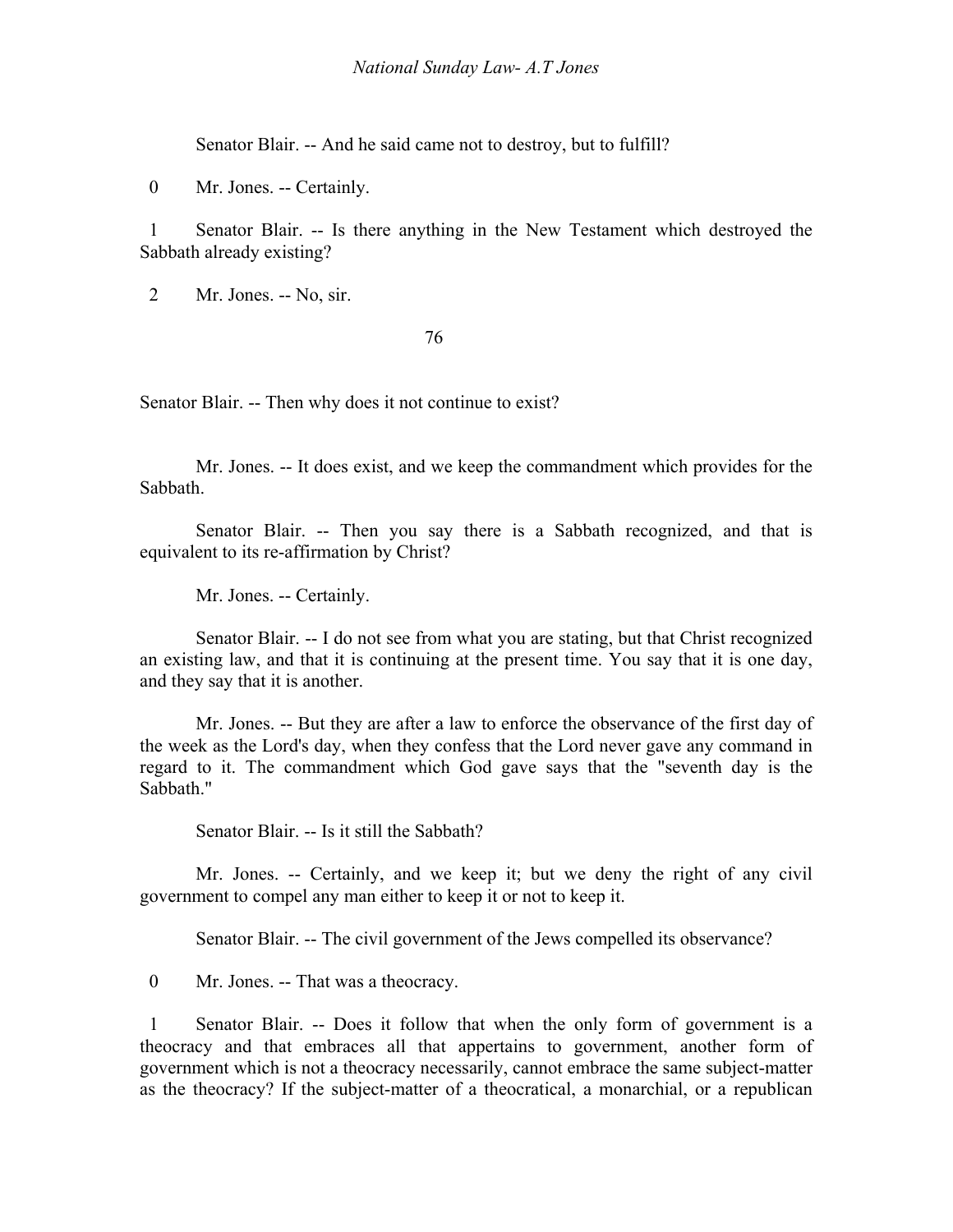Senator Blair. -- And he said came not to destroy, but to fulfill?

Mr. Jones. -- Certainly.

Senator Blair. -- Is there anything in the New Testament which destroyed the Sabbath already existing?

Mr. Jones. -- No, sir.

Senator Blair. -- Then why does it not continue to exist?

Mr. Jones. -- It does exist, and we keep the commandment which provides for the Sabbath.

Senator Blair. -- Then you say there is a Sabbath recognized, and that is equivalent to its re-affirmation by Christ?

Mr. Jones. -- Certainly.

Senator Blair. -- I do not see from what you are stating, but that Christ recognized an existing law, and that it is continuing at the present time. You say that it is one day, and they say that it is another.

Mr. Jones. -- But they are after a law to enforce the observance of the first day of the week as the Lord's day, when they confess that the Lord never gave any command in regard to it. The commandment which God gave says that the "seventh day is the Sabbath."

Senator Blair. -- Is it still the Sabbath?

Mr. Jones. -- Certainly, and we keep it; but we deny the right of any civil government to compel any man either to keep it or not to keep it.

Senator Blair. -- The civil government of the Jews compelled its observance?

Mr. Jones. -- That was a theocracy.

Senator Blair. -- Does it follow that when the only form of government is a theocracy and that embraces all that appertains to government, another form of government which is not a theocracy necessarily, cannot embrace the same subject-matter as the theocracy? If the subject-matter of a theocratical, a monarchial, or a republican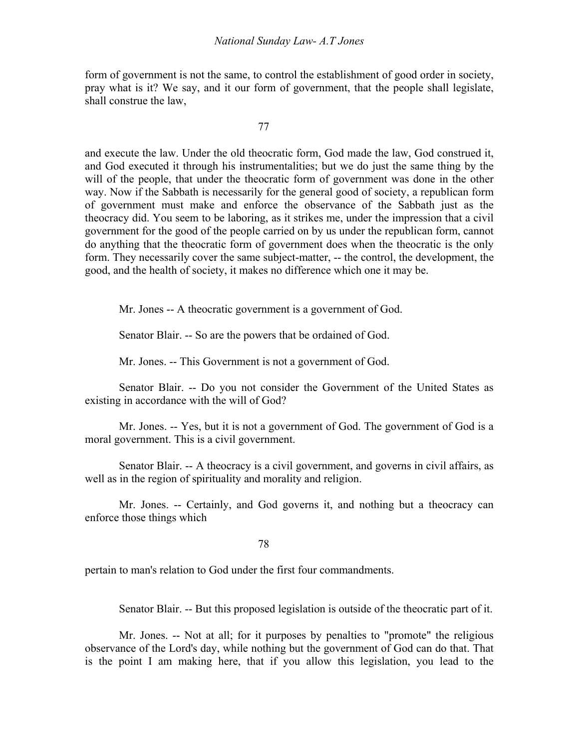form of government is not the same, to control the establishment of good order in society, pray what is it? We say, and it our form of government, that the people shall legislate, shall construe the law,

and execute the law. Under the old theocratic form, God made the law, God construed it, and God executed it through his instrumentalities; but we do just the same thing by the will of the people, that under the theocratic form of government was done in the other way. Now if the Sabbath is necessarily for the general good of society, a republican form of government must make and enforce the observance of the Sabbath just as the theocracy did. You seem to be laboring, as it strikes me, under the impression that a civil government for the good of the people carried on by us under the republican form, cannot do anything that the theocratic form of government does when the theocratic is the only form. They necessarily cover the same subject-matter, -- the control, the development, the good, and the health of society, it makes no difference which one it may be.

Mr. Jones -- A theocratic government is a government of God.

Senator Blair. -- So are the powers that be ordained of God.

Mr. Jones. -- This Government is not a government of God.

Senator Blair. -- Do you not consider the Government of the United States as existing in accordance with the will of God?

Mr. Jones. -- Yes, but it is not a government of God. The government of God is a moral government. This is a civil government.

Senator Blair. -- A theocracy is a civil government, and governs in civil affairs, as well as in the region of spirituality and morality and religion.

Mr. Jones. -- Certainly, and God governs it, and nothing but a theocracy can enforce those things which

pertain to man's relation to God under the first four commandments.

Senator Blair. -- But this proposed legislation is outside of the theocratic part of it.

Mr. Jones. -- Not at all; for it purposes by penalties to "promote" the religious observance of the Lord's day, while nothing but the government of God can do that. That is the point I am making here, that if you allow this legislation, you lead to the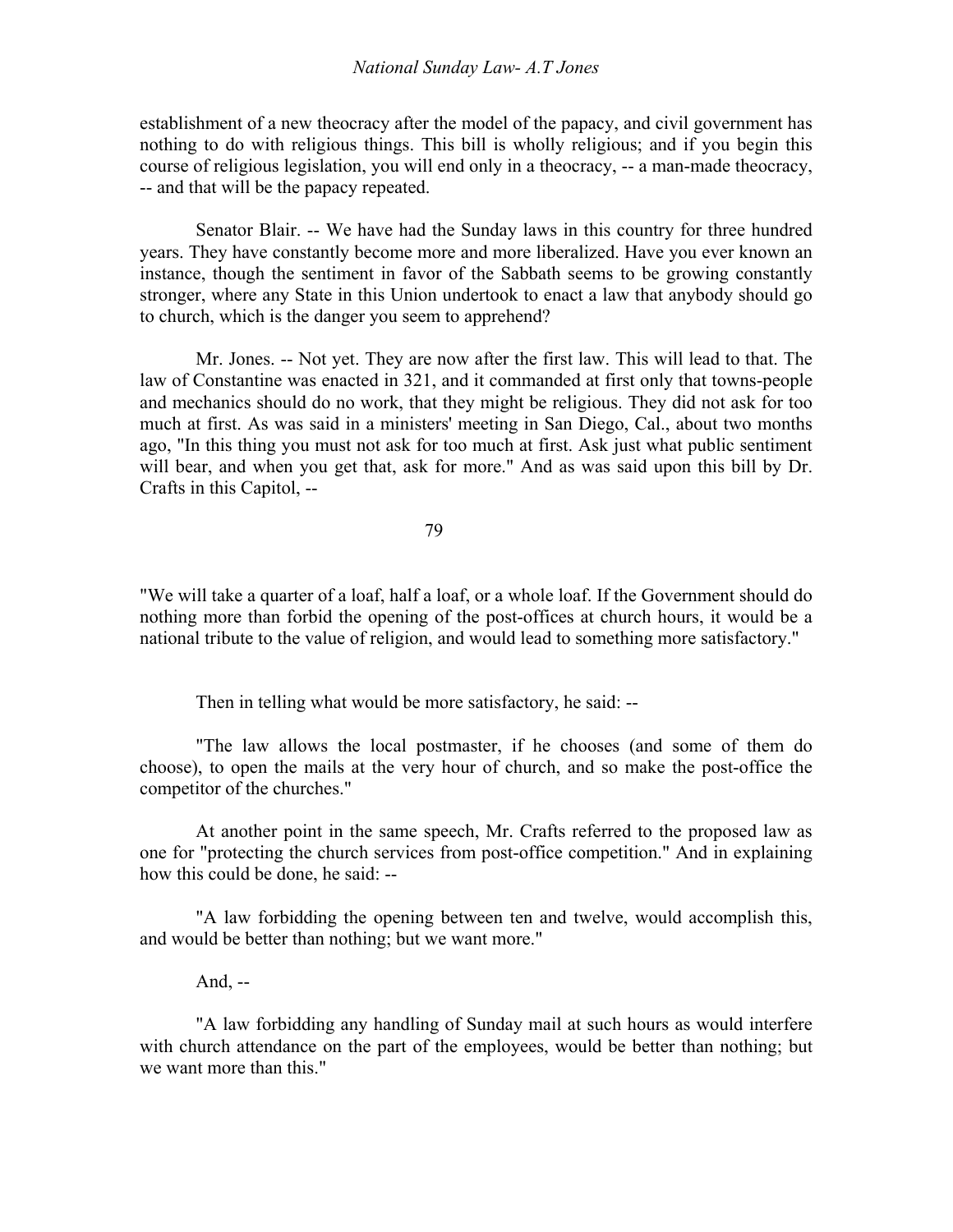establishment of a new theocracy after the model of the papacy, and civil government has nothing to do with religious things. This bill is wholly religious; and if you begin this course of religious legislation, you will end only in a theocracy, -- a man-made theocracy, -- and that will be the papacy repeated.

Senator Blair. -- We have had the Sunday laws in this country for three hundred years. They have constantly become more and more liberalized. Have you ever known an instance, though the sentiment in favor of the Sabbath seems to be growing constantly stronger, where any State in this Union undertook to enact a law that anybody should go to church, which is the danger you seem to apprehend?

Mr. Jones. -- Not yet. They are now after the first law. This will lead to that. The law of Constantine was enacted in 321, and it commanded at first only that towns-people and mechanics should do no work, that they might be religious. They did not ask for too much at first. As was said in a ministers' meeting in San Diego, Cal., about two months ago, "In this thing you must not ask for too much at first. Ask just what public sentiment will bear, and when you get that, ask for more." And as was said upon this bill by Dr. Crafts in this Capitol, --

"We will take a quarter of a loaf, half a loaf, or a whole loaf. If the Government should do nothing more than forbid the opening of the post-offices at church hours, it would be a national tribute to the value of religion, and would lead to something more satisfactory."

Then in telling what would be more satisfactory, he said: --

"The law allows the local postmaster, if he chooses (and some of them do choose), to open the mails at the very hour of church, and so make the post-office the competitor of the churches."

At another point in the same speech, Mr. Crafts referred to the proposed law as one for "protecting the church services from post-office competition." And in explaining how this could be done, he said: --

"A law forbidding the opening between ten and twelve, would accomplish this, and would be better than nothing; but we want more."

And, --

"A law forbidding any handling of Sunday mail at such hours as would interfere with church attendance on the part of the employees, would be better than nothing; but we want more than this."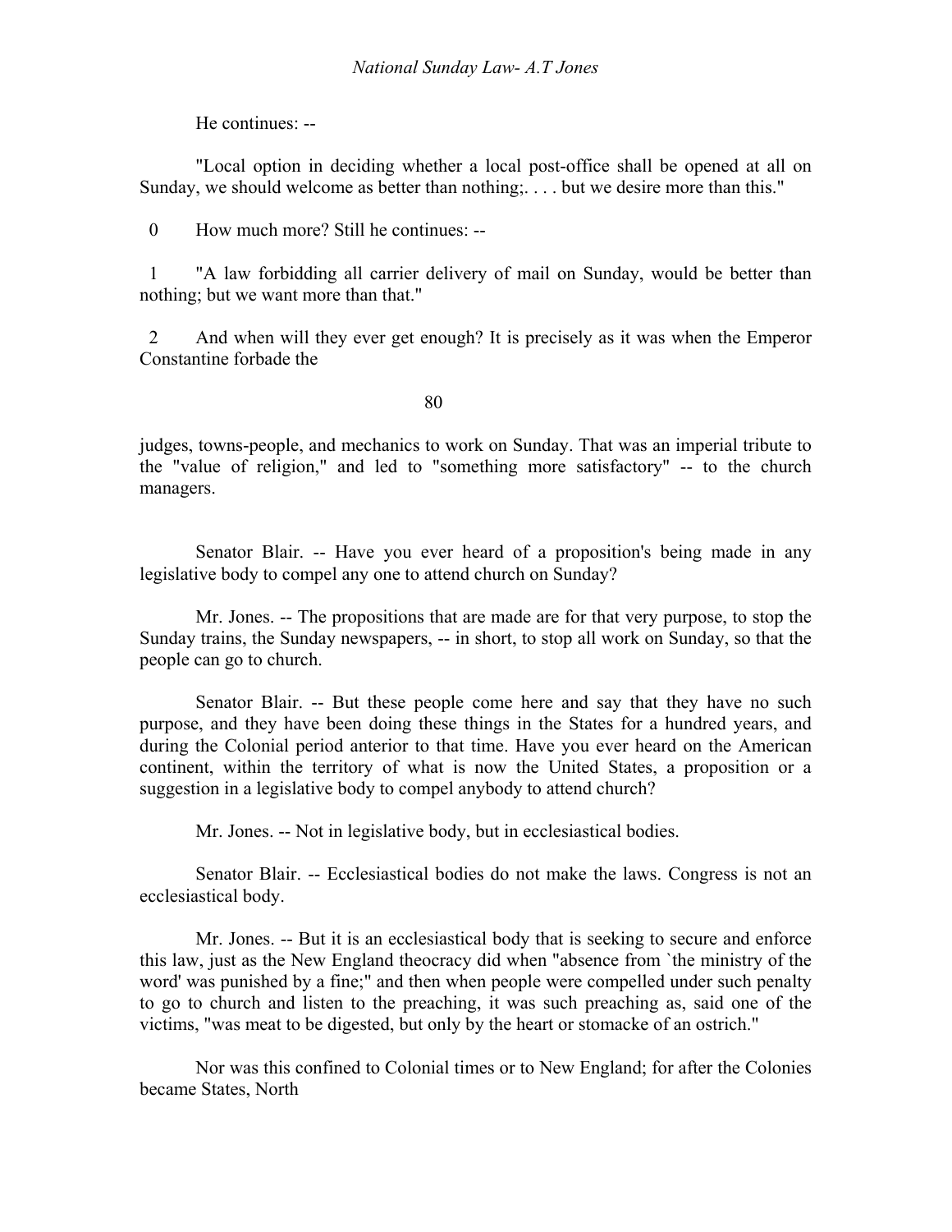He continues: --

"Local option in deciding whether a local post-office shall be opened at all on Sunday, we should welcome as better than nothing;. . . . but we desire more than this."

How much more? Still he continues: --

"A law forbidding all carrier delivery of mail on Sunday, would be better than nothing; but we want more than that."

And when will they ever get enough? It is precisely as it was when the Emperor Constantine forbade the judges, towns-people, and mechanics to work on Sunday. That was an imperial tribute to the "value of religion," and led to "something more satisfactory" -- to the church managers.

Senator Blair. -- Have you ever heard of a proposition's being made in any legislative body to compel any one to attend church on Sunday?

Mr. Jones. -- The propositions that are made are for that very purpose, to stop the Sunday trains, the Sunday newspapers, -- in short, to stop all work on Sunday, so that the people can go to church.

Senator Blair. -- But these people come here and say that they have no such purpose, and they have been doing these things in the States for a hundred years, and during the Colonial period anterior to that time. Have you ever heard on the American continent, within the territory of what is now the United States, a proposition or a suggestion in a legislative body to compel anybody to attend church?

Mr. Jones. -- Not in legislative body, but in ecclesiastical bodies.

Senator Blair. -- Ecclesiastical bodies do not make the laws. Congress is not an ecclesiastical body.

Mr. Jones. -- But it is an ecclesiastical body that is seeking to secure and enforce this law, just as the New England theocracy did when "absence from `the ministry of the word' was punished by a fine;" and then when people were compelled under such penalty to go to church and listen to the preaching, it was such preaching as, said one of the victims, "was meat to be digested, but only by the heart or stomacke of an ostrich."

Nor was this confined to Colonial times or to New England; for after the Colonies became States, North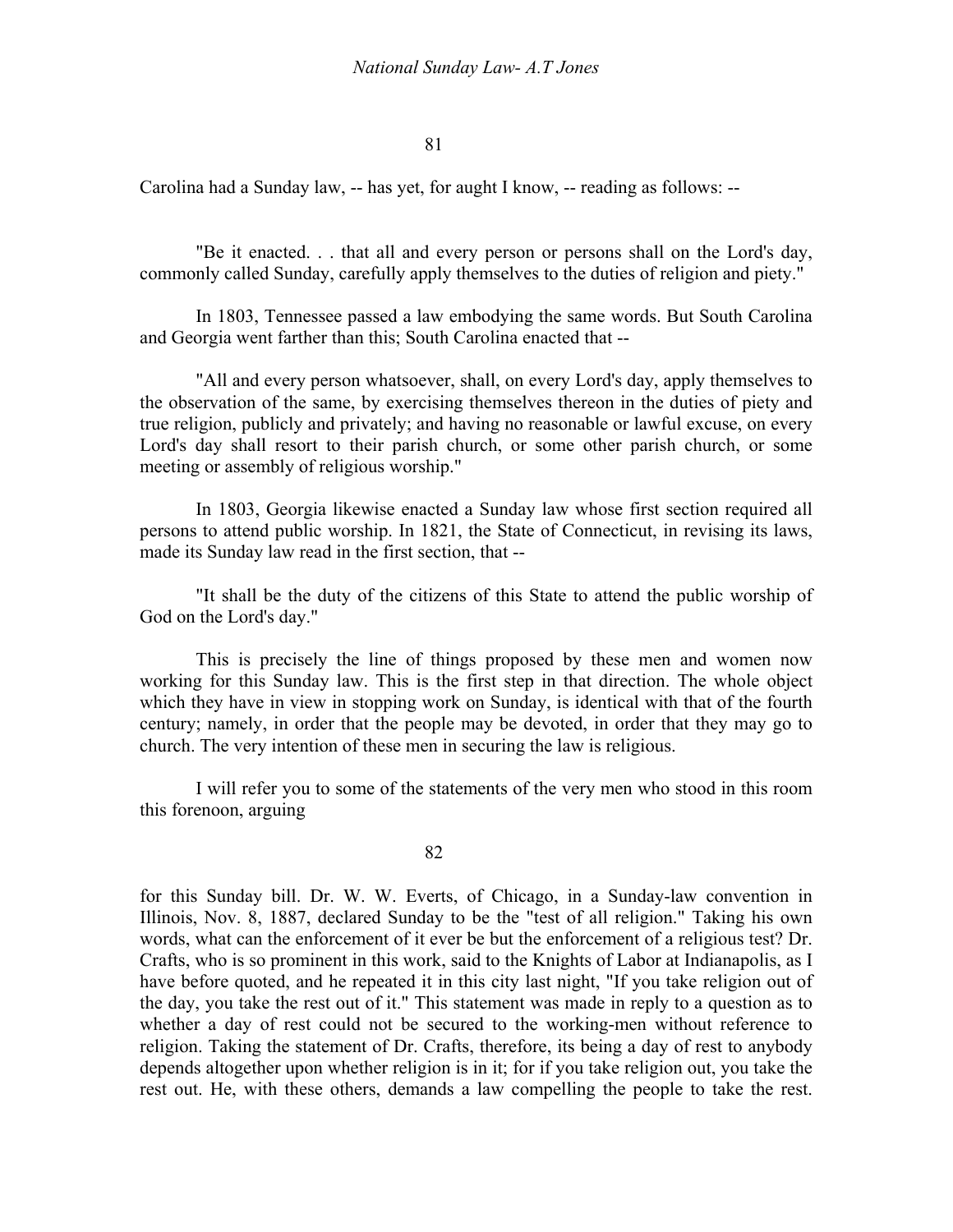Carolina had a Sunday law, -- has yet, for aught I know, -- reading as follows: --

"Be it enacted. . . that all and every person or persons shall on the Lord's day, commonly called Sunday, carefully apply themselves to the duties of religion and piety."

In 1803, Tennessee passed a law embodying the same words. But South Carolina and Georgia went farther than this; South Carolina enacted that --

"All and every person whatsoever, shall, on every Lord's day, apply themselves to the observation of the same, by exercising themselves thereon in the duties of piety and true religion, publicly and privately; and having no reasonable or lawful excuse, on every Lord's day shall resort to their parish church, or some other parish church, or some meeting or assembly of religious worship."

In 1803, Georgia likewise enacted a Sunday law whose first section required all persons to attend public worship. In 1821, the State of Connecticut, in revising its laws, made its Sunday law read in the first section, that --

"It shall be the duty of the citizens of this State to attend the public worship of God on the Lord's day."

This is precisely the line of things proposed by these men and women now working for this Sunday law. This is the first step in that direction. The whole object which they have in view in stopping work on Sunday, is identical with that of the fourth century; namely, in order that the people may be devoted, in order that they may go to church. The very intention of these men in securing the law is religious.

I will refer you to some of the statements of the very men who stood in this room this forenoon, arguing for this Sunday bill. Dr. W. W. Everts, of Chicago, in a Sunday-law convention in Illinois, Nov. 8, 1887, declared Sunday to be the "test of all religion." Taking his own words, what can the enforcement of it ever be but the enforcement of a religious test? Dr. Crafts, who is so prominent in this work, said to the Knights of Labor at Indianapolis, as I have before quoted, and he repeated it in this city last night, "If you take religion out of the day, you take the rest out of it." This statement was made in reply to a question as to whether a day of rest could not be secured to the working-men without reference to religion. Taking the statement of Dr. Crafts, therefore, its being a day of rest to anybody depends altogether upon whether religion is in it; for if you take religion out, you take the rest out. He, with these others, demands a law compelling the people to take the rest.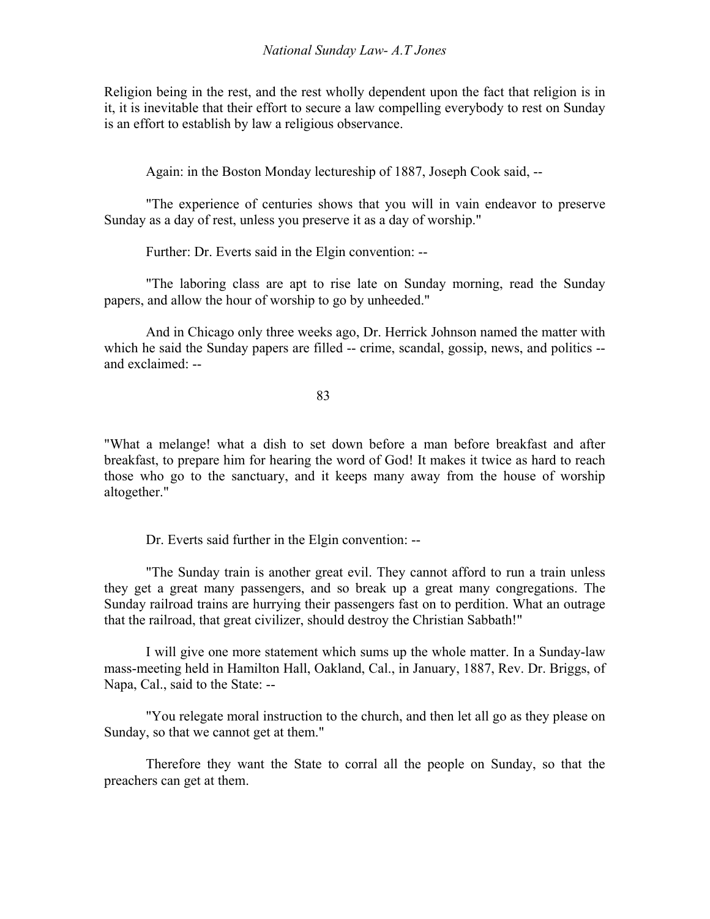Religion being in the rest, and the rest wholly dependent upon the fact that religion is in it, it is inevitable that their effort to secure a law compelling everybody to rest on Sunday is an effort to establish by law a religious observance.

Again: in the Boston Monday lectureship of 1887, Joseph Cook said, --

"The experience of centuries shows that you will in vain endeavor to preserve Sunday as a day of rest, unless you preserve it as a day of worship."

Further: Dr. Everts said in the Elgin convention: --

"The laboring class are apt to rise late on Sunday morning, read the Sunday papers, and allow the hour of worship to go by unheeded."

And in Chicago only three weeks ago, Dr. Herrick Johnson named the matter with which he said the Sunday papers are filled -- crime, scandal, gossip, news, and politics -- and exclaimed: --

"What a melange! what a dish to set down before a man before breakfast and after breakfast, to prepare him for hearing the word of God! It makes it twice as hard to reach those who go to the sanctuary, and it keeps many away from the house of worship altogether."

Dr. Everts said further in the Elgin convention: --

"The Sunday train is another great evil. They cannot afford to run a train unless they get a great many passengers, and so break up a great many congregations. The Sunday railroad trains are hurrying their passengers fast on to perdition. What an outrage that the railroad, that great civilizer, should destroy the Christian Sabbath!"

I will give one more statement which sums up the whole matter. In a Sunday-law mass-meeting held in Hamilton Hall, Oakland, Cal., in January, 1887, Rev. Dr. Briggs, of Napa, Cal., said to the State: --

"You relegate moral instruction to the church, and then let all go as they please on Sunday, so that we cannot get at them."

Therefore they want the State to corral all the people on Sunday, so that the preachers can get at them.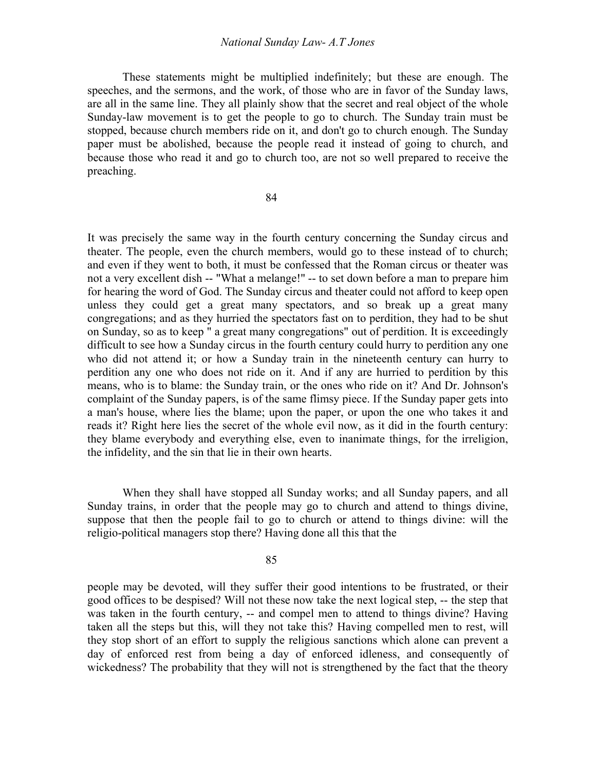These statements might be multiplied indefinitely; but these are enough. The speeches, and the sermons, and the work, of those who are in favor of the Sunday laws, are all in the same line. They all plainly show that the secret and real object of the whole Sunday-law movement is to get the people to go to church. The Sunday train must be stopped, because church members ride on it, and don't go to church enough. The Sunday paper must be abolished, because the people read it instead of going to church, and because those who read it and go to church too, are not so well prepared to receive the preaching.

It was precisely the same way in the fourth century concerning the Sunday circus and theater. The people, even the church members, would go to these instead of to church; and even if they went to both, it must be confessed that the Roman circus or theater was not a very excellent dish -- "What a melange!" -- to set down before a man to prepare him for hearing the word of God. The Sunday circus and theater could not afford to keep open unless they could get a great many spectators, and so break up a great many congregations; and as they hurried the spectators fast on to perdition, they had to be shut on Sunday, so as to keep " a great many congregations" out of perdition. It is exceedingly difficult to see how a Sunday circus in the fourth century could hurry to perdition any one who did not attend it; or how a Sunday train in the nineteenth century can hurry to perdition any one who does not ride on it. And if any are hurried to perdition by this means, who is to blame: the Sunday train, or the ones who ride on it? And Dr. Johnson's complaint of the Sunday papers, is of the same flimsy piece. If the Sunday paper gets into a man's house, where lies the blame; upon the paper, or upon the one who takes it and reads it? Right here lies the secret of the whole evil now, as it did in the fourth century: they blame everybody and everything else, even to inanimate things, for the irreligion, the infidelity, and the sin that lie in their own hearts.

When they shall have stopped all Sunday works; and all Sunday papers, and all Sunday trains, in order that the people may go to church and attend to things divine, suppose that then the people fail to go to church or attend to things divine: will the religio-political managers stop there? Having done all this that the people may be devoted, will they suffer their good intentions to be frustrated, or their good offices to be despised? Will not these now take the next logical step, -- the step that was taken in the fourth century, -- and compel men to attend to things divine? Having taken all the steps but this, will they not take this? Having compelled men to rest, will they stop short of an effort to supply the religious sanctions which alone can prevent a day of enforced rest from being a day of enforced idleness, and consequently of wickedness? The probability that they will not is strengthened by the fact that the theory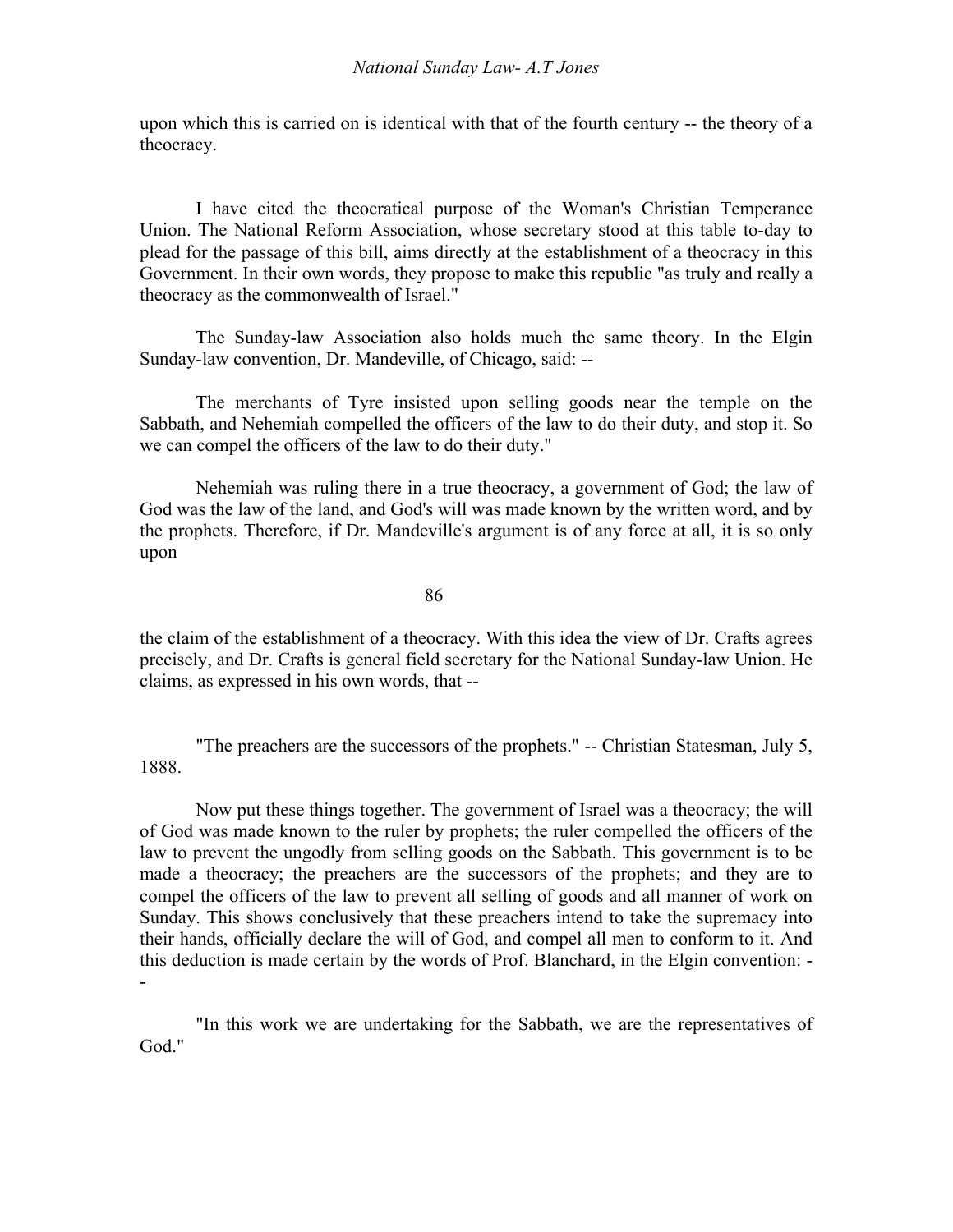upon which this is carried on is identical with that of the fourth century -- the theory of a theocracy.

I have cited the theocratical purpose of the Woman's Christian Temperance Union. The National Reform Association, whose secretary stood at this table to-day to plead for the passage of this bill, aims directly at the establishment of a theocracy in this Government. In their own words, they propose to make this republic "as truly and really a theocracy as the commonwealth of Israel."

The Sunday-law Association also holds much the same theory. In the Elgin Sunday-law convention, Dr. Mandeville, of Chicago, said: --

The merchants of Tyre insisted upon selling goods near the temple on the Sabbath, and Nehemiah compelled the officers of the law to do their duty, and stop it. So we can compel the officers of the law to do their duty."

Nehemiah was ruling there in a true theocracy, a government of God; the law of God was the law of the land, and God's will was made known by the written word, and by the prophets. Therefore, if Dr. Mandeville's argument is of any force at all, it is so only upon the claim of the establishment of a theocracy. With this idea the view of Dr. Crafts agrees precisely, and Dr. Crafts is general field secretary for the National Sunday-law Union. He claims, as expressed in his own words, that --

"The preachers are the successors of the prophets." -- Christian Statesman, July 5, 1888.

Now put these things together. The government of Israel was a theocracy; the will of God was made known to the ruler by prophets; the ruler compelled the officers of the law to prevent the ungodly from selling goods on the Sabbath. This government is to be made a theocracy; the preachers are the successors of the prophets; and they are to compel the officers of the law to prevent all selling of goods and all manner of work on Sunday. This shows conclusively that these preachers intend to take the supremacy into their hands, officially declare the will of God, and compel all men to conform to it. And this deduction is made certain by the words of Prof. Blanchard, in the Elgin convention: --

"In this work we are undertaking for the Sabbath, we are the representatives of God."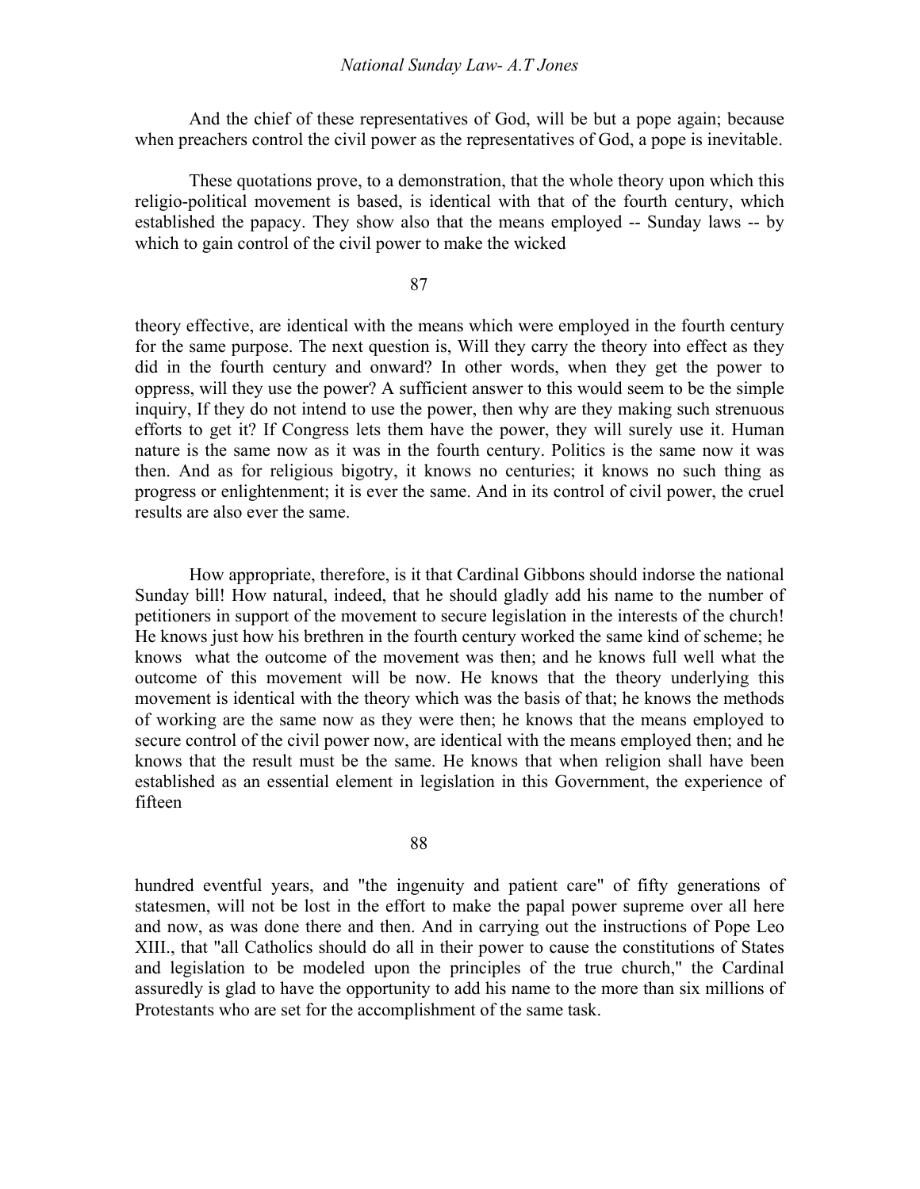And the chief of these representatives of God, will be but a pope again; because when preachers control the civil power as the representatives of God, a pope is inevitable.

These quotations prove, to a demonstration, that the whole theory upon which this religio-political movement is based, is identical with that of the fourth century, which established the papacy. They show also that the means employed -- Sunday laws -- by which to gain control of the civil power to make the wicked theory effective, are identical with the means which were employed in the fourth century for the same purpose. The next question is, Will they carry the theory into effect as they did in the fourth century and onward? In other words, when they get the power to oppress, will they use the power? A sufficient answer to this would seem to be the simple inquiry, If they do not intend to use the power, then why are they making such strenuous efforts to get it? If Congress lets them have the power, they will surely use it. Human nature is the same now as it was in the fourth century. Politics is the same now it was then. And as for religious bigotry, it knows no centuries; it knows no such thing as progress or enlightenment; it is ever the same. And in its control of civil power, the cruel results are also ever the same.

How appropriate, therefore, is it that Cardinal Gibbons should indorse the national Sunday bill! How natural, indeed, that he should gladly add his name to the number of petitioners in support of the movement to secure legislation in the interests of the church! He knows just how his brethren in the fourth century worked the same kind of scheme; he knows what the outcome of the movement was then; and he knows full well what the outcome of this movement will be now. He knows that the theory underlying this movement is identical with the theory which was the basis of that; he knows the methods of working are the same now as they were then; he knows that the means employed to secure control of the civil power now, are identical with the means employed then; and he knows that the result must be the same. He knows that when religion shall have been established as an essential element in legislation in this Government, the experience of fifteen hundred eventful years, and "the ingenuity and patient care" of fifty generations of statesmen, will not be lost in the effort to make the papal power supreme over all here and now, as was done there and then. And in carrying out the instructions of Pope Leo XIII., that "all Catholics should do all in their power to cause the constitutions of States and legislation to be modeled upon the principles of the true church," the Cardinal assuredly is glad to have the opportunity to add his name to the more than six millions of Protestants who are set for the accomplishment of the same task.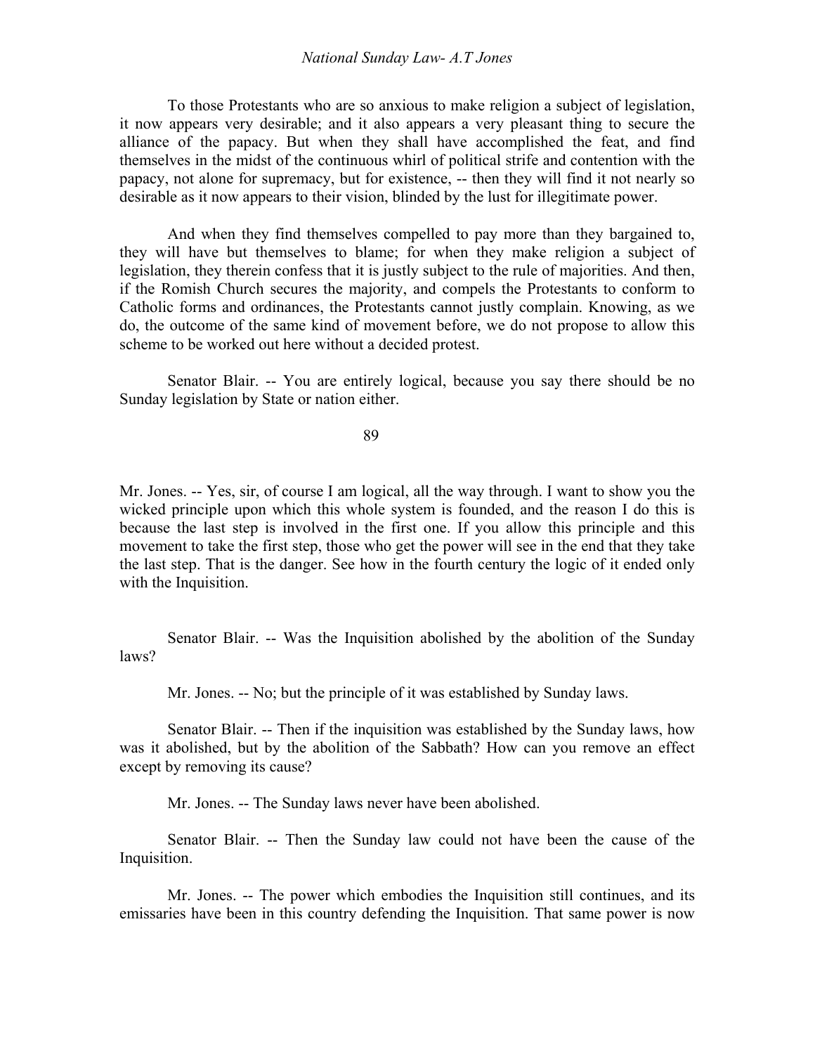To those Protestants who are so anxious to make religion a subject of legislation, it now appears very desirable; and it also appears a very pleasant thing to secure the alliance of the papacy. But when they shall have accomplished the feat, and find themselves in the midst of the continuous whirl of political strife and contention with the papacy, not alone for supremacy, but for existence, -- then they will find it not nearly so desirable as it now appears to their vision, blinded by the lust for illegitimate power.

And when they find themselves compelled to pay more than they bargained to, they will have but themselves to blame; for when they make religion a subject of legislation, they therein confess that it is justly subject to the rule of majorities. And then, if the Romish Church secures the majority, and compels the Protestants to conform to Catholic forms and ordinances, the Protestants cannot justly complain. Knowing, as we do, the outcome of the same kind of movement before, we do not propose to allow this scheme to be worked out here without a decided protest.

Senator Blair. -- You are entirely logical, because you say there should be no Sunday legislation by State or nation either.

89

Mr. Jones. -- Yes, sir, of course I am logical, all the way through. I want to show you the wicked principle upon which this whole system is founded, and the reason I do this is because the last step is involved in the first one. If you allow this principle and this movement to take the first step, those who get the power will see in the end that they take the last step. That is the danger. See how in the fourth century the logic of it ended only with the Inquisition.

Senator Blair. -- Was the Inquisition abolished by the abolition of the Sunday laws?

Mr. Jones. -- No; but the principle of it was established by Sunday laws.

Senator Blair. -- Then if the inquisition was established by the Sunday laws, how was it abolished, but by the abolition of the Sabbath? How can you remove an effect except by removing its cause?

Mr. Jones. -- The Sunday laws never have been abolished.

Senator Blair. -- Then the Sunday law could not have been the cause of the Inquisition.

Mr. Jones. -- The power which embodies the Inquisition still continues, and its emissaries have been in this country defending the Inquisition. That same power is now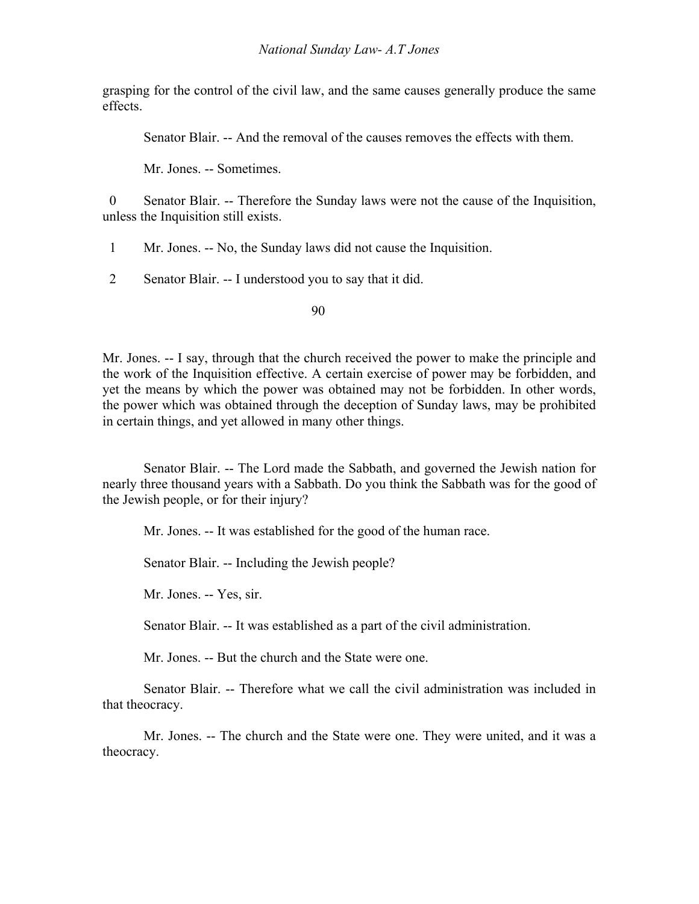grasping for the control of the civil law, and the same causes generally produce the same effects.

Senator Blair. -- And the removal of the causes removes the effects with them.

Mr. Jones. -- Sometimes.

0 Senator Blair. -- Therefore the Sunday laws were not the cause of the Inquisition, unless the Inquisition still exists.

1 Mr. Jones. -- No, the Sunday laws did not cause the Inquisition.

2 Senator Blair. -- I understood you to say that it did.

90

Mr. Jones. -- I say, through that the church received the power to make the principle and the work of the Inquisition effective. A certain exercise of power may be forbidden, and yet the means by which the power was obtained may not be forbidden. In other words, the power which was obtained through the deception of Sunday laws, may be prohibited in certain things, and yet allowed in many other things.

Senator Blair. -- The Lord made the Sabbath, and governed the Jewish nation for nearly three thousand years with a Sabbath. Do you think the Sabbath was for the good of the Jewish people, or for their injury?

Mr. Jones. -- It was established for the good of the human race.

Senator Blair. -- Including the Jewish people?

Mr. Jones. -- Yes, sir.

Senator Blair. -- It was established as a part of the civil administration.

Mr. Jones. -- But the church and the State were one.

Senator Blair. -- Therefore what we call the civil administration was included in that theocracy.

Mr. Jones. -- The church and the State were one. They were united, and it was a theocracy.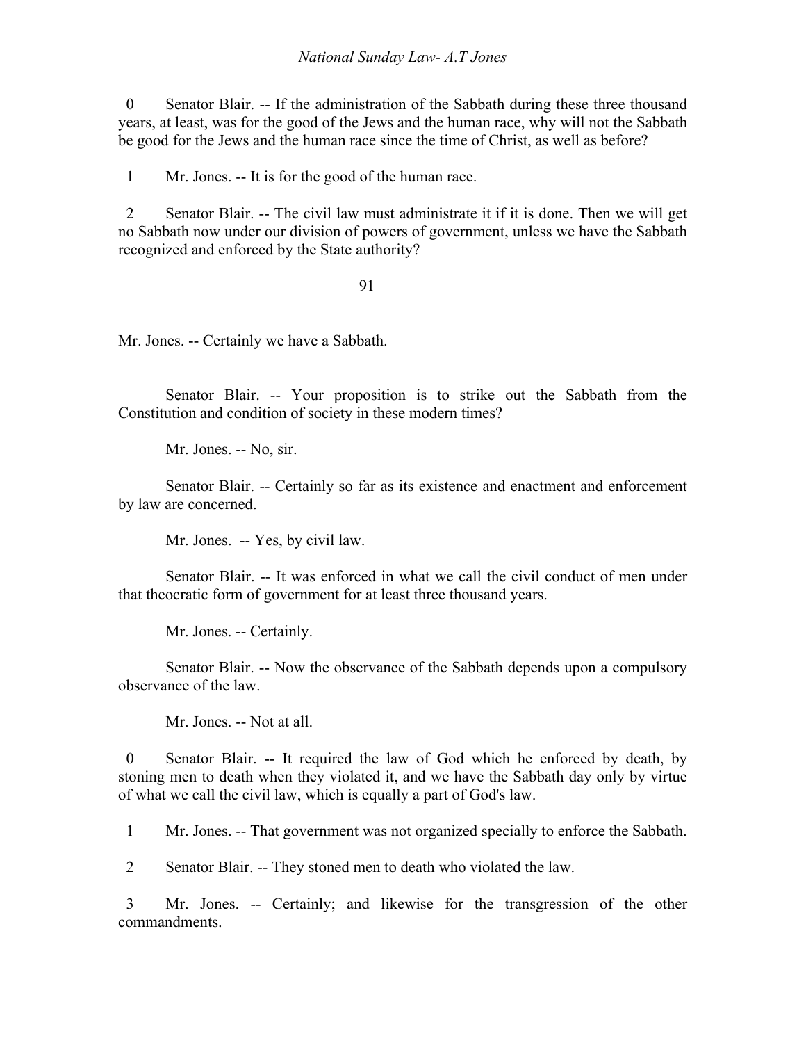0 Senator Blair. -- If the administration of the Sabbath during these three thousand years, at least, was for the good of the Jews and the human race, why will not the Sabbath be good for the Jews and the human race since the time of Christ, as well as before?

1 Mr. Jones. -- It is for the good of the human race.

2 Senator Blair. -- The civil law must administrate it if it is done. Then we will get no Sabbath now under our division of powers of government, unless we have the Sabbath recognized and enforced by the State authority?

91

Mr. Jones. -- Certainly we have a Sabbath.

Senator Blair. -- Your proposition is to strike out the Sabbath from the Constitution and condition of society in these modern times?

Mr. Jones. -- No, sir.

Senator Blair. -- Certainly so far as its existence and enactment and enforcement by law are concerned.

Mr. Jones. -- Yes, by civil law.

Senator Blair. -- It was enforced in what we call the civil conduct of men under that theocratic form of government for at least three thousand years.

Mr. Jones. -- Certainly.

Senator Blair. -- Now the observance of the Sabbath depends upon a compulsory observance of the law.

Mr. Jones. -- Not at all.

0 Senator Blair. -- It required the law of God which he enforced by death, by stoning men to death when they violated it, and we have the Sabbath day only by virtue of what we call the civil law, which is equally a part of God's law.

1 Mr. Jones. -- That government was not organized specially to enforce the Sabbath.

2 Senator Blair. -- They stoned men to death who violated the law.

3 Mr. Jones. -- Certainly; and likewise for the transgression of the other commandments.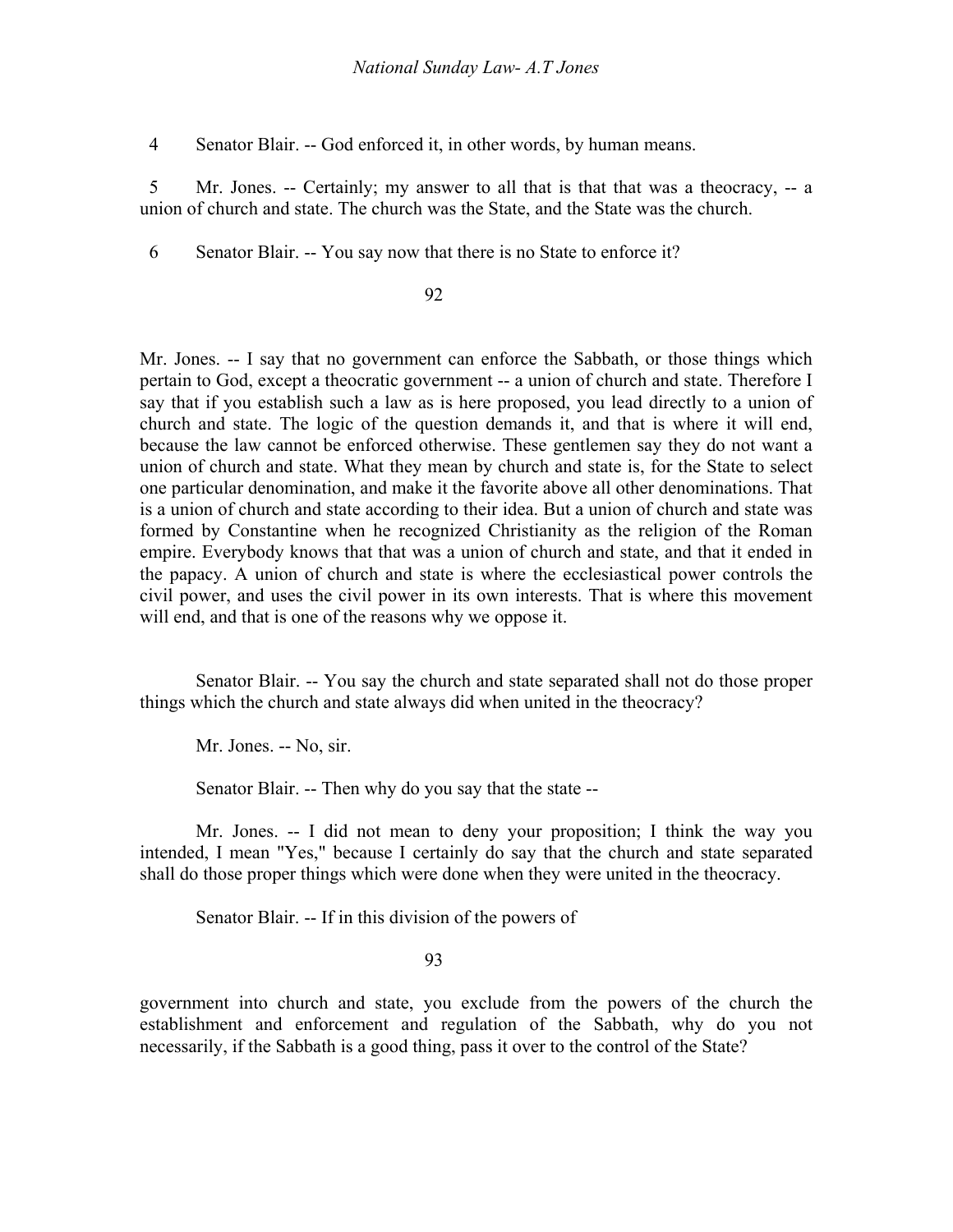4 Senator Blair. -- God enforced it, in other words, by human means.

5 Mr. Jones. -- Certainly; my answer to all that is that that was a theocracy, -- a union of church and state. The church was the State, and the State was the church.

6 Senator Blair. -- You say now that there is no State to enforce it?

Mr. Jones. -- I say that no government can enforce the Sabbath, or those things which pertain to God, except a theocratic government -- a union of church and state. Therefore I say that if you establish such a law as is here proposed, you lead directly to a union of church and state. The logic of the question demands it, and that is where it will end, because the law cannot be enforced otherwise. These gentlemen say they do not want a union of church and state. What they mean by church and state is, for the State to select one particular denomination, and make it the favorite above all other denominations. That is a union of church and state according to their idea. But a union of church and state was formed by Constantine when he recognized Christianity as the religion of the Roman empire. Everybody knows that that was a union of church and state, and that it ended in the papacy. A union of church and state is where the ecclesiastical power controls the civil power, and uses the civil power in its own interests. That is where this movement will end, and that is one of the reasons why we oppose it.

Senator Blair. -- You say the church and state separated shall not do those proper things which the church and state always did when united in the theocracy?

Mr. Jones. -- No, sir.

Senator Blair. -- Then why do you say that the state --

Mr. Jones. -- I did not mean to deny your proposition; I think the way you intended, I mean "Yes," because I certainly do say that the church and state separated shall do those proper things which were done when they were united in the theocracy.

Senator Blair. -- If in this division of the powers of government into church and state, you exclude from the powers of the church the establishment and enforcement and regulation of the Sabbath, why do you not necessarily, if the Sabbath is a good thing, pass it over to the control of the State?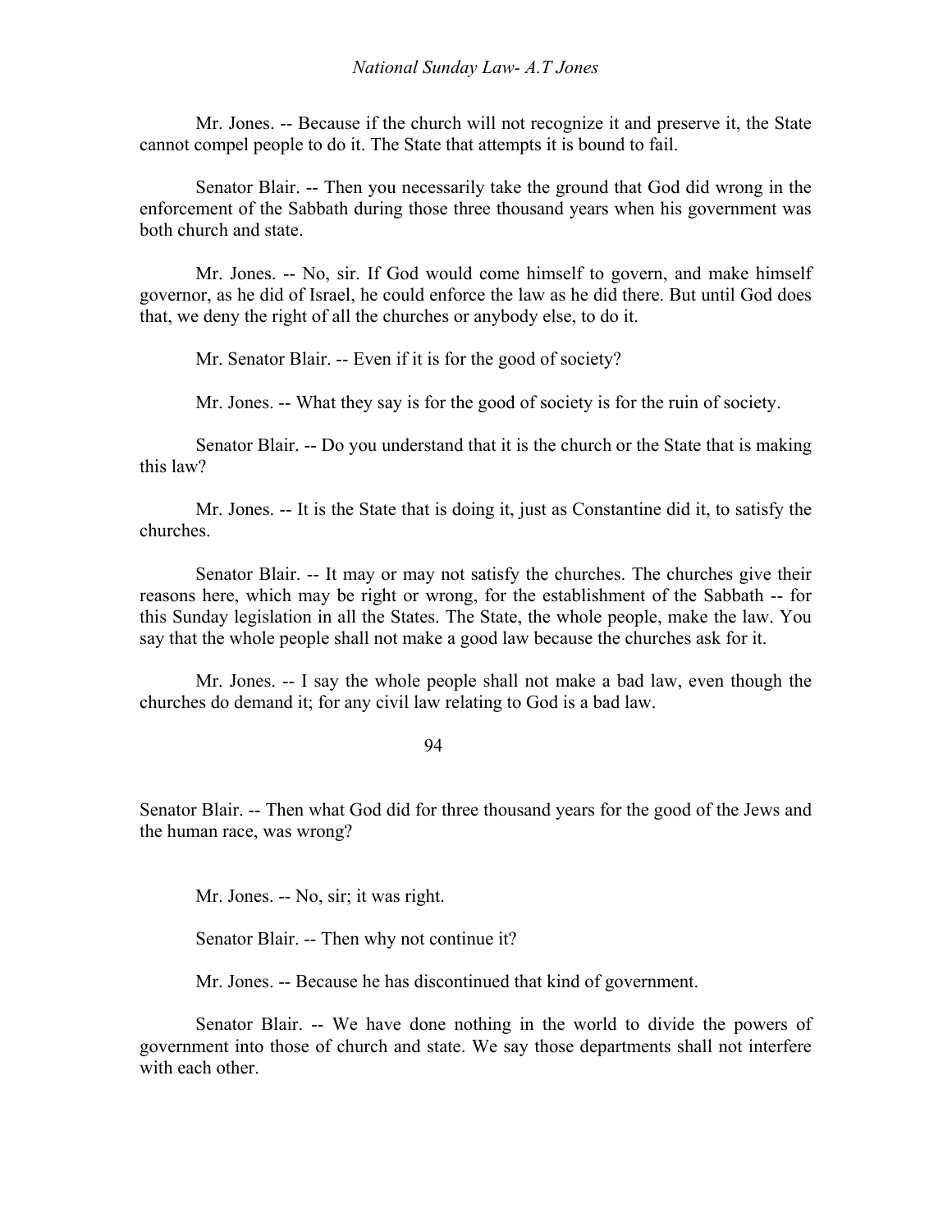Mr. Jones. -- Because if the church will not recognize it and preserve it, the State cannot compel people to do it. The State that attempts it is bound to fail.

Senator Blair. -- Then you necessarily take the ground that God did wrong in the enforcement of the Sabbath during those three thousand years when his government was both church and state.

Mr. Jones. -- No, sir. If God would come himself to govern, and make himself governor, as he did of Israel, he could enforce the law as he did there. But until God does that, we deny the right of all the churches or anybody else, to do it.

Mr. Senator Blair. -- Even if it is for the good of society?

Mr. Jones. -- What they say is for the good of society is for the ruin of society.

Senator Blair. -- Do you understand that it is the church or the State that is making this law?

Mr. Jones. -- It is the State that is doing it, just as Constantine did it, to satisfy the churches.

Senator Blair. -- It may or may not satisfy the churches. The churches give their reasons here, which may be right or wrong, for the establishment of the Sabbath -- for this Sunday legislation in all the States. The State, the whole people, make the law. You say that the whole people shall not make a good law because the churches ask for it.

Mr. Jones. -- I say the whole people shall not make a bad law, even though the churches do demand it; for any civil law relating to God is a bad law.

Senator Blair. -- Then what God did for three thousand years for the good of the Jews and the human race, was wrong?

Mr. Jones. -- No, sir; it was right.

Senator Blair. -- Then why not continue it?

Mr. Jones. -- Because he has discontinued that kind of government.

Senator Blair. -- We have done nothing in the world to divide the powers of government into those of church and state. We say those departments shall not interfere with each other.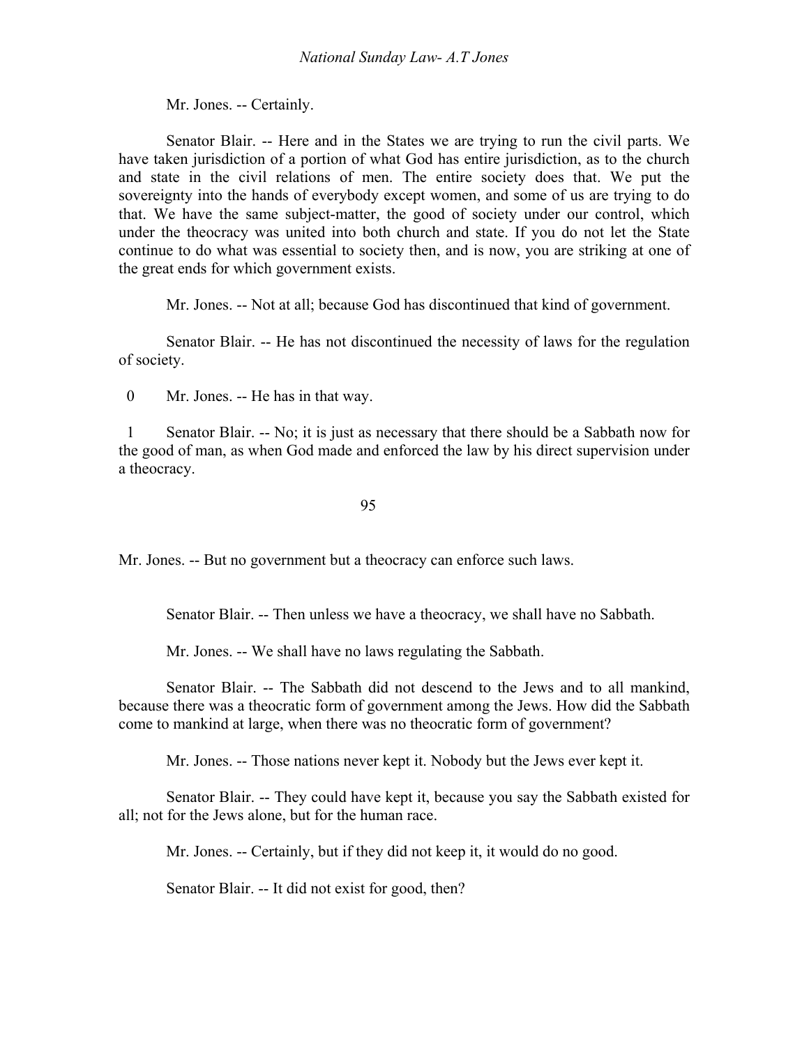Mr. Jones. -- Certainly.

Senator Blair. -- Here and in the States we are trying to run the civil parts. We have taken jurisdiction of a portion of what God has entire jurisdiction, as to the church and state in the civil relations of men. The entire society does that. We put the sovereignty into the hands of everybody except women, and some of us are trying to do that. We have the same subject-matter, the good of society under our control, which under the theocracy was united into both church and state. If you do not let the State continue to do what was essential to society then, and is now, you are striking at one of the great ends for which government exists.

Mr. Jones. -- Not at all; because God has discontinued that kind of government.

Senator Blair. -- He has not discontinued the necessity of laws for the regulation of society.

0 Mr. Jones. -- He has in that way.

1 Senator Blair. -- No; it is just as necessary that there should be a Sabbath now for the good of man, as when God made and enforced the law by his direct supervision under a theocracy.

Mr. Jones. -- But no government but a theocracy can enforce such laws.

Senator Blair. -- Then unless we have a theocracy, we shall have no Sabbath.

Mr. Jones. -- We shall have no laws regulating the Sabbath.

Senator Blair. -- The Sabbath did not descend to the Jews and to all mankind, because there was a theocratic form of government among the Jews. How did the Sabbath come to mankind at large, when there was no theocratic form of government?

Mr. Jones. -- Those nations never kept it. Nobody but the Jews ever kept it.

Senator Blair. -- They could have kept it, because you say the Sabbath existed for all; not for the Jews alone, but for the human race.

Mr. Jones. -- Certainly, but if they did not keep it, it would do no good.

Senator Blair. -- It did not exist for good, then?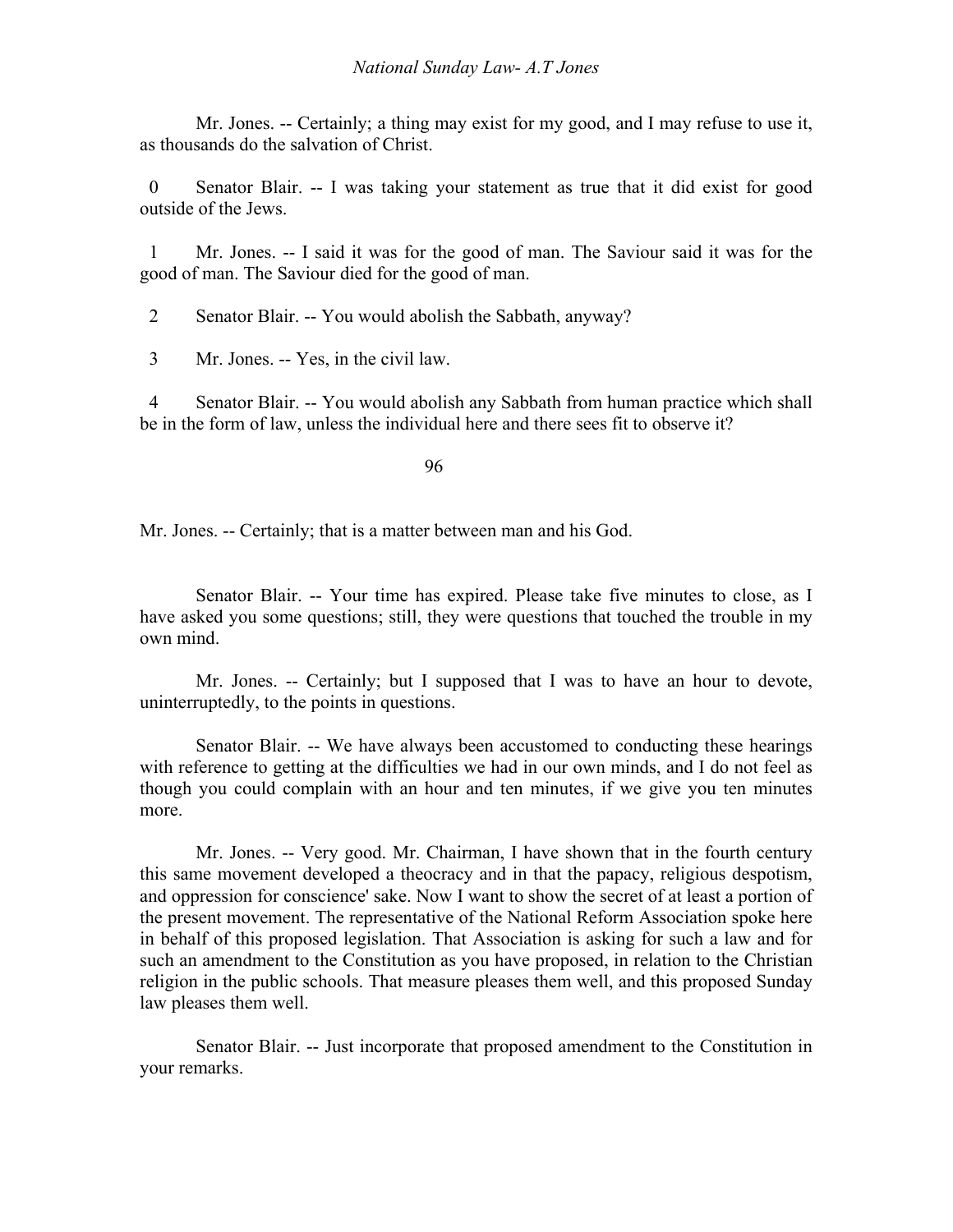Mr. Jones. -- Certainly; a thing may exist for my good, and I may refuse to use it, as thousands do the salvation of Christ.

0 Senator Blair. -- I was taking your statement as true that it did exist for good outside of the Jews.

1 Mr. Jones. -- I said it was for the good of man. The Saviour said it was for the good of man. The Saviour died for the good of man.

2 Senator Blair. -- You would abolish the Sabbath, anyway?

3 Mr. Jones. -- Yes, in the civil law.

4 Senator Blair. -- You would abolish any Sabbath from human practice which shall be in the form of law, unless the individual here and there sees fit to observe it?

Mr. Jones. -- Certainly; that is a matter between man and his God.

Senator Blair. -- Your time has expired. Please take five minutes to close, as I have asked you some questions; still, they were questions that touched the trouble in my own mind.

Mr. Jones. -- Certainly; but I supposed that I was to have an hour to devote, uninterruptedly, to the points in questions.

Senator Blair. -- We have always been accustomed to conducting these hearings with reference to getting at the difficulties we had in our own minds, and I do not feel as though you could complain with an hour and ten minutes, if we give you ten minutes more.

Mr. Jones. -- Very good. Mr. Chairman, I have shown that in the fourth century this same movement developed a theocracy and in that the papacy, religious despotism, and oppression for conscience' sake. Now I want to show the secret of at least a portion of the present movement. The representative of the National Reform Association spoke here in behalf of this proposed legislation. That Association is asking for such a law and for such an amendment to the Constitution as you have proposed, in relation to the Christian religion in the public schools. That measure pleases them well, and this proposed Sunday law pleases them well.

Senator Blair. -- Just incorporate that proposed amendment to the Constitution in your remarks.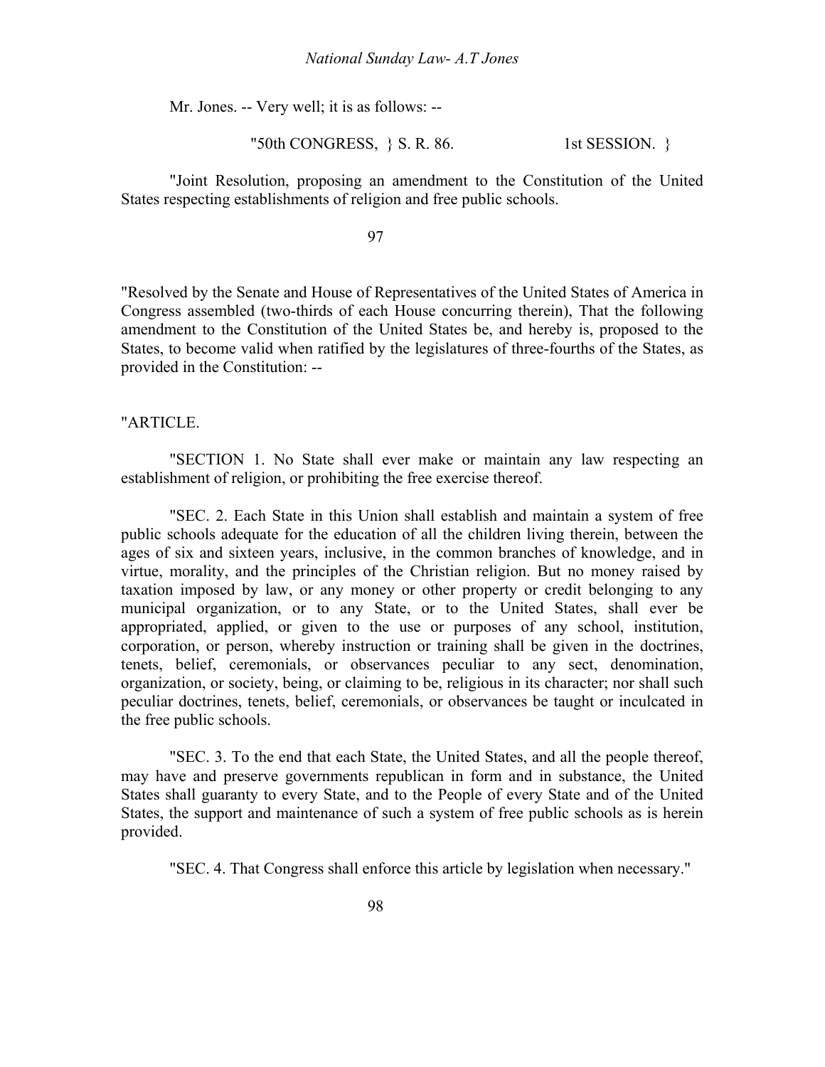Mr. Jones. -- Very well; it is as follows: --

"50th CONGRESS, } S. R. 86. 1st SESSION. }

"Joint Resolution, proposing an amendment to the Constitution of the United States respecting establishments of religion and free public schools.

"Resolved by the Senate and House of Representatives of the United States of America in Congress assembled (two-thirds of each House concurring therein), That the following amendment to the Constitution of the United States be, and hereby is, proposed to the States, to become valid when ratified by the legislatures of three-fourths of the States, as provided in the Constitution: --

"ARTICLE.

"SECTION 1. No State shall ever make or maintain any law respecting an establishment of religion, or prohibiting the free exercise thereof.

"SEC. 2. Each State in this Union shall establish and maintain a system of free public schools adequate for the education of all the children living therein, between the ages of six and sixteen years, inclusive, in the common branches of knowledge, and in virtue, morality, and the principles of the Christian religion. But no money raised by taxation imposed by law, or any money or other property or credit belonging to any municipal organization, or to any State, or to the United States, shall ever be appropriated, applied, or given to the use or purposes of any school, institution, corporation, or person, whereby instruction or training shall be given in the doctrines, tenets, belief, ceremonials, or observances peculiar to any sect, denomination, organization, or society, being, or claiming to be, religious in its character; nor shall such peculiar doctrines, tenets, belief, ceremonials, or observances be taught or inculcated in the free public schools.

"SEC. 3. To the end that each State, the United States, and all the people thereof, may have and preserve governments republican in form and in substance, the United States shall guaranty to every State, and to the People of every State and of the United States, the support and maintenance of such a system of free public schools as is herein provided.

"SEC. 4. That Congress shall enforce this article by legislation when necessary."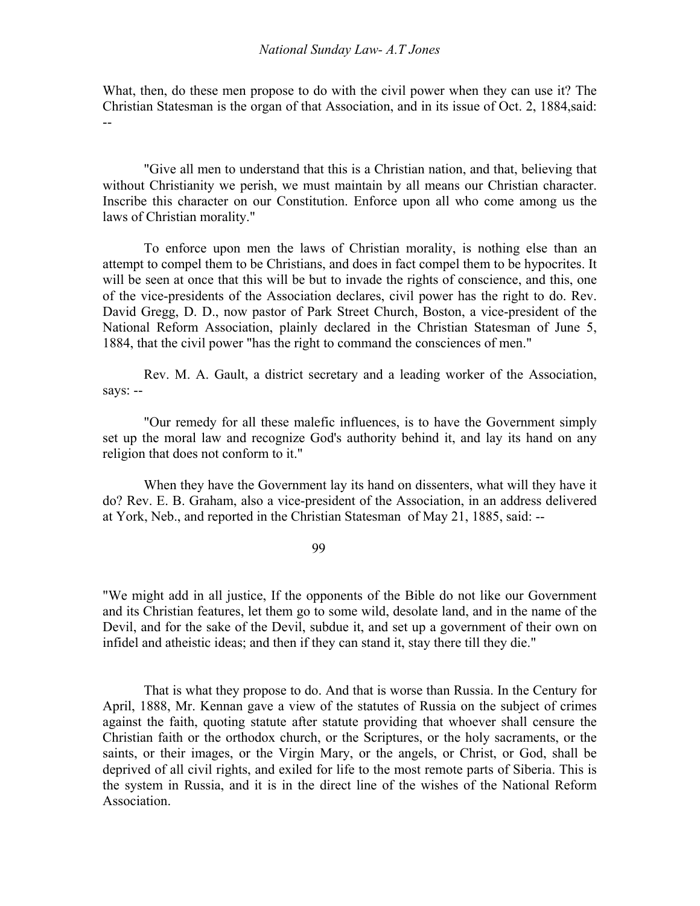What, then, do these men propose to do with the civil power when they can use it? The Christian Statesman is the organ of that Association, and in its issue of Oct. 2, 1884,said: --

"Give all men to understand that this is a Christian nation, and that, believing that without Christianity we perish, we must maintain by all means our Christian character. Inscribe this character on our Constitution. Enforce upon all who come among us the laws of Christian morality."

To enforce upon men the laws of Christian morality, is nothing else than an attempt to compel them to be Christians, and does in fact compel them to be hypocrites. It will be seen at once that this will be but to invade the rights of conscience, and this, one of the vice-presidents of the Association declares, civil power has the right to do. Rev. David Gregg, D. D., now pastor of Park Street Church, Boston, a vice-president of the National Reform Association, plainly declared in the Christian Statesman of June 5, 1884, that the civil power "has the right to command the consciences of men."

Rev. M. A. Gault, a district secretary and a leading worker of the Association, says: --

"Our remedy for all these malefic influences, is to have the Government simply set up the moral law and recognize God's authority behind it, and lay its hand on any religion that does not conform to it."

When they have the Government lay its hand on dissenters, what will they have it do? Rev. E. B. Graham, also a vice-president of the Association, in an address delivered at York, Neb., and reported in the Christian Statesman of May 21, 1885, said: --

"We might add in all justice, If the opponents of the Bible do not like our Government and its Christian features, let them go to some wild, desolate land, and in the name of the Devil, and for the sake of the Devil, subdue it, and set up a government of their own on infidel and atheistic ideas; and then if they can stand it, stay there till they die."

That is what they propose to do. And that is worse than Russia. In the Century for April, 1888, Mr. Kennan gave a view of the statutes of Russia on the subject of crimes against the faith, quoting statute after statute providing that whoever shall censure the Christian faith or the orthodox church, or the Scriptures, or the holy sacraments, or the saints, or their images, or the Virgin Mary, or the angels, or Christ, or God, shall be deprived of all civil rights, and exiled for life to the most remote parts of Siberia. This is the system in Russia, and it is in the direct line of the wishes of the National Reform Association.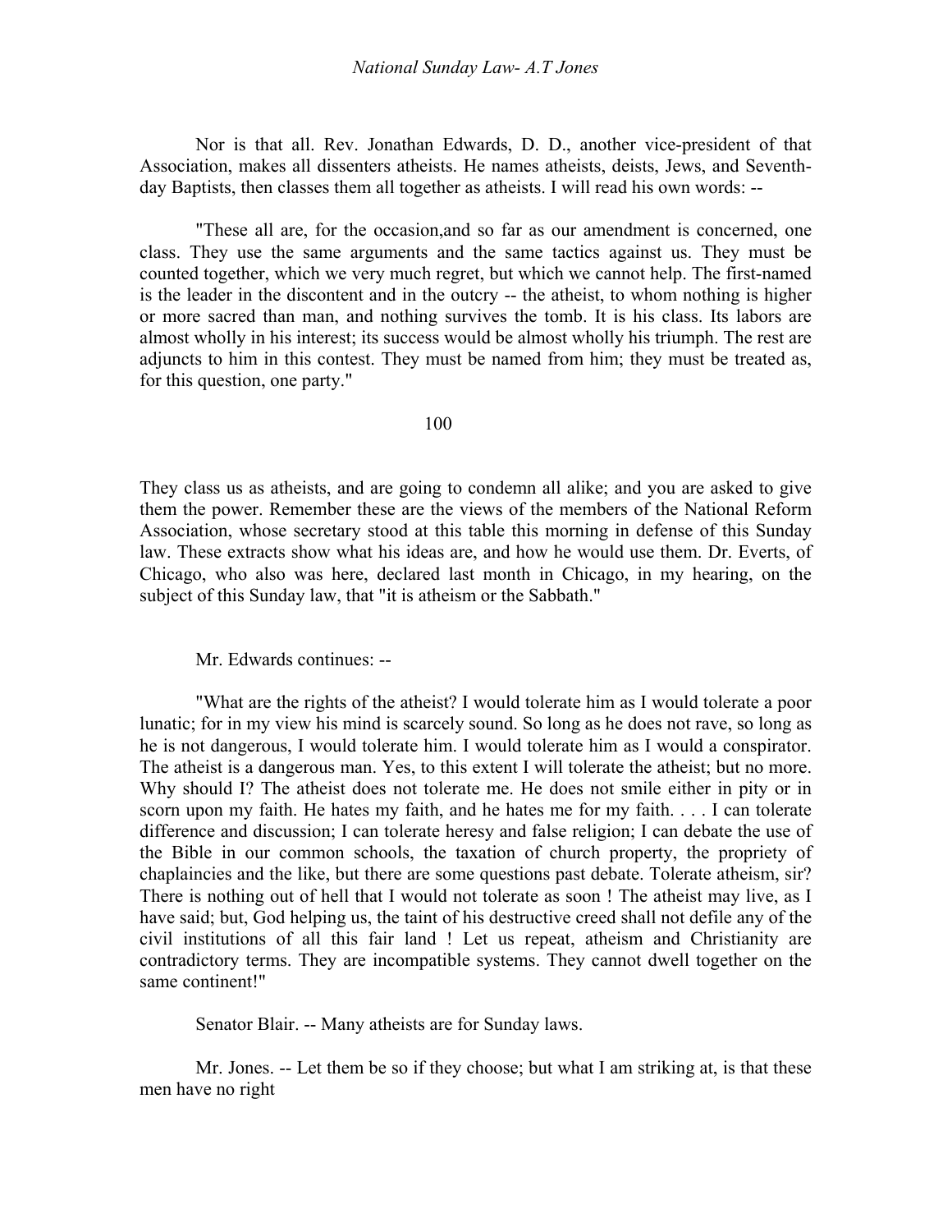Nor is that all. Rev. Jonathan Edwards, D. D., another vice-president of that Association, makes all dissenters atheists. He names atheists, deists, Jews, and Seventh-day Baptists, then classes them all together as atheists. I will read his own words: --

"These all are, for the occasion,and so far as our amendment is concerned, one class. They use the same arguments and the same tactics against us. They must be counted together, which we very much regret, but which we cannot help. The first-named is the leader in the discontent and in the outcry -- the atheist, to whom nothing is higher or more sacred than man, and nothing survives the tomb. It is his class. Its labors are almost wholly in his interest; its success would be almost wholly his triumph. The rest are adjuncts to him in this contest. They must be named from him; they must be treated as, for this question, one party."

They class us as atheists, and are going to condemn all alike; and you are asked to give them the power. Remember these are the views of the members of the National Reform Association, whose secretary stood at this table this morning in defense of this Sunday law. These extracts show what his ideas are, and how he would use them. Dr. Everts, of Chicago, who also was here, declared last month in Chicago, in my hearing, on the subject of this Sunday law, that "it is atheism or the Sabbath."

Mr. Edwards continues: --

"What are the rights of the atheist? I would tolerate him as I would tolerate a poor lunatic; for in my view his mind is scarcely sound. So long as he does not rave, so long as he is not dangerous, I would tolerate him. I would tolerate him as I would a conspirator. The atheist is a dangerous man. Yes, to this extent I will tolerate the atheist; but no more. Why should I? The atheist does not tolerate me. He does not smile either in pity or in scorn upon my faith. He hates my faith, and he hates me for my faith. . . . I can tolerate difference and discussion; I can tolerate heresy and false religion; I can debate the use of the Bible in our common schools, the taxation of church property, the propriety of chaplaincies and the like, but there are some questions past debate. Tolerate atheism, sir? There is nothing out of hell that I would not tolerate as soon ! The atheist may live, as I have said; but, God helping us, the taint of his destructive creed shall not defile any of the civil institutions of all this fair land ! Let us repeat, atheism and Christianity are contradictory terms. They are incompatible systems. They cannot dwell together on the same continent!"

Senator Blair. -- Many atheists are for Sunday laws.

Mr. Jones. -- Let them be so if they choose; but what I am striking at, is that these men have no right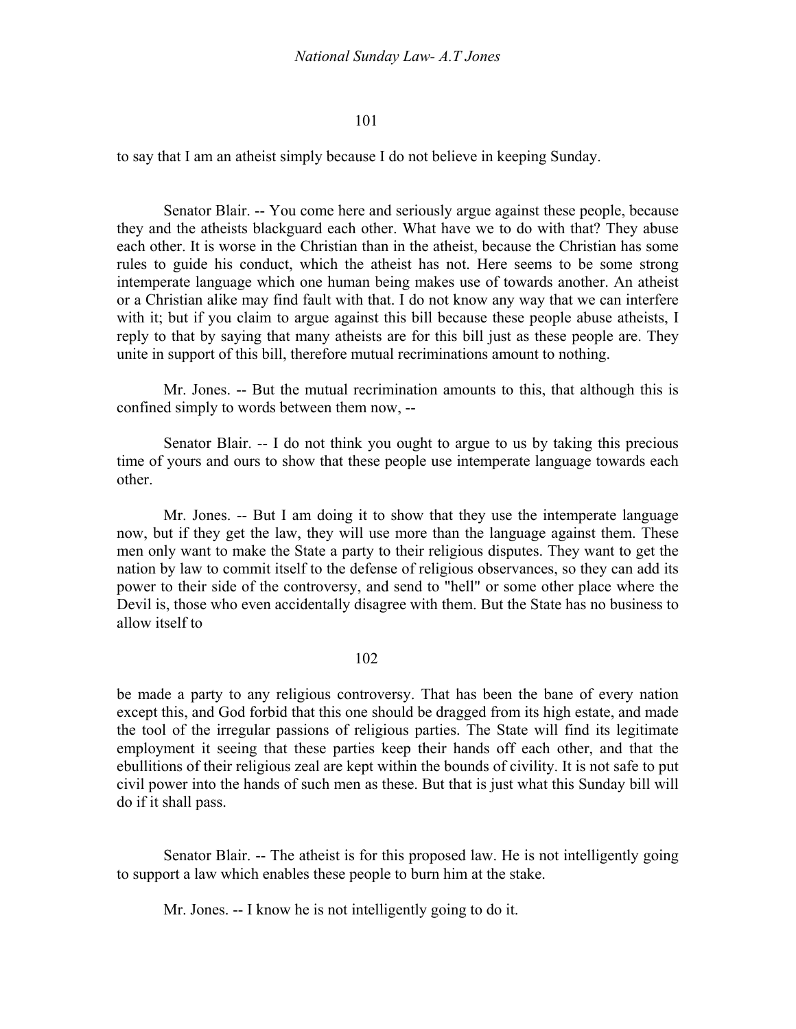to say that I am an atheist simply because I do not believe in keeping Sunday.

Senator Blair. -- You come here and seriously argue against these people, because they and the atheists blackguard each other. What have we to do with that? They abuse each other. It is worse in the Christian than in the atheist, because the Christian has some rules to guide his conduct, which the atheist has not. Here seems to be some strong intemperate language which one human being makes use of towards another. An atheist or a Christian alike may find fault with that. I do not know any way that we can interfere with it; but if you claim to argue against this bill because these people abuse atheists, I reply to that by saying that many atheists are for this bill just as these people are. They unite in support of this bill, therefore mutual recriminations amount to nothing.

Mr. Jones. -- But the mutual recrimination amounts to this, that although this is confined simply to words between them now, --

Senator Blair. -- I do not think you ought to argue to us by taking this precious time of yours and ours to show that these people use intemperate language towards each other.

Mr. Jones. -- But I am doing it to show that they use the intemperate language now, but if they get the law, they will use more than the language against them. These men only want to make the State a party to their religious disputes. They want to get the nation by law to commit itself to the defense of religious observances, so they can add its power to their side of the controversy, and send to "hell" or some other place where the Devil is, those who even accidentally disagree with them. But the State has no business to allow itself to be made a party to any religious controversy. That has been the bane of every nation except this, and God forbid that this one should be dragged from its high estate, and made the tool of the irregular passions of religious parties. The State will find its legitimate employment it seeing that these parties keep their hands off each other, and that the ebullitions of their religious zeal are kept within the bounds of civility. It is not safe to put civil power into the hands of such men as these. But that is just what this Sunday bill will do if it shall pass.

Senator Blair. -- The atheist is for this proposed law. He is not intelligently going to support a law which enables these people to burn him at the stake.

Mr. Jones. -- I know he is not intelligently going to do it.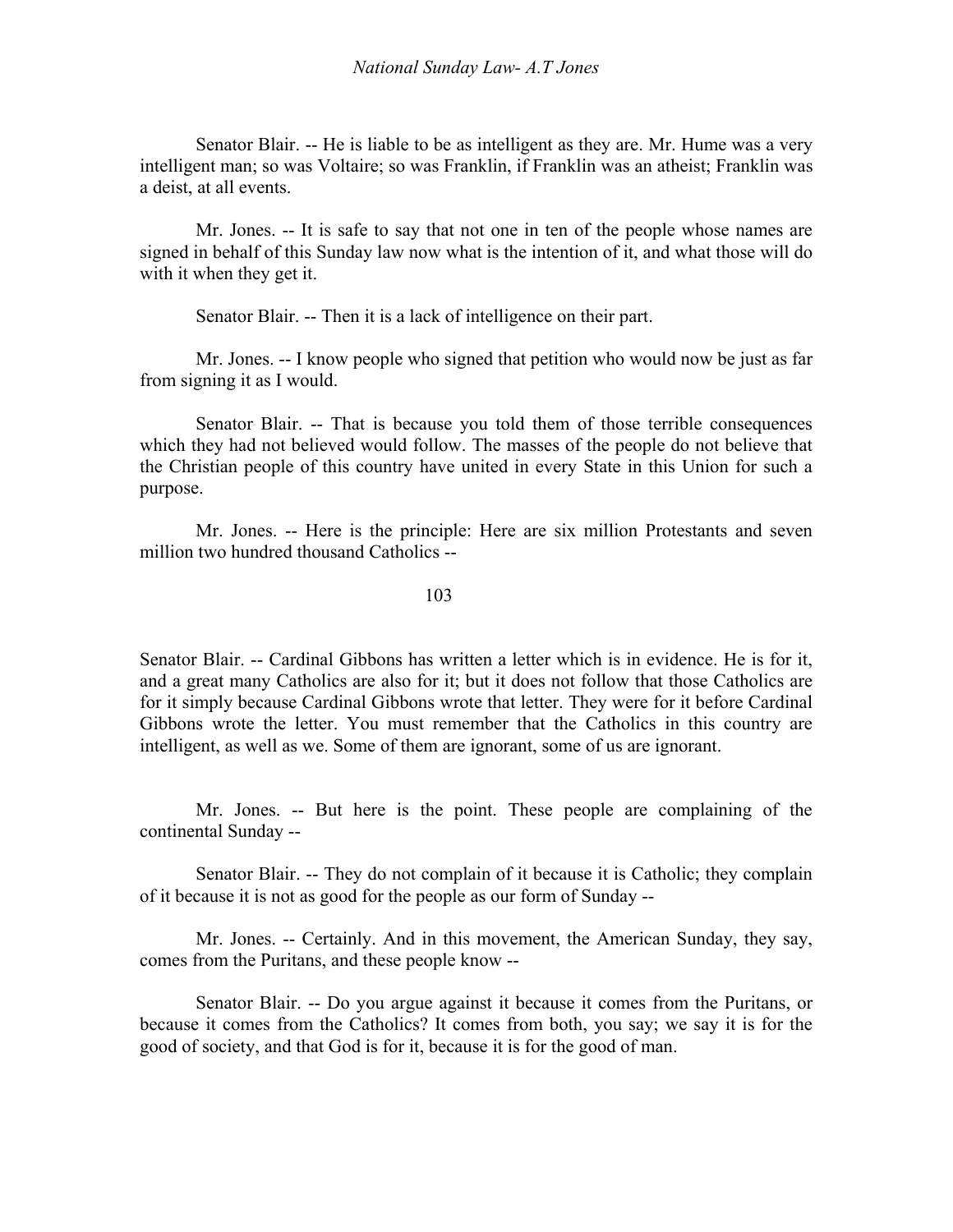Senator Blair. -- He is liable to be as intelligent as they are. Mr. Hume was a very intelligent man; so was Voltaire; so was Franklin, if Franklin was an atheist; Franklin was a deist, at all events.

Mr. Jones. -- It is safe to say that not one in ten of the people whose names are signed in behalf of this Sunday law now what is the intention of it, and what those will do with it when they get it.

Senator Blair. -- Then it is a lack of intelligence on their part.

Mr. Jones. -- I know people who signed that petition who would now be just as far from signing it as I would.

Senator Blair. -- That is because you told them of those terrible consequences which they had not believed would follow. The masses of the people do not believe that the Christian people of this country have united in every State in this Union for such a purpose.

Mr. Jones. -- Here is the principle: Here are six million Protestants and seven million two hundred thousand Catholics --

Senator Blair. -- Cardinal Gibbons has written a letter which is in evidence. He is for it, and a great many Catholics are also for it; but it does not follow that those Catholics are for it simply because Cardinal Gibbons wrote that letter. They were for it before Cardinal Gibbons wrote the letter. You must remember that the Catholics in this country are intelligent, as well as we. Some of them are ignorant, some of us are ignorant.

Mr. Jones. -- But here is the point. These people are complaining of the continental Sunday --

Senator Blair. -- They do not complain of it because it is Catholic; they complain of it because it is not as good for the people as our form of Sunday --

Mr. Jones. -- Certainly. And in this movement, the American Sunday, they say, comes from the Puritans, and these people know --

Senator Blair. -- Do you argue against it because it comes from the Puritans, or because it comes from the Catholics? It comes from both, you say; we say it is for the good of society, and that God is for it, because it is for the good of man.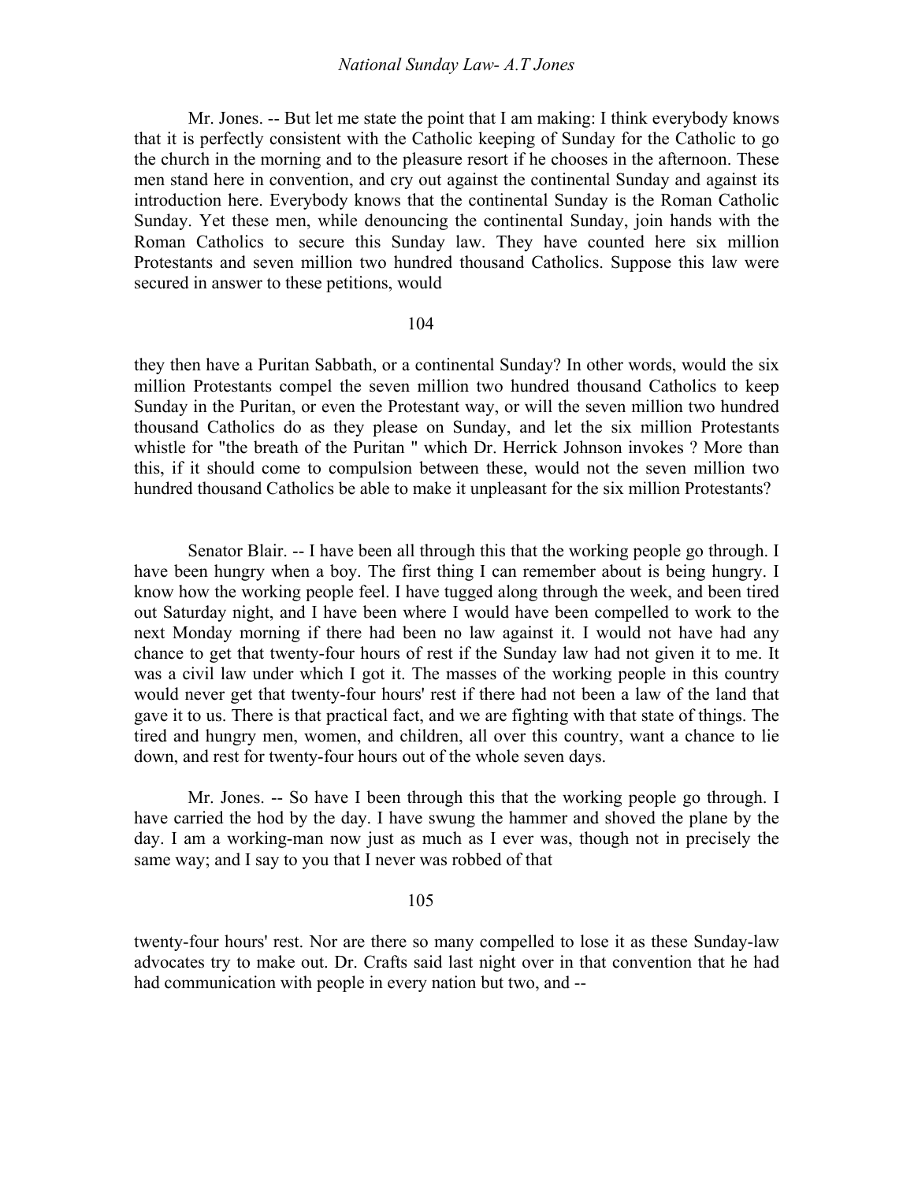Mr. Jones. -- But let me state the point that I am making: I think everybody knows that it is perfectly consistent with the Catholic keeping of Sunday for the Catholic to go the church in the morning and to the pleasure resort if he chooses in the afternoon. These men stand here in convention, and cry out against the continental Sunday and against its introduction here. Everybody knows that the continental Sunday is the Roman Catholic Sunday. Yet these men, while denouncing the continental Sunday, join hands with the Roman Catholics to secure this Sunday law. They have counted here six million Protestants and seven million two hundred thousand Catholics. Suppose this law were secured in answer to these petitions, would they then have a Puritan Sabbath, or a continental Sunday? In other words, would the six million Protestants compel the seven million two hundred thousand Catholics to keep Sunday in the Puritan, or even the Protestant way, or will the seven million two hundred thousand Catholics do as they please on Sunday, and let the six million Protestants whistle for "the breath of the Puritan " which Dr. Herrick Johnson invokes ? More than this, if it should come to compulsion between these, would not the seven million two hundred thousand Catholics be able to make it unpleasant for the six million Protestants?

Senator Blair. -- I have been all through this that the working people go through. I have been hungry when a boy. The first thing I can remember about is being hungry. I know how the working people feel. I have tugged along through the week, and been tired out Saturday night, and I have been where I would have been compelled to work to the next Monday morning if there had been no law against it. I would not have had any chance to get that twenty-four hours of rest if the Sunday law had not given it to me. It was a civil law under which I got it. The masses of the working people in this country would never get that twenty-four hours' rest if there had not been a law of the land that gave it to us. There is that practical fact, and we are fighting with that state of things. The tired and hungry men, women, and children, all over this country, want a chance to lie down, and rest for twenty-four hours out of the whole seven days.

Mr. Jones. -- So have I been through this that the working people go through. I have carried the hod by the day. I have swung the hammer and shoved the plane by the day. I am a working-man now just as much as I ever was, though not in precisely the same way; and I say to you that I never was robbed of that twenty-four hours' rest. Nor are there so many compelled to lose it as these Sunday-law advocates try to make out. Dr. Crafts said last night over in that convention that he had had communication with people in every nation but two, and --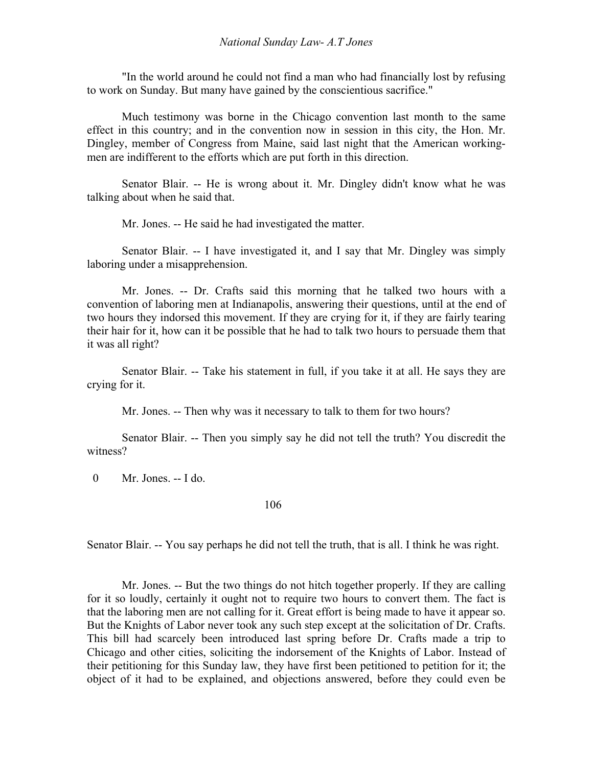"In the world around he could not find a man who had financially lost by refusing to work on Sunday. But many have gained by the conscientious sacrifice."

Much testimony was borne in the Chicago convention last month to the same effect in this country; and in the convention now in session in this city, the Hon. Mr. Dingley, member of Congress from Maine, said last night that the American working-men are indifferent to the efforts which are put forth in this direction.

Senator Blair. -- He is wrong about it. Mr. Dingley didn't know what he was talking about when he said that.

Mr. Jones. -- He said he had investigated the matter.

Senator Blair. -- I have investigated it, and I say that Mr. Dingley was simply laboring under a misapprehension.

Mr. Jones. -- Dr. Crafts said this morning that he talked two hours with a convention of laboring men at Indianapolis, answering their questions, until at the end of two hours they indorsed this movement. If they are crying for it, if they are fairly tearing their hair for it, how can it be possible that he had to talk two hours to persuade them that it was all right?

Senator Blair. -- Take his statement in full, if you take it at all. He says they are crying for it.

Mr. Jones. -- Then why was it necessary to talk to them for two hours?

Senator Blair. -- Then you simply say he did not tell the truth? You discredit the witness?

Mr. Jones. -- I do.

Senator Blair. -- You say perhaps he did not tell the truth, that is all. I think he was right.

Mr. Jones. -- But the two things do not hitch together properly. If they are calling for it so loudly, certainly it ought not to require two hours to convert them. The fact is that the laboring men are not calling for it. Great effort is being made to have it appear so. But the Knights of Labor never took any such step except at the solicitation of Dr. Crafts. This bill had scarcely been introduced last spring before Dr. Crafts made a trip to Chicago and other cities, soliciting the indorsement of the Knights of Labor. Instead of their petitioning for this Sunday law, they have first been petitioned to petition for it; the object of it had to be explained, and objections answered, before they could even be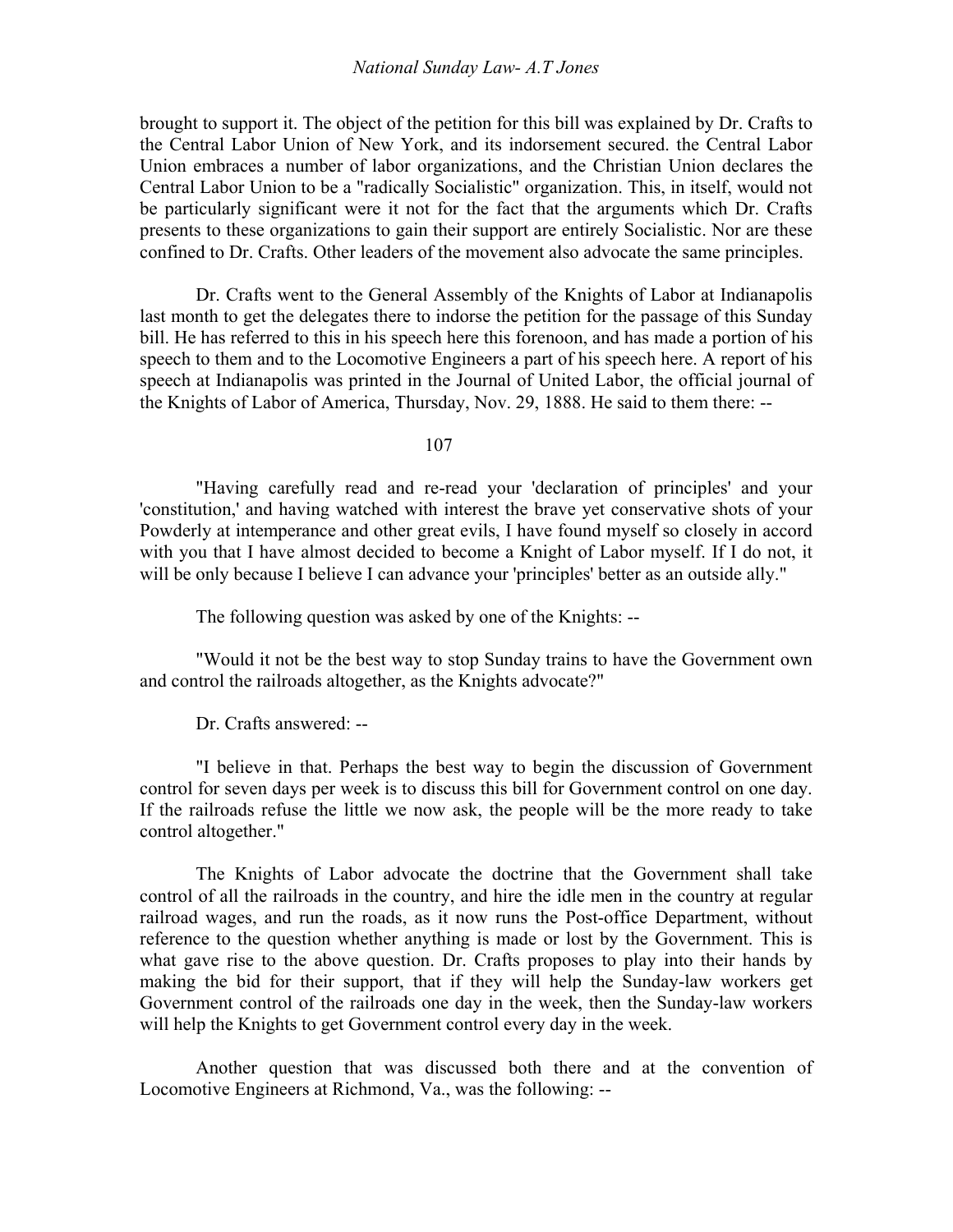brought to support it. The object of the petition for this bill was explained by Dr. Crafts to the Central Labor Union of New York, and its indorsement secured. the Central Labor Union embraces a number of labor organizations, and the Christian Union declares the Central Labor Union to be a "radically Socialistic" organization. This, in itself, would not be particularly significant were it not for the fact that the arguments which Dr. Crafts presents to these organizations to gain their support are entirely Socialistic. Nor are these confined to Dr. Crafts. Other leaders of the movement also advocate the same principles.

Dr. Crafts went to the General Assembly of the Knights of Labor at Indianapolis last month to get the delegates there to indorse the petition for the passage of this Sunday bill. He has referred to this in his speech here this forenoon, and has made a portion of his speech to them and to the Locomotive Engineers a part of his speech here. A report of his speech at Indianapolis was printed in the Journal of United Labor, the official journal of the Knights of Labor of America, Thursday, Nov. 29, 1888. He said to them there: --

107

"Having carefully read and re-read your 'declaration of principles' and your 'constitution,' and having watched with interest the brave yet conservative shots of your Powderly at intemperance and other great evils, I have found myself so closely in accord with you that I have almost decided to become a Knight of Labor myself. If I do not, it will be only because I believe I can advance your 'principles' better as an outside ally."

The following question was asked by one of the Knights: --

"Would it not be the best way to stop Sunday trains to have the Government own and control the railroads altogether, as the Knights advocate?"

Dr. Crafts answered: --

"I believe in that. Perhaps the best way to begin the discussion of Government control for seven days per week is to discuss this bill for Government control on one day. If the railroads refuse the little we now ask, the people will be the more ready to take control altogether."

The Knights of Labor advocate the doctrine that the Government shall take control of all the railroads in the country, and hire the idle men in the country at regular railroad wages, and run the roads, as it now runs the Post-office Department, without reference to the question whether anything is made or lost by the Government. This is what gave rise to the above question. Dr. Crafts proposes to play into their hands by making the bid for their support, that if they will help the Sunday-law workers get Government control of the railroads one day in the week, then the Sunday-law workers will help the Knights to get Government control every day in the week.

Another question that was discussed both there and at the convention of Locomotive Engineers at Richmond, Va., was the following: --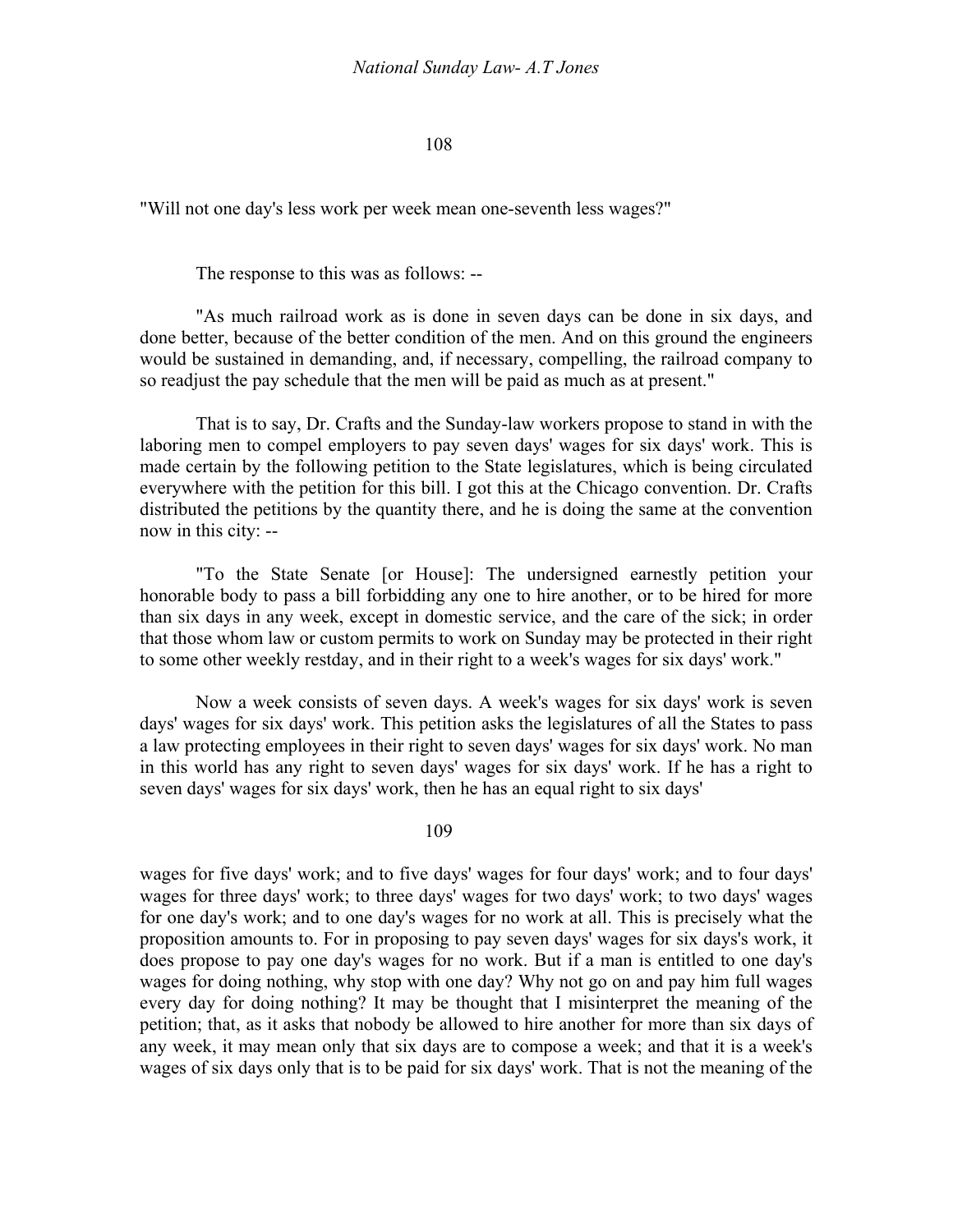"Will not one day's less work per week mean one-seventh less wages?"

The response to this was as follows: --

"As much railroad work as is done in seven days can be done in six days, and done better, because of the better condition of the men. And on this ground the engineers would be sustained in demanding, and, if necessary, compelling, the railroad company to so readjust the pay schedule that the men will be paid as much as at present."

That is to say, Dr. Crafts and the Sunday-law workers propose to stand in with the laboring men to compel employers to pay seven days' wages for six days' work. This is made certain by the following petition to the State legislatures, which is being circulated everywhere with the petition for this bill. I got this at the Chicago convention. Dr. Crafts distributed the petitions by the quantity there, and he is doing the same at the convention now in this city: --

"To the State Senate [or House]: The undersigned earnestly petition your honorable body to pass a bill forbidding any one to hire another, or to be hired for more than six days in any week, except in domestic service, and the care of the sick; in order that those whom law or custom permits to work on Sunday may be protected in their right to some other weekly restday, and in their right to a week's wages for six days' work."

Now a week consists of seven days. A week's wages for six days' work is seven days' wages for six days' work. This petition asks the legislatures of all the States to pass a law protecting employees in their right to seven days' wages for six days' work. No man in this world has any right to seven days' wages for six days' work. If he has a right to seven days' wages for six days' work, then he has an equal right to six days' wages for five days' work; and to five days' wages for four days' work; and to four days' wages for three days' work; to three days' wages for two days' work; to two days' wages for one day's work; and to one day's wages for no work at all. This is precisely what the proposition amounts to. For in proposing to pay seven days' wages for six days's work, it does propose to pay one day's wages for no work. But if a man is entitled to one day's wages for doing nothing, why stop with one day? Why not go on and pay him full wages every day for doing nothing? It may be thought that I misinterpret the meaning of the petition; that, as it asks that nobody be allowed to hire another for more than six days of any week, it may mean only that six days are to compose a week; and that it is a week's wages of six days only that is to be paid for six days' work. That is not the meaning of the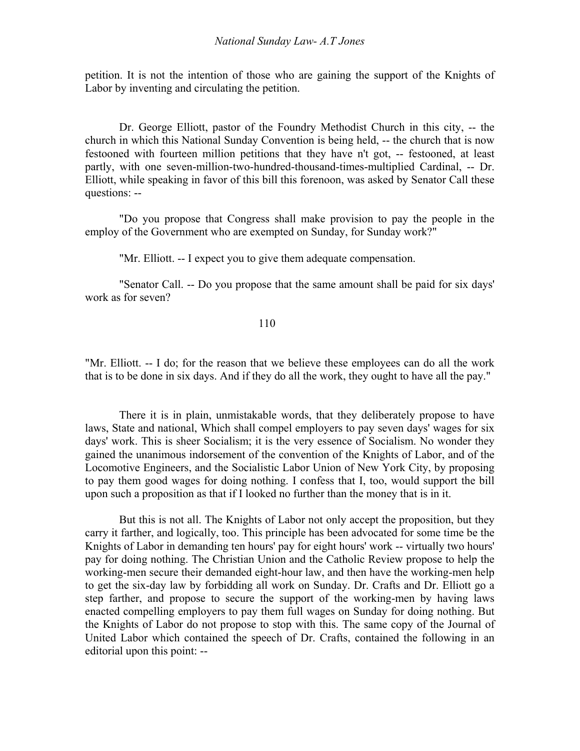petition. It is not the intention of those who are gaining the support of the Knights of Labor by inventing and circulating the petition.

Dr. George Elliott, pastor of the Foundry Methodist Church in this city, -- the church in which this National Sunday Convention is being held, -- the church that is now festooned with fourteen million petitions that they have n't got, -- festooned, at least partly, with one seven-million-two-hundred-thousand-times-multiplied Cardinal, -- Dr. Elliott, while speaking in favor of this bill this forenoon, was asked by Senator Call these questions: --

"Do you propose that Congress shall make provision to pay the people in the employ of the Government who are exempted on Sunday, for Sunday work?"

"Mr. Elliott. -- I expect you to give them adequate compensation.

"Senator Call. -- Do you propose that the same amount shall be paid for six days' work as for seven?

"Mr. Elliott. -- I do; for the reason that we believe these employees can do all the work that is to be done in six days. And if they do all the work, they ought to have all the pay."

There it is in plain, unmistakable words, that they deliberately propose to have laws, State and national, Which shall compel employers to pay seven days' wages for six days' work. This is sheer Socialism; it is the very essence of Socialism. No wonder they gained the unanimous indorsement of the convention of the Knights of Labor, and of the Locomotive Engineers, and the Socialistic Labor Union of New York City, by proposing to pay them good wages for doing nothing. I confess that I, too, would support the bill upon such a proposition as that if I looked no further than the money that is in it.

But this is not all. The Knights of Labor not only accept the proposition, but they carry it farther, and logically, too. This principle has been advocated for some time be the Knights of Labor in demanding ten hours' pay for eight hours' work -- virtually two hours' pay for doing nothing. The Christian Union and the Catholic Review propose to help the working-men secure their demanded eight-hour law, and then have the working-men help to get the six-day law by forbidding all work on Sunday. Dr. Crafts and Dr. Elliott go a step farther, and propose to secure the support of the working-men by having laws enacted compelling employers to pay them full wages on Sunday for doing nothing. But the Knights of Labor do not propose to stop with this. The same copy of the Journal of United Labor which contained the speech of Dr. Crafts, contained the following in an editorial upon this point: --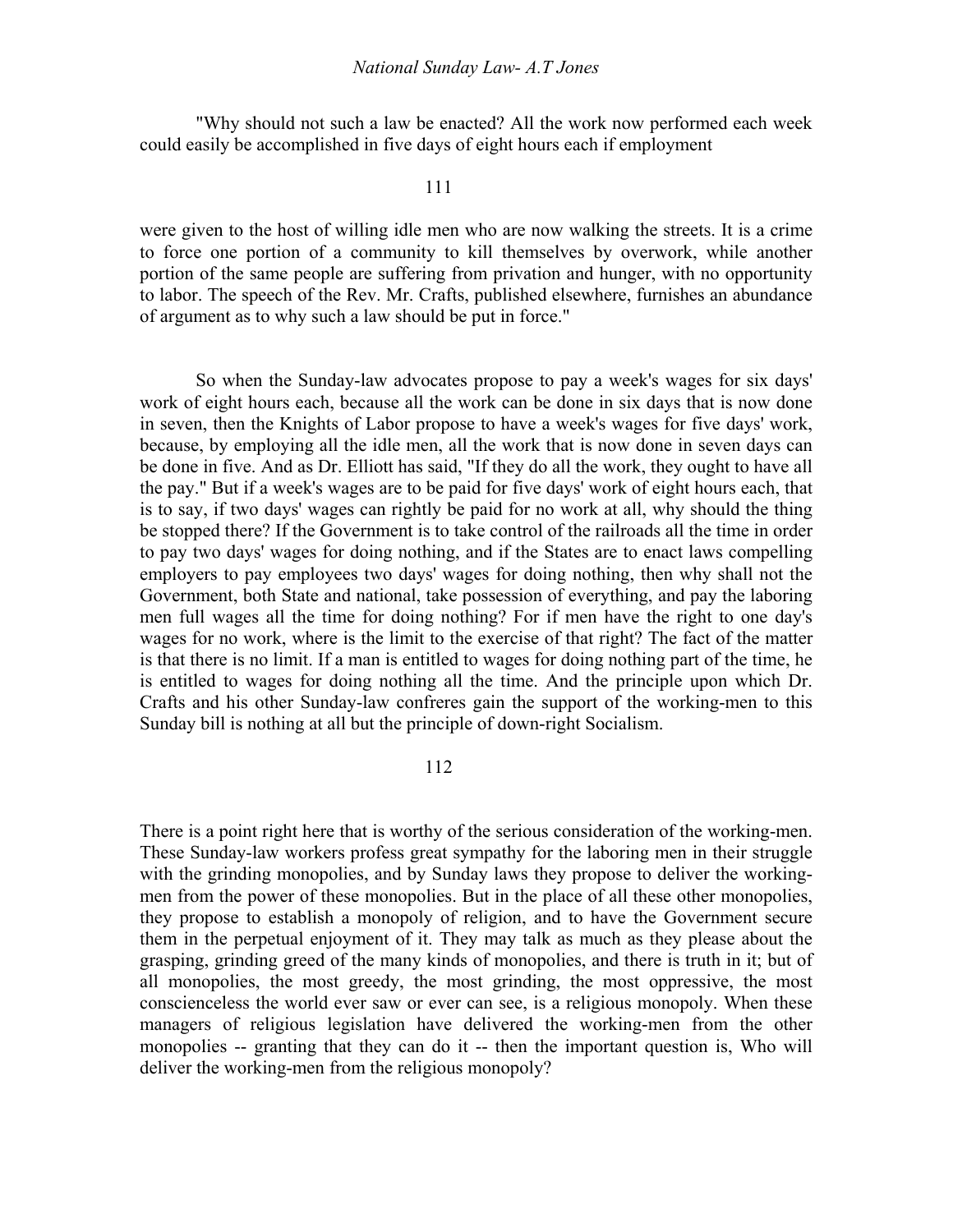"Why should not such a law be enacted? All the work now performed each week could easily be accomplished in five days of eight hours each if employment were given to the host of willing idle men who are now walking the streets. It is a crime to force one portion of a community to kill themselves by overwork, while another portion of the same people are suffering from privation and hunger, with no opportunity to labor. The speech of the Rev. Mr. Crafts, published elsewhere, furnishes an abundance of argument as to why such a law should be put in force."

So when the Sunday-law advocates propose to pay a week's wages for six days' work of eight hours each, because all the work can be done in six days that is now done in seven, then the Knights of Labor propose to have a week's wages for five days' work, because, by employing all the idle men, all the work that is now done in seven days can be done in five. And as Dr. Elliott has said, "If they do all the work, they ought to have all the pay." But if a week's wages are to be paid for five days' work of eight hours each, that is to say, if two days' wages can rightly be paid for no work at all, why should the thing be stopped there? If the Government is to take control of the railroads all the time in order to pay two days' wages for doing nothing, and if the States are to enact laws compelling employers to pay employees two days' wages for doing nothing, then why shall not the Government, both State and national, take possession of everything, and pay the laboring men full wages all the time for doing nothing? For if men have the right to one day's wages for no work, where is the limit to the exercise of that right? The fact of the matter is that there is no limit. If a man is entitled to wages for doing nothing part of the time, he is entitled to wages for doing nothing all the time. And the principle upon which Dr. Crafts and his other Sunday-law confreres gain the support of the working-men to this Sunday bill is nothing at all but the principle of down-right Socialism.

There is a point right here that is worthy of the serious consideration of the working-men. These Sunday-law workers profess great sympathy for the laboring men in their struggle with the grinding monopolies, and by Sunday laws they propose to deliver the working-men from the power of these monopolies. But in the place of all these other monopolies, they propose to establish a monopoly of religion, and to have the Government secure them in the perpetual enjoyment of it. They may talk as much as they please about the grasping, grinding greed of the many kinds of monopolies, and there is truth in it; but of all monopolies, the most greedy, the most grinding, the most oppressive, the most conscienceless the world ever saw or ever can see, is a religious monopoly. When these managers of religious legislation have delivered the working-men from the other monopolies -- granting that they can do it -- then the important question is, Who will deliver the working-men from the religious monopoly?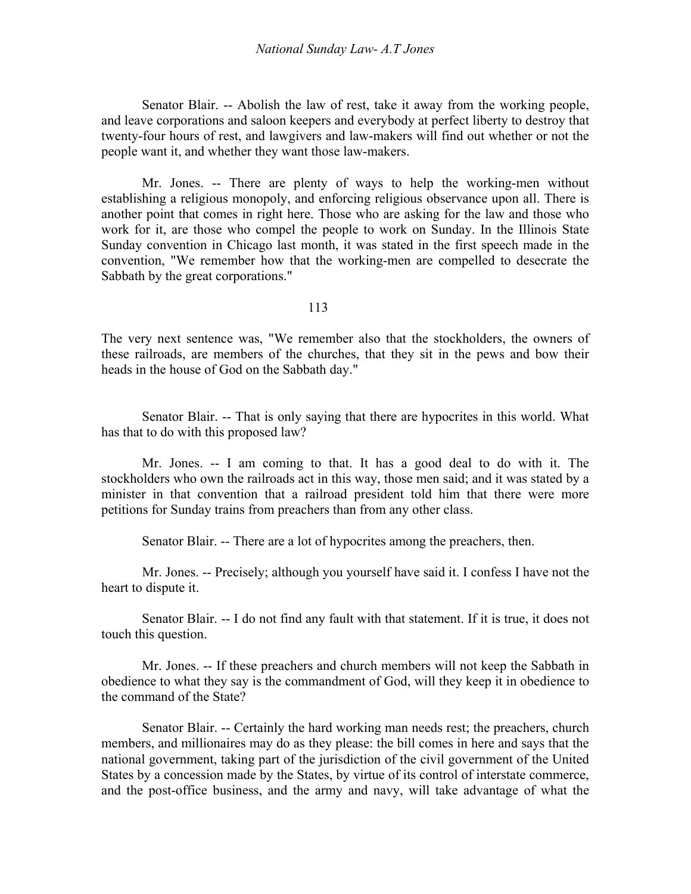Senator Blair. -- Abolish the law of rest, take it away from the working people, and leave corporations and saloon keepers and everybody at perfect liberty to destroy that twenty-four hours of rest, and lawgivers and law-makers will find out whether or not the people want it, and whether they want those law-makers.

Mr. Jones. -- There are plenty of ways to help the working-men without establishing a religious monopoly, and enforcing religious observance upon all. There is another point that comes in right here. Those who are asking for the law and those who work for it, are those who compel the people to work on Sunday. In the Illinois State Sunday convention in Chicago last month, it was stated in the first speech made in the convention, "We remember how that the working-men are compelled to desecrate the Sabbath by the great corporations."

The very next sentence was, "We remember also that the stockholders, the owners of these railroads, are members of the churches, that they sit in the pews and bow their heads in the house of God on the Sabbath day."

Senator Blair. -- That is only saying that there are hypocrites in this world. What has that to do with this proposed law?

Mr. Jones. -- I am coming to that. It has a good deal to do with it. The stockholders who own the railroads act in this way, those men said; and it was stated by a minister in that convention that a railroad president told him that there were more petitions for Sunday trains from preachers than from any other class.

Senator Blair. -- There are a lot of hypocrites among the preachers, then.

Mr. Jones. -- Precisely; although you yourself have said it. I confess I have not the heart to dispute it.

Senator Blair. -- I do not find any fault with that statement. If it is true, it does not touch this question.

Mr. Jones. -- If these preachers and church members will not keep the Sabbath in obedience to what they say is the commandment of God, will they keep it in obedience to the command of the State?

Senator Blair. -- Certainly the hard working man needs rest; the preachers, church members, and millionaires may do as they please: the bill comes in here and says that the national government, taking part of the jurisdiction of the civil government of the United States by a concession made by the States, by virtue of its control of interstate commerce, and the post-office business, and the army and navy, will take advantage of what the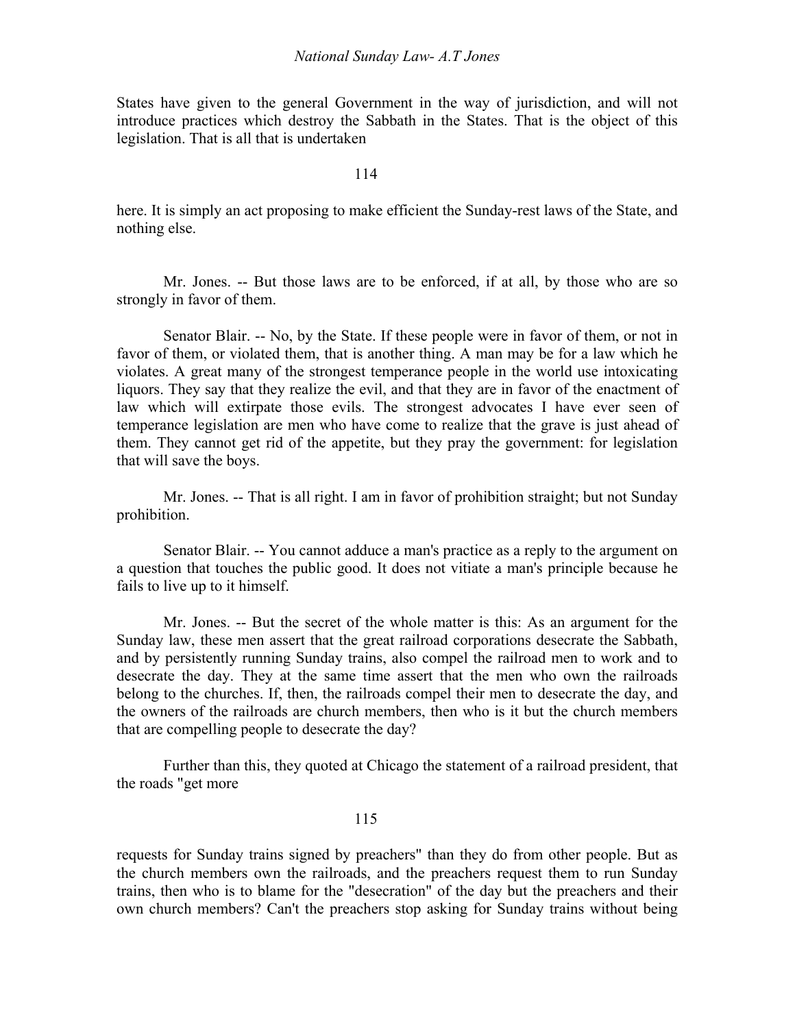States have given to the general Government in the way of jurisdiction, and will not introduce practices which destroy the Sabbath in the States. That is the object of this legislation. That is all that is undertaken

here. It is simply an act proposing to make efficient the Sunday-rest laws of the State, and nothing else.

Mr. Jones. -- But those laws are to be enforced, if at all, by those who are so strongly in favor of them.

Senator Blair. -- No, by the State. If these people were in favor of them, or not in favor of them, or violated them, that is another thing. A man may be for a law which he violates. A great many of the strongest temperance people in the world use intoxicating liquors. They say that they realize the evil, and that they are in favor of the enactment of law which will extirpate those evils. The strongest advocates I have ever seen of temperance legislation are men who have come to realize that the grave is just ahead of them. They cannot get rid of the appetite, but they pray the government: for legislation that will save the boys.

Mr. Jones. -- That is all right. I am in favor of prohibition straight; but not Sunday prohibition.

Senator Blair. -- You cannot adduce a man's practice as a reply to the argument on a question that touches the public good. It does not vitiate a man's principle because he fails to live up to it himself.

Mr. Jones. -- But the secret of the whole matter is this: As an argument for the Sunday law, these men assert that the great railroad corporations desecrate the Sabbath, and by persistently running Sunday trains, also compel the railroad men to work and to desecrate the day. They at the same time assert that the men who own the railroads belong to the churches. If, then, the railroads compel their men to desecrate the day, and the owners of the railroads are church members, then who is it but the church members that are compelling people to desecrate the day?

Further than this, they quoted at Chicago the statement of a railroad president, that the roads "get more

requests for Sunday trains signed by preachers" than they do from other people. But as the church members own the railroads, and the preachers request them to run Sunday trains, then who is to blame for the "desecration" of the day but the preachers and their own church members? Can't the preachers stop asking for Sunday trains without being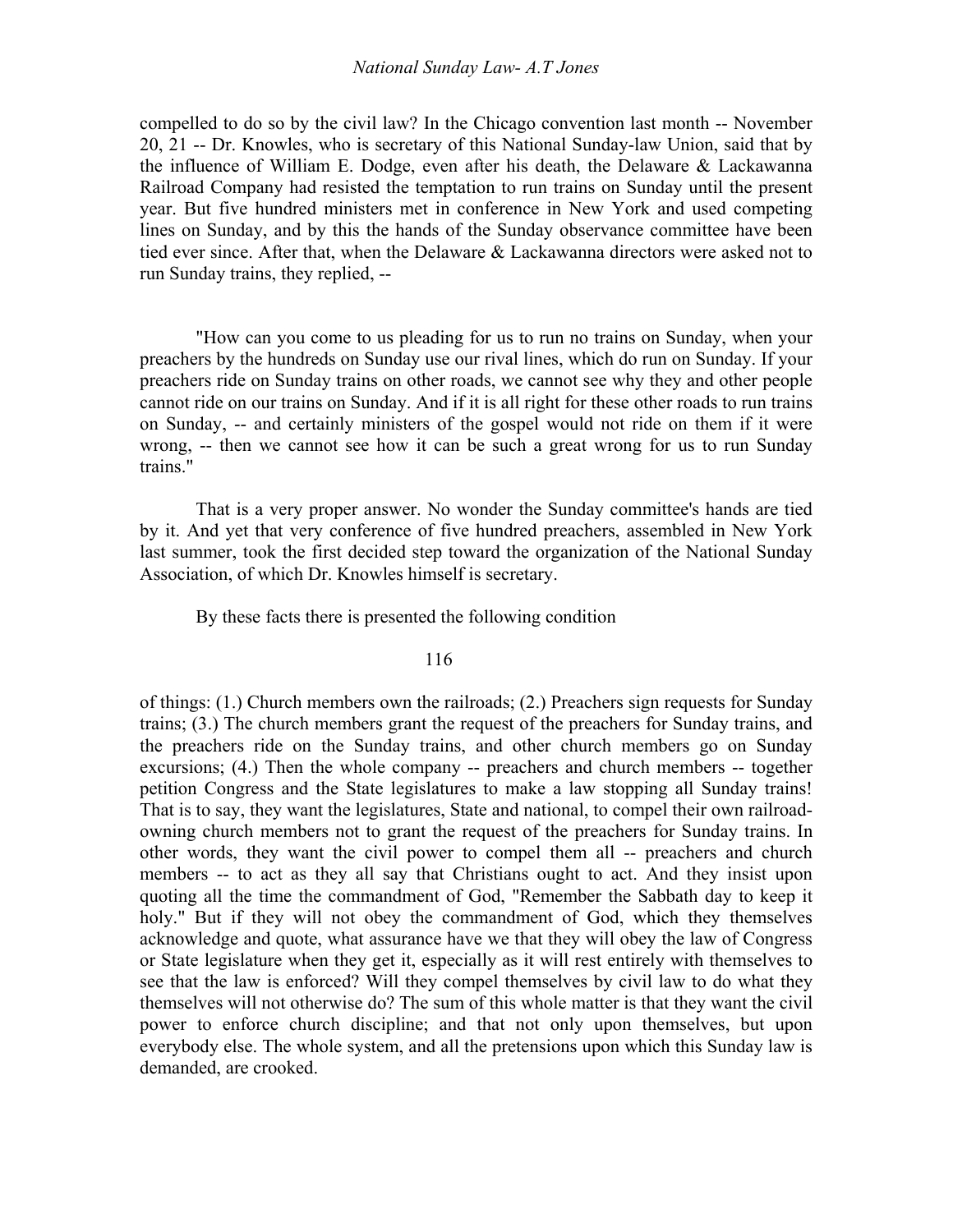compelled to do so by the civil law? In the Chicago convention last month -- November 20, 21 -- Dr. Knowles, who is secretary of this National Sunday-law Union, said that by the influence of William E. Dodge, even after his death, the Delaware & Lackawanna Railroad Company had resisted the temptation to run trains on Sunday until the present year. But five hundred ministers met in conference in New York and used competing lines on Sunday, and by this the hands of the Sunday observance committee have been tied ever since. After that, when the Delaware & Lackawanna directors were asked not to run Sunday trains, they replied, --

"How can you come to us pleading for us to run no trains on Sunday, when your preachers by the hundreds on Sunday use our rival lines, which do run on Sunday. If your preachers ride on Sunday trains on other roads, we cannot see why they and other people cannot ride on our trains on Sunday. And if it is all right for these other roads to run trains on Sunday, -- and certainly ministers of the gospel would not ride on them if it were wrong, -- then we cannot see how it can be such a great wrong for us to run Sunday trains."

That is a very proper answer. No wonder the Sunday committee's hands are tied by it. And yet that very conference of five hundred preachers, assembled in New York last summer, took the first decided step toward the organization of the National Sunday Association, of which Dr. Knowles himself is secretary.

By these facts there is presented the following condition of things: (1.) Church members own the railroads; (2.) Preachers sign requests for Sunday trains; (3.) The church members grant the request of the preachers for Sunday trains, and the preachers ride on the Sunday trains, and other church members go on Sunday excursions; (4.) Then the whole company -- preachers and church members -- together petition Congress and the State legislatures to make a law stopping all Sunday trains! That is to say, they want the legislatures, State and national, to compel their own railroad-owning church members not to grant the request of the preachers for Sunday trains. In other words, they want the civil power to compel them all -- preachers and church members -- to act as they all say that Christians ought to act. And they insist upon quoting all the time the commandment of God, "Remember the Sabbath day to keep it holy." But if they will not obey the commandment of God, which they themselves acknowledge and quote, what assurance have we that they will obey the law of Congress or State legislature when they get it, especially as it will rest entirely with themselves to see that the law is enforced? Will they compel themselves by civil law to do what they themselves will not otherwise do? The sum of this whole matter is that they want the civil power to enforce church discipline; and that not only upon themselves, but upon everybody else. The whole system, and all the pretensions upon which this Sunday law is demanded, are crooked.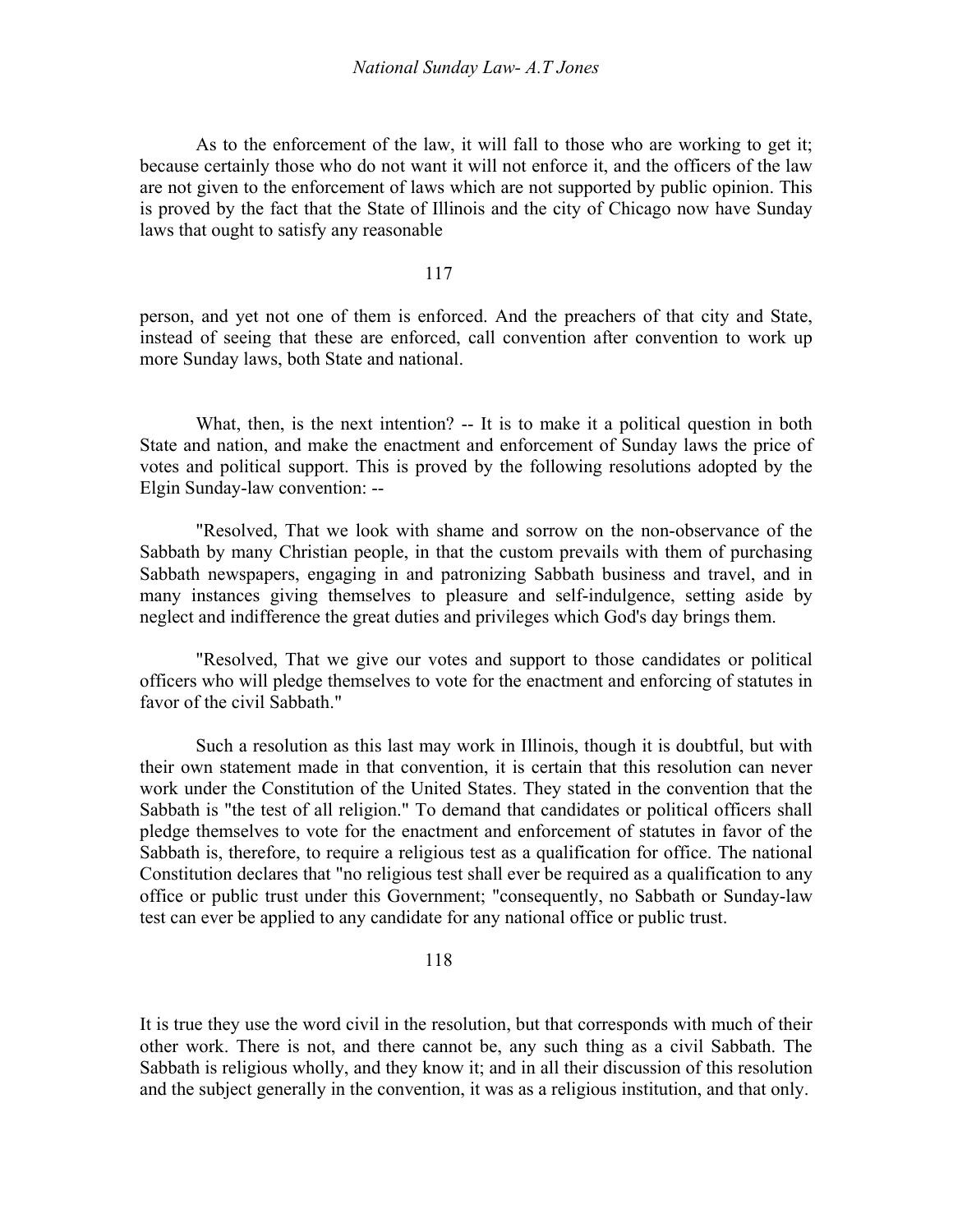As to the enforcement of the law, it will fall to those who are working to get it; because certainly those who do not want it will not enforce it, and the officers of the law are not given to the enforcement of laws which are not supported by public opinion. This is proved by the fact that the State of Illinois and the city of Chicago now have Sunday laws that ought to satisfy any reasonable person, and yet not one of them is enforced. And the preachers of that city and State, instead of seeing that these are enforced, call convention after convention to work up more Sunday laws, both State and national.

What, then, is the next intention? -- It is to make it a political question in both State and nation, and make the enactment and enforcement of Sunday laws the price of votes and political support. This is proved by the following resolutions adopted by the Elgin Sunday-law convention: --

"Resolved, That we look with shame and sorrow on the non-observance of the Sabbath by many Christian people, in that the custom prevails with them of purchasing Sabbath newspapers, engaging in and patronizing Sabbath business and travel, and in many instances giving themselves to pleasure and self-indulgence, setting aside by neglect and indifference the great duties and privileges which God's day brings them.

"Resolved, That we give our votes and support to those candidates or political officers who will pledge themselves to vote for the enactment and enforcing of statutes in favor of the civil Sabbath."

Such a resolution as this last may work in Illinois, though it is doubtful, but with their own statement made in that convention, it is certain that this resolution can never work under the Constitution of the United States. They stated in the convention that the Sabbath is "the test of all religion." To demand that candidates or political officers shall pledge themselves to vote for the enactment and enforcement of statutes in favor of the Sabbath is, therefore, to require a religious test as a qualification for office. The national Constitution declares that "no religious test shall ever be required as a qualification to any office or public trust under this Government; "consequently, no Sabbath or Sunday-law test can ever be applied to any candidate for any national office or public trust.

It is true they use the word civil in the resolution, but that corresponds with much of their other work. There is not, and there cannot be, any such thing as a civil Sabbath. The Sabbath is religious wholly, and they know it; and in all their discussion of this resolution and the subject generally in the convention, it was as a religious institution, and that only.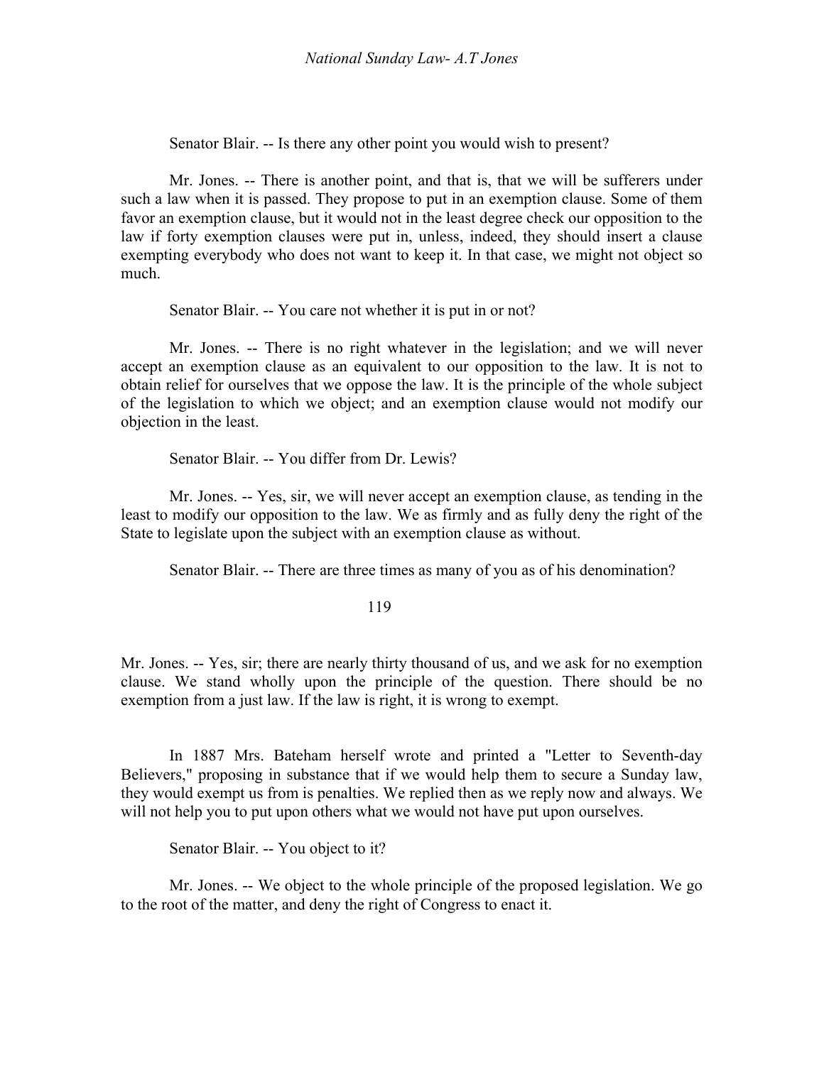Senator Blair. -- Is there any other point you would wish to present?

Mr. Jones. -- There is another point, and that is, that we will be sufferers under such a law when it is passed. They propose to put in an exemption clause. Some of them favor an exemption clause, but it would not in the least degree check our opposition to the law if forty exemption clauses were put in, unless, indeed, they should insert a clause exempting everybody who does not want to keep it. In that case, we might not object so much.

Senator Blair. -- You care not whether it is put in or not?

Mr. Jones. -- There is no right whatever in the legislation; and we will never accept an exemption clause as an equivalent to our opposition to the law. It is not to obtain relief for ourselves that we oppose the law. It is the principle of the whole subject of the legislation to which we object; and an exemption clause would not modify our objection in the least.

Senator Blair. -- You differ from Dr. Lewis?

Mr. Jones. -- Yes, sir, we will never accept an exemption clause, as tending in the least to modify our opposition to the law. We as firmly and as fully deny the right of the State to legislate upon the subject with an exemption clause as without.

Senator Blair. -- There are three times as many of you as of his denomination?

Mr. Jones. -- Yes, sir; there are nearly thirty thousand of us, and we ask for no exemption clause. We stand wholly upon the principle of the question. There should be no exemption from a just law. If the law is right, it is wrong to exempt.

In 1887 Mrs. Bateham herself wrote and printed a "Letter to Seventh-day Believers," proposing in substance that if we would help them to secure a Sunday law, they would exempt us from is penalties. We replied then as we reply now and always. We will not help you to put upon others what we would not have put upon ourselves.

Senator Blair. -- You object to it?

Mr. Jones. -- We object to the whole principle of the proposed legislation. We go to the root of the matter, and deny the right of Congress to enact it.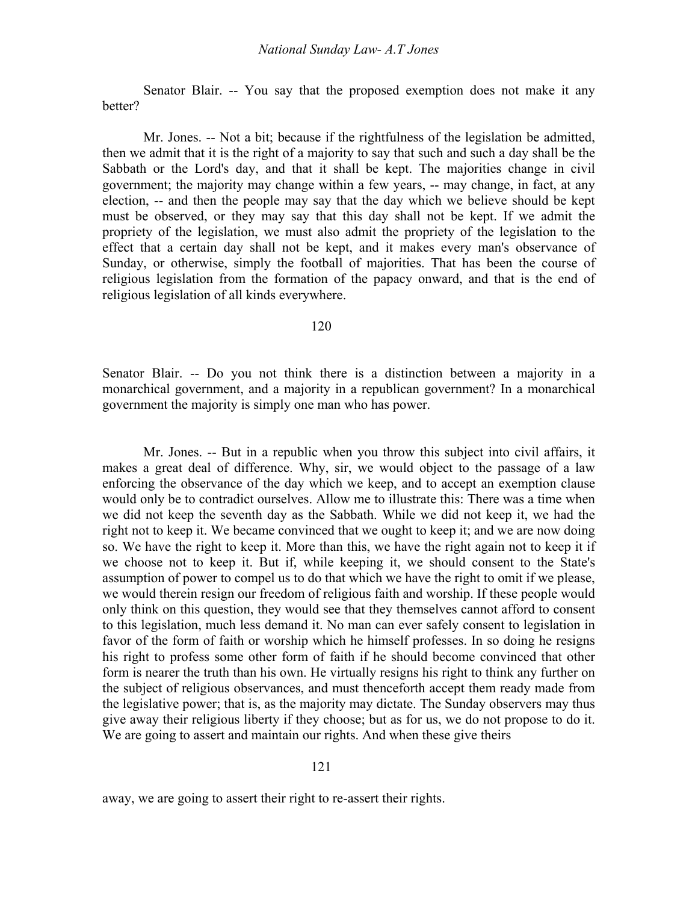Senator Blair. -- You say that the proposed exemption does not make it any better?

Mr. Jones. -- Not a bit; because if the rightfulness of the legislation be admitted, then we admit that it is the right of a majority to say that such and such a day shall be the Sabbath or the Lord's day, and that it shall be kept. The majorities change in civil government; the majority may change within a few years, -- may change, in fact, at any election, -- and then the people may say that the day which we believe should be kept must be observed, or they may say that this day shall not be kept. If we admit the propriety of the legislation, we must also admit the propriety of the legislation to the effect that a certain day shall not be kept, and it makes every man's observance of Sunday, or otherwise, simply the football of majorities. That has been the course of religious legislation from the formation of the papacy onward, and that is the end of religious legislation of all kinds everywhere.

Senator Blair. -- Do you not think there is a distinction between a majority in a monarchical government, and a majority in a republican government? In a monarchical government the majority is simply one man who has power.

Mr. Jones. -- But in a republic when you throw this subject into civil affairs, it makes a great deal of difference. Why, sir, we would object to the passage of a law enforcing the observance of the day which we keep, and to accept an exemption clause would only be to contradict ourselves. Allow me to illustrate this: There was a time when we did not keep the seventh day as the Sabbath. While we did not keep it, we had the right not to keep it. We became convinced that we ought to keep it; and we are now doing so. We have the right to keep it. More than this, we have the right again not to keep it if we choose not to keep it. But if, while keeping it, we should consent to the State's assumption of power to compel us to do that which we have the right to omit if we please, we would therein resign our freedom of religious faith and worship. If these people would only think on this question, they would see that they themselves cannot afford to consent to this legislation, much less demand it. No man can ever safely consent to legislation in favor of the form of faith or worship which he himself professes. In so doing he resigns his right to profess some other form of faith if he should become convinced that other form is nearer the truth than his own. He virtually resigns his right to think any further on the subject of religious observances, and must thenceforth accept them ready made from the legislative power; that is, as the majority may dictate. The Sunday observers may thus give away their religious liberty if they choose; but as for us, we do not propose to do it. We are going to assert and maintain our rights. And when these give theirs away, we are going to assert their right to re-assert their rights.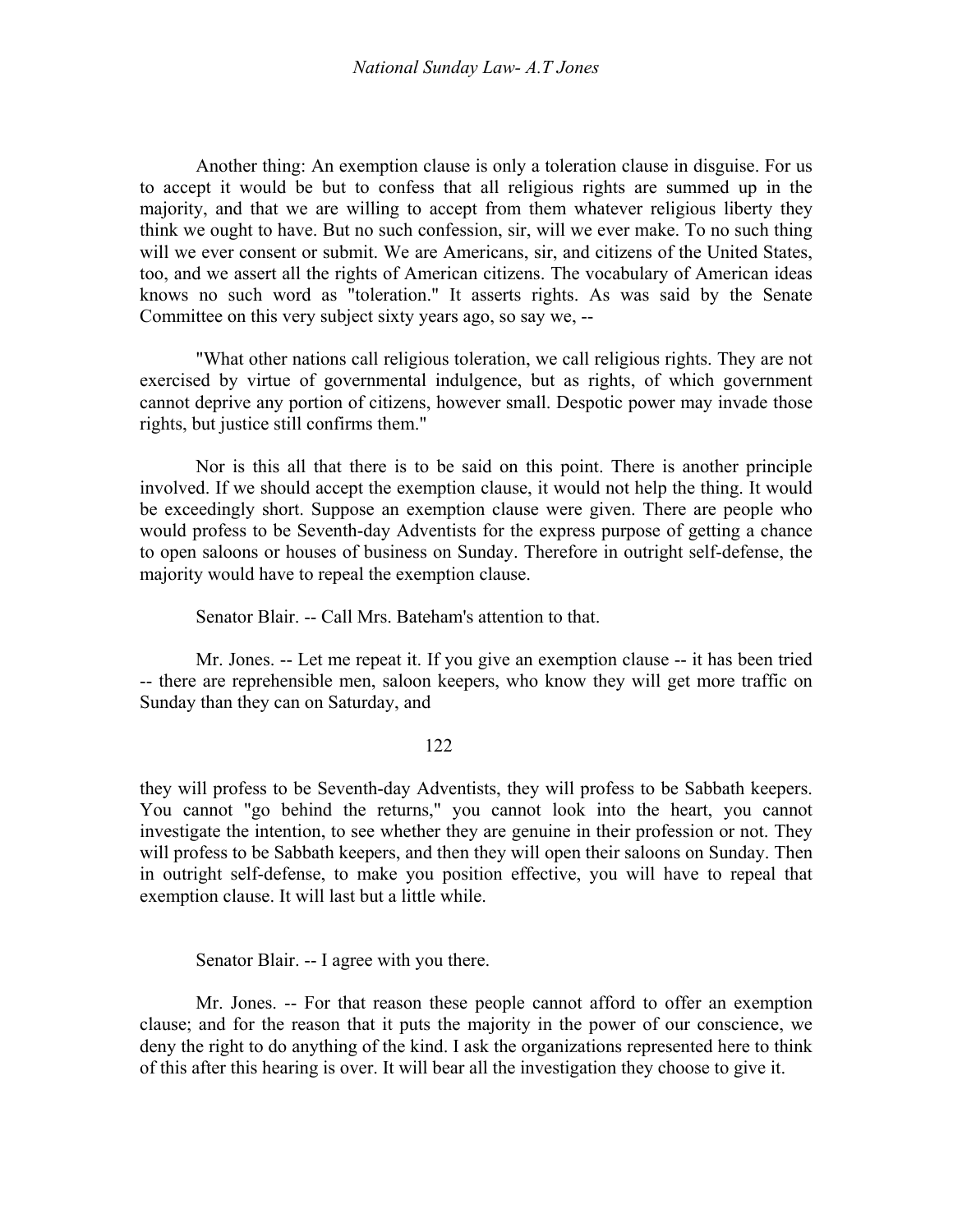Another thing: An exemption clause is only a toleration clause in disguise. For us to accept it would be but to confess that all religious rights are summed up in the majority, and that we are willing to accept from them whatever religious liberty they think we ought to have. But no such confession, sir, will we ever make. To no such thing will we ever consent or submit. We are Americans, sir, and citizens of the United States, too, and we assert all the rights of American citizens. The vocabulary of American ideas knows no such word as "toleration." It asserts rights. As was said by the Senate Committee on this very subject sixty years ago, so say we, --

"What other nations call religious toleration, we call religious rights. They are not exercised by virtue of governmental indulgence, but as rights, of which government cannot deprive any portion of citizens, however small. Despotic power may invade those rights, but justice still confirms them."

Nor is this all that there is to be said on this point. There is another principle involved. If we should accept the exemption clause, it would not help the thing. It would be exceedingly short. Suppose an exemption clause were given. There are people who would profess to be Seventh-day Adventists for the express purpose of getting a chance to open saloons or houses of business on Sunday. Therefore in outright self-defense, the majority would have to repeal the exemption clause.

Senator Blair. -- Call Mrs. Bateham's attention to that.

Mr. Jones. -- Let me repeat it. If you give an exemption clause -- it has been tried -- there are reprehensible men, saloon keepers, who know they will get more traffic on Sunday than they can on Saturday, and

122

they will profess to be Seventh-day Adventists, they will profess to be Sabbath keepers. You cannot "go behind the returns," you cannot look into the heart, you cannot investigate the intention, to see whether they are genuine in their profession or not. They will profess to be Sabbath keepers, and then they will open their saloons on Sunday. Then in outright self-defense, to make you position effective, you will have to repeal that exemption clause. It will last but a little while.

Senator Blair. -- I agree with you there.

Mr. Jones. -- For that reason these people cannot afford to offer an exemption clause; and for the reason that it puts the majority in the power of our conscience, we deny the right to do anything of the kind. I ask the organizations represented here to think of this after this hearing is over. It will bear all the investigation they choose to give it.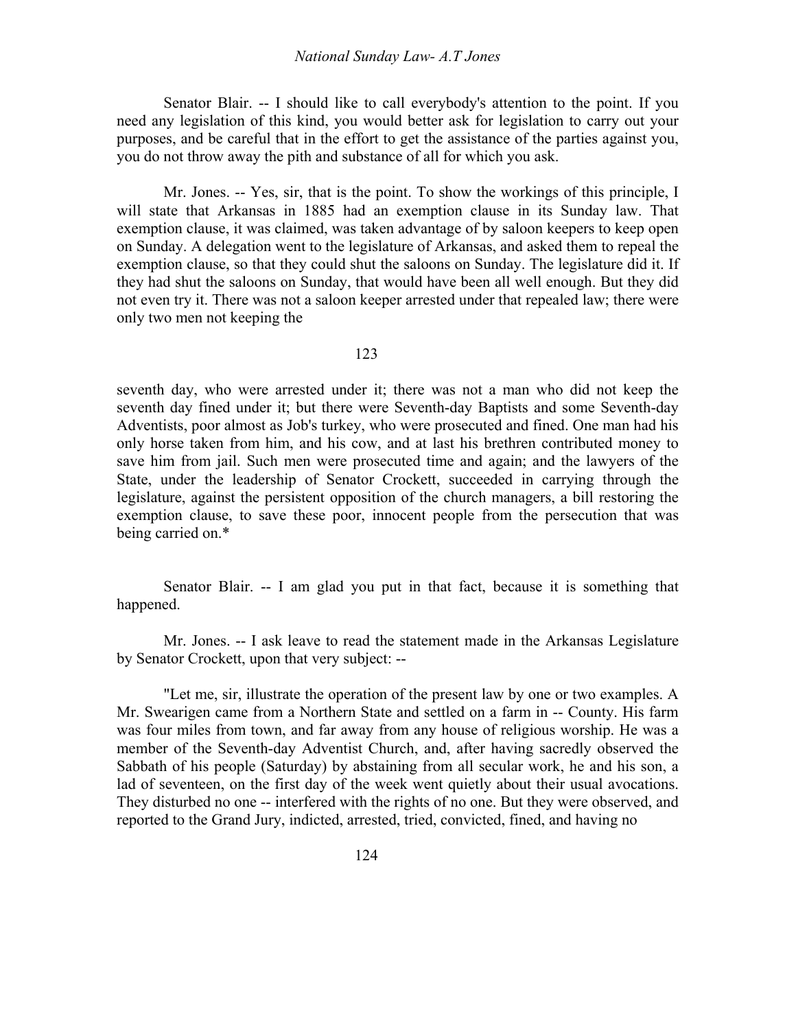Senator Blair. -- I should like to call everybody's attention to the point. If you need any legislation of this kind, you would better ask for legislation to carry out your purposes, and be careful that in the effort to get the assistance of the parties against you, you do not throw away the pith and substance of all for which you ask.

Mr. Jones. -- Yes, sir, that is the point. To show the workings of this principle, I will state that Arkansas in 1885 had an exemption clause in its Sunday law. That exemption clause, it was claimed, was taken advantage of by saloon keepers to keep open on Sunday. A delegation went to the legislature of Arkansas, and asked them to repeal the exemption clause, so that they could shut the saloons on Sunday. The legislature did it. If they had shut the saloons on Sunday, that would have been all well enough. But they did not even try it. There was not a saloon keeper arrested under that repealed law; there were only two men not keeping the seventh day, who were arrested under it; there was not a man who did not keep the seventh day fined under it; but there were Seventh-day Baptists and some Seventh-day Adventists, poor almost as Job's turkey, who were prosecuted and fined. One man had his only horse taken from him, and his cow, and at last his brethren contributed money to save him from jail. Such men were prosecuted time and again; and the lawyers of the State, under the leadership of Senator Crockett, succeeded in carrying through the legislature, against the persistent opposition of the church managers, a bill restoring the exemption clause, to save these poor, innocent people from the persecution that was being carried on.*

Senator Blair. -- I am glad you put in that fact, because it is something that happened.

Mr. Jones. -- I ask leave to read the statement made in the Arkansas Legislature by Senator Crockett, upon that very subject: --

"Let me, sir, illustrate the operation of the present law by one or two examples. A Mr. Swearigen came from a Northern State and settled on a farm in -- County. His farm was four miles from town, and far away from any house of religious worship. He was a member of the Seventh-day Adventist Church, and, after having sacredly observed the Sabbath of his people (Saturday) by abstaining from all secular work, he and his son, a lad of seventeen, on the first day of the week went quietly about their usual avocations. They disturbed no one -- interfered with the rights of no one. But they were observed, and reported to the Grand Jury, indicted, arrested, tried, convicted, fined, and having no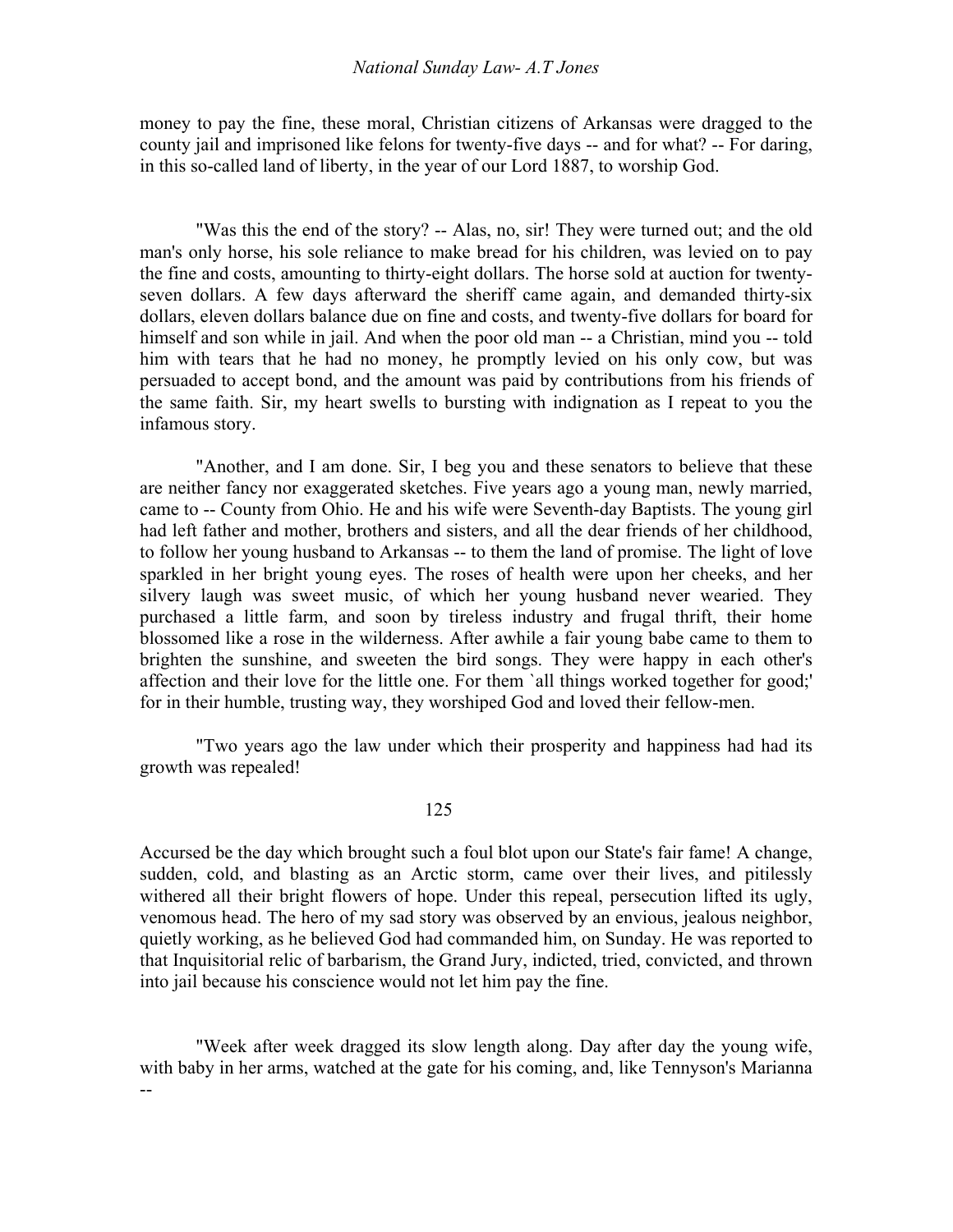money to pay the fine, these moral, Christian citizens of Arkansas were dragged to the county jail and imprisoned like felons for twenty-five days -- and for what? -- For daring, in this so-called land of liberty, in the year of our Lord 1887, to worship God.

"Was this the end of the story? -- Alas, no, sir! They were turned out; and the old man's only horse, his sole reliance to make bread for his children, was levied on to pay the fine and costs, amounting to thirty-eight dollars. The horse sold at auction for twenty-seven dollars. A few days afterward the sheriff came again, and demanded thirty-six dollars, eleven dollars balance due on fine and costs, and twenty-five dollars for board for himself and son while in jail. And when the poor old man -- a Christian, mind you -- told him with tears that he had no money, he promptly levied on his only cow, but was persuaded to accept bond, and the amount was paid by contributions from his friends of the same faith. Sir, my heart swells to bursting with indignation as I repeat to you the infamous story.

"Another, and I am done. Sir, I beg you and these senators to believe that these are neither fancy nor exaggerated sketches. Five years ago a young man, newly married, came to -- County from Ohio. He and his wife were Seventh-day Baptists. The young girl had left father and mother, brothers and sisters, and all the dear friends of her childhood, to follow her young husband to Arkansas -- to them the land of promise. The light of love sparkled in her bright young eyes. The roses of health were upon her cheeks, and her silvery laugh was sweet music, of which her young husband never wearied. They purchased a little farm, and soon by tireless industry and frugal thrift, their home blossomed like a rose in the wilderness. After awhile a fair young babe came to them to brighten the sunshine, and sweeten the bird songs. They were happy in each other's affection and their love for the little one. For them `all things worked together for good;' for in their humble, trusting way, they worshiped God and loved their fellow-men.

"Two years ago the law under which their prosperity and happiness had had its growth was repealed! Accursed be the day which brought such a foul blot upon our State's fair fame! A change, sudden, cold, and blasting as an Arctic storm, came over their lives, and pitilessly withered all their bright flowers of hope. Under this repeal, persecution lifted its ugly, venomous head. The hero of my sad story was observed by an envious, jealous neighbor, quietly working, as he believed God had commanded him, on Sunday. He was reported to that Inquisitorial relic of barbarism, the Grand Jury, indicted, tried, convicted, and thrown into jail because his conscience would not let him pay the fine.

"Week after week dragged its slow length along. Day after day the young wife, with baby in her arms, watched at the gate for his coming, and, like Tennyson's Marianna --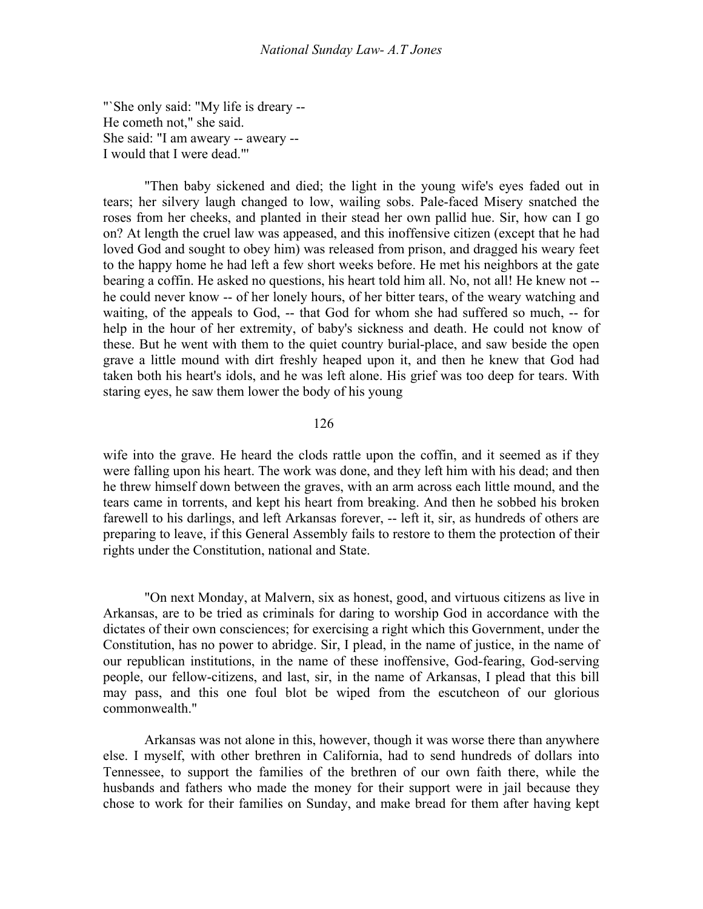"`She only said: "My life is dreary --
He cometh not," she said.
She said: "I am aweary -- aweary --
I would that I were dead."'

"Then baby sickened and died; the light in the young wife's eyes faded out in tears; her silvery laugh changed to low, wailing sobs. Pale-faced Misery snatched the roses from her cheeks, and planted in their stead her own pallid hue. Sir, how can I go on? At length the cruel law was appeased, and this inoffensive citizen (except that he had loved God and sought to obey him) was released from prison, and dragged his weary feet to the happy home he had left a few short weeks before. He met his neighbors at the gate bearing a coffin. He asked no questions, his heart told him all. No, not all! He knew not -- he could never know -- of her lonely hours, of her bitter tears, of the weary watching and waiting, of the appeals to God, -- that God for whom she had suffered so much, -- for help in the hour of her extremity, of baby's sickness and death. He could not know of these. But he went with them to the quiet country burial-place, and saw beside the open grave a little mound with dirt freshly heaped upon it, and then he knew that God had taken both his heart's idols, and he was left alone. His grief was too deep for tears. With staring eyes, he saw them lower the body of his young wife into the grave. He heard the clods rattle upon the coffin, and it seemed as if they were falling upon his heart. The work was done, and they left him with his dead; and then he threw himself down between the graves, with an arm across each little mound, and the tears came in torrents, and kept his heart from breaking. And then he sobbed his broken farewell to his darlings, and left Arkansas forever, -- left it, sir, as hundreds of others are preparing to leave, if this General Assembly fails to restore to them the protection of their rights under the Constitution, national and State.

"On next Monday, at Malvern, six as honest, good, and virtuous citizens as live in Arkansas, are to be tried as criminals for daring to worship God in accordance with the dictates of their own consciences; for exercising a right which this Government, under the Constitution, has no power to abridge. Sir, I plead, in the name of justice, in the name of our republican institutions, in the name of these inoffensive, God-fearing, God-serving people, our fellow-citizens, and last, sir, in the name of Arkansas, I plead that this bill may pass, and this one foul blot be wiped from the escutcheon of our glorious commonwealth."

Arkansas was not alone in this, however, though it was worse there than anywhere else. I myself, with other brethren in California, had to send hundreds of dollars into Tennessee, to support the families of the brethren of our own faith there, while the husbands and fathers who made the money for their support were in jail because they chose to work for their families on Sunday, and make bread for them after having kept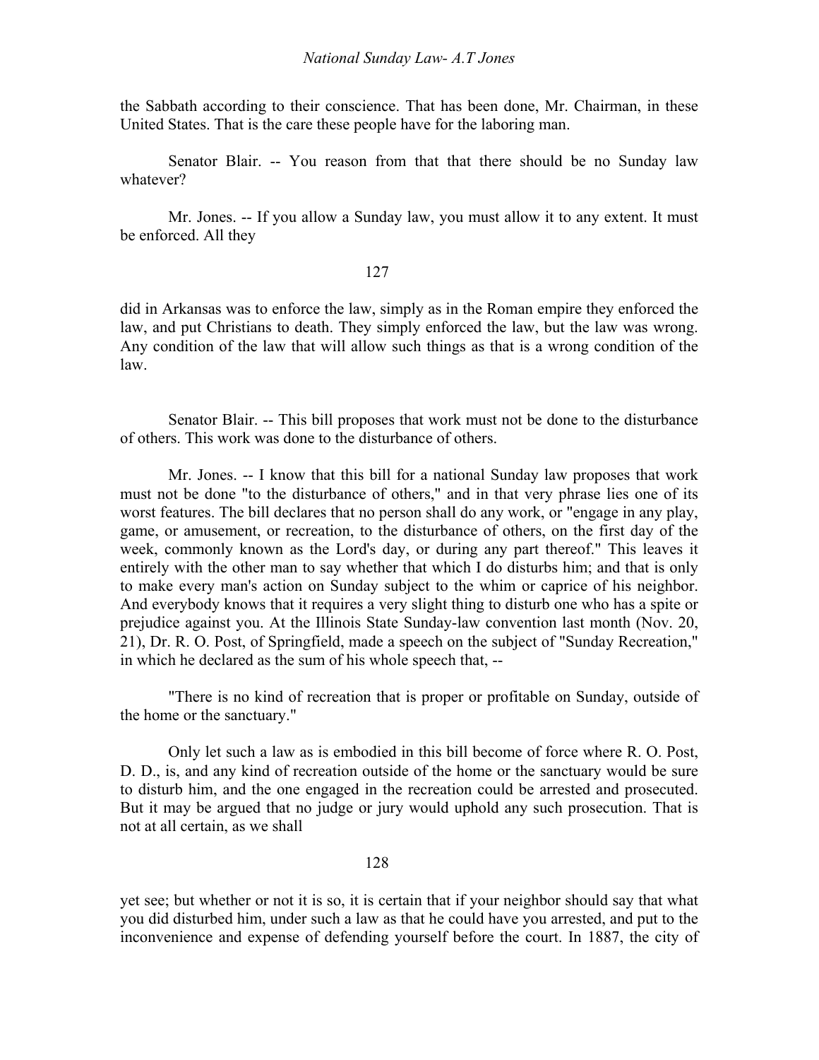the Sabbath according to their conscience. That has been done, Mr. Chairman, in these United States. That is the care these people have for the laboring man.

Senator Blair. -- You reason from that that there should be no Sunday law whatever?

Mr. Jones. -- If you allow a Sunday law, you must allow it to any extent. It must be enforced. All they did in Arkansas was to enforce the law, simply as in the Roman empire they enforced the law, and put Christians to death. They simply enforced the law, but the law was wrong. Any condition of the law that will allow such things as that is a wrong condition of the law.

Senator Blair. -- This bill proposes that work must not be done to the disturbance of others. This work was done to the disturbance of others.

Mr. Jones. -- I know that this bill for a national Sunday law proposes that work must not be done "to the disturbance of others," and in that very phrase lies one of its worst features. The bill declares that no person shall do any work, or "engage in any play, game, or amusement, or recreation, to the disturbance of others, on the first day of the week, commonly known as the Lord's day, or during any part thereof." This leaves it entirely with the other man to say whether that which I do disturbs him; and that is only to make every man's action on Sunday subject to the whim or caprice of his neighbor. And everybody knows that it requires a very slight thing to disturb one who has a spite or prejudice against you. At the Illinois State Sunday-law convention last month (Nov. 20, 21), Dr. R. O. Post, of Springfield, made a speech on the subject of "Sunday Recreation," in which he declared as the sum of his whole speech that, --

"There is no kind of recreation that is proper or profitable on Sunday, outside of the home or the sanctuary."

Only let such a law as is embodied in this bill become of force where R. O. Post, D. D., is, and any kind of recreation outside of the home or the sanctuary would be sure to disturb him, and the one engaged in the recreation could be arrested and prosecuted. But it may be argued that no judge or jury would uphold any such prosecution. That is not at all certain, as we shall yet see; but whether or not it is so, it is certain that if your neighbor should say that what you did disturbed him, under such a law as that he could have you arrested, and put to the inconvenience and expense of defending yourself before the court. In 1887, the city of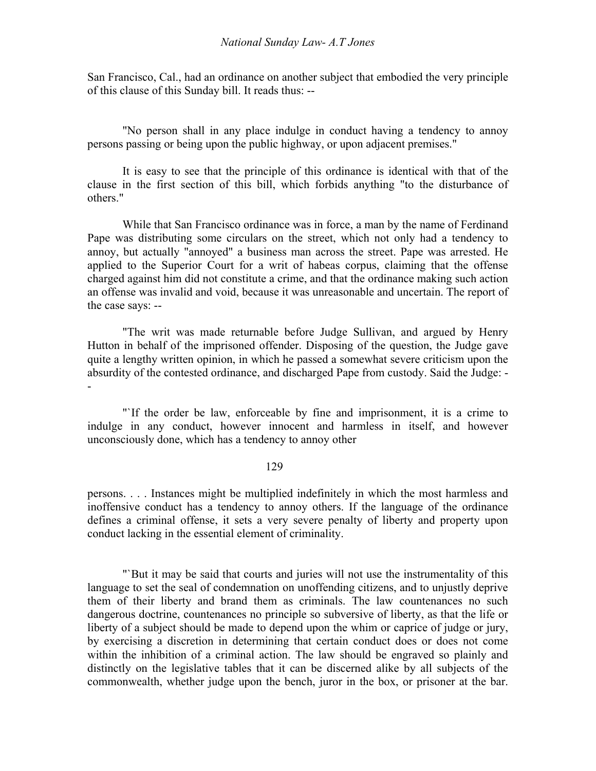San Francisco, Cal., had an ordinance on another subject that embodied the very principle of this clause of this Sunday bill. It reads thus: --

"No person shall in any place indulge in conduct having a tendency to annoy persons passing or being upon the public highway, or upon adjacent premises."

It is easy to see that the principle of this ordinance is identical with that of the clause in the first section of this bill, which forbids anything "to the disturbance of others."

While that San Francisco ordinance was in force, a man by the name of Ferdinand Pape was distributing some circulars on the street, which not only had a tendency to annoy, but actually "annoyed" a business man across the street. Pape was arrested. He applied to the Superior Court for a writ of habeas corpus, claiming that the offense charged against him did not constitute a crime, and that the ordinance making such action an offense was invalid and void, because it was unreasonable and uncertain. The report of the case says: --

"The writ was made returnable before Judge Sullivan, and argued by Henry Hutton in behalf of the imprisoned offender. Disposing of the question, the Judge gave quite a lengthy written opinion, in which he passed a somewhat severe criticism upon the absurdity of the contested ordinance, and discharged Pape from custody. Said the Judge: --

"`If the order be law, enforceable by fine and imprisonment, it is a crime to indulge in any conduct, however innocent and harmless in itself, and however unconsciously done, which has a tendency to annoy other persons. . . . Instances might be multiplied indefinitely in which the most harmless and inoffensive conduct has a tendency to annoy others. If the language of the ordinance defines a criminal offense, it sets a very severe penalty of liberty and property upon conduct lacking in the essential element of criminality.

"`But it may be said that courts and juries will not use the instrumentality of this language to set the seal of condemnation on unoffending citizens, and to unjustly deprive them of their liberty and brand them as criminals. The law countenances no such dangerous doctrine, countenances no principle so subversive of liberty, as that the life or liberty of a subject should be made to depend upon the whim or caprice of judge or jury, by exercising a discretion in determining that certain conduct does or does not come within the inhibition of a criminal action. The law should be engraved so plainly and distinctly on the legislative tables that it can be discerned alike by all subjects of the commonwealth, whether judge upon the bench, juror in the box, or prisoner at the bar.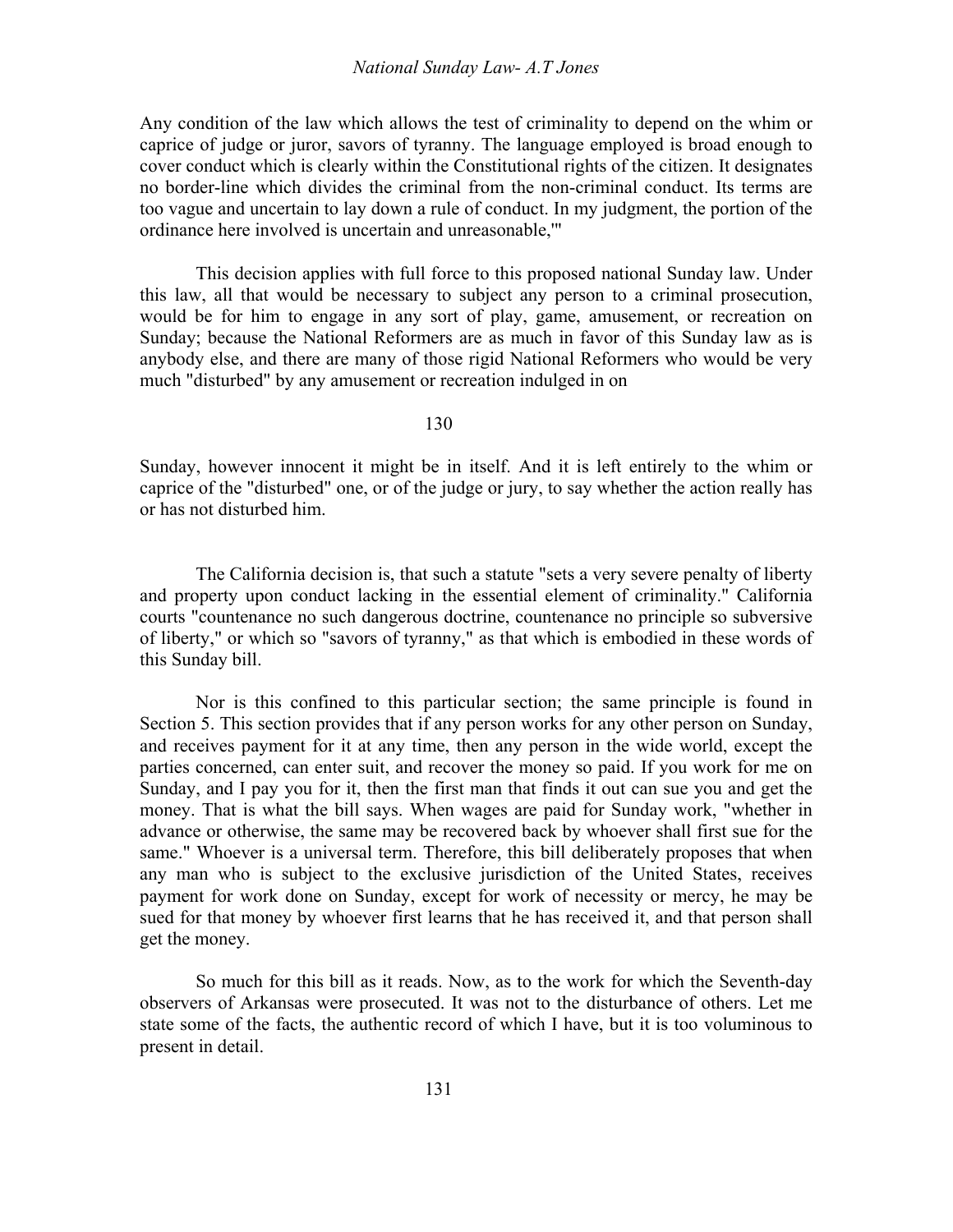Any condition of the law which allows the test of criminality to depend on the whim or caprice of judge or juror, savors of tyranny. The language employed is broad enough to cover conduct which is clearly within the Constitutional rights of the citizen. It designates no border-line which divides the criminal from the non-criminal conduct. Its terms are too vague and uncertain to lay down a rule of conduct. In my judgment, the portion of the ordinance here involved is uncertain and unreasonable,'"

This decision applies with full force to this proposed national Sunday law. Under this law, all that would be necessary to subject any person to a criminal prosecution, would be for him to engage in any sort of play, game, amusement, or recreation on Sunday; because the National Reformers are as much in favor of this Sunday law as is anybody else, and there are many of those rigid National Reformers who would be very much "disturbed" by any amusement or recreation indulged in on Sunday, however innocent it might be in itself. And it is left entirely to the whim or caprice of the "disturbed" one, or of the judge or jury, to say whether the action really has or has not disturbed him.

The California decision is, that such a statute "sets a very severe penalty of liberty and property upon conduct lacking in the essential element of criminality." California courts "countenance no such dangerous doctrine, countenance no principle so subversive of liberty," or which so "savors of tyranny," as that which is embodied in these words of this Sunday bill.

Nor is this confined to this particular section; the same principle is found in Section 5. This section provides that if any person works for any other person on Sunday, and receives payment for it at any time, then any person in the wide world, except the parties concerned, can enter suit, and recover the money so paid. If you work for me on Sunday, and I pay you for it, then the first man that finds it out can sue you and get the money. That is what the bill says. When wages are paid for Sunday work, "whether in advance or otherwise, the same may be recovered back by whoever shall first sue for the same." Whoever is a universal term. Therefore, this bill deliberately proposes that when any man who is subject to the exclusive jurisdiction of the United States, receives payment for work done on Sunday, except for work of necessity or mercy, he may be sued for that money by whoever first learns that he has received it, and that person shall get the money.

So much for this bill as it reads. Now, as to the work for which the Seventh-day observers of Arkansas were prosecuted. It was not to the disturbance of others. Let me state some of the facts, the authentic record of which I have, but it is too voluminous to present in detail.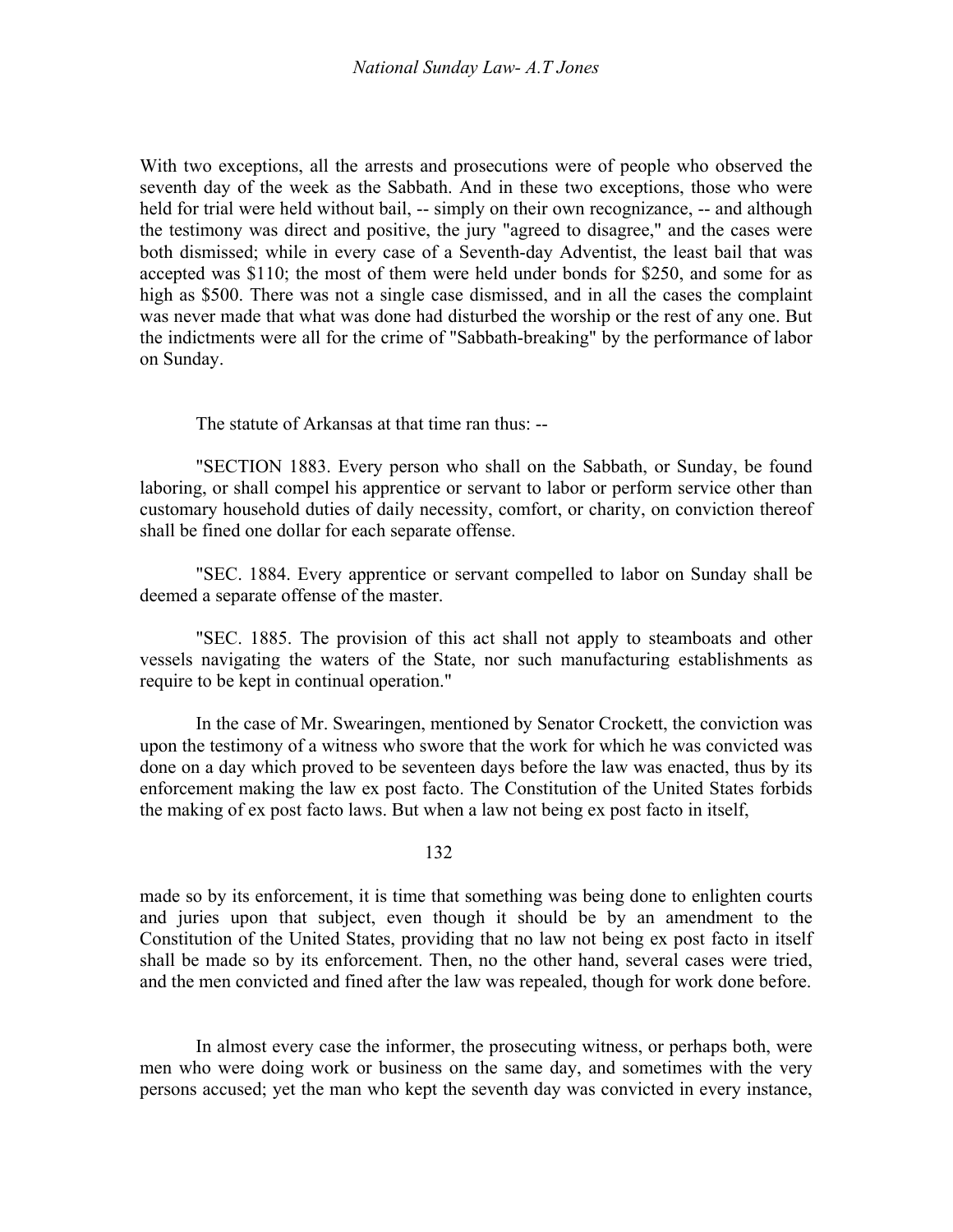With two exceptions, all the arrests and prosecutions were of people who observed the seventh day of the week as the Sabbath. And in these two exceptions, those who were held for trial were held without bail, -- simply on their own recognizance, -- and although the testimony was direct and positive, the jury "agreed to disagree," and the cases were both dismissed; while in every case of a Seventh-day Adventist, the least bail that was accepted was $110; the most of them were held under bonds for $250, and some for as high as $500. There was not a single case dismissed, and in all the cases the complaint was never made that what was done had disturbed the worship or the rest of any one. But the indictments were all for the crime of "Sabbath-breaking" by the performance of labor on Sunday.

The statute of Arkansas at that time ran thus: --

"SECTION 1883. Every person who shall on the Sabbath, or Sunday, be found laboring, or shall compel his apprentice or servant to labor or perform service other than customary household duties of daily necessity, comfort, or charity, on conviction thereof shall be fined one dollar for each separate offense.

"SEC. 1884. Every apprentice or servant compelled to labor on Sunday shall be deemed a separate offense of the master.

"SEC. 1885. The provision of this act shall not apply to steamboats and other vessels navigating the waters of the State, nor such manufacturing establishments as require to be kept in continual operation."

In the case of Mr. Swearingen, mentioned by Senator Crockett, the conviction was upon the testimony of a witness who swore that the work for which he was convicted was done on a day which proved to be seventeen days before the law was enacted, thus by its enforcement making the law ex post facto. The Constitution of the United States forbids the making of ex post facto laws. But when a law not being ex post facto in itself, made so by its enforcement, it is time that something was being done to enlighten courts and juries upon that subject, even though it should be by an amendment to the Constitution of the United States, providing that no law not being ex post facto in itself shall be made so by its enforcement. Then, no the other hand, several cases were tried, and the men convicted and fined after the law was repealed, though for work done before.

In almost every case the informer, the prosecuting witness, or perhaps both, were men who were doing work or business on the same day, and sometimes with the very persons accused; yet the man who kept the seventh day was convicted in every instance,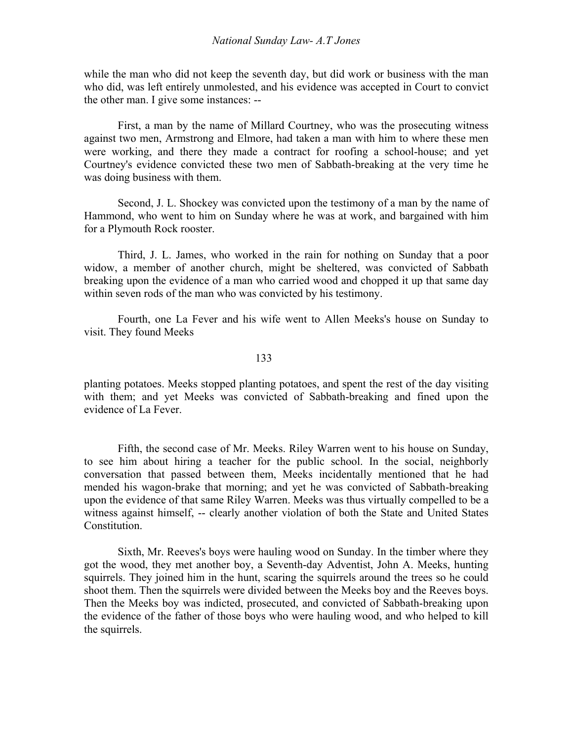while the man who did not keep the seventh day, but did work or business with the man who did, was left entirely unmolested, and his evidence was accepted in Court to convict the other man. I give some instances: --

First, a man by the name of Millard Courtney, who was the prosecuting witness against two men, Armstrong and Elmore, had taken a man with him to where these men were working, and there they made a contract for roofing a school-house; and yet Courtney's evidence convicted these two men of Sabbath-breaking at the very time he was doing business with them.

Second, J. L. Shockey was convicted upon the testimony of a man by the name of Hammond, who went to him on Sunday where he was at work, and bargained with him for a Plymouth Rock rooster.

Third, J. L. James, who worked in the rain for nothing on Sunday that a poor widow, a member of another church, might be sheltered, was convicted of Sabbath breaking upon the evidence of a man who carried wood and chopped it up that same day within seven rods of the man who was convicted by his testimony.

Fourth, one La Fever and his wife went to Allen Meeks's house on Sunday to visit. They found Meeks planting potatoes. Meeks stopped planting potatoes, and spent the rest of the day visiting with them; and yet Meeks was convicted of Sabbath-breaking and fined upon the evidence of La Fever.

Fifth, the second case of Mr. Meeks. Riley Warren went to his house on Sunday, to see him about hiring a teacher for the public school. In the social, neighborly conversation that passed between them, Meeks incidentally mentioned that he had mended his wagon-brake that morning; and yet he was convicted of Sabbath-breaking upon the evidence of that same Riley Warren. Meeks was thus virtually compelled to be a witness against himself, -- clearly another violation of both the State and United States Constitution.

Sixth, Mr. Reeves's boys were hauling wood on Sunday. In the timber where they got the wood, they met another boy, a Seventh-day Adventist, John A. Meeks, hunting squirrels. They joined him in the hunt, scaring the squirrels around the trees so he could shoot them. Then the squirrels were divided between the Meeks boy and the Reeves boys. Then the Meeks boy was indicted, prosecuted, and convicted of Sabbath-breaking upon the evidence of the father of those boys who were hauling wood, and who helped to kill the squirrels.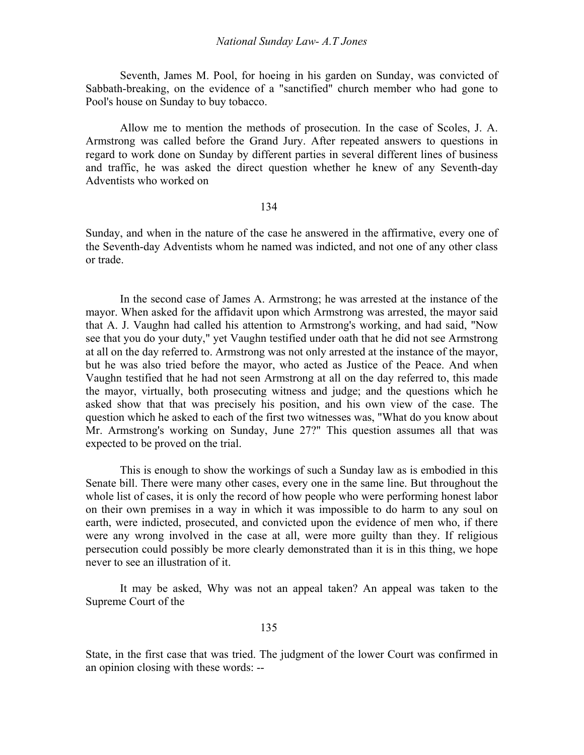Seventh, James M. Pool, for hoeing in his garden on Sunday, was convicted of Sabbath-breaking, on the evidence of a "sanctified" church member who had gone to Pool's house on Sunday to buy tobacco.

Allow me to mention the methods of prosecution. In the case of Scoles, J. A. Armstrong was called before the Grand Jury. After repeated answers to questions in regard to work done on Sunday by different parties in several different lines of business and traffic, he was asked the direct question whether he knew of any Seventh-day Adventists who worked on Sunday, and when in the nature of the case he answered in the affirmative, every one of the Seventh-day Adventists whom he named was indicted, and not one of any other class or trade.

In the second case of James A. Armstrong; he was arrested at the instance of the mayor. When asked for the affidavit upon which Armstrong was arrested, the mayor said that A. J. Vaughn had called his attention to Armstrong's working, and had said, "Now see that you do your duty," yet Vaughn testified under oath that he did not see Armstrong at all on the day referred to. Armstrong was not only arrested at the instance of the mayor, but he was also tried before the mayor, who acted as Justice of the Peace. And when Vaughn testified that he had not seen Armstrong at all on the day referred to, this made the mayor, virtually, both prosecuting witness and judge; and the questions which he asked show that that was precisely his position, and his own view of the case. The question which he asked to each of the first two witnesses was, "What do you know about Mr. Armstrong's working on Sunday, June 27?" This question assumes all that was expected to be proved on the trial.

This is enough to show the workings of such a Sunday law as is embodied in this Senate bill. There were many other cases, every one in the same line. But throughout the whole list of cases, it is only the record of how people who were performing honest labor on their own premises in a way in which it was impossible to do harm to any soul on earth, were indicted, prosecuted, and convicted upon the evidence of men who, if there were any wrong involved in the case at all, were more guilty than they. If religious persecution could possibly be more clearly demonstrated than it is in this thing, we hope never to see an illustration of it.

It may be asked, Why was not an appeal taken? An appeal was taken to the Supreme Court of the State, in the first case that was tried. The judgment of the lower Court was confirmed in an opinion closing with these words: --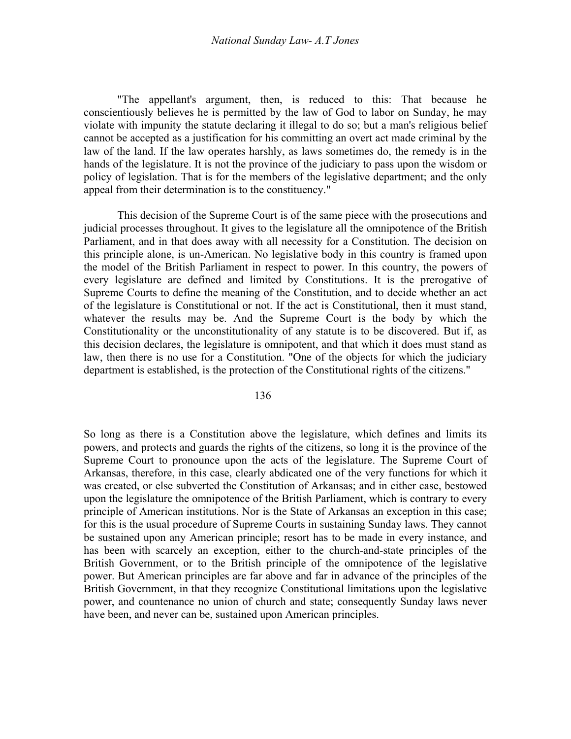"The appellant's argument, then, is reduced to this: That because he conscientiously believes he is permitted by the law of God to labor on Sunday, he may violate with impunity the statute declaring it illegal to do so; but a man's religious belief cannot be accepted as a justification for his committing an overt act made criminal by the law of the land. If the law operates harshly, as laws sometimes do, the remedy is in the hands of the legislature. It is not the province of the judiciary to pass upon the wisdom or policy of legislation. That is for the members of the legislative department; and the only appeal from their determination is to the constituency."

This decision of the Supreme Court is of the same piece with the prosecutions and judicial processes throughout. It gives to the legislature all the omnipotence of the British Parliament, and in that does away with all necessity for a Constitution. The decision on this principle alone, is un-American. No legislative body in this country is framed upon the model of the British Parliament in respect to power. In this country, the powers of every legislature are defined and limited by Constitutions. It is the prerogative of Supreme Courts to define the meaning of the Constitution, and to decide whether an act of the legislature is Constitutional or not. If the act is Constitutional, then it must stand, whatever the results may be. And the Supreme Court is the body by which the Constitutionality or the unconstitutionality of any statute is to be discovered. But if, as this decision declares, the legislature is omnipotent, and that which it does must stand as law, then there is no use for a Constitution. "One of the objects for which the judiciary department is established, is the protection of the Constitutional rights of the citizens."

So long as there is a Constitution above the legislature, which defines and limits its powers, and protects and guards the rights of the citizens, so long it is the province of the Supreme Court to pronounce upon the acts of the legislature. The Supreme Court of Arkansas, therefore, in this case, clearly abdicated one of the very functions for which it was created, or else subverted the Constitution of Arkansas; and in either case, bestowed upon the legislature the omnipotence of the British Parliament, which is contrary to every principle of American institutions. Nor is the State of Arkansas an exception in this case; for this is the usual procedure of Supreme Courts in sustaining Sunday laws. They cannot be sustained upon any American principle; resort has to be made in every instance, and has been with scarcely an exception, either to the church-and-state principles of the British Government, or to the British principle of the omnipotence of the legislative power. But American principles are far above and far in advance of the principles of the British Government, in that they recognize Constitutional limitations upon the legislative power, and countenance no union of church and state; consequently Sunday laws never have been, and never can be, sustained upon American principles.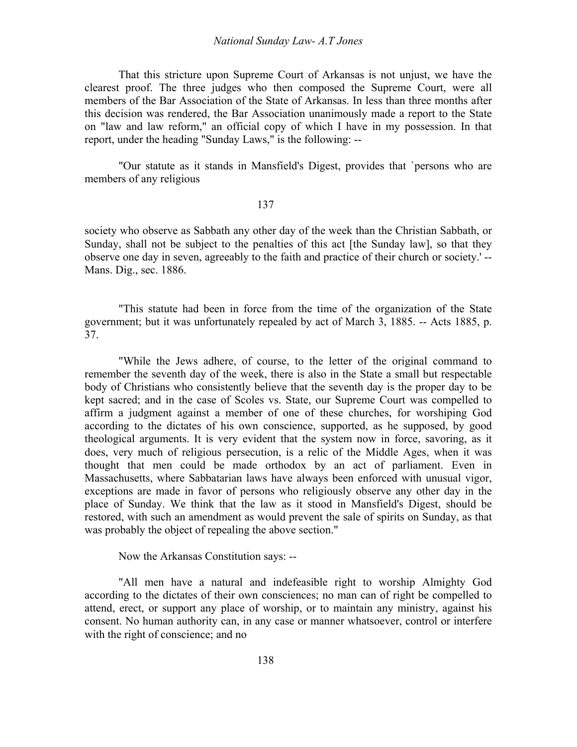That this stricture upon Supreme Court of Arkansas is not unjust, we have the clearest proof. The three judges who then composed the Supreme Court, were all members of the Bar Association of the State of Arkansas. In less than three months after this decision was rendered, the Bar Association unanimously made a report to the State on "law and law reform," an official copy of which I have in my possession. In that report, under the heading "Sunday Laws," is the following: --

"Our statute as it stands in Mansfield's Digest, provides that `persons who are members of any religious society who observe as Sabbath any other day of the week than the Christian Sabbath, or Sunday, shall not be subject to the penalties of this act [the Sunday law], so that they observe one day in seven, agreeably to the faith and practice of their church or society.' -- Mans. Dig., sec. 1886.

"This statute had been in force from the time of the organization of the State government; but it was unfortunately repealed by act of March 3, 1885. -- Acts 1885, p. 37.

"While the Jews adhere, of course, to the letter of the original command to remember the seventh day of the week, there is also in the State a small but respectable body of Christians who consistently believe that the seventh day is the proper day to be kept sacred; and in the case of Scoles vs. State, our Supreme Court was compelled to affirm a judgment against a member of one of these churches, for worshiping God according to the dictates of his own conscience, supported, as he supposed, by good theological arguments. It is very evident that the system now in force, savoring, as it does, very much of religious persecution, is a relic of the Middle Ages, when it was thought that men could be made orthodox by an act of parliament. Even in Massachusetts, where Sabbatarian laws have always been enforced with unusual vigor, exceptions are made in favor of persons who religiously observe any other day in the place of Sunday. We think that the law as it stood in Mansfield's Digest, should be restored, with such an amendment as would prevent the sale of spirits on Sunday, as that was probably the object of repealing the above section."

Now the Arkansas Constitution says: --

"All men have a natural and indefeasible right to worship Almighty God according to the dictates of their own consciences; no man can of right be compelled to attend, erect, or support any place of worship, or to maintain any ministry, against his consent. No human authority can, in any case or manner whatsoever, control or interfere with the right of conscience; and no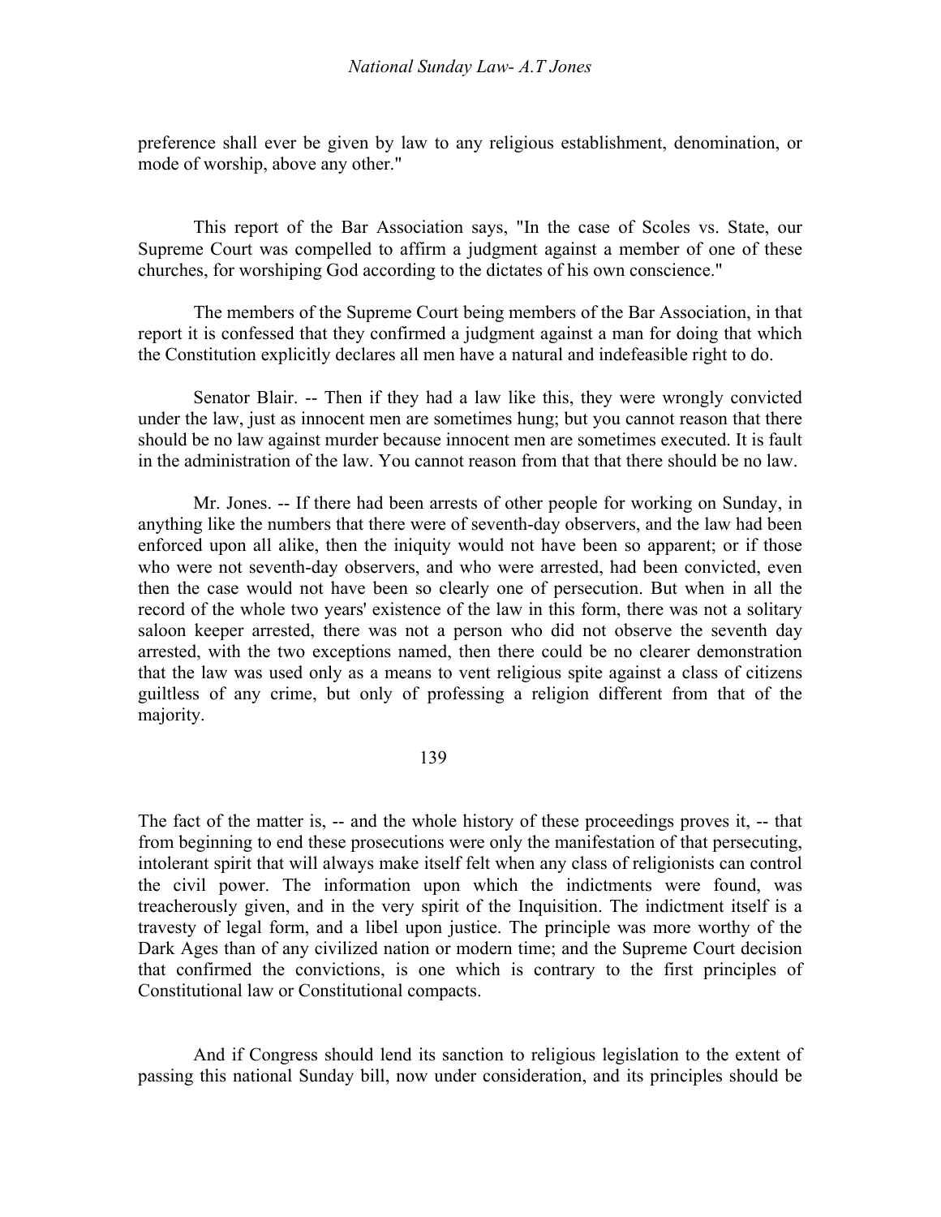preference shall ever be given by law to any religious establishment, denomination, or mode of worship, above any other."

This report of the Bar Association says, "In the case of Scoles vs. State, our Supreme Court was compelled to affirm a judgment against a member of one of these churches, for worshiping God according to the dictates of his own conscience."

The members of the Supreme Court being members of the Bar Association, in that report it is confessed that they confirmed a judgment against a man for doing that which the Constitution explicitly declares all men have a natural and indefeasible right to do.

Senator Blair. -- Then if they had a law like this, they were wrongly convicted under the law, just as innocent men are sometimes hung; but you cannot reason that there should be no law against murder because innocent men are sometimes executed. It is fault in the administration of the law. You cannot reason from that that there should be no law.

Mr. Jones. -- If there had been arrests of other people for working on Sunday, in anything like the numbers that there were of seventh-day observers, and the law had been enforced upon all alike, then the iniquity would not have been so apparent; or if those who were not seventh-day observers, and who were arrested, had been convicted, even then the case would not have been so clearly one of persecution. But when in all the record of the whole two years' existence of the law in this form, there was not a solitary saloon keeper arrested, there was not a person who did not observe the seventh day arrested, with the two exceptions named, then there could be no clearer demonstration that the law was used only as a means to vent religious spite against a class of citizens guiltless of any crime, but only of professing a religion different from that of the majority.

The fact of the matter is, -- and the whole history of these proceedings proves it, -- that from beginning to end these prosecutions were only the manifestation of that persecuting, intolerant spirit that will always make itself felt when any class of religionists can control the civil power. The information upon which the indictments were found, was treacherously given, and in the very spirit of the Inquisition. The indictment itself is a travesty of legal form, and a libel upon justice. The principle was more worthy of the Dark Ages than of any civilized nation or modern time; and the Supreme Court decision that confirmed the convictions, is one which is contrary to the first principles of Constitutional law or Constitutional compacts.

And if Congress should lend its sanction to religious legislation to the extent of passing this national Sunday bill, now under consideration, and its principles should be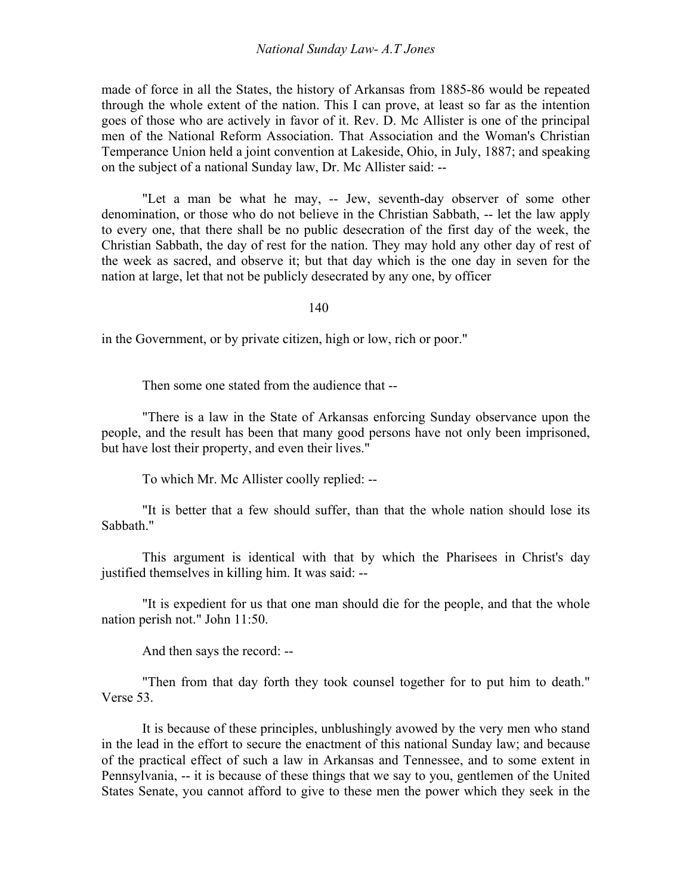made of force in all the States, the history of Arkansas from 1885-86 would be repeated through the whole extent of the nation. This I can prove, at least so far as the intention goes of those who are actively in favor of it. Rev. D. Mc Allister is one of the principal men of the National Reform Association. That Association and the Woman's Christian Temperance Union held a joint convention at Lakeside, Ohio, in July, 1887; and speaking on the subject of a national Sunday law, Dr. Mc Allister said: --

"Let a man be what he may, -- Jew, seventh-day observer of some other denomination, or those who do not believe in the Christian Sabbath, -- let the law apply to every one, that there shall be no public desecration of the first day of the week, the Christian Sabbath, the day of rest for the nation. They may hold any other day of rest of the week as sacred, and observe it; but that day which is the one day in seven for the nation at large, let that not be publicly desecrated by any one, by officer in the Government, or by private citizen, high or low, rich or poor."

Then some one stated from the audience that --

"There is a law in the State of Arkansas enforcing Sunday observance upon the people, and the result has been that many good persons have not only been imprisoned, but have lost their property, and even their lives."

To which Mr. Mc Allister coolly replied: --

"It is better that a few should suffer, than that the whole nation should lose its Sabbath."

This argument is identical with that by which the Pharisees in Christ's day justified themselves in killing him. It was said: --

"It is expedient for us that one man should die for the people, and that the whole nation perish not." John 11:50.

And then says the record: --

"Then from that day forth they took counsel together for to put him to death." Verse 53.

It is because of these principles, unblushingly avowed by the very men who stand in the lead in the effort to secure the enactment of this national Sunday law; and because of the practical effect of such a law in Arkansas and Tennessee, and to some extent in Pennsylvania, -- it is because of these things that we say to you, gentlemen of the United States Senate, you cannot afford to give to these men the power which they seek in the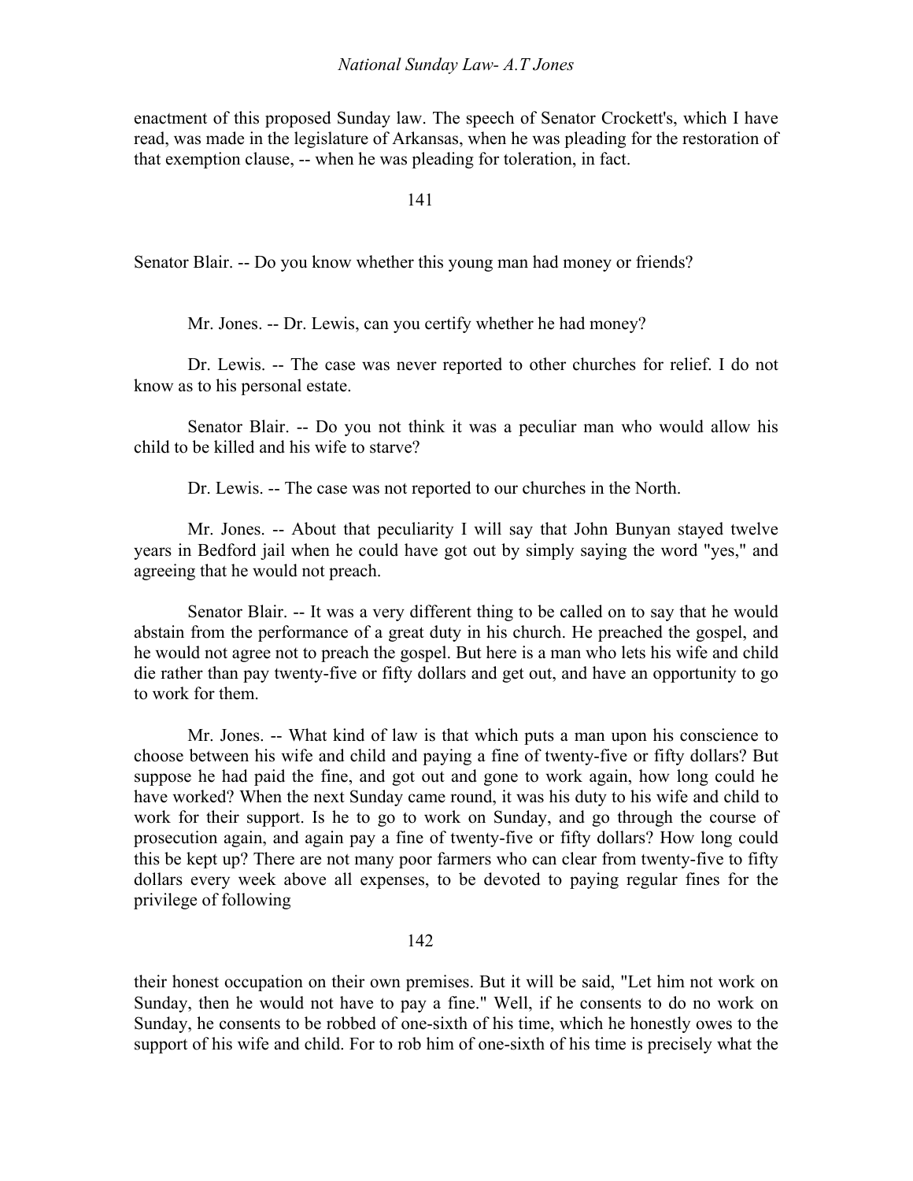enactment of this proposed Sunday law. The speech of Senator Crockett's, which I have read, was made in the legislature of Arkansas, when he was pleading for the restoration of that exemption clause, -- when he was pleading for toleration, in fact.

Senator Blair. -- Do you know whether this young man had money or friends?

Mr. Jones. -- Dr. Lewis, can you certify whether he had money?

Dr. Lewis. -- The case was never reported to other churches for relief. I do not know as to his personal estate.

Senator Blair. -- Do you not think it was a peculiar man who would allow his child to be killed and his wife to starve?

Dr. Lewis. -- The case was not reported to our churches in the North.

Mr. Jones. -- About that peculiarity I will say that John Bunyan stayed twelve years in Bedford jail when he could have got out by simply saying the word "yes," and agreeing that he would not preach.

Senator Blair. -- It was a very different thing to be called on to say that he would abstain from the performance of a great duty in his church. He preached the gospel, and he would not agree not to preach the gospel. But here is a man who lets his wife and child die rather than pay twenty-five or fifty dollars and get out, and have an opportunity to go to work for them.

Mr. Jones. -- What kind of law is that which puts a man upon his conscience to choose between his wife and child and paying a fine of twenty-five or fifty dollars? But suppose he had paid the fine, and got out and gone to work again, how long could he have worked? When the next Sunday came round, it was his duty to his wife and child to work for their support. Is he to go to work on Sunday, and go through the course of prosecution again, and again pay a fine of twenty-five or fifty dollars? How long could this be kept up? There are not many poor farmers who can clear from twenty-five to fifty dollars every week above all expenses, to be devoted to paying regular fines for the privilege of following their honest occupation on their own premises. But it will be said, "Let him not work on Sunday, then he would not have to pay a fine." Well, if he consents to do no work on Sunday, he consents to be robbed of one-sixth of his time, which he honestly owes to the support of his wife and child. For to rob him of one-sixth of his time is precisely what the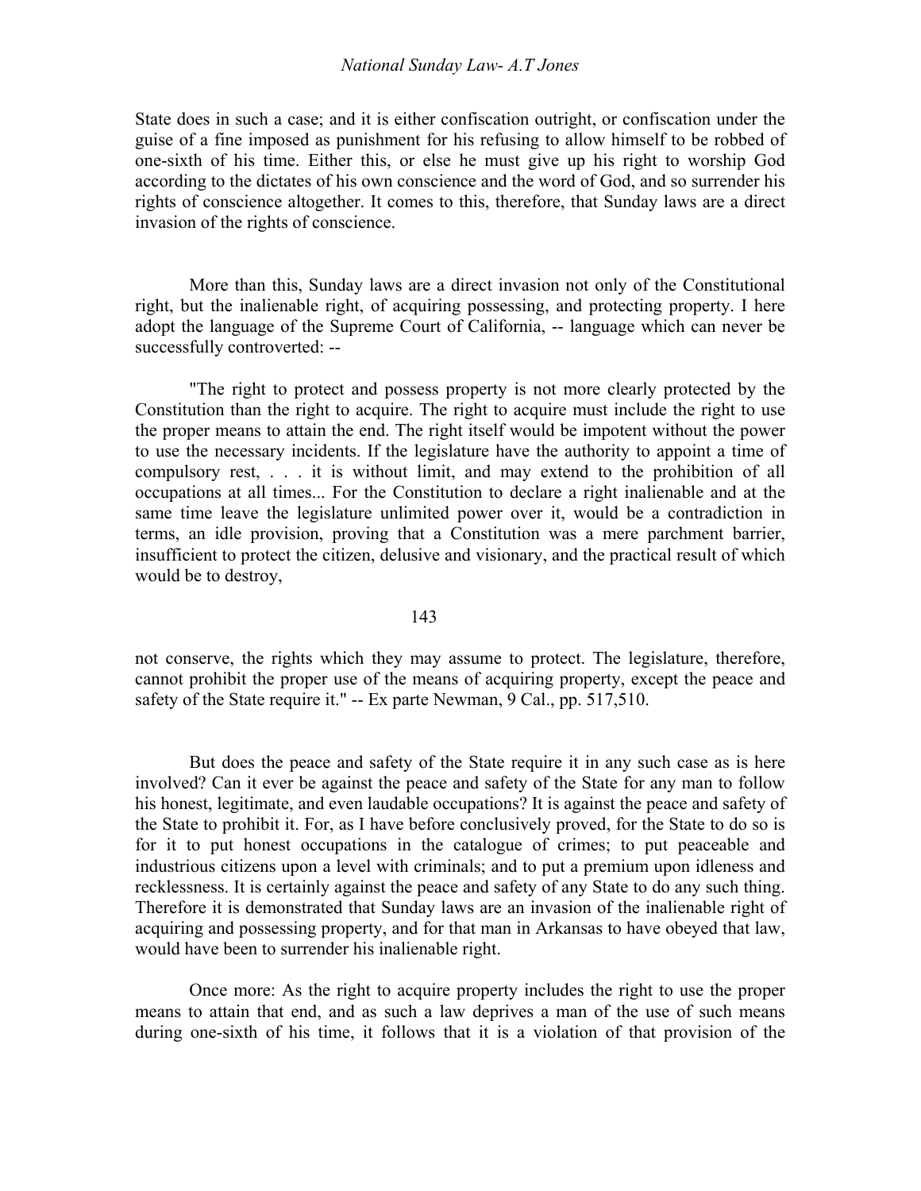State does in such a case; and it is either confiscation outright, or confiscation under the guise of a fine imposed as punishment for his refusing to allow himself to be robbed of one-sixth of his time. Either this, or else he must give up his right to worship God according to the dictates of his own conscience and the word of God, and so surrender his rights of conscience altogether. It comes to this, therefore, that Sunday laws are a direct invasion of the rights of conscience.

More than this, Sunday laws are a direct invasion not only of the Constitutional right, but the inalienable right, of acquiring possessing, and protecting property. I here adopt the language of the Supreme Court of California, -- language which can never be successfully controverted: --

"The right to protect and possess property is not more clearly protected by the Constitution than the right to acquire. The right to acquire must include the right to use the proper means to attain the end. The right itself would be impotent without the power to use the necessary incidents. If the legislature have the authority to appoint a time of compulsory rest, . . . it is without limit, and may extend to the prohibition of all occupations at all times... For the Constitution to declare a right inalienable and at the same time leave the legislature unlimited power over it, would be a contradiction in terms, an idle provision, proving that a Constitution was a mere parchment barrier, insufficient to protect the citizen, delusive and visionary, and the practical result of which would be to destroy, not conserve, the rights which they may assume to protect. The legislature, therefore, cannot prohibit the proper use of the means of acquiring property, except the peace and safety of the State require it." -- Ex parte Newman, 9 Cal., pp. 517,510.

But does the peace and safety of the State require it in any such case as is here involved? Can it ever be against the peace and safety of the State for any man to follow his honest, legitimate, and even laudable occupations? It is against the peace and safety of the State to prohibit it. For, as I have before conclusively proved, for the State to do so is for it to put honest occupations in the catalogue of crimes; to put peaceable and industrious citizens upon a level with criminals; and to put a premium upon idleness and recklessness. It is certainly against the peace and safety of any State to do any such thing. Therefore it is demonstrated that Sunday laws are an invasion of the inalienable right of acquiring and possessing property, and for that man in Arkansas to have obeyed that law, would have been to surrender his inalienable right.

Once more: As the right to acquire property includes the right to use the proper means to attain that end, and as such a law deprives a man of the use of such means during one-sixth of his time, it follows that it is a violation of that provision of the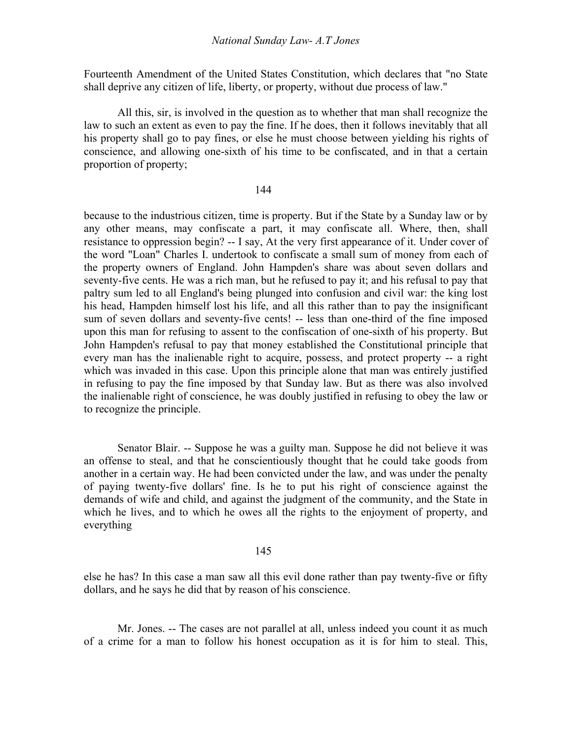Fourteenth Amendment of the United States Constitution, which declares that "no State shall deprive any citizen of life, liberty, or property, without due process of law."

All this, sir, is involved in the question as to whether that man shall recognize the law to such an extent as even to pay the fine. If he does, then it follows inevitably that all his property shall go to pay fines, or else he must choose between yielding his rights of conscience, and allowing one-sixth of his time to be confiscated, and in that a certain proportion of property;

144

because to the industrious citizen, time is property. But if the State by a Sunday law or by any other means, may confiscate a part, it may confiscate all. Where, then, shall resistance to oppression begin? -- I say, At the very first appearance of it. Under cover of the word "Loan" Charles I. undertook to confiscate a small sum of money from each of the property owners of England. John Hampden's share was about seven dollars and seventy-five cents. He was a rich man, but he refused to pay it; and his refusal to pay that paltry sum led to all England's being plunged into confusion and civil war: the king lost his head, Hampden himself lost his life, and all this rather than to pay the insignificant sum of seven dollars and seventy-five cents! -- less than one-third of the fine imposed upon this man for refusing to assent to the confiscation of one-sixth of his property. But John Hampden's refusal to pay that money established the Constitutional principle that every man has the inalienable right to acquire, possess, and protect property -- a right which was invaded in this case. Upon this principle alone that man was entirely justified in refusing to pay the fine imposed by that Sunday law. But as there was also involved the inalienable right of conscience, he was doubly justified in refusing to obey the law or to recognize the principle.

Senator Blair. -- Suppose he was a guilty man. Suppose he did not believe it was an offense to steal, and that he conscientiously thought that he could take goods from another in a certain way. He had been convicted under the law, and was under the penalty of paying twenty-five dollars' fine. Is he to put his right of conscience against the demands of wife and child, and against the judgment of the community, and the State in which he lives, and to which he owes all the rights to the enjoyment of property, and everything

145

else he has? In this case a man saw all this evil done rather than pay twenty-five or fifty dollars, and he says he did that by reason of his conscience.

Mr. Jones. -- The cases are not parallel at all, unless indeed you count it as much of a crime for a man to follow his honest occupation as it is for him to steal. This,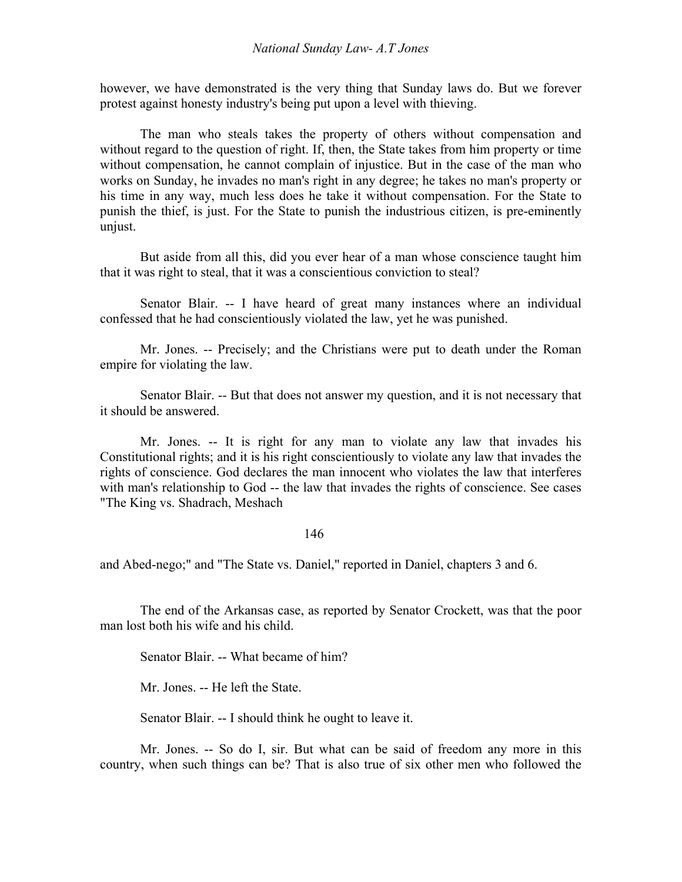however, we have demonstrated is the very thing that Sunday laws do. But we forever protest against honesty industry's being put upon a level with thieving.

The man who steals takes the property of others without compensation and without regard to the question of right. If, then, the State takes from him property or time without compensation, he cannot complain of injustice. But in the case of the man who works on Sunday, he invades no man's right in any degree; he takes no man's property or his time in any way, much less does he take it without compensation. For the State to punish the thief, is just. For the State to punish the industrious citizen, is pre-eminently unjust.

But aside from all this, did you ever hear of a man whose conscience taught him that it was right to steal, that it was a conscientious conviction to steal?

Senator Blair. -- I have heard of great many instances where an individual confessed that he had conscientiously violated the law, yet he was punished.

Mr. Jones. -- Precisely; and the Christians were put to death under the Roman empire for violating the law.

Senator Blair. -- But that does not answer my question, and it is not necessary that it should be answered.

Mr. Jones. -- It is right for any man to violate any law that invades his Constitutional rights; and it is his right conscientiously to violate any law that invades the rights of conscience. God declares the man innocent who violates the law that interferes with man's relationship to God -- the law that invades the rights of conscience. See cases "The King vs. Shadrach, Meshach and Abed-nego;" and "The State vs. Daniel," reported in Daniel, chapters 3 and 6.

The end of the Arkansas case, as reported by Senator Crockett, was that the poor man lost both his wife and his child.

Senator Blair. -- What became of him?

Mr. Jones. -- He left the State.

Senator Blair. -- I should think he ought to leave it.

Mr. Jones. -- So do I, sir. But what can be said of freedom any more in this country, when such things can be? That is also true of six other men who followed the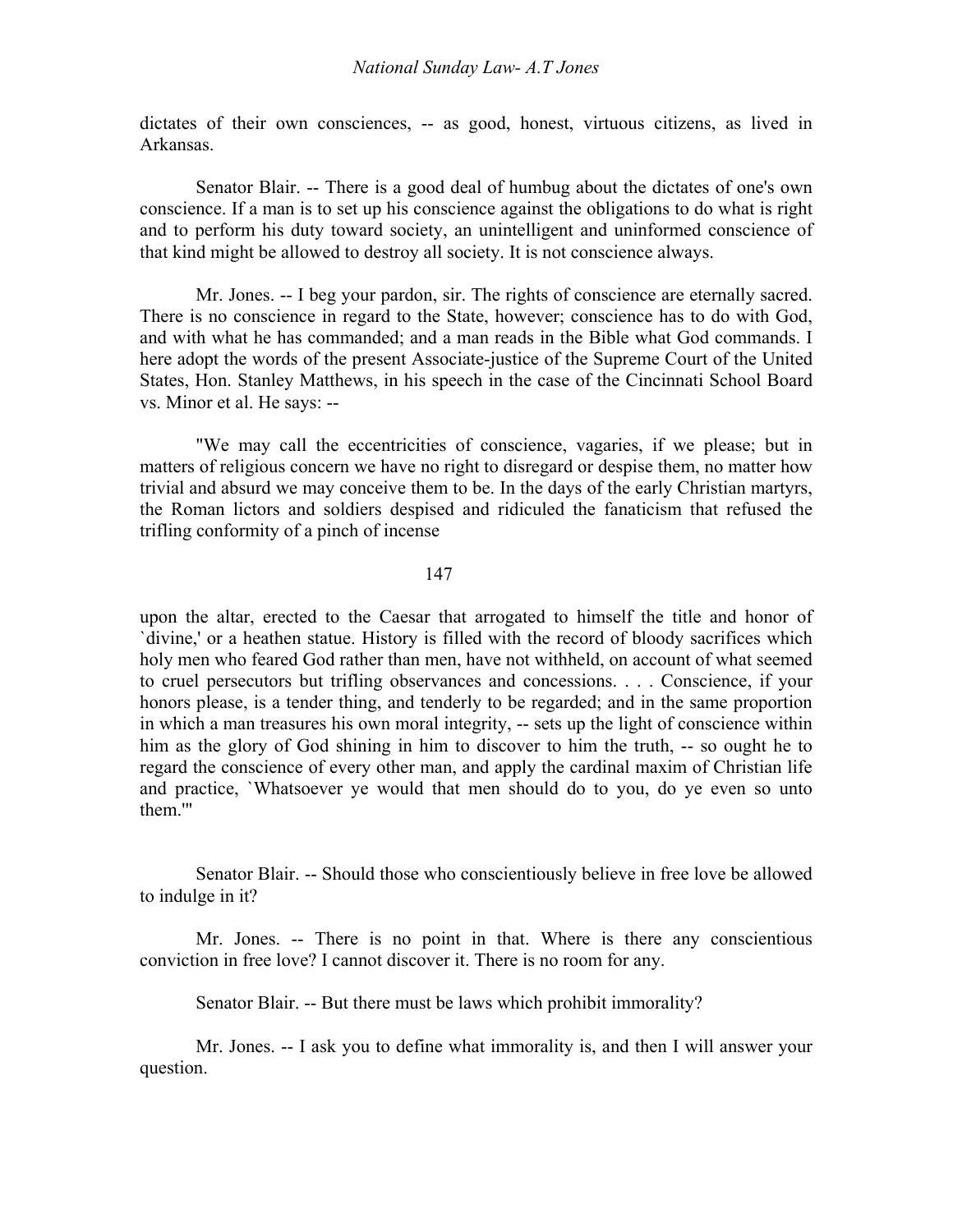dictates of their own consciences, -- as good, honest, virtuous citizens, as lived in Arkansas.

Senator Blair. -- There is a good deal of humbug about the dictates of one's own conscience. If a man is to set up his conscience against the obligations to do what is right and to perform his duty toward society, an unintelligent and uninformed conscience of that kind might be allowed to destroy all society. It is not conscience always.

Mr. Jones. -- I beg your pardon, sir. The rights of conscience are eternally sacred. There is no conscience in regard to the State, however; conscience has to do with God, and with what he has commanded; and a man reads in the Bible what God commands. I here adopt the words of the present Associate-justice of the Supreme Court of the United States, Hon. Stanley Matthews, in his speech in the case of the Cincinnati School Board vs. Minor et al. He says: --

"We may call the eccentricities of conscience, vagaries, if we please; but in matters of religious concern we have no right to disregard or despise them, no matter how trivial and absurd we may conceive them to be. In the days of the early Christian martyrs, the Roman lictors and soldiers despised and ridiculed the fanaticism that refused the trifling conformity of a pinch of incense upon the altar, erected to the Caesar that arrogated to himself the title and honor of `divine,' or a heathen statue. History is filled with the record of bloody sacrifices which holy men who feared God rather than men, have not withheld, on account of what seemed to cruel persecutors but trifling observances and concessions. . . . Conscience, if your honors please, is a tender thing, and tenderly to be regarded; and in the same proportion in which a man treasures his own moral integrity, -- sets up the light of conscience within him as the glory of God shining in him to discover to him the truth, -- so ought he to regard the conscience of every other man, and apply the cardinal maxim of Christian life and practice, `Whatsoever ye would that men should do to you, do ye even so unto them.'"

Senator Blair. -- Should those who conscientiously believe in free love be allowed to indulge in it?

Mr. Jones. -- There is no point in that. Where is there any conscientious conviction in free love? I cannot discover it. There is no room for any.

Senator Blair. -- But there must be laws which prohibit immorality?

Mr. Jones. -- I ask you to define what immorality is, and then I will answer your question.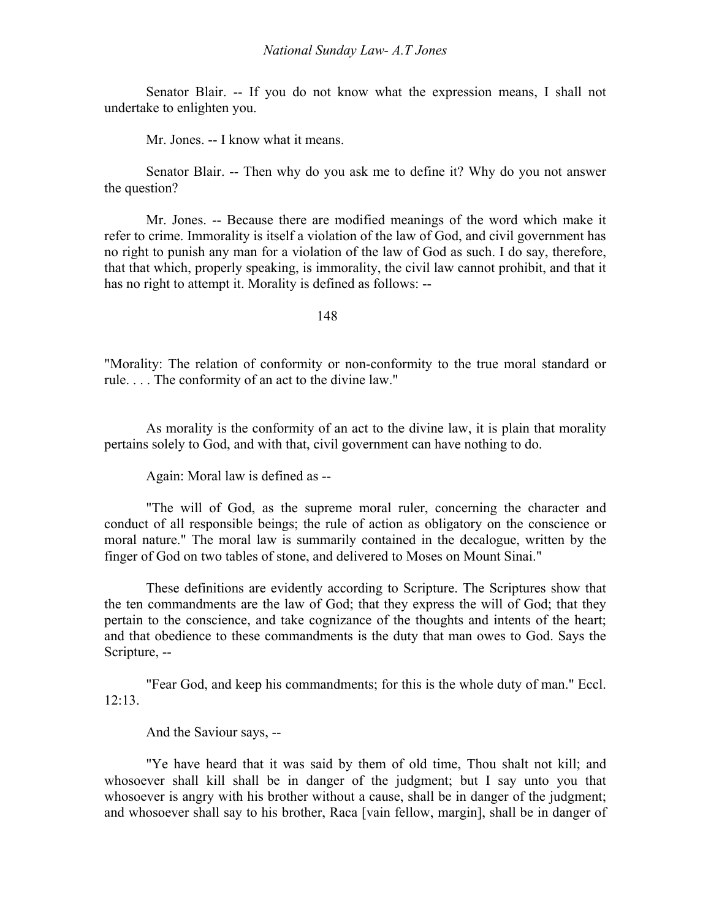Senator Blair. -- If you do not know what the expression means, I shall not undertake to enlighten you.

Mr. Jones. -- I know what it means.

Senator Blair. -- Then why do you ask me to define it? Why do you not answer the question?

Mr. Jones. -- Because there are modified meanings of the word which make it refer to crime. Immorality is itself a violation of the law of God, and civil government has no right to punish any man for a violation of the law of God as such. I do say, therefore, that that which, properly speaking, is immorality, the civil law cannot prohibit, and that it has no right to attempt it. Morality is defined as follows: --

"Morality: The relation of conformity or non-conformity to the true moral standard or rule. . . . The conformity of an act to the divine law."

As morality is the conformity of an act to the divine law, it is plain that morality pertains solely to God, and with that, civil government can have nothing to do.

Again: Moral law is defined as --

"The will of God, as the supreme moral ruler, concerning the character and conduct of all responsible beings; the rule of action as obligatory on the conscience or moral nature." The moral law is summarily contained in the decalogue, written by the finger of God on two tables of stone, and delivered to Moses on Mount Sinai."

These definitions are evidently according to Scripture. The Scriptures show that the ten commandments are the law of God; that they express the will of God; that they pertain to the conscience, and take cognizance of the thoughts and intents of the heart; and that obedience to these commandments is the duty that man owes to God. Says the Scripture, --

"Fear God, and keep his commandments; for this is the whole duty of man." Eccl. 12:13.

And the Saviour says, --

"Ye have heard that it was said by them of old time, Thou shalt not kill; and whosoever shall kill shall be in danger of the judgment; but I say unto you that whosoever is angry with his brother without a cause, shall be in danger of the judgment; and whosoever shall say to his brother, Raca [vain fellow, margin], shall be in danger of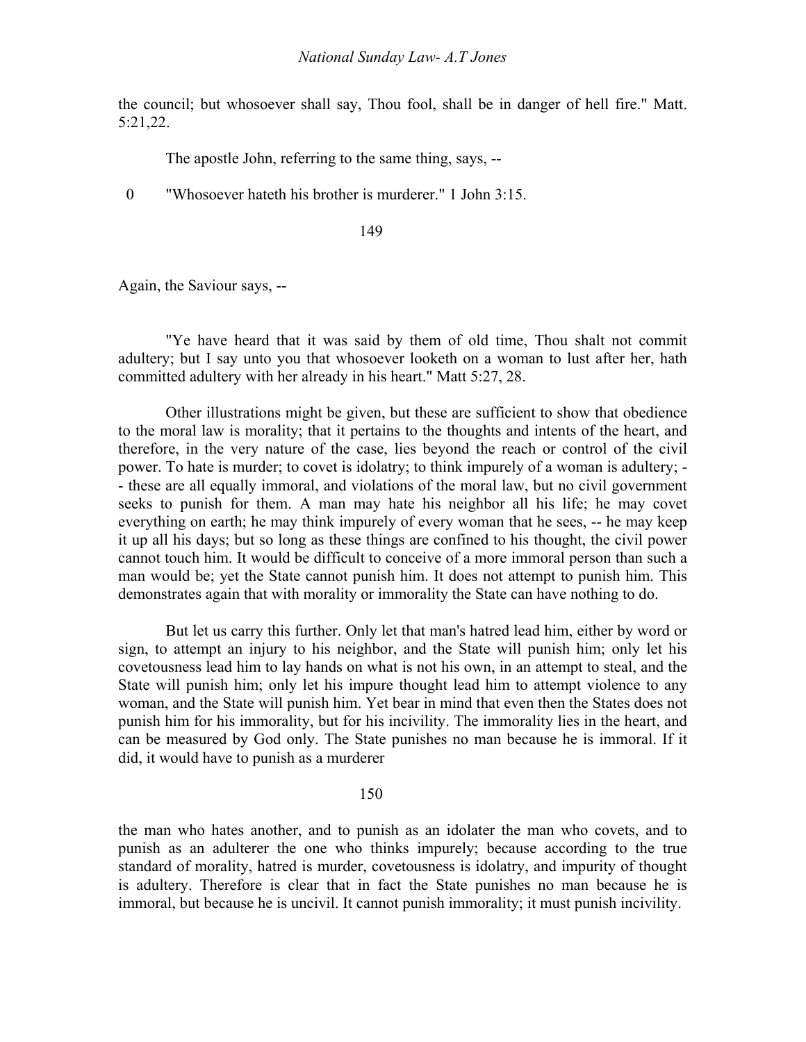the council; but whosoever shall say, Thou fool, shall be in danger of hell fire." Matt. 5:21,22.

The apostle John, referring to the same thing, says, --

0 "Whosoever hateth his brother is murderer." 1 John 3:15.

Again, the Saviour says, --

"Ye have heard that it was said by them of old time, Thou shalt not commit adultery; but I say unto you that whosoever looketh on a woman to lust after her, hath committed adultery with her already in his heart." Matt 5:27, 28.

Other illustrations might be given, but these are sufficient to show that obedience to the moral law is morality; that it pertains to the thoughts and intents of the heart, and therefore, in the very nature of the case, lies beyond the reach or control of the civil power. To hate is murder; to covet is idolatry; to think impurely of a woman is adultery; -- these are all equally immoral, and violations of the moral law, but no civil government seeks to punish for them. A man may hate his neighbor all his life; he may covet everything on earth; he may think impurely of every woman that he sees, -- he may keep it up all his days; but so long as these things are confined to his thought, the civil power cannot touch him. It would be difficult to conceive of a more immoral person than such a man would be; yet the State cannot punish him. It does not attempt to punish him. This demonstrates again that with morality or immorality the State can have nothing to do.

But let us carry this further. Only let that man's hatred lead him, either by word or sign, to attempt an injury to his neighbor, and the State will punish him; only let his covetousness lead him to lay hands on what is not his own, in an attempt to steal, and the State will punish him; only let his impure thought lead him to attempt violence to any woman, and the State will punish him. Yet bear in mind that even then the States does not punish him for his immorality, but for his incivility. The immorality lies in the heart, and can be measured by God only. The State punishes no man because he is immoral. If it did, it would have to punish as a murderer the man who hates another, and to punish as an idolater the man who covets, and to punish as an adulterer the one who thinks impurely; because according to the true standard of morality, hatred is murder, covetousness is idolatry, and impurity of thought is adultery. Therefore is clear that in fact the State punishes no man because he is immoral, but because he is uncivil. It cannot punish immorality; it must punish incivility.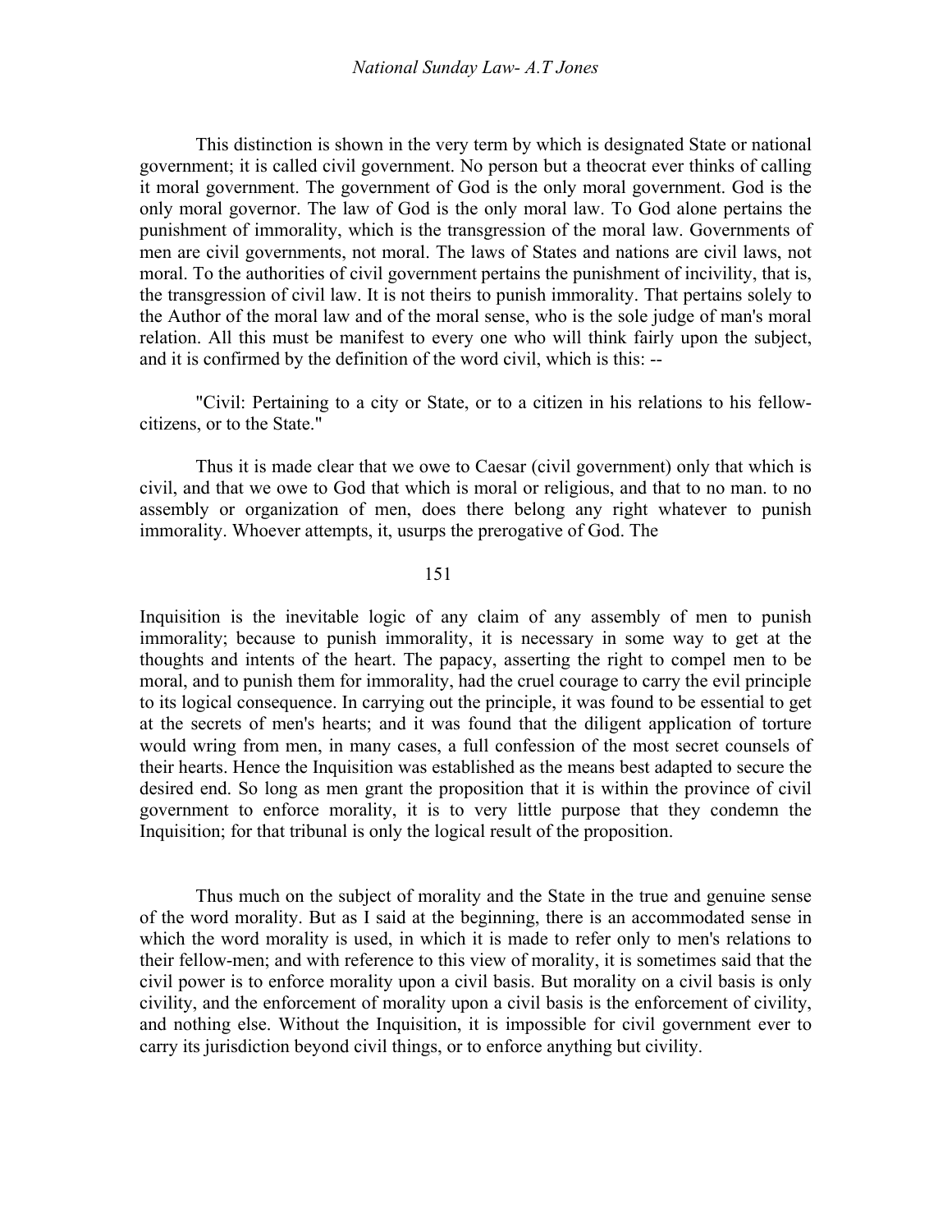This distinction is shown in the very term by which is designated State or national government; it is called civil government. No person but a theocrat ever thinks of calling it moral government. The government of God is the only moral government. God is the only moral governor. The law of God is the only moral law. To God alone pertains the punishment of immorality, which is the transgression of the moral law. Governments of men are civil governments, not moral. The laws of States and nations are civil laws, not moral. To the authorities of civil government pertains the punishment of incivility, that is, the transgression of civil law. It is not theirs to punish immorality. That pertains solely to the Author of the moral law and of the moral sense, who is the sole judge of man's moral relation. All this must be manifest to every one who will think fairly upon the subject, and it is confirmed by the definition of the word civil, which is this: --

"Civil: Pertaining to a city or State, or to a citizen in his relations to his fellow-citizens, or to the State."

Thus it is made clear that we owe to Caesar (civil government) only that which is civil, and that we owe to God that which is moral or religious, and that to no man. to no assembly or organization of men, does there belong any right whatever to punish immorality. Whoever attempts, it, usurps the prerogative of God. The Inquisition is the inevitable logic of any claim of any assembly of men to punish immorality; because to punish immorality, it is necessary in some way to get at the thoughts and intents of the heart. The papacy, asserting the right to compel men to be moral, and to punish them for immorality, had the cruel courage to carry the evil principle to its logical consequence. In carrying out the principle, it was found to be essential to get at the secrets of men's hearts; and it was found that the diligent application of torture would wring from men, in many cases, a full confession of the most secret counsels of their hearts. Hence the Inquisition was established as the means best adapted to secure the desired end. So long as men grant the proposition that it is within the province of civil government to enforce morality, it is to very little purpose that they condemn the Inquisition; for that tribunal is only the logical result of the proposition.

Thus much on the subject of morality and the State in the true and genuine sense of the word morality. But as I said at the beginning, there is an accommodated sense in which the word morality is used, in which it is made to refer only to men's relations to their fellow-men; and with reference to this view of morality, it is sometimes said that the civil power is to enforce morality upon a civil basis. But morality on a civil basis is only civility, and the enforcement of morality upon a civil basis is the enforcement of civility, and nothing else. Without the Inquisition, it is impossible for civil government ever to carry its jurisdiction beyond civil things, or to enforce anything but civility.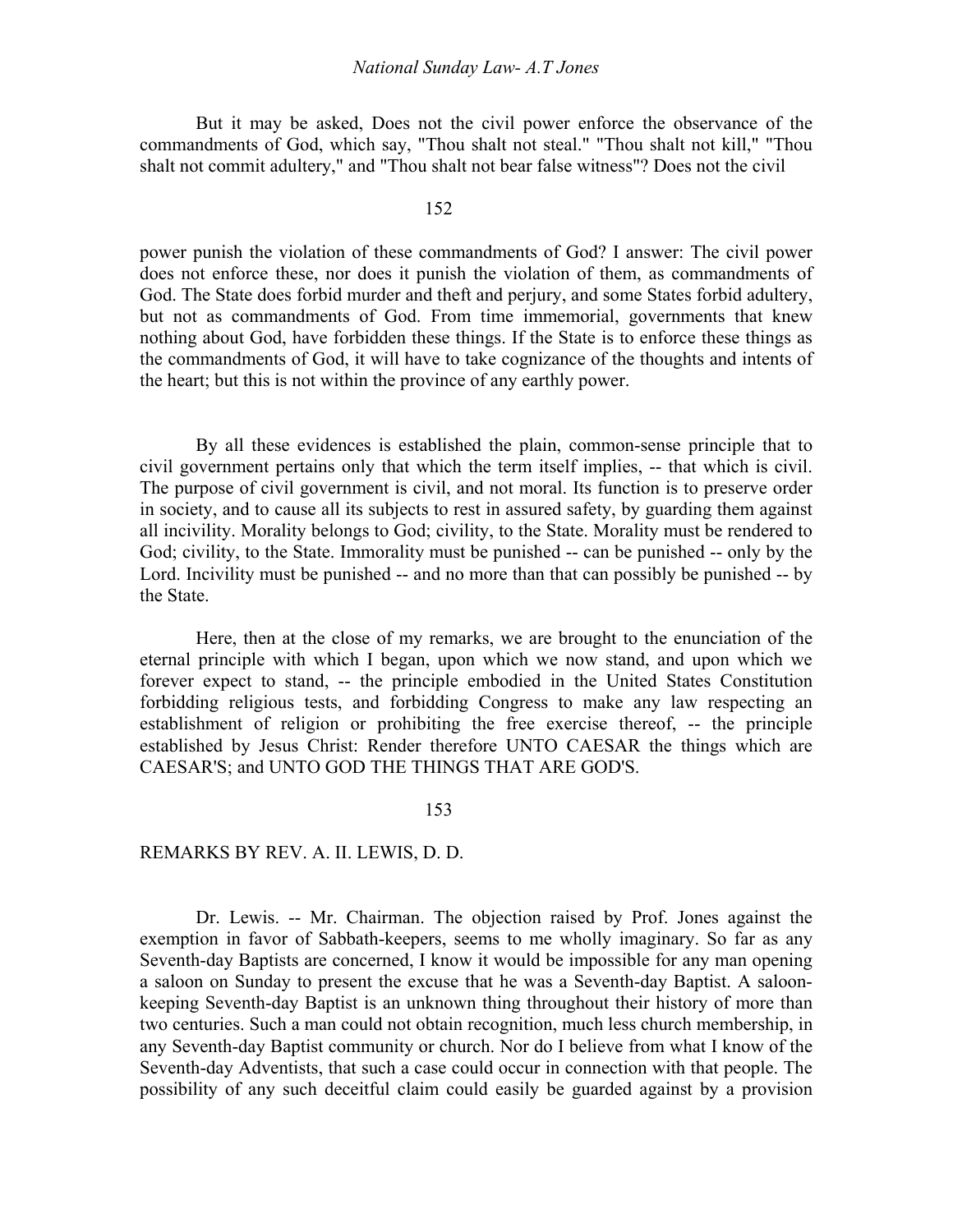But it may be asked, Does not the civil power enforce the observance of the commandments of God, which say, "Thou shalt not steal." "Thou shalt not kill," "Thou shalt not commit adultery," and "Thou shalt not bear false witness"? Does not the civil power punish the violation of these commandments of God? I answer: The civil power does not enforce these, nor does it punish the violation of them, as commandments of God. The State does forbid murder and theft and perjury, and some States forbid adultery, but not as commandments of God. From time immemorial, governments that knew nothing about God, have forbidden these things. If the State is to enforce these things as the commandments of God, it will have to take cognizance of the thoughts and intents of the heart; but this is not within the province of any earthly power.

By all these evidences is established the plain, common-sense principle that to civil government pertains only that which the term itself implies, -- that which is civil. The purpose of civil government is civil, and not moral. Its function is to preserve order in society, and to cause all its subjects to rest in assured safety, by guarding them against all incivility. Morality belongs to God; civility, to the State. Morality must be rendered to God; civility, to the State. Immorality must be punished -- can be punished -- only by the Lord. Incivility must be punished -- and no more than that can possibly be punished -- by the State.

Here, then at the close of my remarks, we are brought to the enunciation of the eternal principle with which I began, upon which we now stand, and upon which we forever expect to stand, -- the principle embodied in the United States Constitution forbidding religious tests, and forbidding Congress to make any law respecting an establishment of religion or prohibiting the free exercise thereof, -- the principle established by Jesus Christ: Render therefore UNTO CAESAR the things which are CAESAR'S; and UNTO GOD THE THINGS THAT ARE GOD'S.

## REMARKS BY REV. A. II. LEWIS, D. D.

Dr. Lewis. -- Mr. Chairman. The objection raised by Prof. Jones against the exemption in favor of Sabbath-keepers, seems to me wholly imaginary. So far as any Seventh-day Baptists are concerned, I know it would be impossible for any man opening a saloon on Sunday to present the excuse that he was a Seventh-day Baptist. A saloon-keeping Seventh-day Baptist is an unknown thing throughout their history of more than two centuries. Such a man could not obtain recognition, much less church membership, in any Seventh-day Baptist community or church. Nor do I believe from what I know of the Seventh-day Adventists, that such a case could occur in connection with that people. The possibility of any such deceitful claim could easily be guarded against by a provision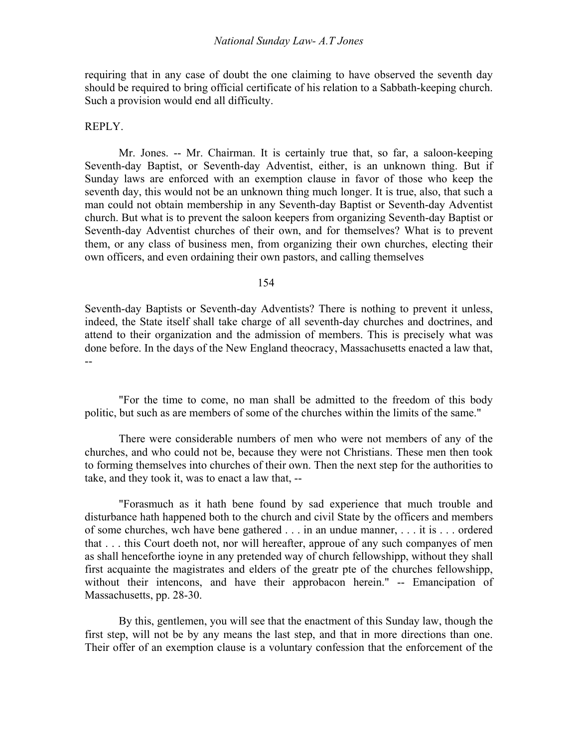requiring that in any case of doubt the one claiming to have observed the seventh day should be required to bring official certificate of his relation to a Sabbath-keeping church. Such a provision would end all difficulty.

REPLY.

Mr. Jones. -- Mr. Chairman. It is certainly true that, so far, a saloon-keeping Seventh-day Baptist, or Seventh-day Adventist, either, is an unknown thing. But if Sunday laws are enforced with an exemption clause in favor of those who keep the seventh day, this would not be an unknown thing much longer. It is true, also, that such a man could not obtain membership in any Seventh-day Baptist or Seventh-day Adventist church. But what is to prevent the saloon keepers from organizing Seventh-day Baptist or Seventh-day Adventist churches of their own, and for themselves? What is to prevent them, or any class of business men, from organizing their own churches, electing their own officers, and even ordaining their own pastors, and calling themselves Seventh-day Baptists or Seventh-day Adventists? There is nothing to prevent it unless, indeed, the State itself shall take charge of all seventh-day churches and doctrines, and attend to their organization and the admission of members. This is precisely what was done before. In the days of the New England theocracy, Massachusetts enacted a law that, --

"For the time to come, no man shall be admitted to the freedom of this body politic, but such as are members of some of the churches within the limits of the same."

There were considerable numbers of men who were not members of any of the churches, and who could not be, because they were not Christians. These men then took to forming themselves into churches of their own. Then the next step for the authorities to take, and they took it, was to enact a law that, --

"Forasmuch as it hath bene found by sad experience that much trouble and disturbance hath happened both to the church and civil State by the officers and members of some churches, wch have bene gathered . . . in an undue manner, . . . it is . . . ordered that . . . this Court doeth not, nor will hereafter, approue of any such companyes of men as shall henceforthe ioyne in any pretended way of church fellowshipp, without they shall first acquainte the magistrates and elders of the greatr pte of the churches fellowshipp, without their intencons, and have their approbacon herein." -- Emancipation of Massachusetts, pp. 28-30.

By this, gentlemen, you will see that the enactment of this Sunday law, though the first step, will not be by any means the last step, and that in more directions than one. Their offer of an exemption clause is a voluntary confession that the enforcement of the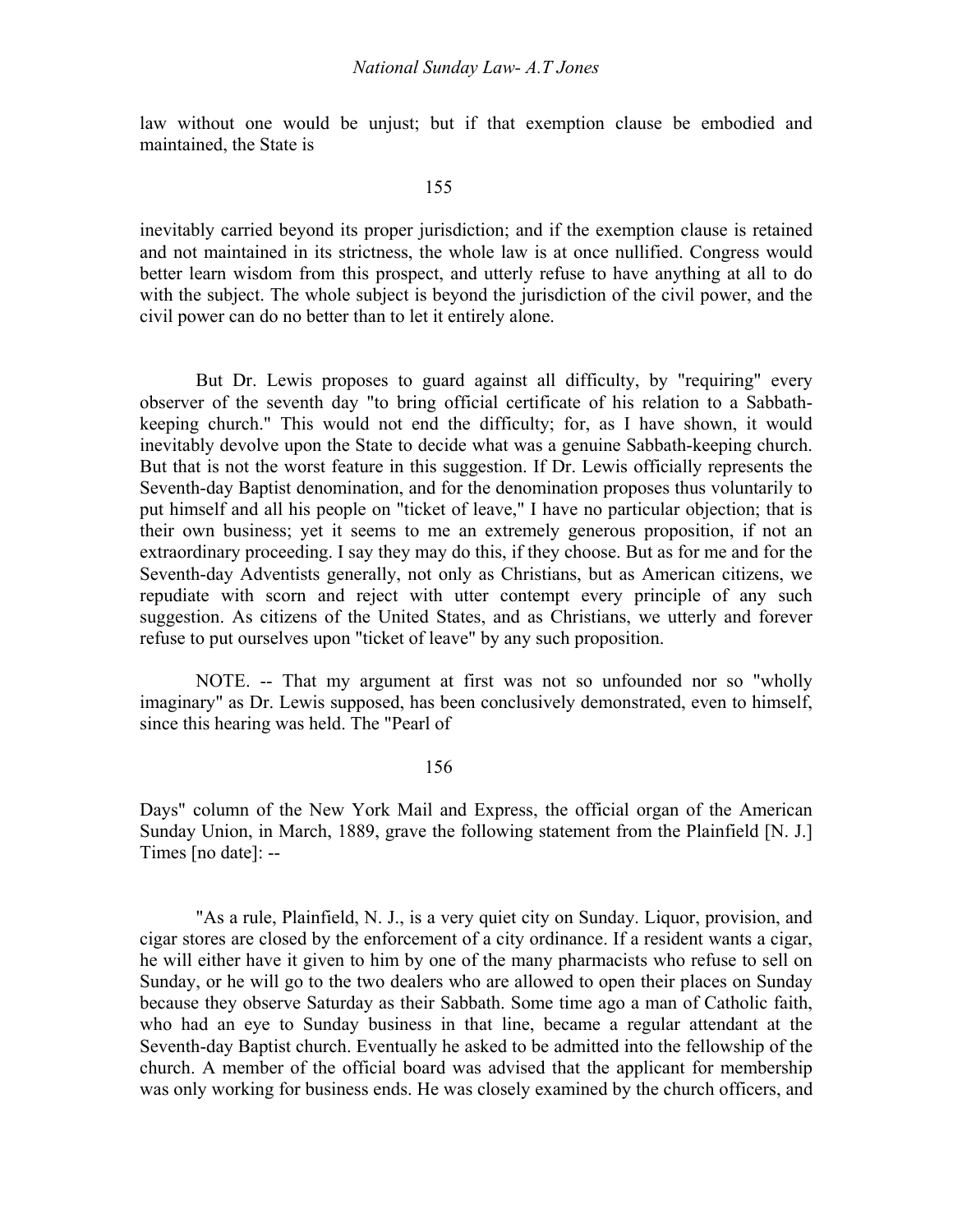law without one would be unjust; but if that exemption clause be embodied and maintained, the State is

inevitably carried beyond its proper jurisdiction; and if the exemption clause is retained and not maintained in its strictness, the whole law is at once nullified. Congress would better learn wisdom from this prospect, and utterly refuse to have anything at all to do with the subject. The whole subject is beyond the jurisdiction of the civil power, and the civil power can do no better than to let it entirely alone.

But Dr. Lewis proposes to guard against all difficulty, by "requiring" every observer of the seventh day "to bring official certificate of his relation to a Sabbath-keeping church." This would not end the difficulty; for, as I have shown, it would inevitably devolve upon the State to decide what was a genuine Sabbath-keeping church. But that is not the worst feature in this suggestion. If Dr. Lewis officially represents the Seventh-day Baptist denomination, and for the denomination proposes thus voluntarily to put himself and all his people on "ticket of leave," I have no particular objection; that is their own business; yet it seems to me an extremely generous proposition, if not an extraordinary proceeding. I say they may do this, if they choose. But as for me and for the Seventh-day Adventists generally, not only as Christians, but as American citizens, we repudiate with scorn and reject with utter contempt every principle of any such suggestion. As citizens of the United States, and as Christians, we utterly and forever refuse to put ourselves upon "ticket of leave" by any such proposition.

NOTE. -- That my argument at first was not so unfounded nor so "wholly imaginary" as Dr. Lewis supposed, has been conclusively demonstrated, even to himself, since this hearing was held. The "Pearl of Days" column of the New York Mail and Express, the official organ of the American Sunday Union, in March, 1889, grave the following statement from the Plainfield [N. J.] Times [no date]: --

"As a rule, Plainfield, N. J., is a very quiet city on Sunday. Liquor, provision, and cigar stores are closed by the enforcement of a city ordinance. If a resident wants a cigar, he will either have it given to him by one of the many pharmacists who refuse to sell on Sunday, or he will go to the two dealers who are allowed to open their places on Sunday because they observe Saturday as their Sabbath. Some time ago a man of Catholic faith, who had an eye to Sunday business in that line, became a regular attendant at the Seventh-day Baptist church. Eventually he asked to be admitted into the fellowship of the church. A member of the official board was advised that the applicant for membership was only working for business ends. He was closely examined by the church officers, and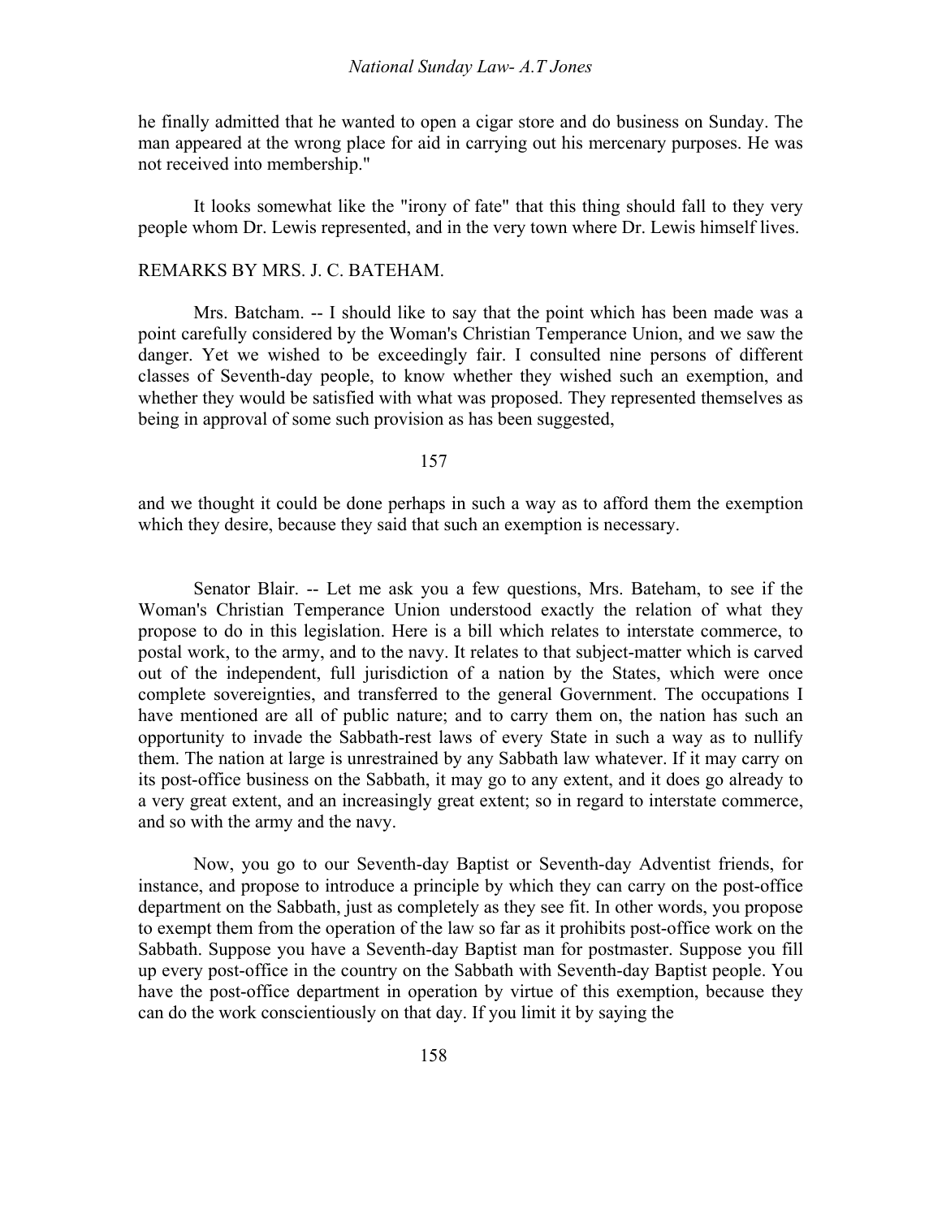he finally admitted that he wanted to open a cigar store and do business on Sunday. The man appeared at the wrong place for aid in carrying out his mercenary purposes. He was not received into membership."

It looks somewhat like the "irony of fate" that this thing should fall to they very people whom Dr. Lewis represented, and in the very town where Dr. Lewis himself lives.

REMARKS BY MRS. J. C. BATEHAM.

Mrs. Batcham. -- I should like to say that the point which has been made was a point carefully considered by the Woman's Christian Temperance Union, and we saw the danger. Yet we wished to be exceedingly fair. I consulted nine persons of different classes of Seventh-day people, to know whether they wished such an exemption, and whether they would be satisfied with what was proposed. They represented themselves as being in approval of some such provision as has been suggested,

and we thought it could be done perhaps in such a way as to afford them the exemption which they desire, because they said that such an exemption is necessary.

Senator Blair. -- Let me ask you a few questions, Mrs. Bateham, to see if the Woman's Christian Temperance Union understood exactly the relation of what they propose to do in this legislation. Here is a bill which relates to interstate commerce, to postal work, to the army, and to the navy. It relates to that subject-matter which is carved out of the independent, full jurisdiction of a nation by the States, which were once complete sovereignties, and transferred to the general Government. The occupations I have mentioned are all of public nature; and to carry them on, the nation has such an opportunity to invade the Sabbath-rest laws of every State in such a way as to nullify them. The nation at large is unrestrained by any Sabbath law whatever. If it may carry on its post-office business on the Sabbath, it may go to any extent, and it does go already to a very great extent, and an increasingly great extent; so in regard to interstate commerce, and so with the army and the navy.

Now, you go to our Seventh-day Baptist or Seventh-day Adventist friends, for instance, and propose to introduce a principle by which they can carry on the post-office department on the Sabbath, just as completely as they see fit. In other words, you propose to exempt them from the operation of the law so far as it prohibits post-office work on the Sabbath. Suppose you have a Seventh-day Baptist man for postmaster. Suppose you fill up every post-office in the country on the Sabbath with Seventh-day Baptist people. You have the post-office department in operation by virtue of this exemption, because they can do the work conscientiously on that day. If you limit it by saying the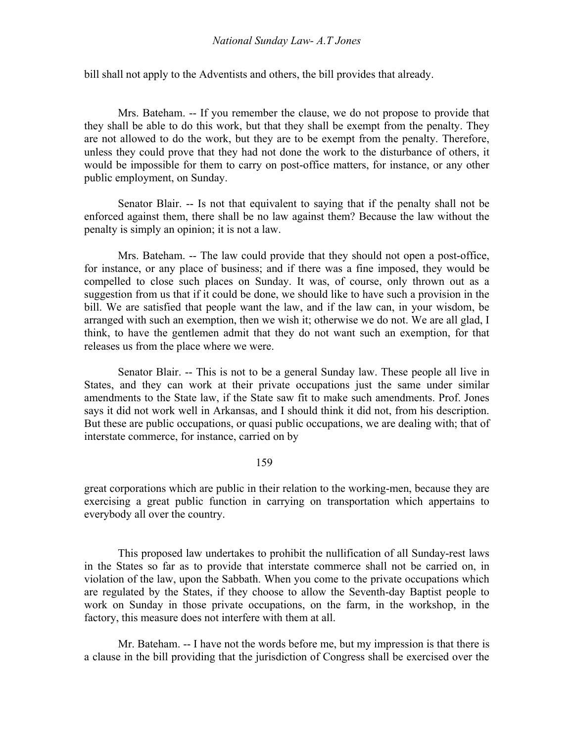bill shall not apply to the Adventists and others, the bill provides that already.

Mrs. Bateham. -- If you remember the clause, we do not propose to provide that they shall be able to do this work, but that they shall be exempt from the penalty. They are not allowed to do the work, but they are to be exempt from the penalty. Therefore, unless they could prove that they had not done the work to the disturbance of others, it would be impossible for them to carry on post-office matters, for instance, or any other public employment, on Sunday.

Senator Blair. -- Is not that equivalent to saying that if the penalty shall not be enforced against them, there shall be no law against them? Because the law without the penalty is simply an opinion; it is not a law.

Mrs. Bateham. -- The law could provide that they should not open a post-office, for instance, or any place of business; and if there was a fine imposed, they would be compelled to close such places on Sunday. It was, of course, only thrown out as a suggestion from us that if it could be done, we should like to have such a provision in the bill. We are satisfied that people want the law, and if the law can, in your wisdom, be arranged with such an exemption, then we wish it; otherwise we do not. We are all glad, I think, to have the gentlemen admit that they do not want such an exemption, for that releases us from the place where we were.

Senator Blair. -- This is not to be a general Sunday law. These people all live in States, and they can work at their private occupations just the same under similar amendments to the State law, if the State saw fit to make such amendments. Prof. Jones says it did not work well in Arkansas, and I should think it did not, from his description. But these are public occupations, or quasi public occupations, we are dealing with; that of interstate commerce, for instance, carried on by great corporations which are public in their relation to the working-men, because they are exercising a great public function in carrying on transportation which appertains to everybody all over the country.

This proposed law undertakes to prohibit the nullification of all Sunday-rest laws in the States so far as to provide that interstate commerce shall not be carried on, in violation of the law, upon the Sabbath. When you come to the private occupations which are regulated by the States, if they choose to allow the Seventh-day Baptist people to work on Sunday in those private occupations, on the farm, in the workshop, in the factory, this measure does not interfere with them at all.

Mr. Bateham. -- I have not the words before me, but my impression is that there is a clause in the bill providing that the jurisdiction of Congress shall be exercised over the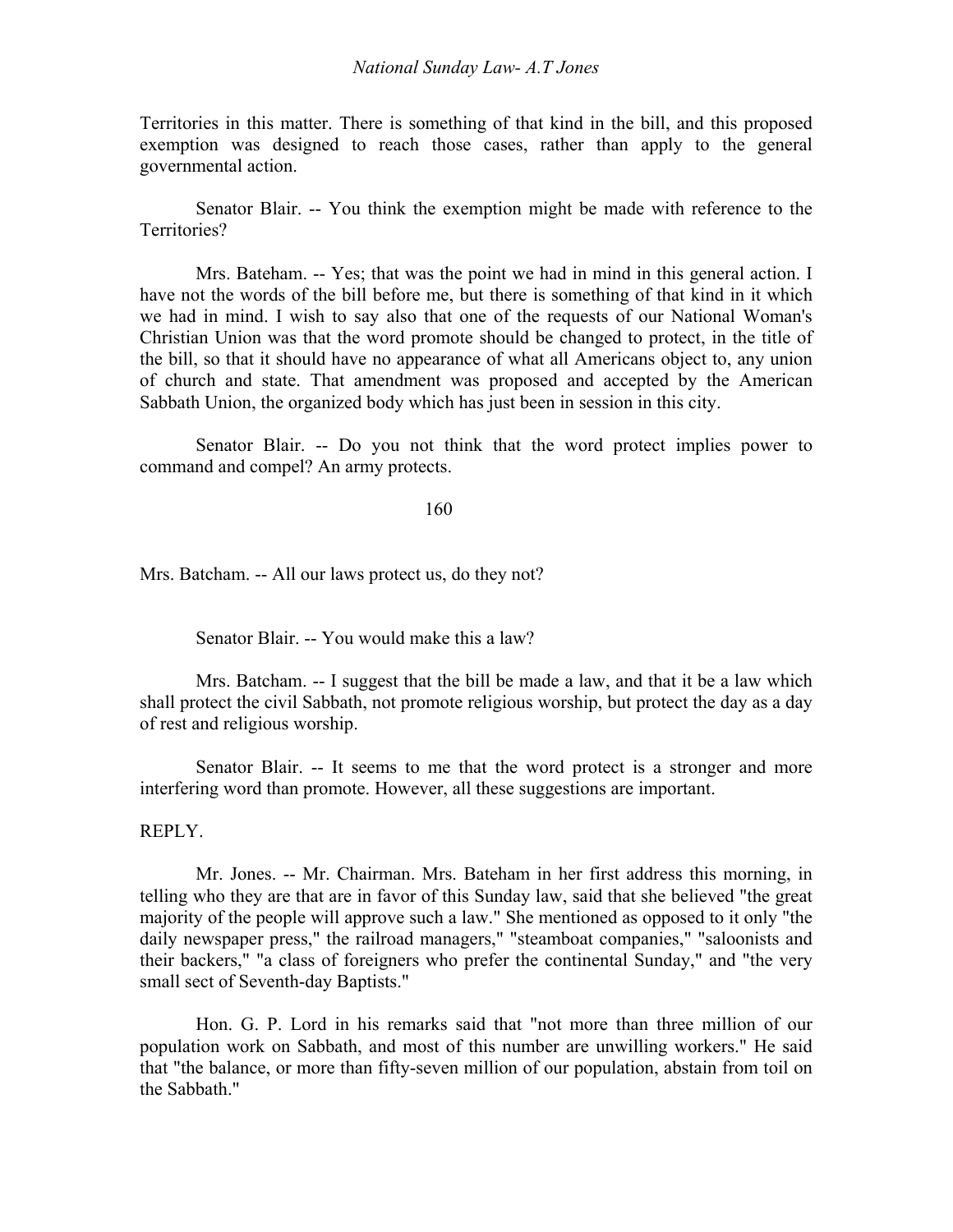Territories in this matter. There is something of that kind in the bill, and this proposed exemption was designed to reach those cases, rather than apply to the general governmental action.

Senator Blair. -- You think the exemption might be made with reference to the Territories?

Mrs. Bateham. -- Yes; that was the point we had in mind in this general action. I have not the words of the bill before me, but there is something of that kind in it which we had in mind. I wish to say also that one of the requests of our National Woman's Christian Union was that the word promote should be changed to protect, in the title of the bill, so that it should have no appearance of what all Americans object to, any union of church and state. That amendment was proposed and accepted by the American Sabbath Union, the organized body which has just been in session in this city.

Senator Blair. -- Do you not think that the word protect implies power to command and compel? An army protects.

Mrs. Batcham. -- All our laws protect us, do they not?

Senator Blair. -- You would make this a law?

Mrs. Batcham. -- I suggest that the bill be made a law, and that it be a law which shall protect the civil Sabbath, not promote religious worship, but protect the day as a day of rest and religious worship.

Senator Blair. -- It seems to me that the word protect is a stronger and more interfering word than promote. However, all these suggestions are important.

REPLY.

Mr. Jones. -- Mr. Chairman. Mrs. Bateham in her first address this morning, in telling who they are that are in favor of this Sunday law, said that she believed "the great majority of the people will approve such a law." She mentioned as opposed to it only "the daily newspaper press," the railroad managers," "steamboat companies," "saloonists and their backers," "a class of foreigners who prefer the continental Sunday," and "the very small sect of Seventh-day Baptists."

Hon. G. P. Lord in his remarks said that "not more than three million of our population work on Sabbath, and most of this number are unwilling workers." He said that "the balance, or more than fifty-seven million of our population, abstain from toil on the Sabbath."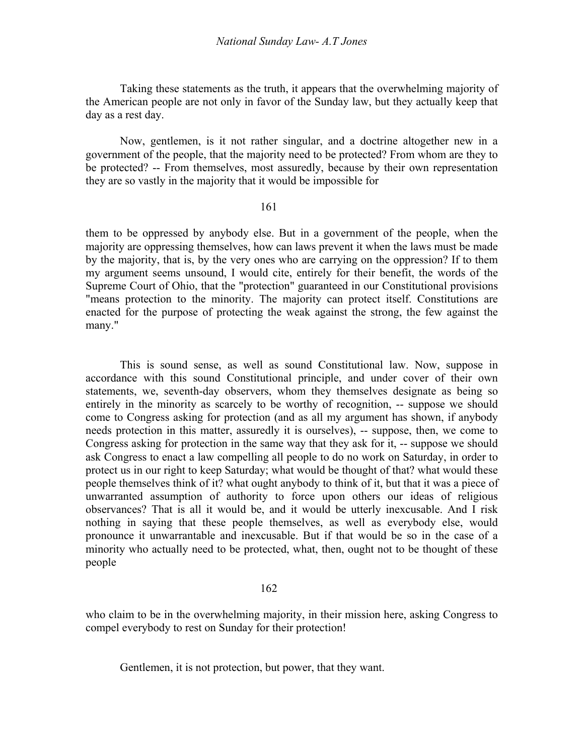Taking these statements as the truth, it appears that the overwhelming majority of the American people are not only in favor of the Sunday law, but they actually keep that day as a rest day.

Now, gentlemen, is it not rather singular, and a doctrine altogether new in a government of the people, that the majority need to be protected? From whom are they to be protected? -- From themselves, most assuredly, because by their own representation they are so vastly in the majority that it would be impossible for them to be oppressed by anybody else. But in a government of the people, when the majority are oppressing themselves, how can laws prevent it when the laws must be made by the majority, that is, by the very ones who are carrying on the oppression? If to them my argument seems unsound, I would cite, entirely for their benefit, the words of the Supreme Court of Ohio, that the "protection" guaranteed in our Constitutional provisions "means protection to the minority. The majority can protect itself. Constitutions are enacted for the purpose of protecting the weak against the strong, the few against the many."

This is sound sense, as well as sound Constitutional law. Now, suppose in accordance with this sound Constitutional principle, and under cover of their own statements, we, seventh-day observers, whom they themselves designate as being so entirely in the minority as scarcely to be worthy of recognition, -- suppose we should come to Congress asking for protection (and as all my argument has shown, if anybody needs protection in this matter, assuredly it is ourselves), -- suppose, then, we come to Congress asking for protection in the same way that they ask for it, -- suppose we should ask Congress to enact a law compelling all people to do no work on Saturday, in order to protect us in our right to keep Saturday; what would be thought of that? what would these people themselves think of it? what ought anybody to think of it, but that it was a piece of unwarranted assumption of authority to force upon others our ideas of religious observances? That is all it would be, and it would be utterly inexcusable. And I risk nothing in saying that these people themselves, as well as everybody else, would pronounce it unwarrantable and inexcusable. But if that would be so in the case of a minority who actually need to be protected, what, then, ought not to be thought of these people who claim to be in the overwhelming majority, in their mission here, asking Congress to compel everybody to rest on Sunday for their protection!

Gentlemen, it is not protection, but power, that they want.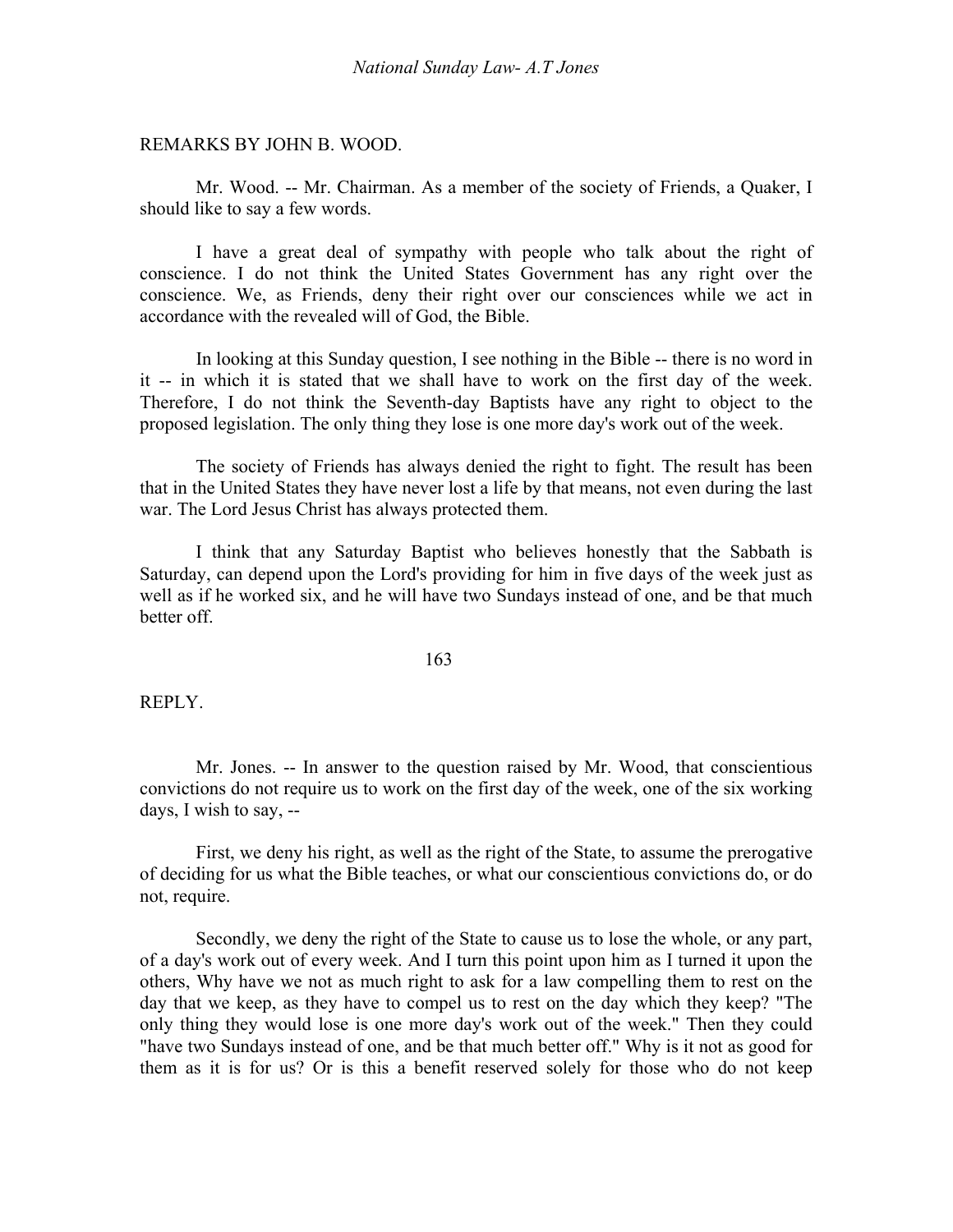REMARKS BY JOHN B. WOOD.

Mr. Wood. -- Mr. Chairman. As a member of the society of Friends, a Quaker, I should like to say a few words.

I have a great deal of sympathy with people who talk about the right of conscience. I do not think the United States Government has any right over the conscience. We, as Friends, deny their right over our consciences while we act in accordance with the revealed will of God, the Bible.

In looking at this Sunday question, I see nothing in the Bible -- there is no word in it -- in which it is stated that we shall have to work on the first day of the week. Therefore, I do not think the Seventh-day Baptists have any right to object to the proposed legislation. The only thing they lose is one more day's work out of the week.

The society of Friends has always denied the right to fight. The result has been that in the United States they have never lost a life by that means, not even during the last war. The Lord Jesus Christ has always protected them.

I think that any Saturday Baptist who believes honestly that the Sabbath is Saturday, can depend upon the Lord's providing for him in five days of the week just as well as if he worked six, and he will have two Sundays instead of one, and be that much better off.

163

REPLY.

Mr. Jones. -- In answer to the question raised by Mr. Wood, that conscientious convictions do not require us to work on the first day of the week, one of the six working days, I wish to say, --

First, we deny his right, as well as the right of the State, to assume the prerogative of deciding for us what the Bible teaches, or what our conscientious convictions do, or do not, require.

Secondly, we deny the right of the State to cause us to lose the whole, or any part, of a day's work out of every week. And I turn this point upon him as I turned it upon the others, Why have we not as much right to ask for a law compelling them to rest on the day that we keep, as they have to compel us to rest on the day which they keep? "The only thing they would lose is one more day's work out of the week." Then they could "have two Sundays instead of one, and be that much better off." Why is it not as good for them as it is for us? Or is this a benefit reserved solely for those who do not keep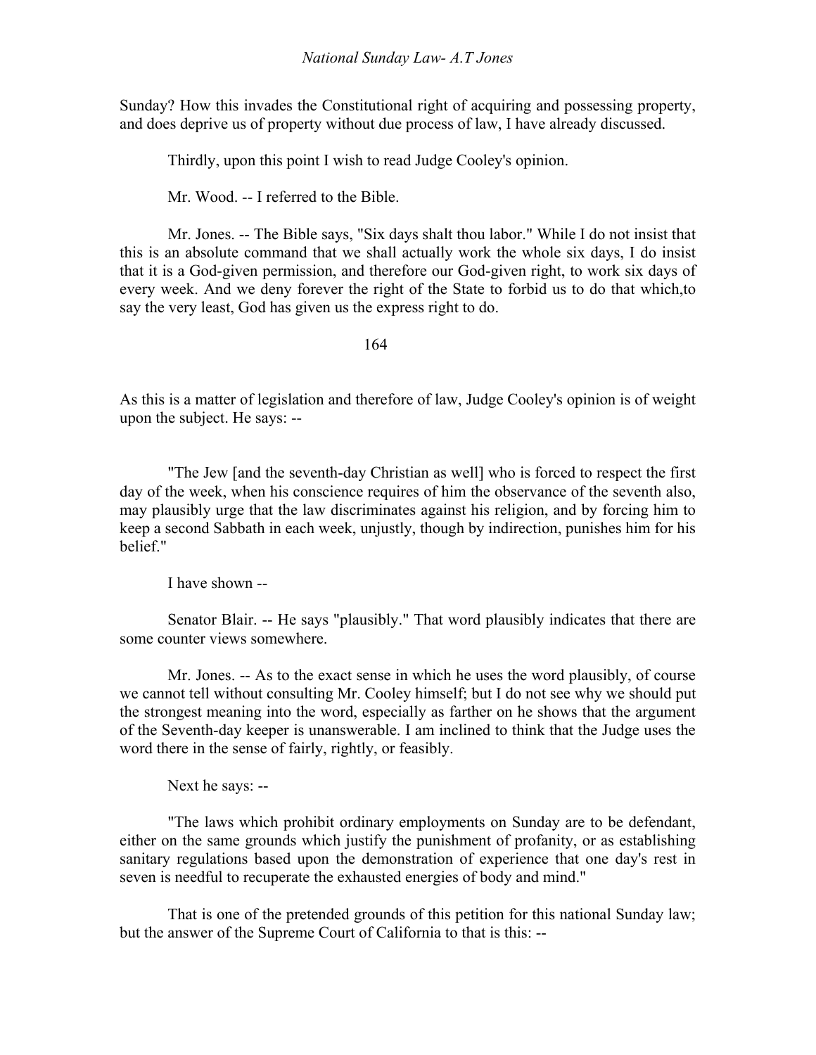Sunday? How this invades the Constitutional right of acquiring and possessing property, and does deprive us of property without due process of law, I have already discussed.

Thirdly, upon this point I wish to read Judge Cooley's opinion.

Mr. Wood. -- I referred to the Bible.

Mr. Jones. -- The Bible says, "Six days shalt thou labor." While I do not insist that this is an absolute command that we shall actually work the whole six days, I do insist that it is a God-given permission, and therefore our God-given right, to work six days of every week. And we deny forever the right of the State to forbid us to do that which,to say the very least, God has given us the express right to do.

164

As this is a matter of legislation and therefore of law, Judge Cooley's opinion is of weight upon the subject. He says: --

"The Jew [and the seventh-day Christian as well] who is forced to respect the first day of the week, when his conscience requires of him the observance of the seventh also, may plausibly urge that the law discriminates against his religion, and by forcing him to keep a second Sabbath in each week, unjustly, though by indirection, punishes him for his belief."

I have shown --

Senator Blair. -- He says "plausibly." That word plausibly indicates that there are some counter views somewhere.

Mr. Jones. -- As to the exact sense in which he uses the word plausibly, of course we cannot tell without consulting Mr. Cooley himself; but I do not see why we should put the strongest meaning into the word, especially as farther on he shows that the argument of the Seventh-day keeper is unanswerable. I am inclined to think that the Judge uses the word there in the sense of fairly, rightly, or feasibly.

Next he says: --

"The laws which prohibit ordinary employments on Sunday are to be defendant, either on the same grounds which justify the punishment of profanity, or as establishing sanitary regulations based upon the demonstration of experience that one day's rest in seven is needful to recuperate the exhausted energies of body and mind."

That is one of the pretended grounds of this petition for this national Sunday law; but the answer of the Supreme Court of California to that is this: --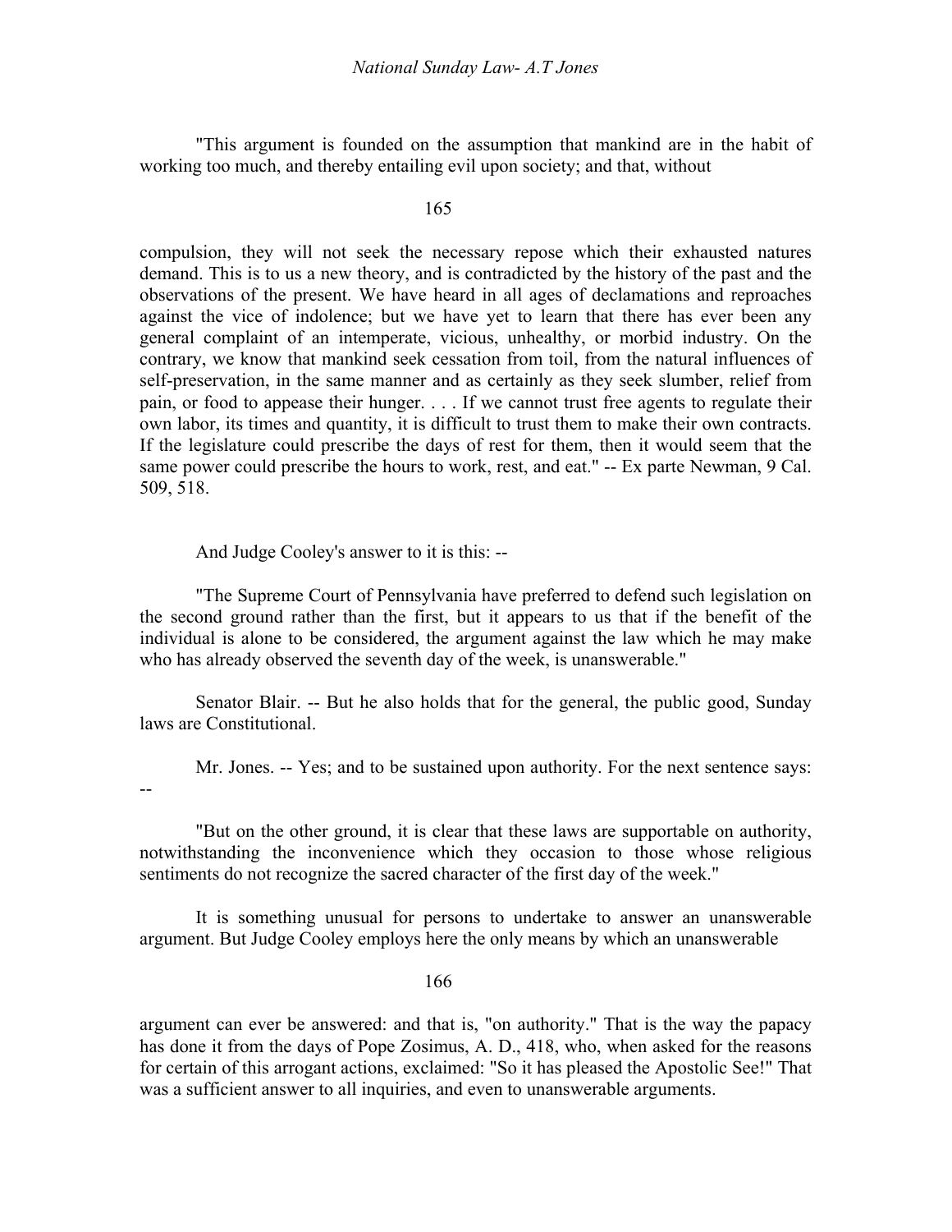"This argument is founded on the assumption that mankind are in the habit of working too much, and thereby entailing evil upon society; and that, without compulsion, they will not seek the necessary repose which their exhausted natures demand. This is to us a new theory, and is contradicted by the history of the past and the observations of the present. We have heard in all ages of declamations and reproaches against the vice of indolence; but we have yet to learn that there has ever been any general complaint of an intemperate, vicious, unhealthy, or morbid industry. On the contrary, we know that mankind seek cessation from toil, from the natural influences of self-preservation, in the same manner and as certainly as they seek slumber, relief from pain, or food to appease their hunger. . . . If we cannot trust free agents to regulate their own labor, its times and quantity, it is difficult to trust them to make their own contracts. If the legislature could prescribe the days of rest for them, then it would seem that the same power could prescribe the hours to work, rest, and eat." -- Ex parte Newman, 9 Cal. 509, 518.

And Judge Cooley's answer to it is this: --

"The Supreme Court of Pennsylvania have preferred to defend such legislation on the second ground rather than the first, but it appears to us that if the benefit of the individual is alone to be considered, the argument against the law which he may make who has already observed the seventh day of the week, is unanswerable."

Senator Blair. -- But he also holds that for the general, the public good, Sunday laws are Constitutional.

Mr. Jones. -- Yes; and to be sustained upon authority. For the next sentence says: --

"But on the other ground, it is clear that these laws are supportable on authority, notwithstanding the inconvenience which they occasion to those whose religious sentiments do not recognize the sacred character of the first day of the week."

It is something unusual for persons to undertake to answer an unanswerable argument. But Judge Cooley employs here the only means by which an unanswerable argument can ever be answered: and that is, "on authority." That is the way the papacy has done it from the days of Pope Zosimus, A. D., 418, who, when asked for the reasons for certain of this arrogant actions, exclaimed: "So it has pleased the Apostolic See!" That was a sufficient answer to all inquiries, and even to unanswerable arguments.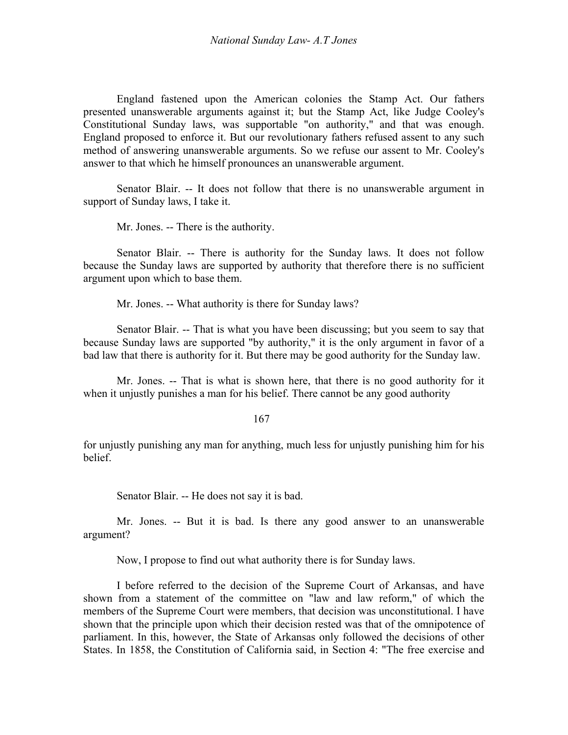England fastened upon the American colonies the Stamp Act. Our fathers presented unanswerable arguments against it; but the Stamp Act, like Judge Cooley's Constitutional Sunday laws, was supportable "on authority," and that was enough. England proposed to enforce it. But our revolutionary fathers refused assent to any such method of answering unanswerable arguments. So we refuse our assent to Mr. Cooley's answer to that which he himself pronounces an unanswerable argument.

Senator Blair. -- It does not follow that there is no unanswerable argument in support of Sunday laws, I take it.

Mr. Jones. -- There is the authority.

Senator Blair. -- There is authority for the Sunday laws. It does not follow because the Sunday laws are supported by authority that therefore there is no sufficient argument upon which to base them.

Mr. Jones. -- What authority is there for Sunday laws?

Senator Blair. -- That is what you have been discussing; but you seem to say that because Sunday laws are supported "by authority," it is the only argument in favor of a bad law that there is authority for it. But there may be good authority for the Sunday law.

Mr. Jones. -- That is what is shown here, that there is no good authority for it when it unjustly punishes a man for his belief. There cannot be any good authority for unjustly punishing any man for anything, much less for unjustly punishing him for his belief.

Senator Blair. -- He does not say it is bad.

Mr. Jones. -- But it is bad. Is there any good answer to an unanswerable argument?

Now, I propose to find out what authority there is for Sunday laws.

I before referred to the decision of the Supreme Court of Arkansas, and have shown from a statement of the committee on "law and law reform," of which the members of the Supreme Court were members, that decision was unconstitutional. I have shown that the principle upon which their decision rested was that of the omnipotence of parliament. In this, however, the State of Arkansas only followed the decisions of other States. In 1858, the Constitution of California said, in Section 4: "The free exercise and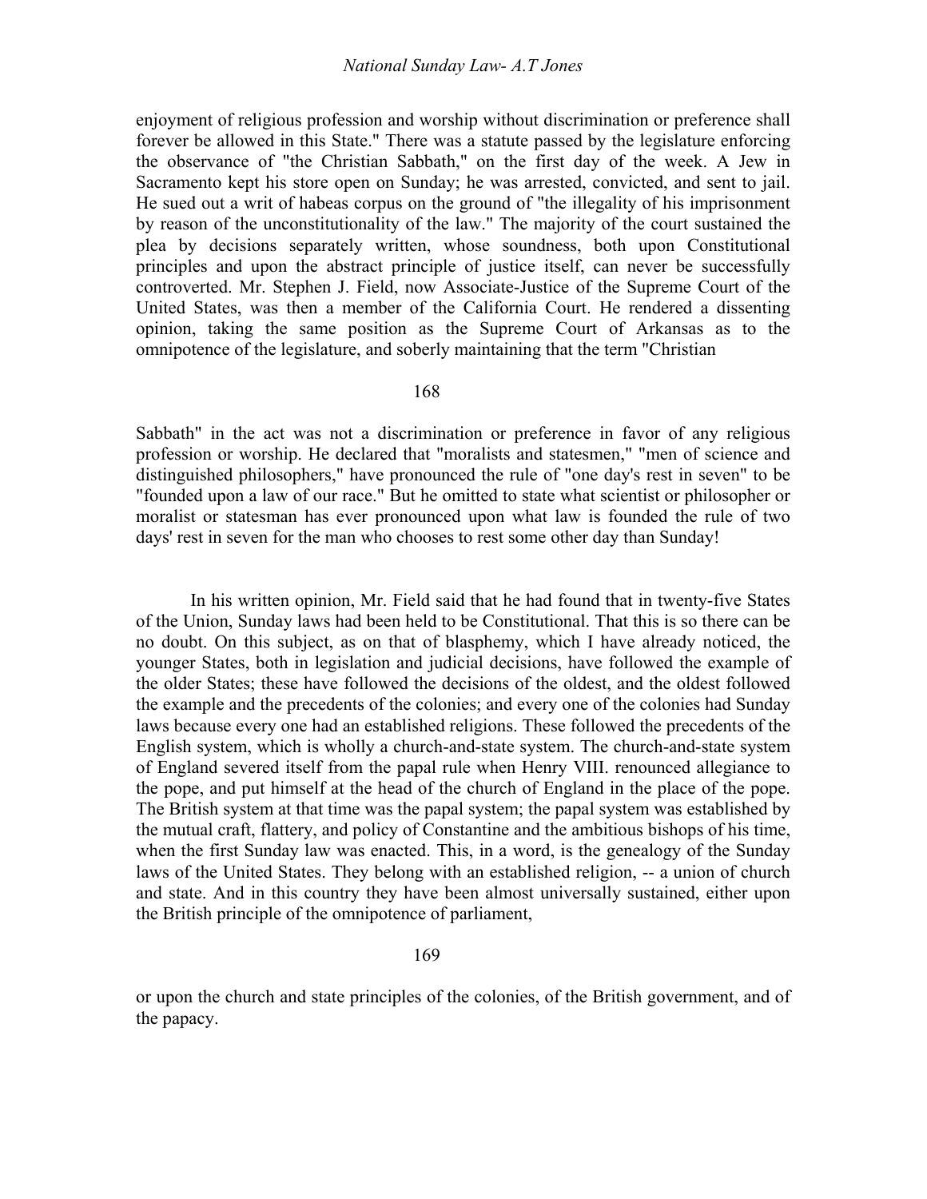enjoyment of religious profession and worship without discrimination or preference shall forever be allowed in this State." There was a statute passed by the legislature enforcing the observance of "the Christian Sabbath," on the first day of the week. A Jew in Sacramento kept his store open on Sunday; he was arrested, convicted, and sent to jail. He sued out a writ of habeas corpus on the ground of "the illegality of his imprisonment by reason of the unconstitutionality of the law." The majority of the court sustained the plea by decisions separately written, whose soundness, both upon Constitutional principles and upon the abstract principle of justice itself, can never be successfully controverted. Mr. Stephen J. Field, now Associate-Justice of the Supreme Court of the United States, was then a member of the California Court. He rendered a dissenting opinion, taking the same position as the Supreme Court of Arkansas as to the omnipotence of the legislature, and soberly maintaining that the term "Christian Sabbath" in the act was not a discrimination or preference in favor of any religious profession or worship. He declared that "moralists and statesmen," "men of science and distinguished philosophers," have pronounced the rule of "one day's rest in seven" to be "founded upon a law of our race." But he omitted to state what scientist or philosopher or moralist or statesman has ever pronounced upon what law is founded the rule of two days' rest in seven for the man who chooses to rest some other day than Sunday!

In his written opinion, Mr. Field said that he had found that in twenty-five States of the Union, Sunday laws had been held to be Constitutional. That this is so there can be no doubt. On this subject, as on that of blasphemy, which I have already noticed, the younger States, both in legislation and judicial decisions, have followed the example of the older States; these have followed the decisions of the oldest, and the oldest followed the example and the precedents of the colonies; and every one of the colonies had Sunday laws because every one had an established religions. These followed the precedents of the English system, which is wholly a church-and-state system. The church-and-state system of England severed itself from the papal rule when Henry VIII. renounced allegiance to the pope, and put himself at the head of the church of England in the place of the pope. The British system at that time was the papal system; the papal system was established by the mutual craft, flattery, and policy of Constantine and the ambitious bishops of his time, when the first Sunday law was enacted. This, in a word, is the genealogy of the Sunday laws of the United States. They belong with an established religion, -- a union of church and state. And in this country they have been almost universally sustained, either upon the British principle of the omnipotence of parliament, or upon the church and state principles of the colonies, of the British government, and of the papacy.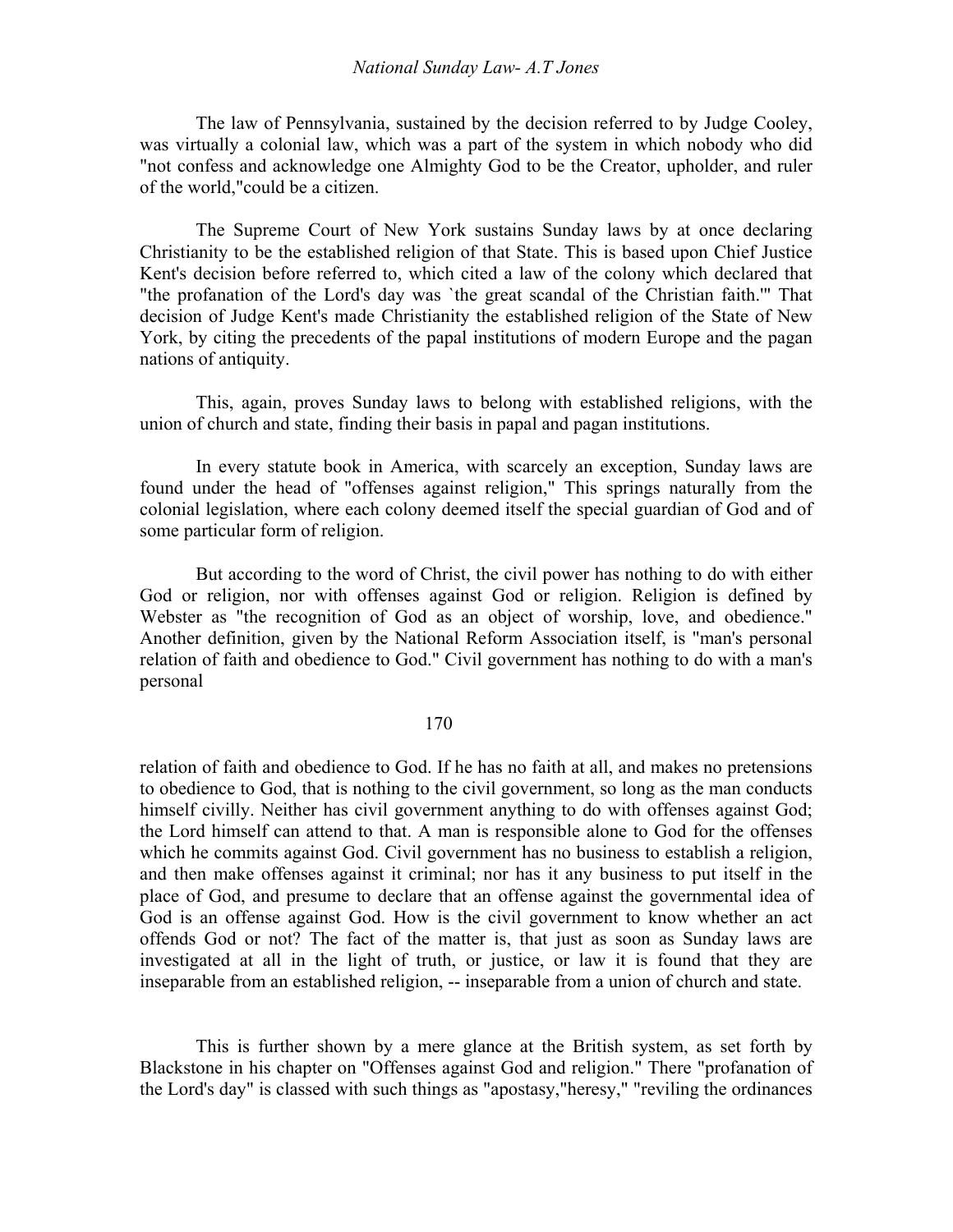The law of Pennsylvania, sustained by the decision referred to by Judge Cooley, was virtually a colonial law, which was a part of the system in which nobody who did "not confess and acknowledge one Almighty God to be the Creator, upholder, and ruler of the world,"could be a citizen.

The Supreme Court of New York sustains Sunday laws by at once declaring Christianity to be the established religion of that State. This is based upon Chief Justice Kent's decision before referred to, which cited a law of the colony which declared that "the profanation of the Lord's day was `the great scandal of the Christian faith.'" That decision of Judge Kent's made Christianity the established religion of the State of New York, by citing the precedents of the papal institutions of modern Europe and the pagan nations of antiquity.

This, again, proves Sunday laws to belong with established religions, with the union of church and state, finding their basis in papal and pagan institutions.

In every statute book in America, with scarcely an exception, Sunday laws are found under the head of "offenses against religion," This springs naturally from the colonial legislation, where each colony deemed itself the special guardian of God and of some particular form of religion.

But according to the word of Christ, the civil power has nothing to do with either God or religion, nor with offenses against God or religion. Religion is defined by Webster as "the recognition of God as an object of worship, love, and obedience." Another definition, given by the National Reform Association itself, is "man's personal relation of faith and obedience to God." Civil government has nothing to do with a man's personal relation of faith and obedience to God. If he has no faith at all, and makes no pretensions to obedience to God, that is nothing to the civil government, so long as the man conducts himself civilly. Neither has civil government anything to do with offenses against God; the Lord himself can attend to that. A man is responsible alone to God for the offenses which he commits against God. Civil government has no business to establish a religion, and then make offenses against it criminal; nor has it any business to put itself in the place of God, and presume to declare that an offense against the governmental idea of God is an offense against God. How is the civil government to know whether an act offends God or not? The fact of the matter is, that just as soon as Sunday laws are investigated at all in the light of truth, or justice, or law it is found that they are inseparable from an established religion, -- inseparable from a union of church and state.

This is further shown by a mere glance at the British system, as set forth by Blackstone in his chapter on "Offenses against God and religion." There "profanation of the Lord's day" is classed with such things as "apostasy,"heresy," "reviling the ordinances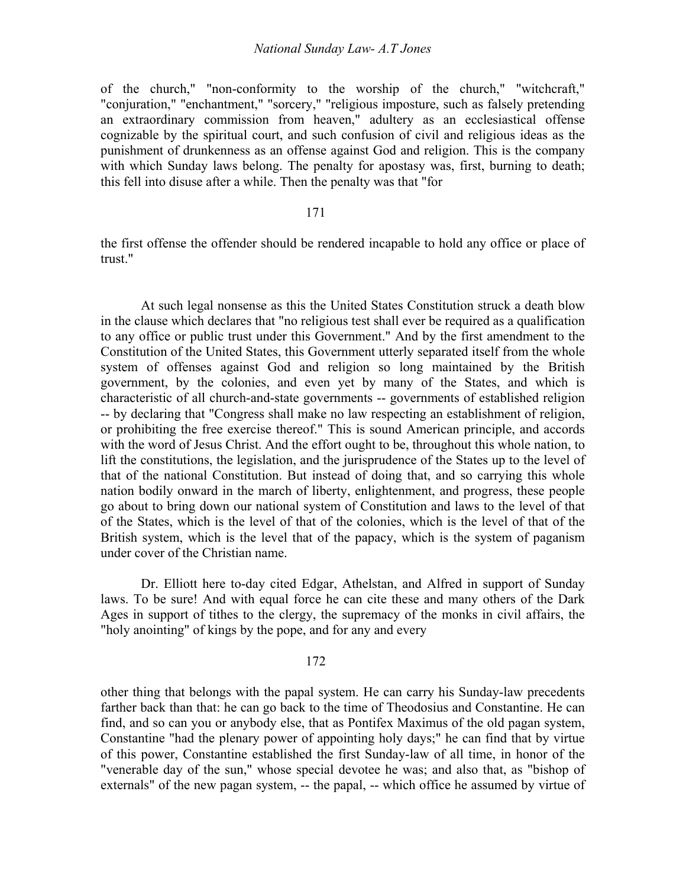of the church," "non-conformity to the worship of the church," "witchcraft," "conjuration," "enchantment," "sorcery," "religious imposture, such as falsely pretending an extraordinary commission from heaven," adultery as an ecclesiastical offense cognizable by the spiritual court, and such confusion of civil and religious ideas as the punishment of drunkenness as an offense against God and religion. This is the company with which Sunday laws belong. The penalty for apostasy was, first, burning to death; this fell into disuse after a while. Then the penalty was that "for the first offense the offender should be rendered incapable to hold any office or place of trust."

At such legal nonsense as this the United States Constitution struck a death blow in the clause which declares that "no religious test shall ever be required as a qualification to any office or public trust under this Government." And by the first amendment to the Constitution of the United States, this Government utterly separated itself from the whole system of offenses against God and religion so long maintained by the British government, by the colonies, and even yet by many of the States, and which is characteristic of all church-and-state governments -- governments of established religion -- by declaring that "Congress shall make no law respecting an establishment of religion, or prohibiting the free exercise thereof." This is sound American principle, and accords with the word of Jesus Christ. And the effort ought to be, throughout this whole nation, to lift the constitutions, the legislation, and the jurisprudence of the States up to the level of that of the national Constitution. But instead of doing that, and so carrying this whole nation bodily onward in the march of liberty, enlightenment, and progress, these people go about to bring down our national system of Constitution and laws to the level of that of the States, which is the level of that of the colonies, which is the level of that of the British system, which is the level that of the papacy, which is the system of paganism under cover of the Christian name.

Dr. Elliott here to-day cited Edgar, Athelstan, and Alfred in support of Sunday laws. To be sure! And with equal force he can cite these and many others of the Dark Ages in support of tithes to the clergy, the supremacy of the monks in civil affairs, the "holy anointing" of kings by the pope, and for any and every other thing that belongs with the papal system. He can carry his Sunday-law precedents farther back than that: he can go back to the time of Theodosius and Constantine. He can find, and so can you or anybody else, that as Pontifex Maximus of the old pagan system, Constantine "had the plenary power of appointing holy days;" he can find that by virtue of this power, Constantine established the first Sunday-law of all time, in honor of the "venerable day of the sun," whose special devotee he was; and also that, as "bishop of externals" of the new pagan system, -- the papal, -- which office he assumed by virtue of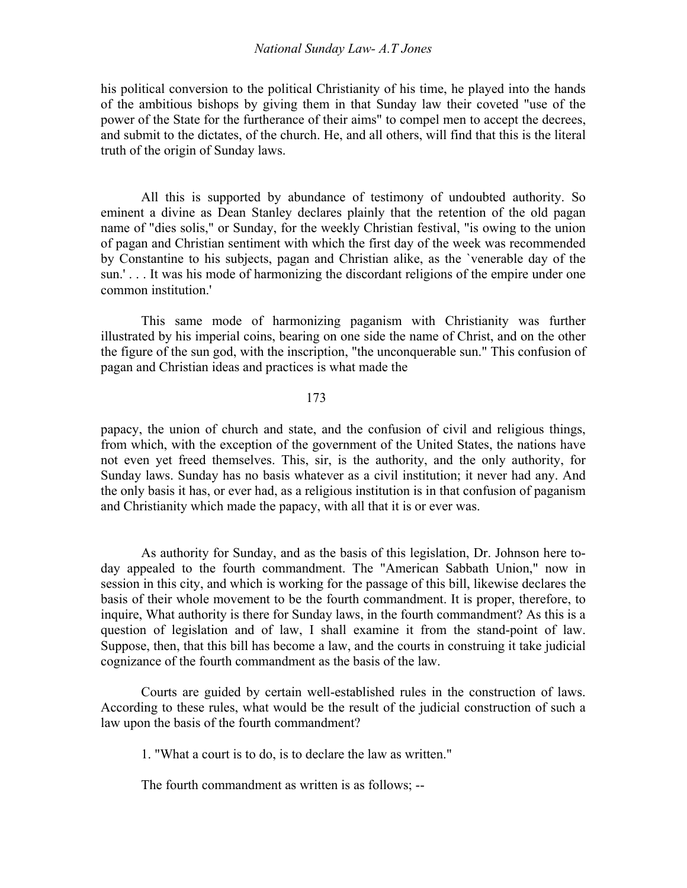his political conversion to the political Christianity of his time, he played into the hands of the ambitious bishops by giving them in that Sunday law their coveted "use of the power of the State for the furtherance of their aims" to compel men to accept the decrees, and submit to the dictates, of the church. He, and all others, will find that this is the literal truth of the origin of Sunday laws.

All this is supported by abundance of testimony of undoubted authority. So eminent a divine as Dean Stanley declares plainly that the retention of the old pagan name of "dies solis," or Sunday, for the weekly Christian festival, "is owing to the union of pagan and Christian sentiment with which the first day of the week was recommended by Constantine to his subjects, pagan and Christian alike, as the `venerable day of the sun.' . . . It was his mode of harmonizing the discordant religions of the empire under one common institution.'

This same mode of harmonizing paganism with Christianity was further illustrated by his imperial coins, bearing on one side the name of Christ, and on the other the figure of the sun god, with the inscription, "the unconquerable sun." This confusion of pagan and Christian ideas and practices is what made the papacy, the union of church and state, and the confusion of civil and religious things, from which, with the exception of the government of the United States, the nations have not even yet freed themselves. This, sir, is the authority, and the only authority, for Sunday laws. Sunday has no basis whatever as a civil institution; it never had any. And the only basis it has, or ever had, as a religious institution is in that confusion of paganism and Christianity which made the papacy, with all that it is or ever was.

As authority for Sunday, and as the basis of this legislation, Dr. Johnson here to-day appealed to the fourth commandment. The "American Sabbath Union," now in session in this city, and which is working for the passage of this bill, likewise declares the basis of their whole movement to be the fourth commandment. It is proper, therefore, to inquire, What authority is there for Sunday laws, in the fourth commandment? As this is a question of legislation and of law, I shall examine it from the stand-point of law. Suppose, then, that this bill has become a law, and the courts in construing it take judicial cognizance of the fourth commandment as the basis of the law.

Courts are guided by certain well-established rules in the construction of laws. According to these rules, what would be the result of the judicial construction of such a law upon the basis of the fourth commandment?

1. "What a court is to do, is to declare the law as written."

The fourth commandment as written is as follows; --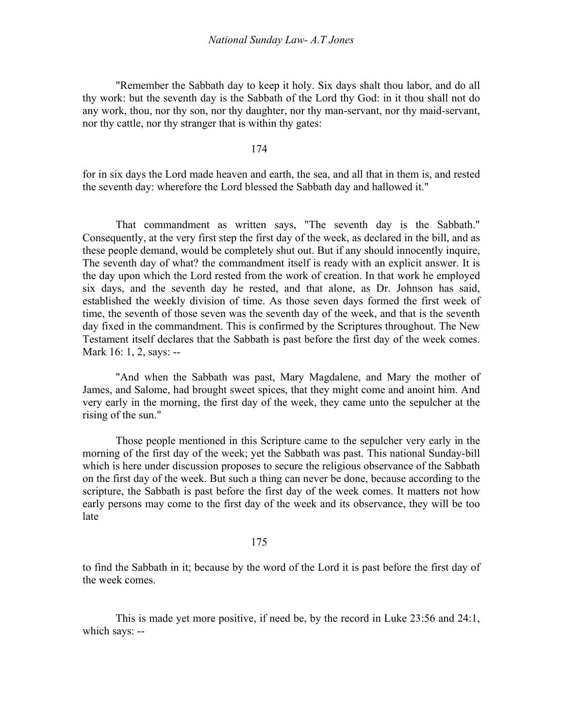"Remember the Sabbath day to keep it holy. Six days shalt thou labor, and do all thy work: but the seventh day is the Sabbath of the Lord thy God: in it thou shall not do any work, thou, nor thy son, nor thy daughter, nor thy man-servant, nor thy maid-servant, nor thy cattle, nor thy stranger that is within thy gates: for in six days the Lord made heaven and earth, the sea, and all that in them is, and rested the seventh day: wherefore the Lord blessed the Sabbath day and hallowed it."

That commandment as written says, "The seventh day is the Sabbath." Consequently, at the very first step the first day of the week, as declared in the bill, and as these people demand, would be completely shut out. But if any should innocently inquire, The seventh day of what? the commandment itself is ready with an explicit answer. It is the day upon which the Lord rested from the work of creation. In that work he employed six days, and the seventh day he rested, and that alone, as Dr. Johnson has said, established the weekly division of time. As those seven days formed the first week of time, the seventh of those seven was the seventh day of the week, and that is the seventh day fixed in the commandment. This is confirmed by the Scriptures throughout. The New Testament itself declares that the Sabbath is past before the first day of the week comes. Mark 16: 1, 2, says: --

"And when the Sabbath was past, Mary Magdalene, and Mary the mother of James, and Salome, had brought sweet spices, that they might come and anoint him. And very early in the morning, the first day of the week, they came unto the sepulcher at the rising of the sun."

Those people mentioned in this Scripture came to the sepulcher very early in the morning of the first day of the week; yet the Sabbath was past. This national Sunday-bill which is here under discussion proposes to secure the religious observance of the Sabbath on the first day of the week. But such a thing can never be done, because according to the scripture, the Sabbath is past before the first day of the week comes. It matters not how early persons may come to the first day of the week and its observance, they will be too late to find the Sabbath in it; because by the word of the Lord it is past before the first day of the week comes.

This is made yet more positive, if need be, by the record in Luke 23:56 and 24:1, which says: --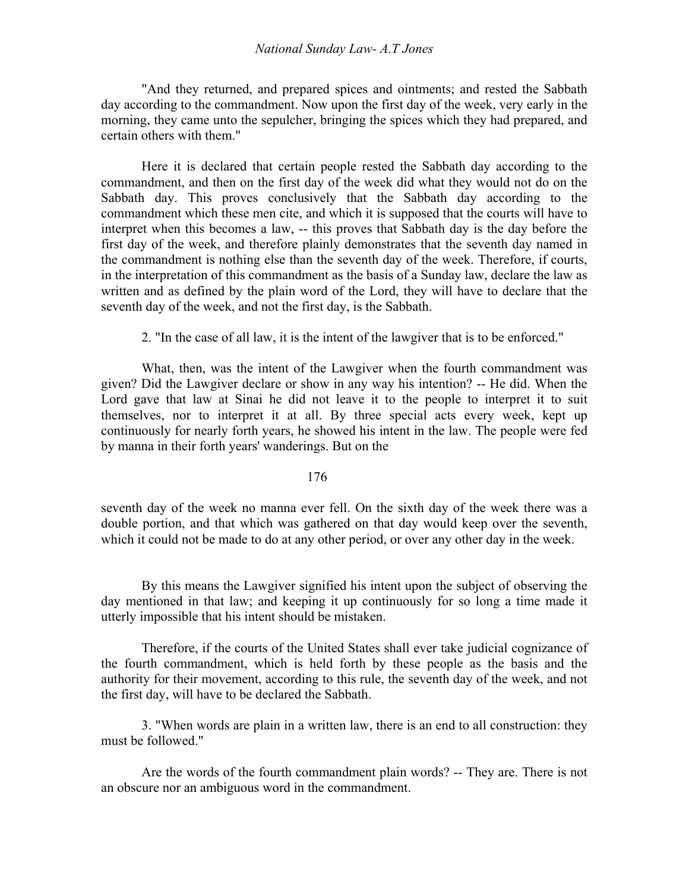"And they returned, and prepared spices and ointments; and rested the Sabbath day according to the commandment. Now upon the first day of the week, very early in the morning, they came unto the sepulcher, bringing the spices which they had prepared, and certain others with them."

Here it is declared that certain people rested the Sabbath day according to the commandment, and then on the first day of the week did what they would not do on the Sabbath day. This proves conclusively that the Sabbath day according to the commandment which these men cite, and which it is supposed that the courts will have to interpret when this becomes a law, -- this proves that Sabbath day is the day before the first day of the week, and therefore plainly demonstrates that the seventh day named in the commandment is nothing else than the seventh day of the week. Therefore, if courts, in the interpretation of this commandment as the basis of a Sunday law, declare the law as written and as defined by the plain word of the Lord, they will have to declare that the seventh day of the week, and not the first day, is the Sabbath.

2. "In the case of all law, it is the intent of the lawgiver that is to be enforced."

What, then, was the intent of the Lawgiver when the fourth commandment was given? Did the Lawgiver declare or show in any way his intention? -- He did. When the Lord gave that law at Sinai he did not leave it to the people to interpret it to suit themselves, nor to interpret it at all. By three special acts every week, kept up continuously for nearly forth years, he showed his intent in the law. The people were fed by manna in their forth years' wanderings. But on the seventh day of the week no manna ever fell. On the sixth day of the week there was a double portion, and that which was gathered on that day would keep over the seventh, which it could not be made to do at any other period, or over any other day in the week.

By this means the Lawgiver signified his intent upon the subject of observing the day mentioned in that law; and keeping it up continuously for so long a time made it utterly impossible that his intent should be mistaken.

Therefore, if the courts of the United States shall ever take judicial cognizance of the fourth commandment, which is held forth by these people as the basis and the authority for their movement, according to this rule, the seventh day of the week, and not the first day, will have to be declared the Sabbath.

3. "When words are plain in a written law, there is an end to all construction: they must be followed."

Are the words of the fourth commandment plain words? -- They are. There is not an obscure nor an ambiguous word in the commandment.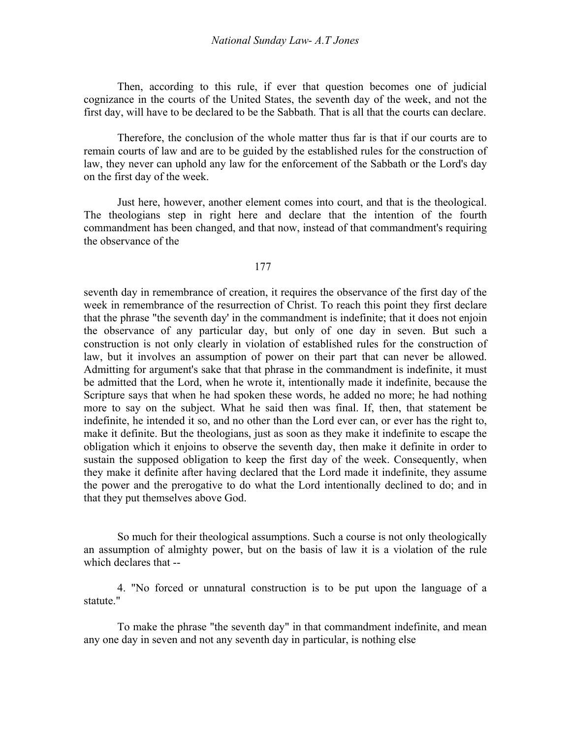Then, according to this rule, if ever that question becomes one of judicial cognizance in the courts of the United States, the seventh day of the week, and not the first day, will have to be declared to be the Sabbath. That is all that the courts can declare.

Therefore, the conclusion of the whole matter thus far is that if our courts are to remain courts of law and are to be guided by the established rules for the construction of law, they never can uphold any law for the enforcement of the Sabbath or the Lord's day on the first day of the week.

Just here, however, another element comes into court, and that is the theological. The theologians step in right here and declare that the intention of the fourth commandment has been changed, and that now, instead of that commandment's requiring the observance of the seventh day in remembrance of creation, it requires the observance of the first day of the week in remembrance of the resurrection of Christ. To reach this point they first declare that the phrase "the seventh day' in the commandment is indefinite; that it does not enjoin the observance of any particular day, but only of one day in seven. But such a construction is not only clearly in violation of established rules for the construction of law, but it involves an assumption of power on their part that can never be allowed. Admitting for argument's sake that that phrase in the commandment is indefinite, it must be admitted that the Lord, when he wrote it, intentionally made it indefinite, because the Scripture says that when he had spoken these words, he added no more; he had nothing more to say on the subject. What he said then was final. If, then, that statement be indefinite, he intended it so, and no other than the Lord ever can, or ever has the right to, make it definite. But the theologians, just as soon as they make it indefinite to escape the obligation which it enjoins to observe the seventh day, then make it definite in order to sustain the supposed obligation to keep the first day of the week. Consequently, when they make it definite after having declared that the Lord made it indefinite, they assume the power and the prerogative to do what the Lord intentionally declined to do; and in that they put themselves above God.

So much for their theological assumptions. Such a course is not only theologically an assumption of almighty power, but on the basis of law it is a violation of the rule which declares that --

4. "No forced or unnatural construction is to be put upon the language of a statute."

To make the phrase "the seventh day" in that commandment indefinite, and mean any one day in seven and not any seventh day in particular, is nothing else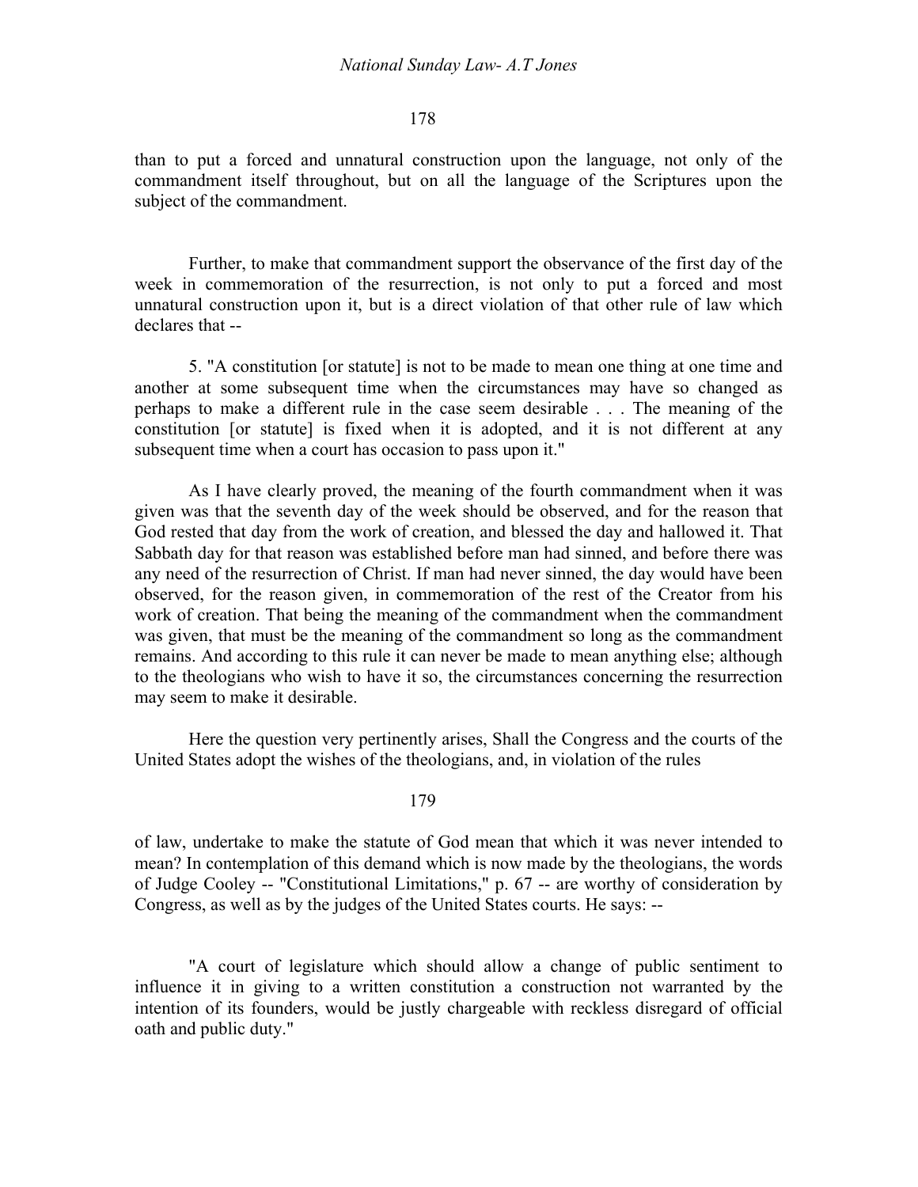than to put a forced and unnatural construction upon the language, not only of the commandment itself throughout, but on all the language of the Scriptures upon the subject of the commandment.

Further, to make that commandment support the observance of the first day of the week in commemoration of the resurrection, is not only to put a forced and most unnatural construction upon it, but is a direct violation of that other rule of law which declares that --

5. "A constitution [or statute] is not to be made to mean one thing at one time and another at some subsequent time when the circumstances may have so changed as perhaps to make a different rule in the case seem desirable . . . The meaning of the constitution [or statute] is fixed when it is adopted, and it is not different at any subsequent time when a court has occasion to pass upon it."

As I have clearly proved, the meaning of the fourth commandment when it was given was that the seventh day of the week should be observed, and for the reason that God rested that day from the work of creation, and blessed the day and hallowed it. That Sabbath day for that reason was established before man had sinned, and before there was any need of the resurrection of Christ. If man had never sinned, the day would have been observed, for the reason given, in commemoration of the rest of the Creator from his work of creation. That being the meaning of the commandment when the commandment was given, that must be the meaning of the commandment so long as the commandment remains. And according to this rule it can never be made to mean anything else; although to the theologians who wish to have it so, the circumstances concerning the resurrection may seem to make it desirable.

Here the question very pertinently arises, Shall the Congress and the courts of the United States adopt the wishes of the theologians, and, in violation of the rules of law, undertake to make the statute of God mean that which it was never intended to mean? In contemplation of this demand which is now made by the theologians, the words of Judge Cooley -- "Constitutional Limitations," p. 67 -- are worthy of consideration by Congress, as well as by the judges of the United States courts. He says: --

"A court of legislature which should allow a change of public sentiment to influence it in giving to a written constitution a construction not warranted by the intention of its founders, would be justly chargeable with reckless disregard of official oath and public duty."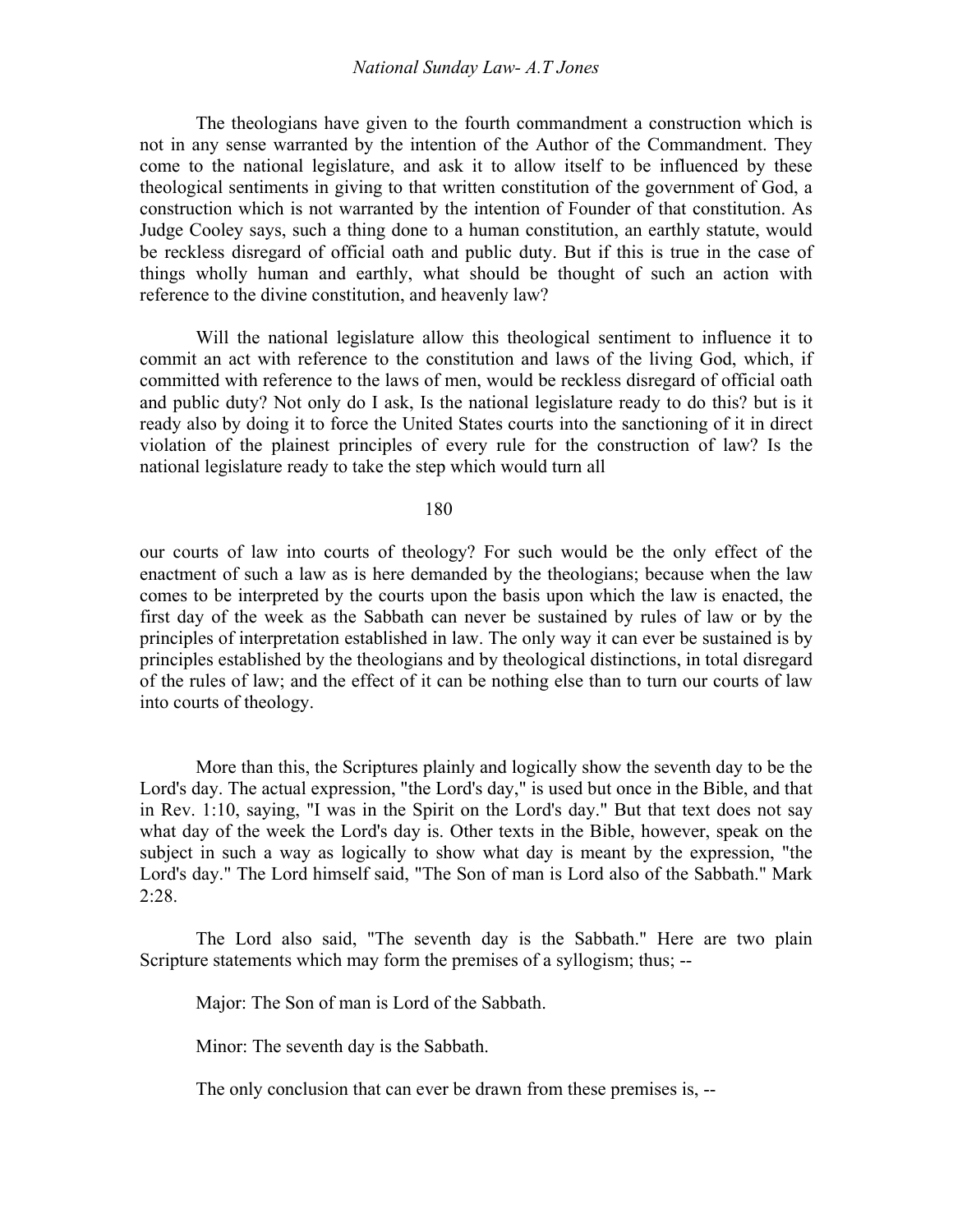The theologians have given to the fourth commandment a construction which is not in any sense warranted by the intention of the Author of the Commandment. They come to the national legislature, and ask it to allow itself to be influenced by these theological sentiments in giving to that written constitution of the government of God, a construction which is not warranted by the intention of Founder of that constitution. As Judge Cooley says, such a thing done to a human constitution, an earthly statute, would be reckless disregard of official oath and public duty. But if this is true in the case of things wholly human and earthly, what should be thought of such an action with reference to the divine constitution, and heavenly law?

Will the national legislature allow this theological sentiment to influence it to commit an act with reference to the constitution and laws of the living God, which, if committed with reference to the laws of men, would be reckless disregard of official oath and public duty? Not only do I ask, Is the national legislature ready to do this? but is it ready also by doing it to force the United States courts into the sanctioning of it in direct violation of the plainest principles of every rule for the construction of law? Is the national legislature ready to take the step which would turn all our courts of law into courts of theology? For such would be the only effect of the enactment of such a law as is here demanded by the theologians; because when the law comes to be interpreted by the courts upon the basis upon which the law is enacted, the first day of the week as the Sabbath can never be sustained by rules of law or by the principles of interpretation established in law. The only way it can ever be sustained is by principles established by the theologians and by theological distinctions, in total disregard of the rules of law; and the effect of it can be nothing else than to turn our courts of law into courts of theology.

More than this, the Scriptures plainly and logically show the seventh day to be the Lord's day. The actual expression, "the Lord's day," is used but once in the Bible, and that in Rev. 1:10, saying, "I was in the Spirit on the Lord's day." But that text does not say what day of the week the Lord's day is. Other texts in the Bible, however, speak on the subject in such a way as logically to show what day is meant by the expression, "the Lord's day." The Lord himself said, "The Son of man is Lord also of the Sabbath." Mark 2:28.

The Lord also said, "The seventh day is the Sabbath." Here are two plain Scripture statements which may form the premises of a syllogism; thus; --

Major: The Son of man is Lord of the Sabbath.

Minor: The seventh day is the Sabbath.

The only conclusion that can ever be drawn from these premises is, --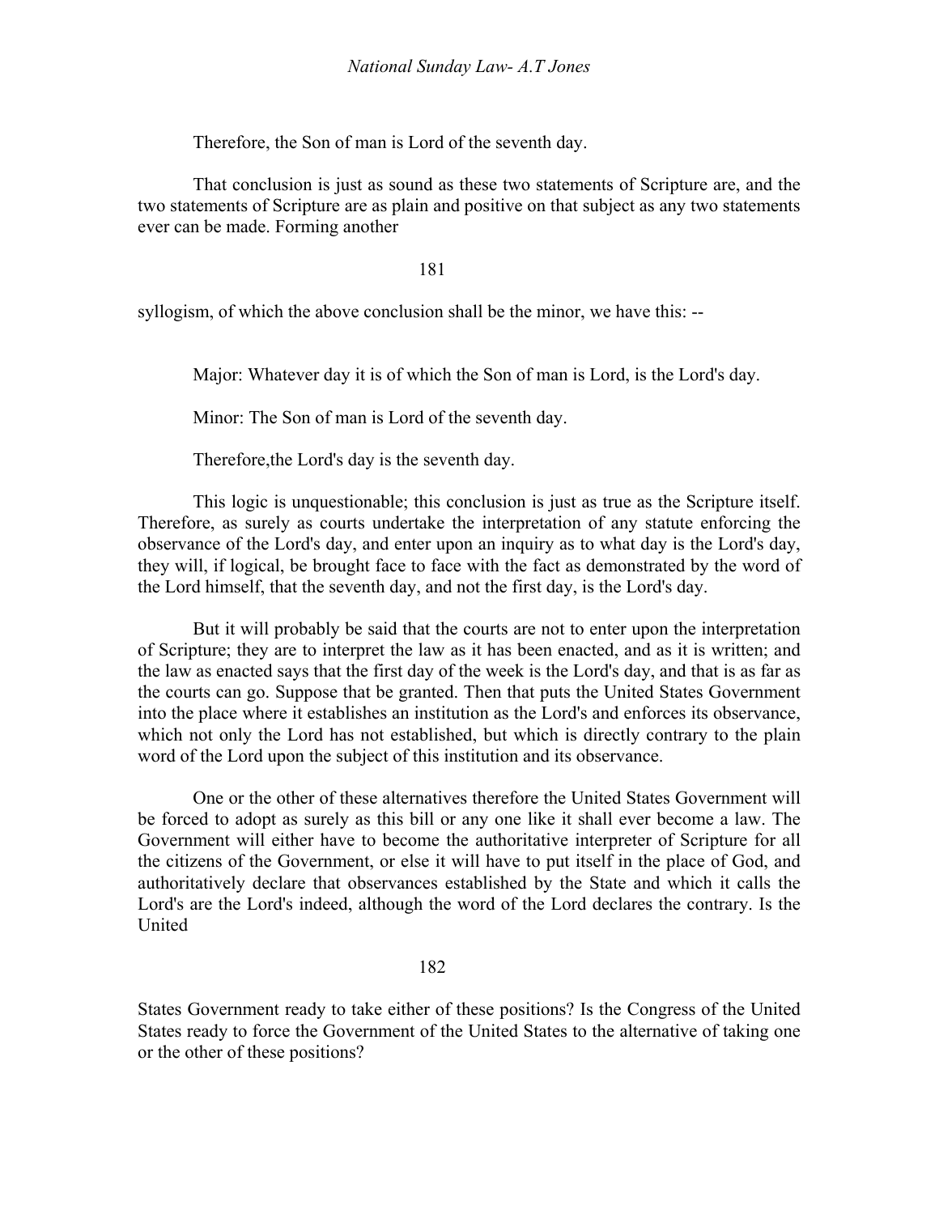Therefore, the Son of man is Lord of the seventh day.

That conclusion is just as sound as these two statements of Scripture are, and the two statements of Scripture are as plain and positive on that subject as any two statements ever can be made. Forming another syllogism, of which the above conclusion shall be the minor, we have this: --

Major: Whatever day it is of which the Son of man is Lord, is the Lord's day.

Minor: The Son of man is Lord of the seventh day.

Therefore,the Lord's day is the seventh day.

This logic is unquestionable; this conclusion is just as true as the Scripture itself. Therefore, as surely as courts undertake the interpretation of any statute enforcing the observance of the Lord's day, and enter upon an inquiry as to what day is the Lord's day, they will, if logical, be brought face to face with the fact as demonstrated by the word of the Lord himself, that the seventh day, and not the first day, is the Lord's day.

But it will probably be said that the courts are not to enter upon the interpretation of Scripture; they are to interpret the law as it has been enacted, and as it is written; and the law as enacted says that the first day of the week is the Lord's day, and that is as far as the courts can go. Suppose that be granted. Then that puts the United States Government into the place where it establishes an institution as the Lord's and enforces its observance, which not only the Lord has not established, but which is directly contrary to the plain word of the Lord upon the subject of this institution and its observance.

One or the other of these alternatives therefore the United States Government will be forced to adopt as surely as this bill or any one like it shall ever become a law. The Government will either have to become the authoritative interpreter of Scripture for all the citizens of the Government, or else it will have to put itself in the place of God, and authoritatively declare that observances established by the State and which it calls the Lord's are the Lord's indeed, although the word of the Lord declares the contrary. Is the United States Government ready to take either of these positions? Is the Congress of the United States ready to force the Government of the United States to the alternative of taking one or the other of these positions?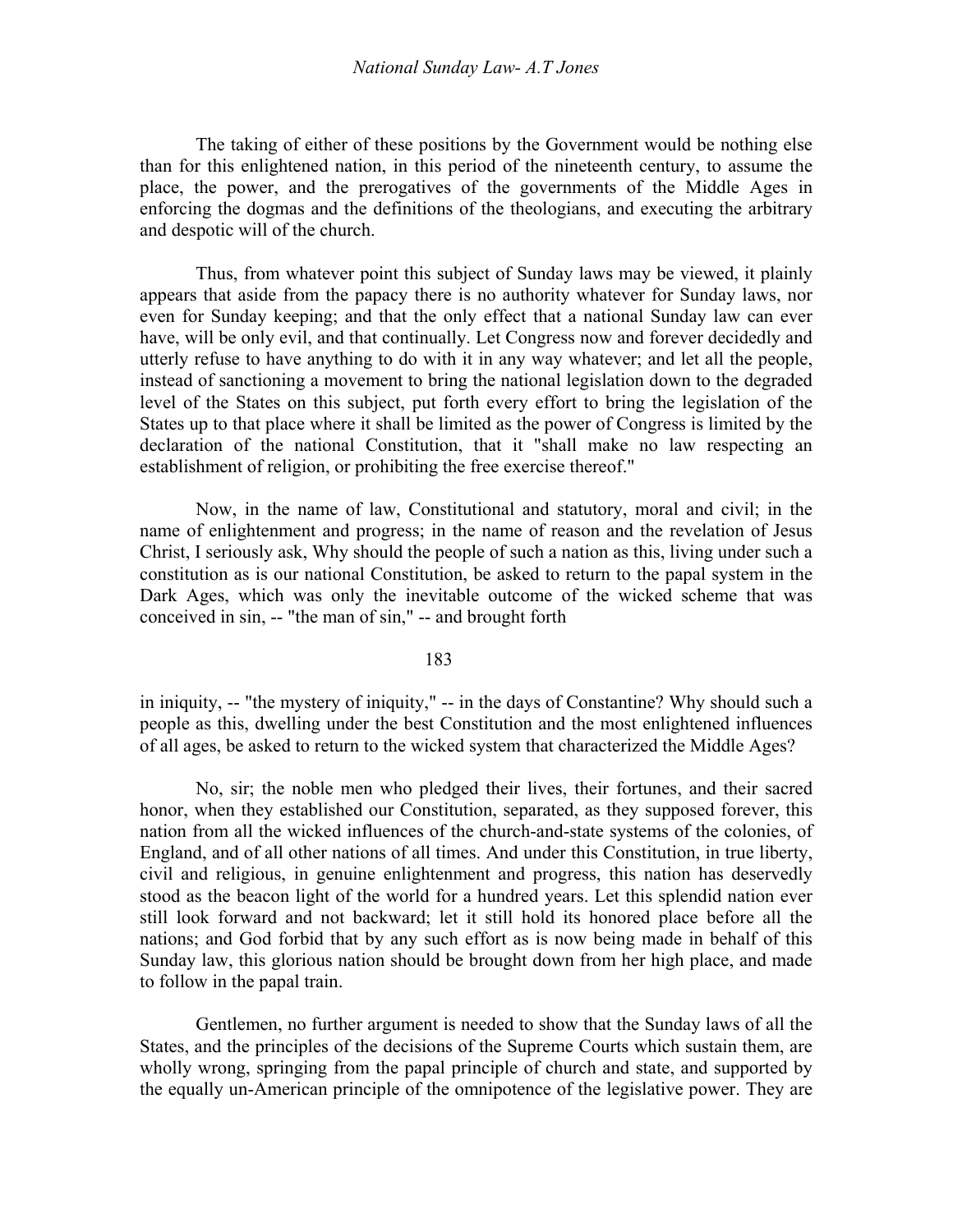The taking of either of these positions by the Government would be nothing else than for this enlightened nation, in this period of the nineteenth century, to assume the place, the power, and the prerogatives of the governments of the Middle Ages in enforcing the dogmas and the definitions of the theologians, and executing the arbitrary and despotic will of the church.

Thus, from whatever point this subject of Sunday laws may be viewed, it plainly appears that aside from the papacy there is no authority whatever for Sunday laws, nor even for Sunday keeping; and that the only effect that a national Sunday law can ever have, will be only evil, and that continually. Let Congress now and forever decidedly and utterly refuse to have anything to do with it in any way whatever; and let all the people, instead of sanctioning a movement to bring the national legislation down to the degraded level of the States on this subject, put forth every effort to bring the legislation of the States up to that place where it shall be limited as the power of Congress is limited by the declaration of the national Constitution, that it "shall make no law respecting an establishment of religion, or prohibiting the free exercise thereof."

Now, in the name of law, Constitutional and statutory, moral and civil; in the name of enlightenment and progress; in the name of reason and the revelation of Jesus Christ, I seriously ask, Why should the people of such a nation as this, living under such a constitution as is our national Constitution, be asked to return to the papal system in the Dark Ages, which was only the inevitable outcome of the wicked scheme that was conceived in sin, -- "the man of sin," -- and brought forth in iniquity, -- "the mystery of iniquity," -- in the days of Constantine? Why should such a people as this, dwelling under the best Constitution and the most enlightened influences of all ages, be asked to return to the wicked system that characterized the Middle Ages?

No, sir; the noble men who pledged their lives, their fortunes, and their sacred honor, when they established our Constitution, separated, as they supposed forever, this nation from all the wicked influences of the church-and-state systems of the colonies, of England, and of all other nations of all times. And under this Constitution, in true liberty, civil and religious, in genuine enlightenment and progress, this nation has deservedly stood as the beacon light of the world for a hundred years. Let this splendid nation ever still look forward and not backward; let it still hold its honored place before all the nations; and God forbid that by any such effort as is now being made in behalf of this Sunday law, this glorious nation should be brought down from her high place, and made to follow in the papal train.

Gentlemen, no further argument is needed to show that the Sunday laws of all the States, and the principles of the decisions of the Supreme Courts which sustain them, are wholly wrong, springing from the papal principle of church and state, and supported by the equally un-American principle of the omnipotence of the legislative power. They are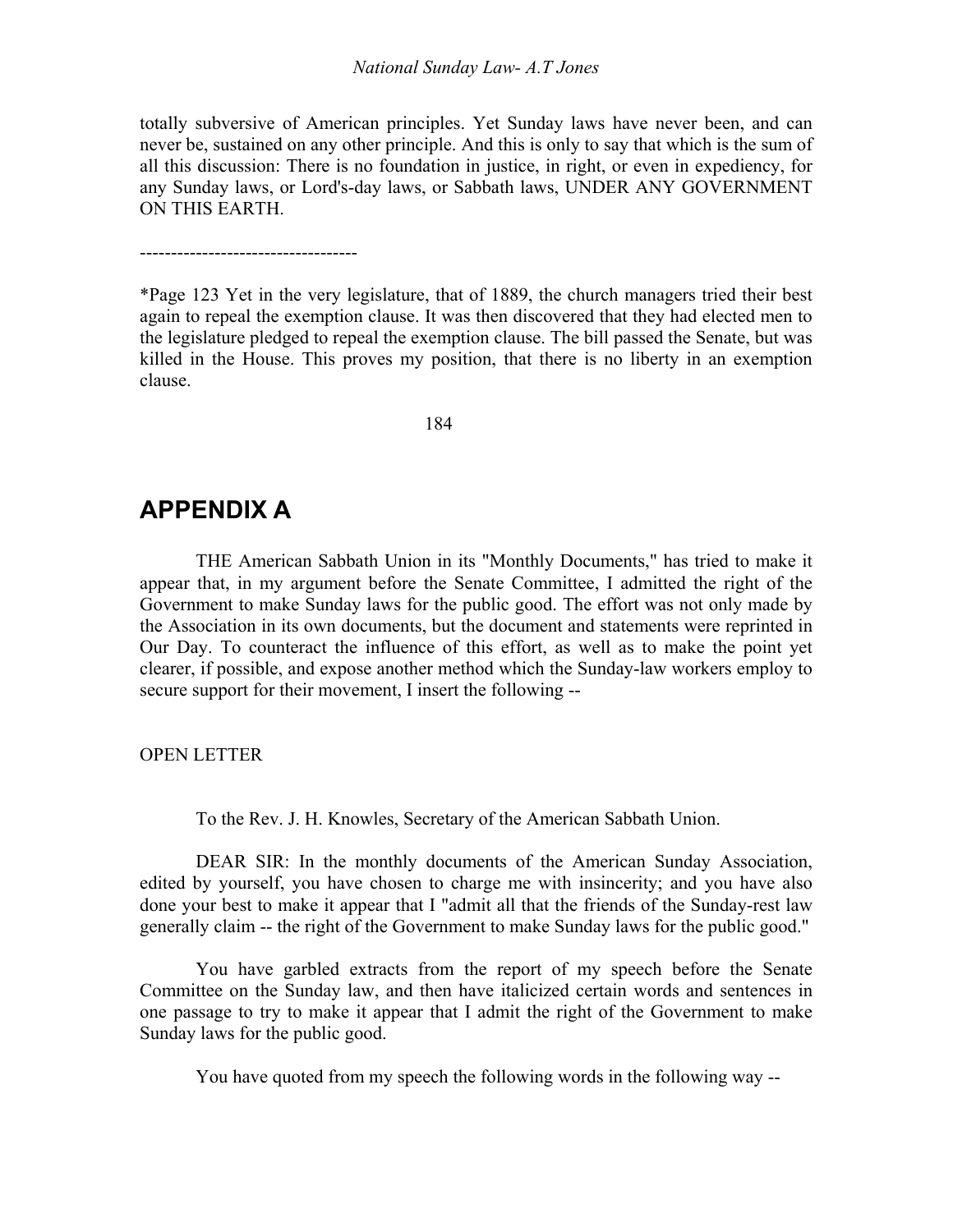totally subversive of American principles. Yet Sunday laws have never been, and can never be, sustained on any other principle. And this is only to say that which is the sum of all this discussion: There is no foundation in justice, in right, or even in expediency, for any Sunday laws, or Lord's-day laws, or Sabbath laws, UNDER ANY GOVERNMENT ON THIS EARTH.

-----------------------------------

*Page 123 Yet in the very legislature, that of 1889, the church managers tried their best again to repeal the exemption clause. It was then discovered that they had elected men to the legislature pledged to repeal the exemption clause. The bill passed the Senate, but was killed in the House. This proves my position, that there is no liberty in an exemption clause.

## APPENDIX A

THE American Sabbath Union in its "Monthly Documents," has tried to make it appear that, in my argument before the Senate Committee, I admitted the right of the Government to make Sunday laws for the public good. The effort was not only made by the Association in its own documents, but the document and statements were reprinted in Our Day. To counteract the influence of this effort, as well as to make the point yet clearer, if possible, and expose another method which the Sunday-law workers employ to secure support for their movement, I insert the following --

OPEN LETTER

To the Rev. J. H. Knowles, Secretary of the American Sabbath Union.

DEAR SIR: In the monthly documents of the American Sunday Association, edited by yourself, you have chosen to charge me with insincerity; and you have also done your best to make it appear that I "admit all that the friends of the Sunday-rest law generally claim -- the right of the Government to make Sunday laws for the public good."

You have garbled extracts from the report of my speech before the Senate Committee on the Sunday law, and then have italicized certain words and sentences in one passage to try to make it appear that I admit the right of the Government to make Sunday laws for the public good.

You have quoted from my speech the following words in the following way --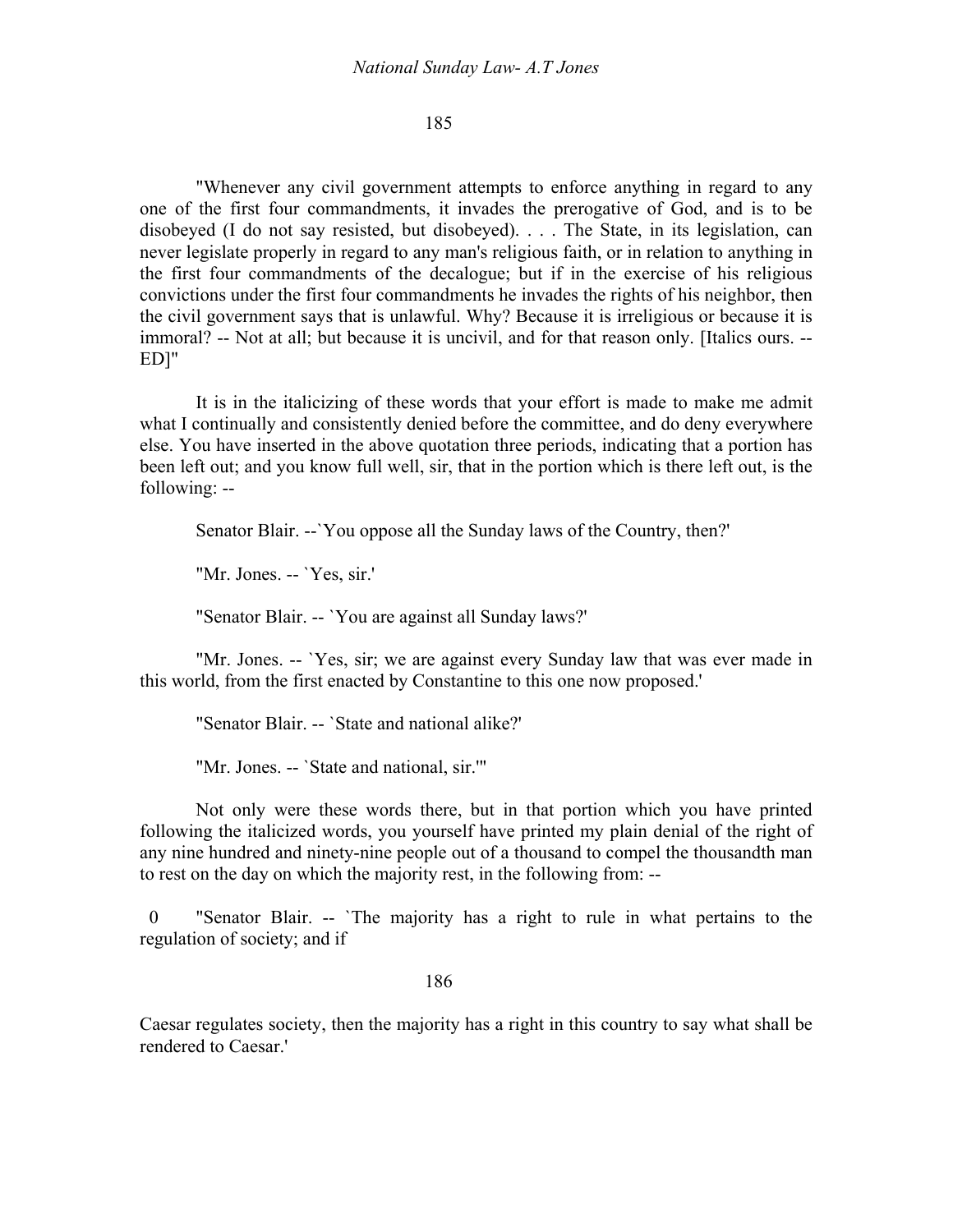"Whenever any civil government attempts to enforce anything in regard to any one of the first four commandments, it invades the prerogative of God, and is to be disobeyed (I do not say resisted, but disobeyed). . . . The State, in its legislation, can never legislate properly in regard to any man's religious faith, or in relation to anything in the first four commandments of the decalogue; but if in the exercise of his religious convictions under the first four commandments he invades the rights of his neighbor, then the civil government says that is unlawful. Why? Because it is irreligious or because it is immoral? -- Not at all; but because it is uncivil, and for that reason only. [Italics ours. -- ED]"

It is in the italicizing of these words that your effort is made to make me admit what I continually and consistently denied before the committee, and do deny everywhere else. You have inserted in the above quotation three periods, indicating that a portion has been left out; and you know full well, sir, that in the portion which is there left out, is the following: --

Senator Blair. --`You oppose all the Sunday laws of the Country, then?'

"Mr. Jones. -- `Yes, sir.'

"Senator Blair. -- `You are against all Sunday laws?'

"Mr. Jones. -- `Yes, sir; we are against every Sunday law that was ever made in this world, from the first enacted by Constantine to this one now proposed.'

"Senator Blair. -- `State and national alike?'

"Mr. Jones. -- `State and national, sir.'"

Not only were these words there, but in that portion which you have printed following the italicized words, you yourself have printed my plain denial of the right of any nine hundred and ninety-nine people out of a thousand to compel the thousandth man to rest on the day on which the majority rest, in the following from: --

0 "Senator Blair. -- `The majority has a right to rule in what pertains to the regulation of society; and if Caesar regulates society, then the majority has a right in this country to say what shall be rendered to Caesar.'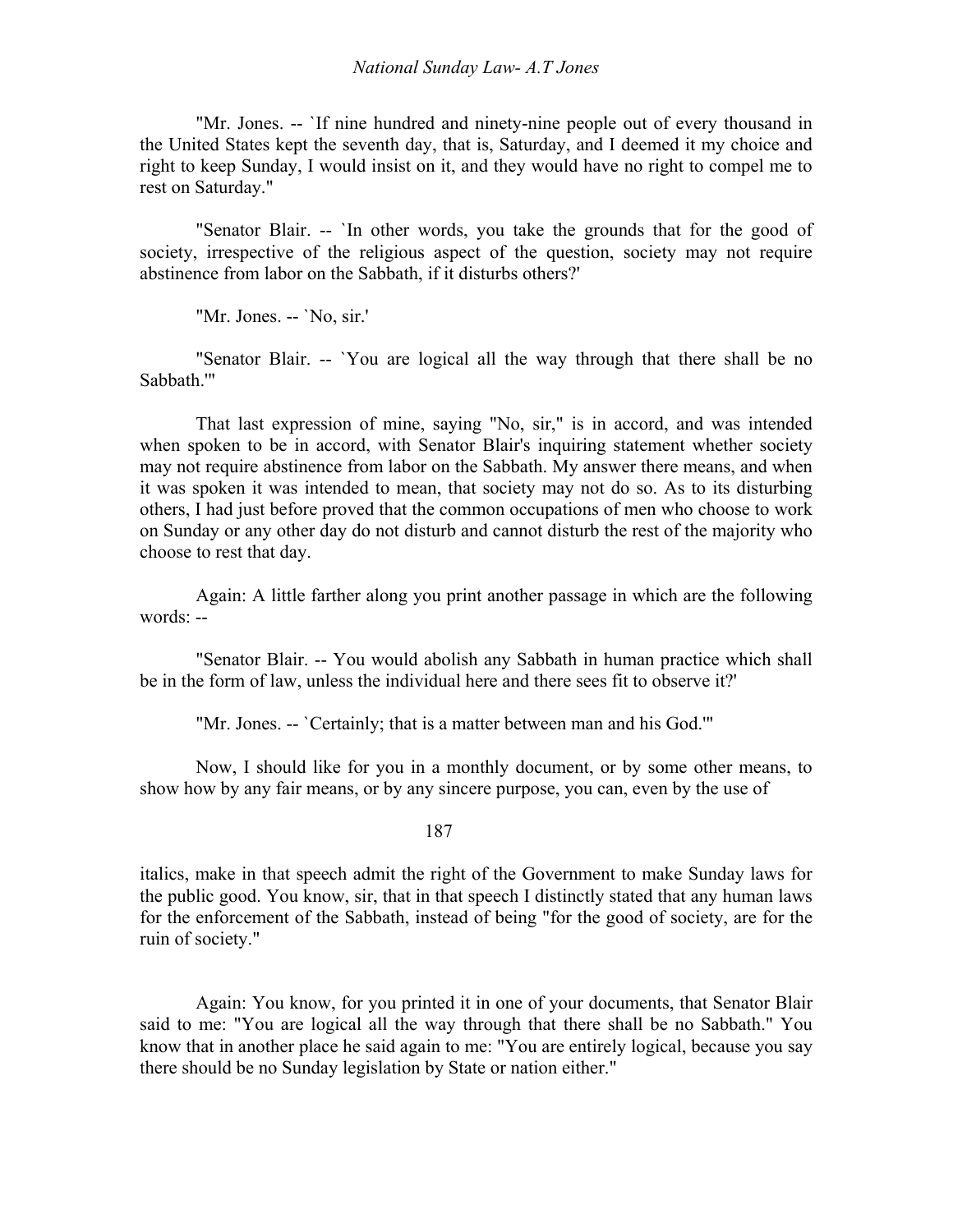"Mr. Jones. -- `If nine hundred and ninety-nine people out of every thousand in the United States kept the seventh day, that is, Saturday, and I deemed it my choice and right to keep Sunday, I would insist on it, and they would have no right to compel me to rest on Saturday."

"Senator Blair. -- `In other words, you take the grounds that for the good of society, irrespective of the religious aspect of the question, society may not require abstinence from labor on the Sabbath, if it disturbs others?'

"Mr. Jones. -- `No, sir.'

"Senator Blair. -- `You are logical all the way through that there shall be no Sabbath.'"

That last expression of mine, saying "No, sir," is in accord, and was intended when spoken to be in accord, with Senator Blair's inquiring statement whether society may not require abstinence from labor on the Sabbath. My answer there means, and when it was spoken it was intended to mean, that society may not do so. As to its disturbing others, I had just before proved that the common occupations of men who choose to work on Sunday or any other day do not disturb and cannot disturb the rest of the majority who choose to rest that day.

Again: A little farther along you print another passage in which are the following words: --

"Senator Blair. -- You would abolish any Sabbath in human practice which shall be in the form of law, unless the individual here and there sees fit to observe it?'

"Mr. Jones. -- `Certainly; that is a matter between man and his God.'"

Now, I should like for you in a monthly document, or by some other means, to show how by any fair means, or by any sincere purpose, you can, even by the use of italics, make in that speech admit the right of the Government to make Sunday laws for the public good. You know, sir, that in that speech I distinctly stated that any human laws for the enforcement of the Sabbath, instead of being "for the good of society, are for the ruin of society."

Again: You know, for you printed it in one of your documents, that Senator Blair said to me: "You are logical all the way through that there shall be no Sabbath." You know that in another place he said again to me: "You are entirely logical, because you say there should be no Sunday legislation by State or nation either."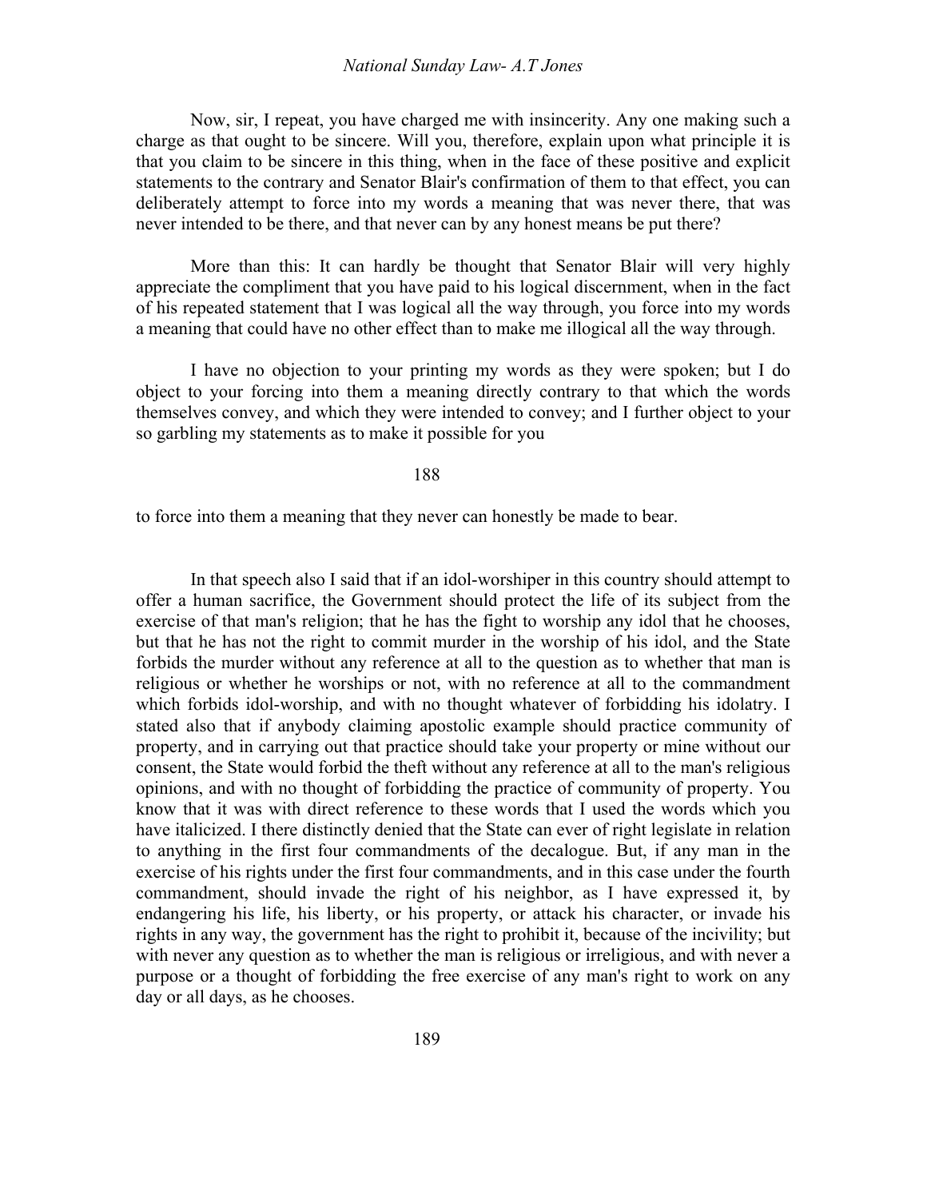Now, sir, I repeat, you have charged me with insincerity. Any one making such a charge as that ought to be sincere. Will you, therefore, explain upon what principle it is that you claim to be sincere in this thing, when in the face of these positive and explicit statements to the contrary and Senator Blair's confirmation of them to that effect, you can deliberately attempt to force into my words a meaning that was never there, that was never intended to be there, and that never can by any honest means be put there?

More than this: It can hardly be thought that Senator Blair will very highly appreciate the compliment that you have paid to his logical discernment, when in the fact of his repeated statement that I was logical all the way through, you force into my words a meaning that could have no other effect than to make me illogical all the way through.

I have no objection to your printing my words as they were spoken; but I do object to your forcing into them a meaning directly contrary to that which the words themselves convey, and which they were intended to convey; and I further object to your so garbling my statements as to make it possible for you to force into them a meaning that they never can honestly be made to bear.

In that speech also I said that if an idol-worshiper in this country should attempt to offer a human sacrifice, the Government should protect the life of its subject from the exercise of that man's religion; that he has the fight to worship any idol that he chooses, but that he has not the right to commit murder in the worship of his idol, and the State forbids the murder without any reference at all to the question as to whether that man is religious or whether he worships or not, with no reference at all to the commandment which forbids idol-worship, and with no thought whatever of forbidding his idolatry. I stated also that if anybody claiming apostolic example should practice community of property, and in carrying out that practice should take your property or mine without our consent, the State would forbid the theft without any reference at all to the man's religious opinions, and with no thought of forbidding the practice of community of property. You know that it was with direct reference to these words that I used the words which you have italicized. I there distinctly denied that the State can ever of right legislate in relation to anything in the first four commandments of the decalogue. But, if any man in the exercise of his rights under the first four commandments, and in this case under the fourth commandment, should invade the right of his neighbor, as I have expressed it, by endangering his life, his liberty, or his property, or attack his character, or invade his rights in any way, the government has the right to prohibit it, because of the incivility; but with never any question as to whether the man is religious or irreligious, and with never a purpose or a thought of forbidding the free exercise of any man's right to work on any day or all days, as he chooses.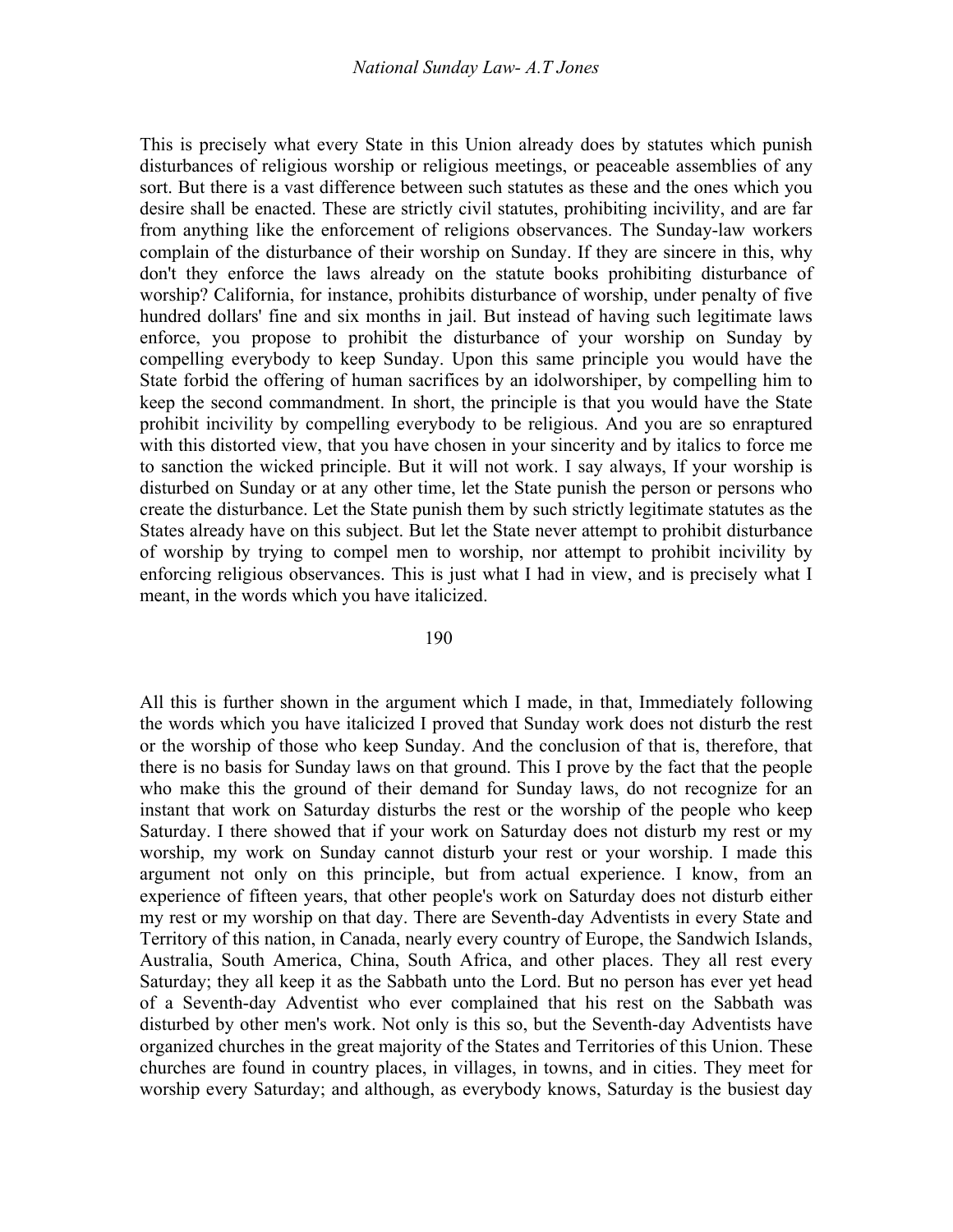This is precisely what every State in this Union already does by statutes which punish disturbances of religious worship or religious meetings, or peaceable assemblies of any sort. But there is a vast difference between such statutes as these and the ones which you desire shall be enacted. These are strictly civil statutes, prohibiting incivility, and are far from anything like the enforcement of religions observances. The Sunday-law workers complain of the disturbance of their worship on Sunday. If they are sincere in this, why don't they enforce the laws already on the statute books prohibiting disturbance of worship? California, for instance, prohibits disturbance of worship, under penalty of five hundred dollars' fine and six months in jail. But instead of having such legitimate laws enforce, you propose to prohibit the disturbance of your worship on Sunday by compelling everybody to keep Sunday. Upon this same principle you would have the State forbid the offering of human sacrifices by an idolworshiper, by compelling him to keep the second commandment. In short, the principle is that you would have the State prohibit incivility by compelling everybody to be religious. And you are so enraptured with this distorted view, that you have chosen in your sincerity and by italics to force me to sanction the wicked principle. But it will not work. I say always, If your worship is disturbed on Sunday or at any other time, let the State punish the person or persons who create the disturbance. Let the State punish them by such strictly legitimate statutes as the States already have on this subject. But let the State never attempt to prohibit disturbance of worship by trying to compel men to worship, nor attempt to prohibit incivility by enforcing religious observances. This is just what I had in view, and is precisely what I meant, in the words which you have italicized.

190

All this is further shown in the argument which I made, in that, Immediately following the words which you have italicized I proved that Sunday work does not disturb the rest or the worship of those who keep Sunday. And the conclusion of that is, therefore, that there is no basis for Sunday laws on that ground. This I prove by the fact that the people who make this the ground of their demand for Sunday laws, do not recognize for an instant that work on Saturday disturbs the rest or the worship of the people who keep Saturday. I there showed that if your work on Saturday does not disturb my rest or my worship, my work on Sunday cannot disturb your rest or your worship. I made this argument not only on this principle, but from actual experience. I know, from an experience of fifteen years, that other people's work on Saturday does not disturb either my rest or my worship on that day. There are Seventh-day Adventists in every State and Territory of this nation, in Canada, nearly every country of Europe, the Sandwich Islands, Australia, South America, China, South Africa, and other places. They all rest every Saturday; they all keep it as the Sabbath unto the Lord. But no person has ever yet head of a Seventh-day Adventist who ever complained that his rest on the Sabbath was disturbed by other men's work. Not only is this so, but the Seventh-day Adventists have organized churches in the great majority of the States and Territories of this Union. These churches are found in country places, in villages, in towns, and in cities. They meet for worship every Saturday; and although, as everybody knows, Saturday is the busiest day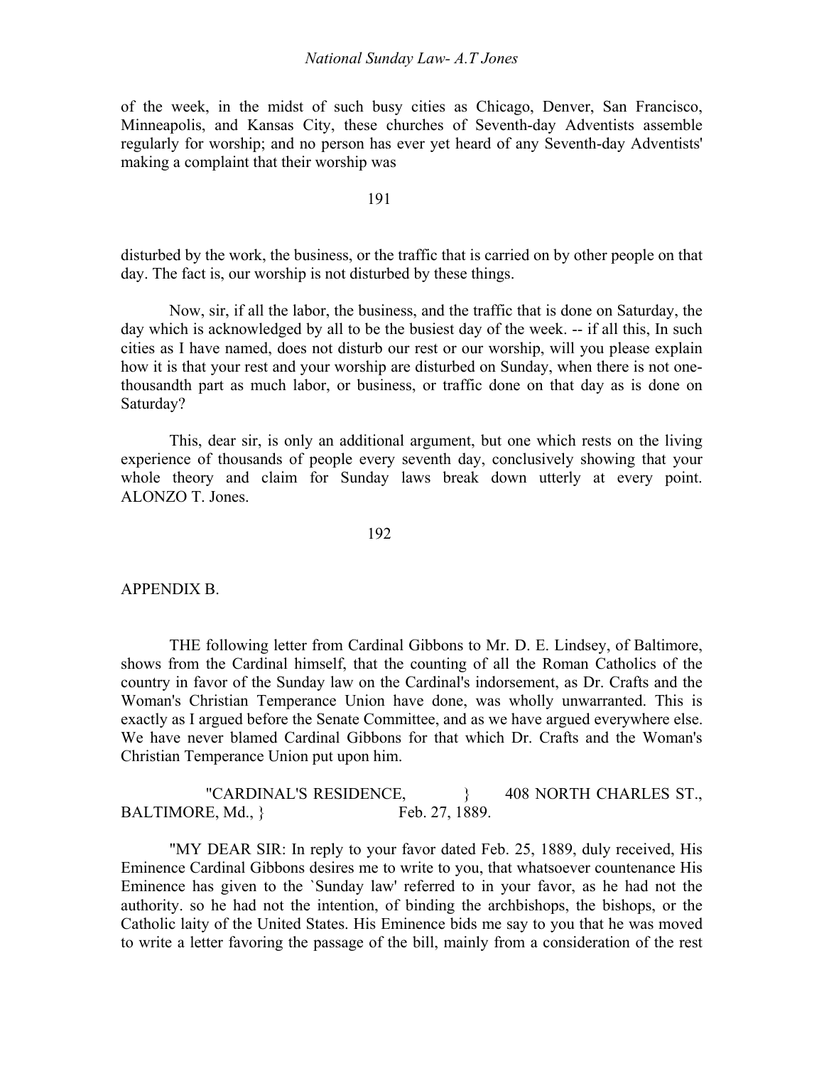of the week, in the midst of such busy cities as Chicago, Denver, San Francisco, Minneapolis, and Kansas City, these churches of Seventh-day Adventists assemble regularly for worship; and no person has ever yet heard of any Seventh-day Adventists' making a complaint that their worship was

disturbed by the work, the business, or the traffic that is carried on by other people on that day. The fact is, our worship is not disturbed by these things.

Now, sir, if all the labor, the business, and the traffic that is done on Saturday, the day which is acknowledged by all to be the busiest day of the week. -- if all this, In such cities as I have named, does not disturb our rest or our worship, will you please explain how it is that your rest and your worship are disturbed on Sunday, when there is not one-thousandth part as much labor, or business, or traffic done on that day as is done on Saturday?

This, dear sir, is only an additional argument, but one which rests on the living experience of thousands of people every seventh day, conclusively showing that your whole theory and claim for Sunday laws break down utterly at every point. ALONZO T. Jones.

## APPENDIX B.

THE following letter from Cardinal Gibbons to Mr. D. E. Lindsey, of Baltimore, shows from the Cardinal himself, that the counting of all the Roman Catholics of the country in favor of the Sunday law on the Cardinal's indorsement, as Dr. Crafts and the Woman's Christian Temperance Union have done, was wholly unwarranted. This is exactly as I argued before the Senate Committee, and as we have argued everywhere else. We have never blamed Cardinal Gibbons for that which Dr. Crafts and the Woman's Christian Temperance Union put upon him.

"CARDINAL'S RESIDENCE, } 408 NORTH CHARLES ST., BALTIMORE, Md., } Feb. 27, 1889.

"MY DEAR SIR: In reply to your favor dated Feb. 25, 1889, duly received, His Eminence Cardinal Gibbons desires me to write to you, that whatsoever countenance His Eminence has given to the `Sunday law' referred to in your favor, as he had not the authority. so he had not the intention, of binding the archbishops, the bishops, or the Catholic laity of the United States. His Eminence bids me say to you that he was moved to write a letter favoring the passage of the bill, mainly from a consideration of the rest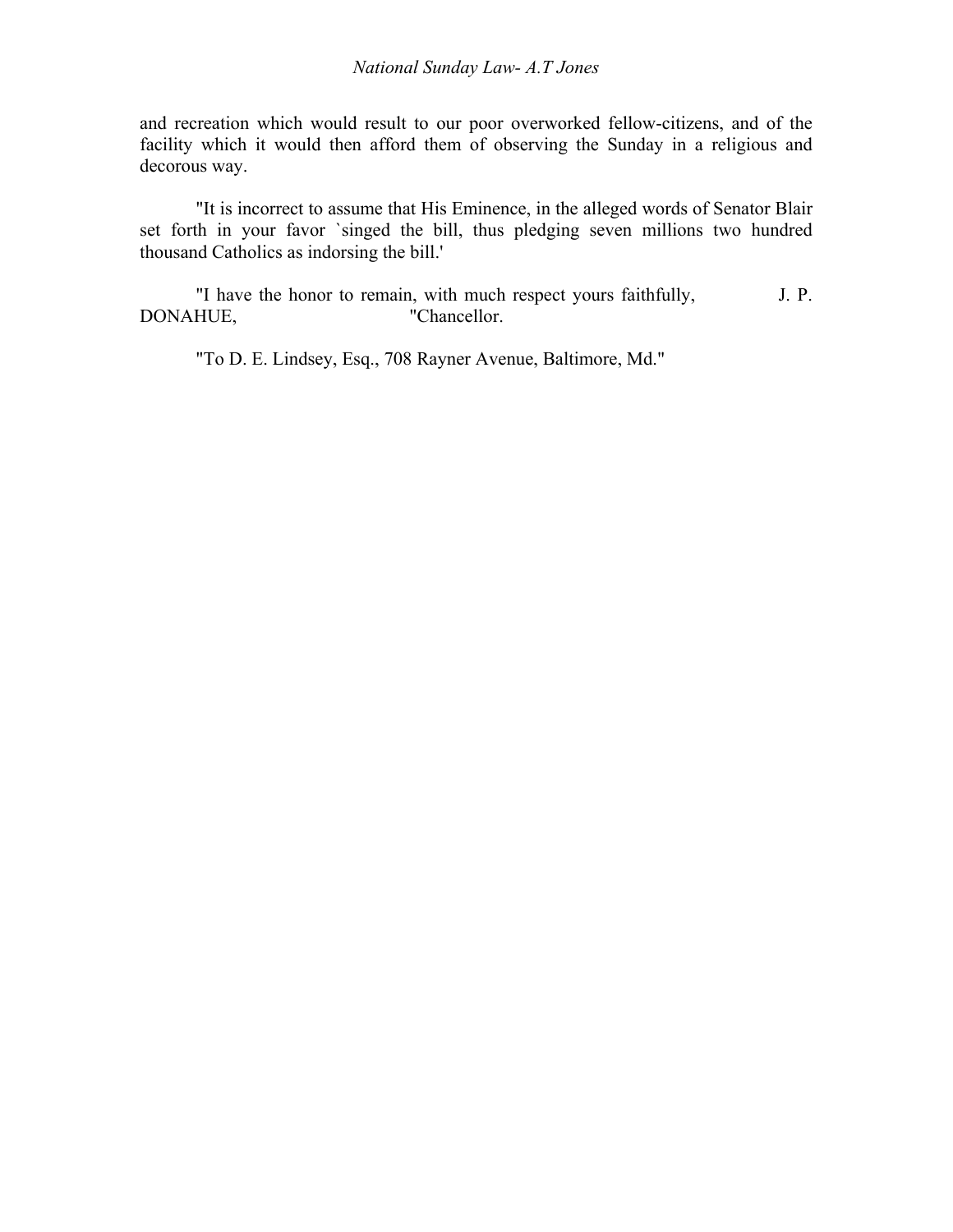and recreation which would result to our poor overworked fellow-citizens, and of the facility which it would then afford them of observing the Sunday in a religious and decorous way.

"It is incorrect to assume that His Eminence, in the alleged words of Senator Blair set forth in your favor `singed the bill, thus pledging seven millions two hundred thousand Catholics as indorsing the bill.'

"I have the honor to remain, with much respect yours faithfully, J. P. DONAHUE, "Chancellor.

"To D. E. Lindsey, Esq., 708 Rayner Avenue, Baltimore, Md."